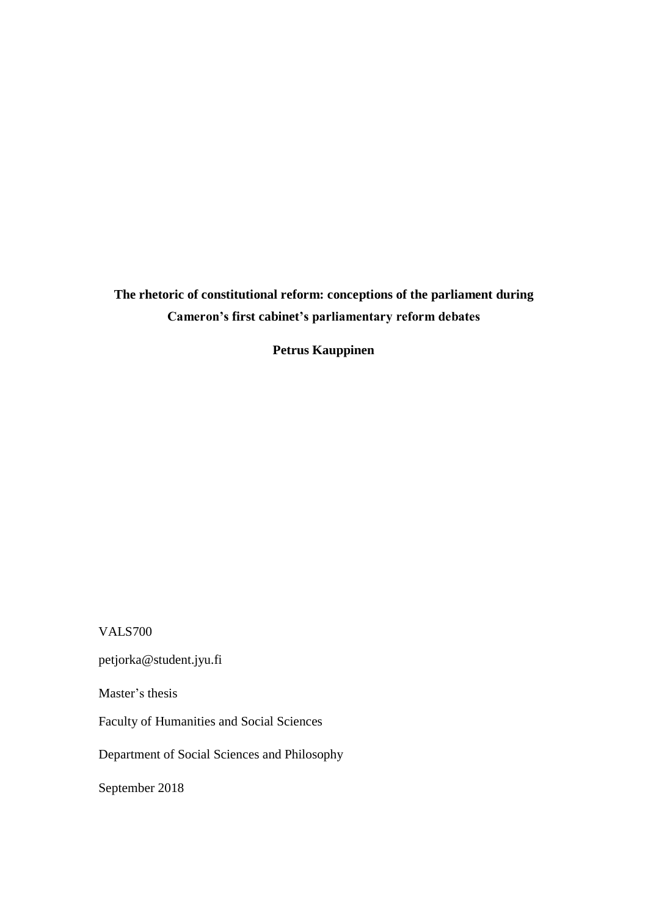**The rhetoric of constitutional reform: conceptions of the parliament during Cameron's first cabinet's parliamentary reform debates**

**Petrus Kauppinen**

VALS700

petjorka@student.jyu.fi

Master's thesis

Faculty of Humanities and Social Sciences

Department of Social Sciences and Philosophy

September 2018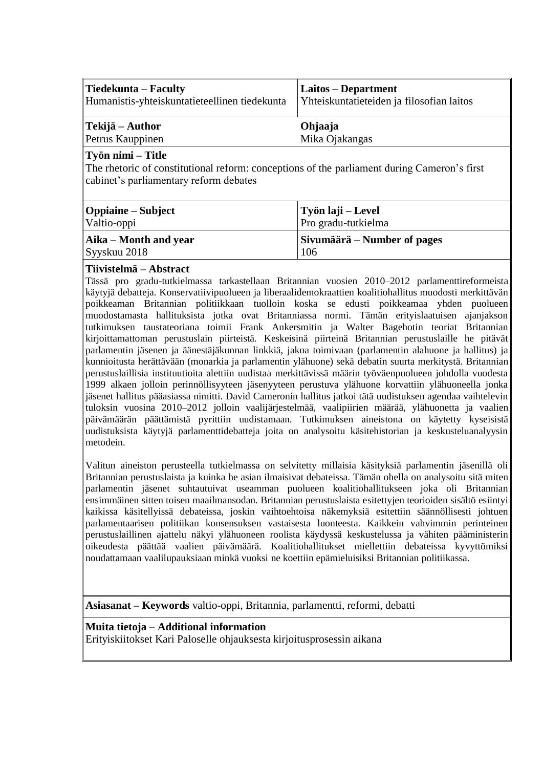| **Tiedekunta – Faculty** | **Laitos – Department** |
| --- | --- |
| Humanistis-yhteiskuntatieteellinen tiedekunta | Yhteiskuntatieteiden ja filosofian laitos |
| **Tekijä – Author** | **Ohjaaja** |
| Petrus Kauppinen | Mika Ojakangas |

**Työn nimi – Title**
The rhetoric of constitutional reform: conceptions of the parliament during Cameron's first cabinet's parliamentary reform debates

| **Oppiaine – Subject** | **Työn laji – Level** |
| --- | --- |
| Valtio-oppi | Pro gradu-tutkielma |
| **Aika – Month and year** | **Sivumäärä – Number of pages** |
| Syyskuu 2018 | 106 |

**Tiivistelmä – Abstract**

Tässä pro gradu-tutkielmassa tarkastellaan Britannian vuosien 2010–2012 parlamenttireformeista käytyjä debatteja. Konservatiivipuolueen ja liberaalidemokraattien koalitiohallitus muodosti merkittävän poikkeaman Britannian politiikkaan tuolloin koska se edusti poikkeamaa yhden puolueen muodostamasta hallituksista jotka ovat Britanniassa normi. Tämän erityislaatuisen ajanjakson tutkimuksen taustateoriana toimii Frank Ankersmitin ja Walter Bagehotin teoriat Britannian kirjoittamattoman perustuslain piirteistä. Keskeisinä piirteinä Britannian perustuslaille he pitävät parlamentin jäsenen ja äänestäjäkunnan linkkiä, jakoa toimivaan (parlamentin alahuone ja hallitus) ja kunnioitusta herättävään (monarkia ja parlamentin ylähuone) sekä debatin suurta merkitystä. Britannian perustuslaillisia instituutioita alettiin uudistaa merkittävissä määrin työväenpuolueen johdolla vuodesta 1999 alkaen jolloin perinnöllisyyteen jäsenyyteen perustuva ylähuone korvattiin ylähuoneella jonka jäsenet hallitus pääasiassa nimitti. David Cameronin hallitus jatkoi tätä uudistuksen agendaa vaihtelevin tuloksin vuosina 2010–2012 jolloin vaalijärjestelmää, vaalipiirien määrää, ylähuonetta ja vaalien päivämäärän päättämistä pyrittiin uudistamaan. Tutkimuksen aineistona on käytetty kyseisistä uudistuksista käytyjä parlamenttidebatteja joita on analysoitu käsitehistorian ja keskusteluanalyysin metodein.

Valitun aineiston perusteella tutkielmassa on selvitetty millaisia käsityksiä parlamentin jäsenillä oli Britannian perustuslaista ja kuinka he asian ilmaisivat debateissa. Tämän ohella on analysoitu sitä miten parlamentin jäsenet suhtautuivat useamman puolueen koalitiohallitukseen joka oli Britannian ensimmäinen sitten toisen maailmansodan. Britannian perustuslaista esitettyjen teorioiden sisältö esiintyi kaikissa käsitellyissä debateissa, joskin vaihtoehtoisia näkemyksiä esitettiin säännöllisesti johtuen parlamentaarisen politiikan konsensuksen vastaisesta luonteesta. Kaikkein vahvimmin perinteinen perustuslaillinen ajattelu näkyi ylähuoneen roolista käydyssä keskustelussa ja vähiten pääministerin oikeudesta päättää vaalien päivämäärä. Koalitiohallitukset miellettiin debateissa kyvyttömiksi noudattamaan vaalilupauksiaan minkä vuoksi ne koettiin epämieluisiksi Britannian politiikassa.

**Asiasanat – Keywords** valtio-oppi, Britannia, parlamentti, reformi, debatti

**Muita tietoja – Additional information**
Erityiskiitokset Kari Paloselle ohjauksesta kirjoitusprosessin aikana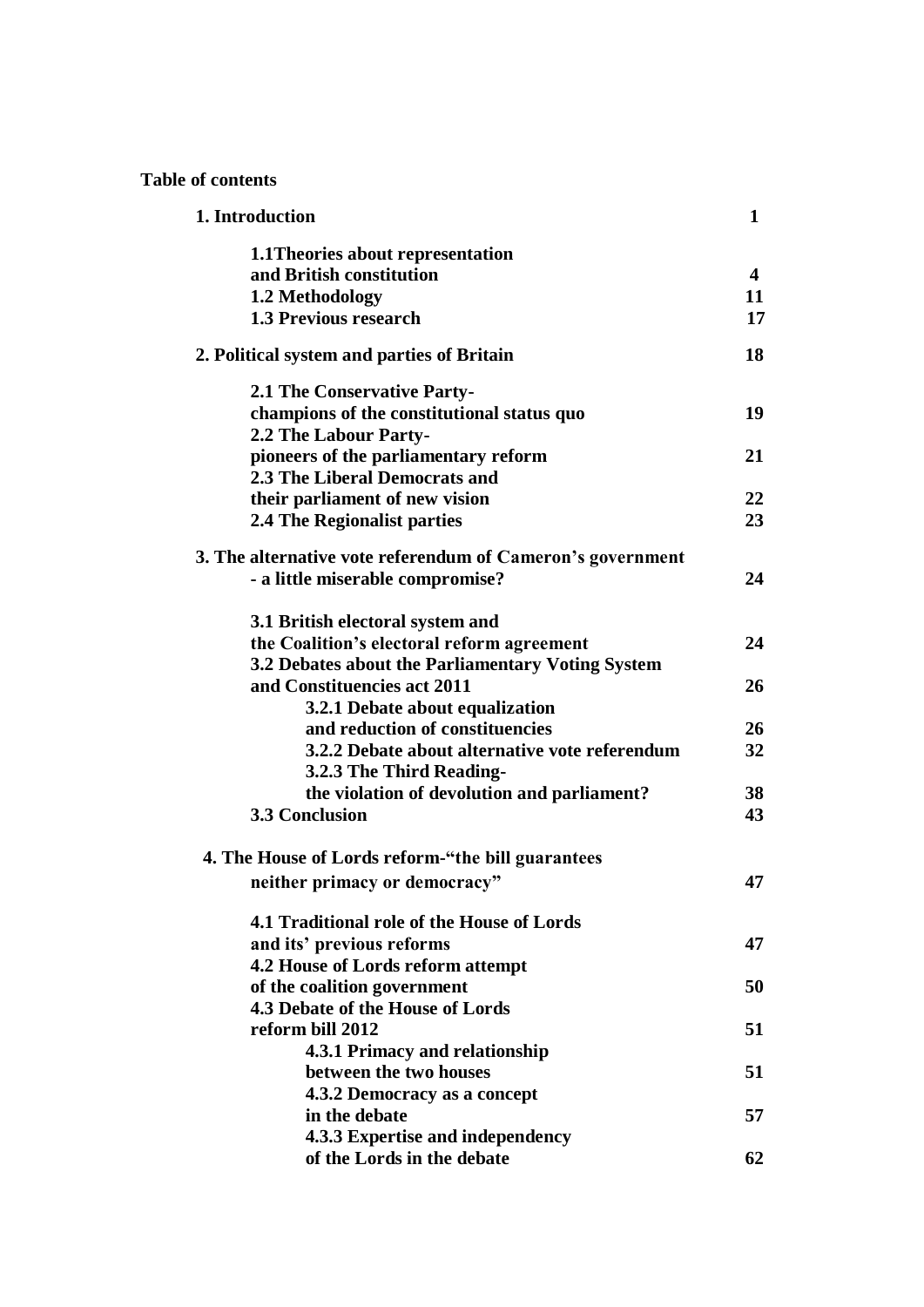**Table of contents**

| | |
|---|---|
| **1. Introduction** | **1** |
| **1.1Theories about representation and British constitution** | **4** |
| **1.2 Methodology** | **11** |
| **1.3 Previous research** | **17** |
| **2. Political system and parties of Britain** | **18** |
| **2.1 The Conservative Party- champions of the constitutional status quo** | **19** |
| **2.2 The Labour Party- pioneers of the parliamentary reform** | **21** |
| **2.3 The Liberal Democrats and their parliament of new vision** | **22** |
| **2.4 The Regionalist parties** | **23** |
| **3. The alternative vote referendum of Cameron's government - a little miserable compromise?** | **24** |
| **3.1 British electoral system and the Coalition's electoral reform agreement** | **24** |
| **3.2 Debates about the Parliamentary Voting System and Constituencies act 2011** | **26** |
| **3.2.1 Debate about equalization and reduction of constituencies** | **26** |
| **3.2.2 Debate about alternative vote referendum** | **32** |
| **3.2.3 The Third Reading- the violation of devolution and parliament?** | **38** |
| **3.3 Conclusion** | **43** |
| **4. The House of Lords reform-"the bill guarantees neither primacy or democracy"** | **47** |
| **4.1 Traditional role of the House of Lords and its' previous reforms** | **47** |
| **4.2 House of Lords reform attempt of the coalition government** | **50** |
| **4.3 Debate of the House of Lords reform bill 2012** | **51** |
| **4.3.1 Primacy and relationship between the two houses** | **51** |
| **4.3.2 Democracy as a concept in the debate** | **57** |
| **4.3.3 Expertise and independency of the Lords in the debate** | **62** |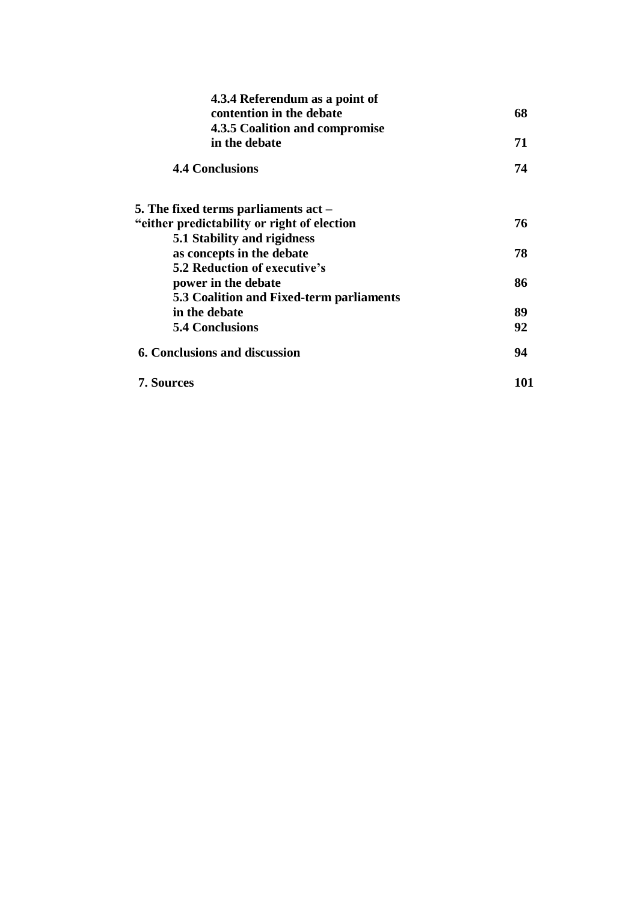**4.3.4 Referendum as a point of contention in the debate** **68**

**4.3.5 Coalition and compromise in the debate** **71**

**4.4 Conclusions** **74**

**5. The fixed terms parliaments act – "either predictability or right of election** **76**

**5.1 Stability and rigidness as concepts in the debate** **78**

**5.2 Reduction of executive's power in the debate** **86**

**5.3 Coalition and Fixed-term parliaments in the debate** **89**

**5.4 Conclusions** **92**

**6. Conclusions and discussion** **94**

**7. Sources** **101**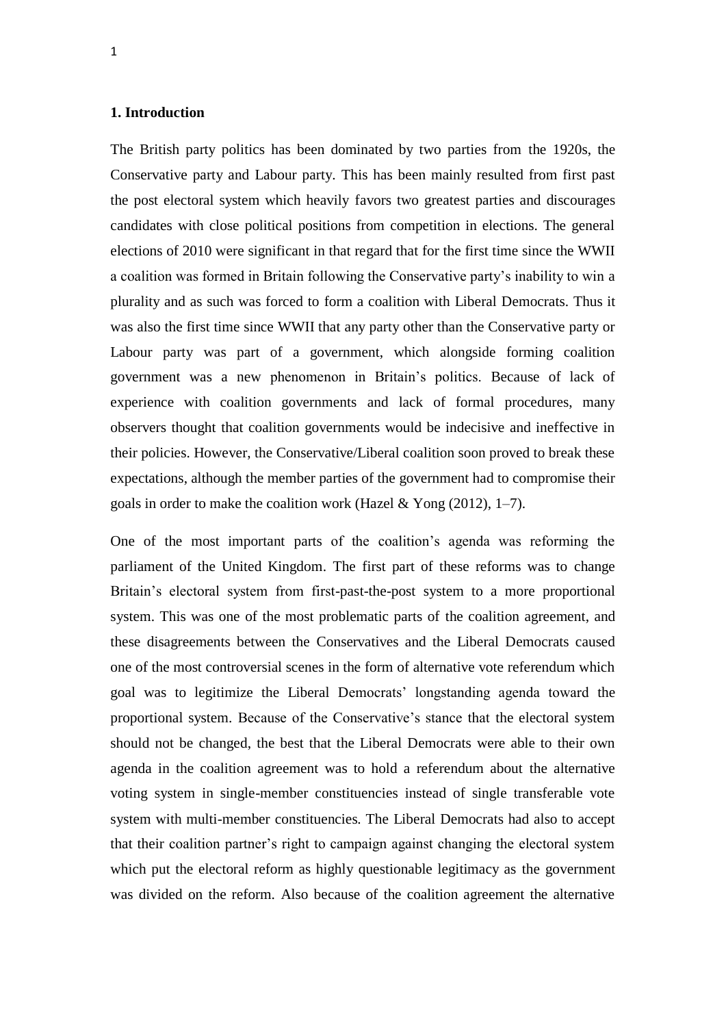### 1. Introduction

The British party politics has been dominated by two parties from the 1920s, the Conservative party and Labour party. This has been mainly resulted from first past the post electoral system which heavily favors two greatest parties and discourages candidates with close political positions from competition in elections. The general elections of 2010 were significant in that regard that for the first time since the WWII a coalition was formed in Britain following the Conservative party's inability to win a plurality and as such was forced to form a coalition with Liberal Democrats. Thus it was also the first time since WWII that any party other than the Conservative party or Labour party was part of a government, which alongside forming coalition government was a new phenomenon in Britain's politics. Because of lack of experience with coalition governments and lack of formal procedures, many observers thought that coalition governments would be indecisive and ineffective in their policies. However, the Conservative/Liberal coalition soon proved to break these expectations, although the member parties of the government had to compromise their goals in order to make the coalition work (Hazel & Yong (2012), 1–7).

One of the most important parts of the coalition's agenda was reforming the parliament of the United Kingdom. The first part of these reforms was to change Britain's electoral system from first-past-the-post system to a more proportional system. This was one of the most problematic parts of the coalition agreement, and these disagreements between the Conservatives and the Liberal Democrats caused one of the most controversial scenes in the form of alternative vote referendum which goal was to legitimize the Liberal Democrats' longstanding agenda toward the proportional system. Because of the Conservative's stance that the electoral system should not be changed, the best that the Liberal Democrats were able to their own agenda in the coalition agreement was to hold a referendum about the alternative voting system in single-member constituencies instead of single transferable vote system with multi-member constituencies. The Liberal Democrats had also to accept that their coalition partner's right to campaign against changing the electoral system which put the electoral reform as highly questionable legitimacy as the government was divided on the reform. Also because of the coalition agreement the alternative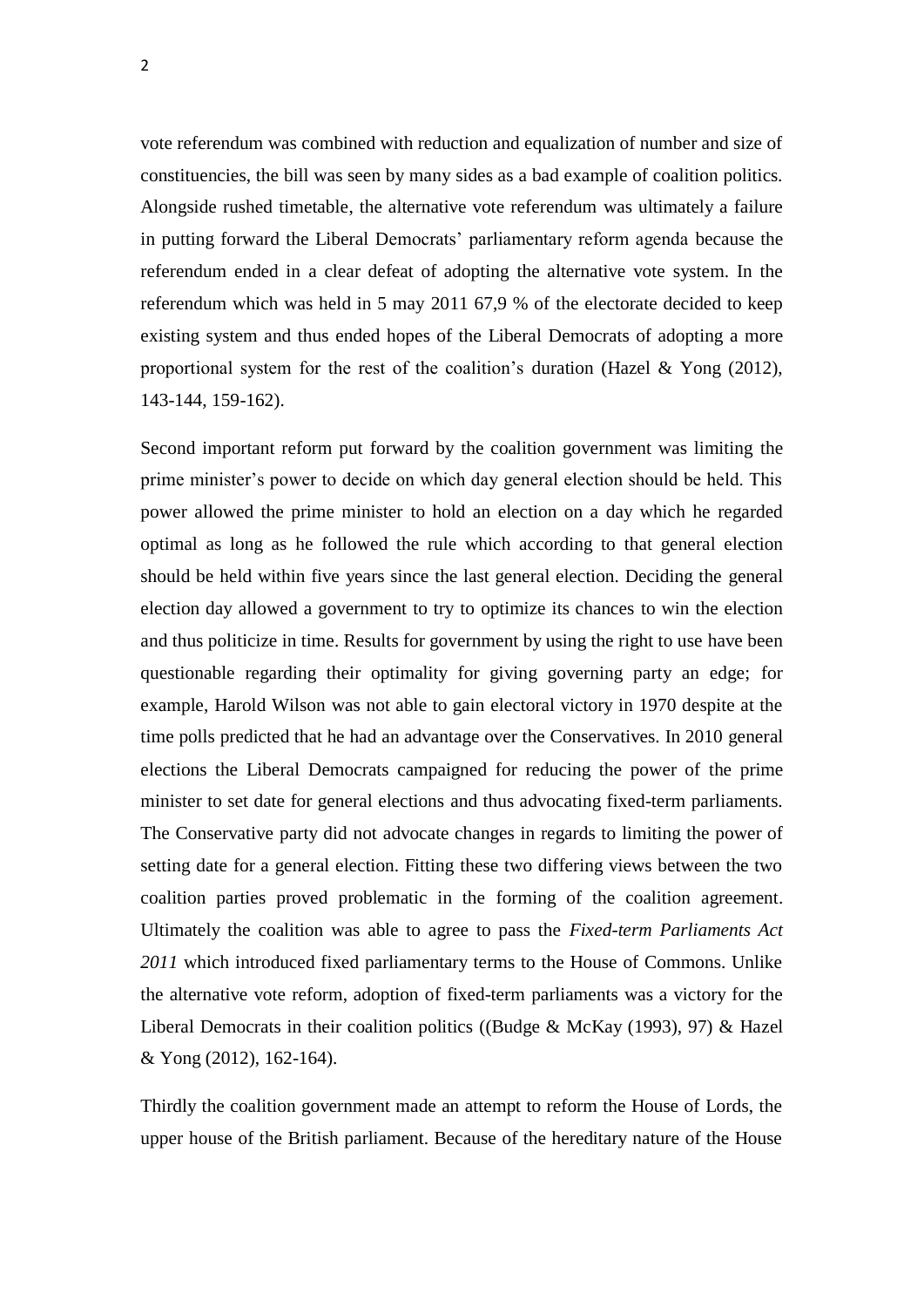vote referendum was combined with reduction and equalization of number and size of constituencies, the bill was seen by many sides as a bad example of coalition politics. Alongside rushed timetable, the alternative vote referendum was ultimately a failure in putting forward the Liberal Democrats' parliamentary reform agenda because the referendum ended in a clear defeat of adopting the alternative vote system. In the referendum which was held in 5 may 2011 67,9 % of the electorate decided to keep existing system and thus ended hopes of the Liberal Democrats of adopting a more proportional system for the rest of the coalition's duration (Hazel & Yong (2012), 143-144, 159-162).

Second important reform put forward by the coalition government was limiting the prime minister's power to decide on which day general election should be held. This power allowed the prime minister to hold an election on a day which he regarded optimal as long as he followed the rule which according to that general election should be held within five years since the last general election. Deciding the general election day allowed a government to try to optimize its chances to win the election and thus politicize in time. Results for government by using the right to use have been questionable regarding their optimality for giving governing party an edge; for example, Harold Wilson was not able to gain electoral victory in 1970 despite at the time polls predicted that he had an advantage over the Conservatives. In 2010 general elections the Liberal Democrats campaigned for reducing the power of the prime minister to set date for general elections and thus advocating fixed-term parliaments. The Conservative party did not advocate changes in regards to limiting the power of setting date for a general election. Fitting these two differing views between the two coalition parties proved problematic in the forming of the coalition agreement. Ultimately the coalition was able to agree to pass the *Fixed-term Parliaments Act 2011* which introduced fixed parliamentary terms to the House of Commons. Unlike the alternative vote reform, adoption of fixed-term parliaments was a victory for the Liberal Democrats in their coalition politics ((Budge & McKay (1993), 97) & Hazel & Yong (2012), 162-164).

Thirdly the coalition government made an attempt to reform the House of Lords, the upper house of the British parliament. Because of the hereditary nature of the House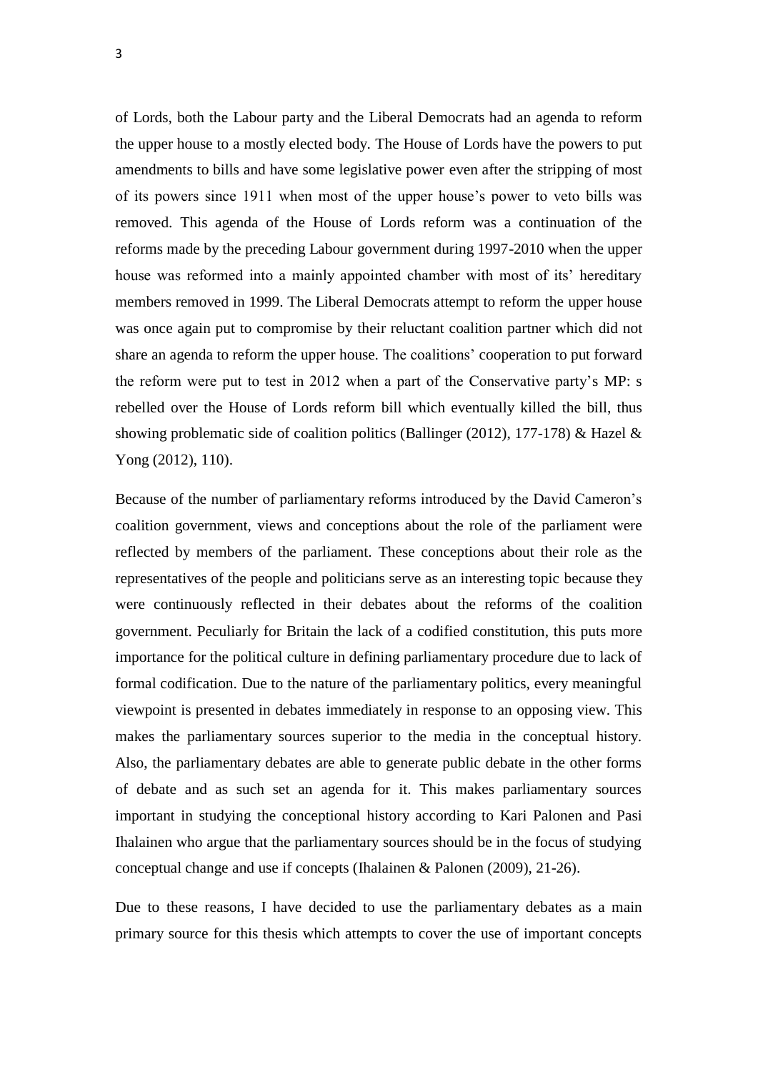of Lords, both the Labour party and the Liberal Democrats had an agenda to reform the upper house to a mostly elected body. The House of Lords have the powers to put amendments to bills and have some legislative power even after the stripping of most of its powers since 1911 when most of the upper house's power to veto bills was removed. This agenda of the House of Lords reform was a continuation of the reforms made by the preceding Labour government during 1997-2010 when the upper house was reformed into a mainly appointed chamber with most of its' hereditary members removed in 1999. The Liberal Democrats attempt to reform the upper house was once again put to compromise by their reluctant coalition partner which did not share an agenda to reform the upper house. The coalitions' cooperation to put forward the reform were put to test in 2012 when a part of the Conservative party's MP: s rebelled over the House of Lords reform bill which eventually killed the bill, thus showing problematic side of coalition politics (Ballinger (2012), 177-178) & Hazel & Yong (2012), 110).

Because of the number of parliamentary reforms introduced by the David Cameron's coalition government, views and conceptions about the role of the parliament were reflected by members of the parliament. These conceptions about their role as the representatives of the people and politicians serve as an interesting topic because they were continuously reflected in their debates about the reforms of the coalition government. Peculiarly for Britain the lack of a codified constitution, this puts more importance for the political culture in defining parliamentary procedure due to lack of formal codification. Due to the nature of the parliamentary politics, every meaningful viewpoint is presented in debates immediately in response to an opposing view. This makes the parliamentary sources superior to the media in the conceptual history. Also, the parliamentary debates are able to generate public debate in the other forms of debate and as such set an agenda for it. This makes parliamentary sources important in studying the conceptional history according to Kari Palonen and Pasi Ihalainen who argue that the parliamentary sources should be in the focus of studying conceptual change and use if concepts (Ihalainen & Palonen (2009), 21-26).

Due to these reasons, I have decided to use the parliamentary debates as a main primary source for this thesis which attempts to cover the use of important concepts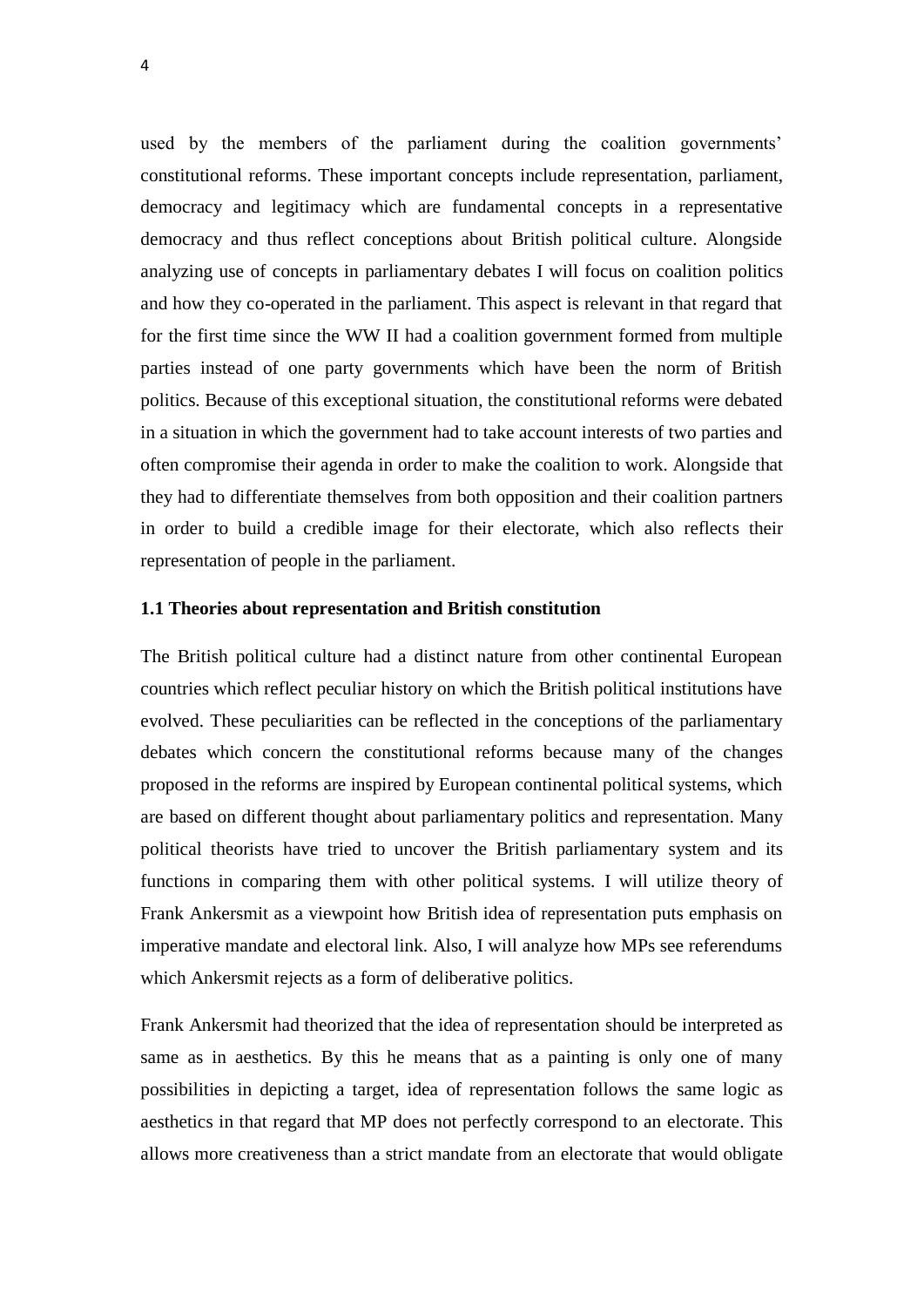used by the members of the parliament during the coalition governments' constitutional reforms. These important concepts include representation, parliament, democracy and legitimacy which are fundamental concepts in a representative democracy and thus reflect conceptions about British political culture. Alongside analyzing use of concepts in parliamentary debates I will focus on coalition politics and how they co-operated in the parliament. This aspect is relevant in that regard that for the first time since the WW II had a coalition government formed from multiple parties instead of one party governments which have been the norm of British politics. Because of this exceptional situation, the constitutional reforms were debated in a situation in which the government had to take account interests of two parties and often compromise their agenda in order to make the coalition to work. Alongside that they had to differentiate themselves from both opposition and their coalition partners in order to build a credible image for their electorate, which also reflects their representation of people in the parliament.

### 1.1 Theories about representation and British constitution

The British political culture had a distinct nature from other continental European countries which reflect peculiar history on which the British political institutions have evolved. These peculiarities can be reflected in the conceptions of the parliamentary debates which concern the constitutional reforms because many of the changes proposed in the reforms are inspired by European continental political systems, which are based on different thought about parliamentary politics and representation. Many political theorists have tried to uncover the British parliamentary system and its functions in comparing them with other political systems. I will utilize theory of Frank Ankersmit as a viewpoint how British idea of representation puts emphasis on imperative mandate and electoral link. Also, I will analyze how MPs see referendums which Ankersmit rejects as a form of deliberative politics.

Frank Ankersmit had theorized that the idea of representation should be interpreted as same as in aesthetics. By this he means that as a painting is only one of many possibilities in depicting a target, idea of representation follows the same logic as aesthetics in that regard that MP does not perfectly correspond to an electorate. This allows more creativeness than a strict mandate from an electorate that would obligate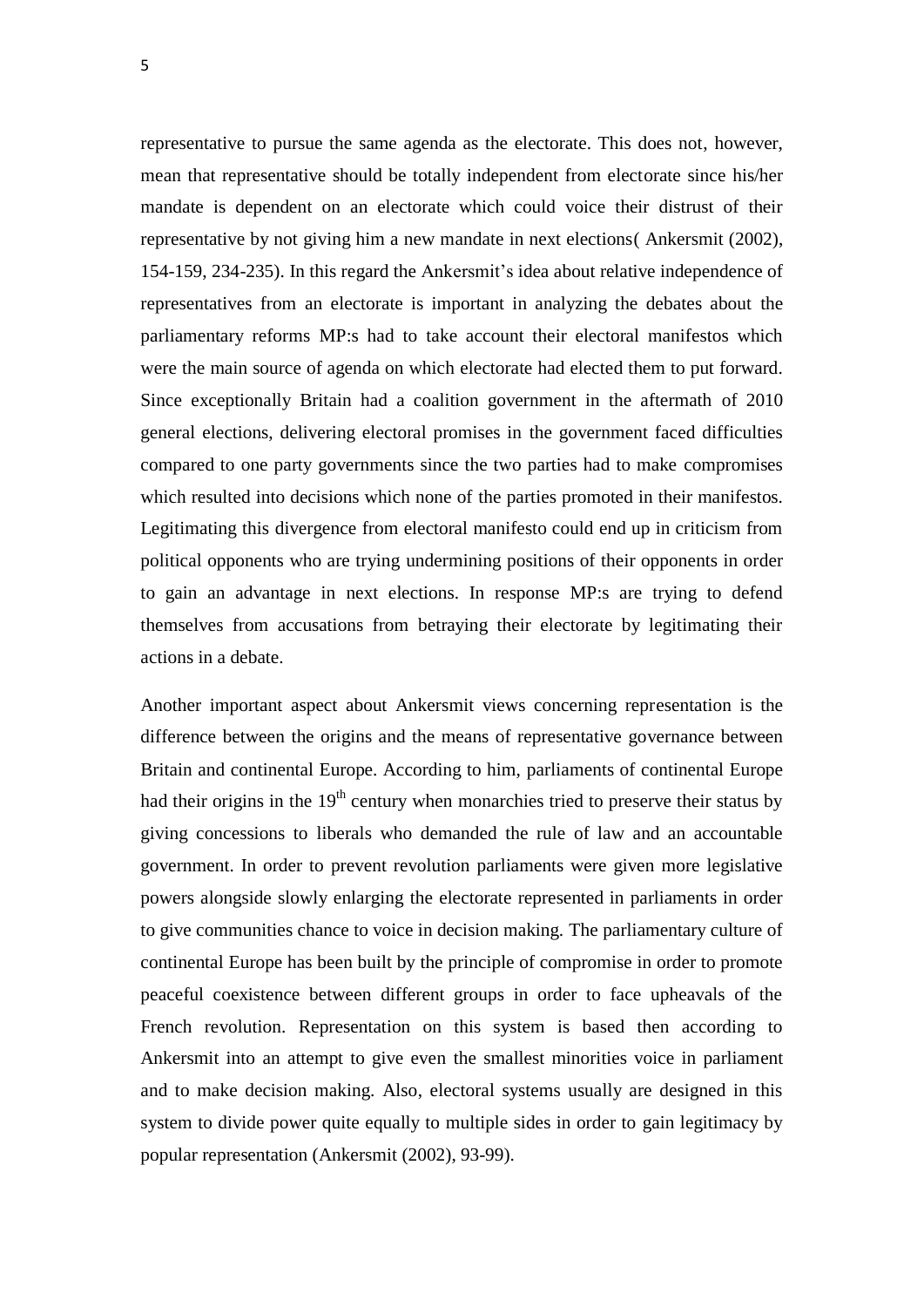representative to pursue the same agenda as the electorate. This does not, however, mean that representative should be totally independent from electorate since his/her mandate is dependent on an electorate which could voice their distrust of their representative by not giving him a new mandate in next elections( Ankersmit (2002), 154-159, 234-235). In this regard the Ankersmit's idea about relative independence of representatives from an electorate is important in analyzing the debates about the parliamentary reforms MP:s had to take account their electoral manifestos which were the main source of agenda on which electorate had elected them to put forward. Since exceptionally Britain had a coalition government in the aftermath of 2010 general elections, delivering electoral promises in the government faced difficulties compared to one party governments since the two parties had to make compromises which resulted into decisions which none of the parties promoted in their manifestos. Legitimating this divergence from electoral manifesto could end up in criticism from political opponents who are trying undermining positions of their opponents in order to gain an advantage in next elections. In response MP:s are trying to defend themselves from accusations from betraying their electorate by legitimating their actions in a debate.

Another important aspect about Ankersmit views concerning representation is the difference between the origins and the means of representative governance between Britain and continental Europe. According to him, parliaments of continental Europe had their origins in the 19th century when monarchies tried to preserve their status by giving concessions to liberals who demanded the rule of law and an accountable government. In order to prevent revolution parliaments were given more legislative powers alongside slowly enlarging the electorate represented in parliaments in order to give communities chance to voice in decision making. The parliamentary culture of continental Europe has been built by the principle of compromise in order to promote peaceful coexistence between different groups in order to face upheavals of the French revolution. Representation on this system is based then according to Ankersmit into an attempt to give even the smallest minorities voice in parliament and to make decision making. Also, electoral systems usually are designed in this system to divide power quite equally to multiple sides in order to gain legitimacy by popular representation (Ankersmit (2002), 93-99).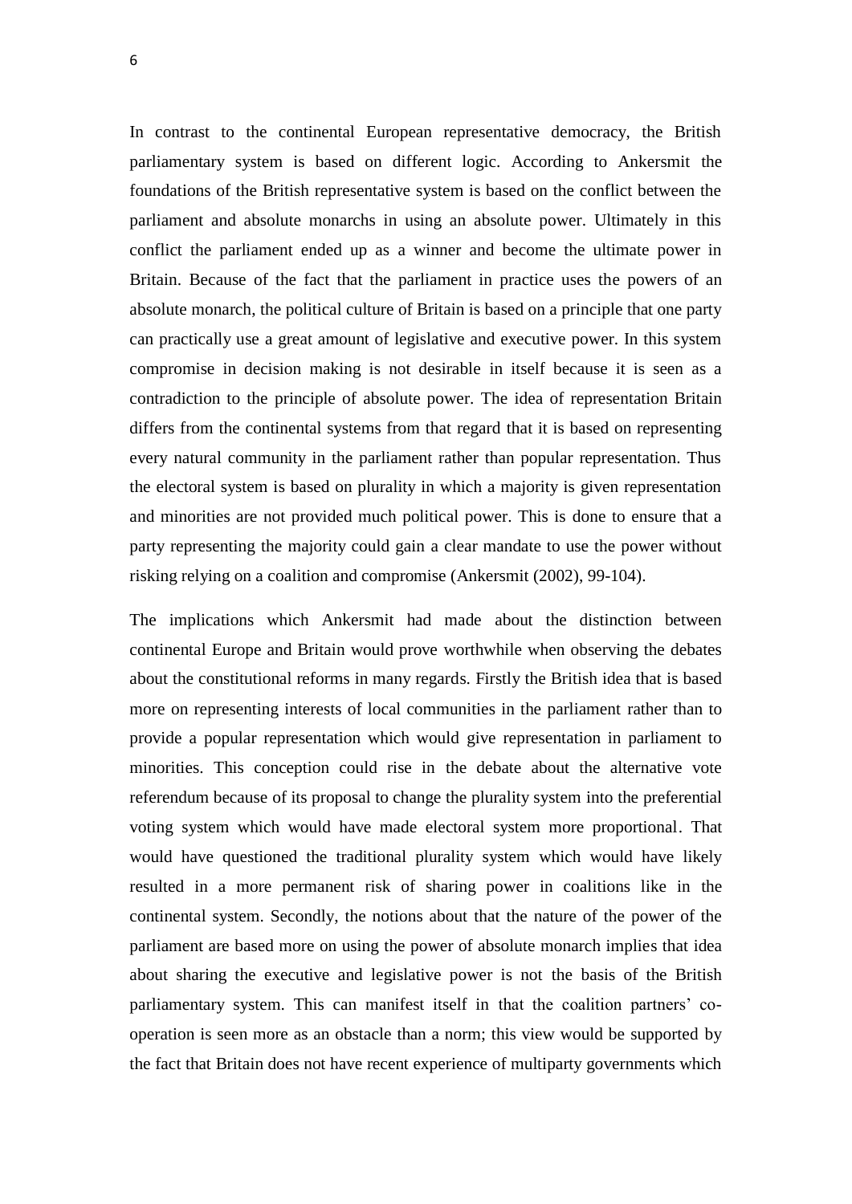In contrast to the continental European representative democracy, the British parliamentary system is based on different logic. According to Ankersmit the foundations of the British representative system is based on the conflict between the parliament and absolute monarchs in using an absolute power. Ultimately in this conflict the parliament ended up as a winner and become the ultimate power in Britain. Because of the fact that the parliament in practice uses the powers of an absolute monarch, the political culture of Britain is based on a principle that one party can practically use a great amount of legislative and executive power. In this system compromise in decision making is not desirable in itself because it is seen as a contradiction to the principle of absolute power. The idea of representation Britain differs from the continental systems from that regard that it is based on representing every natural community in the parliament rather than popular representation. Thus the electoral system is based on plurality in which a majority is given representation and minorities are not provided much political power. This is done to ensure that a party representing the majority could gain a clear mandate to use the power without risking relying on a coalition and compromise (Ankersmit (2002), 99-104).

The implications which Ankersmit had made about the distinction between continental Europe and Britain would prove worthwhile when observing the debates about the constitutional reforms in many regards. Firstly the British idea that is based more on representing interests of local communities in the parliament rather than to provide a popular representation which would give representation in parliament to minorities. This conception could rise in the debate about the alternative vote referendum because of its proposal to change the plurality system into the preferential voting system which would have made electoral system more proportional. That would have questioned the traditional plurality system which would have likely resulted in a more permanent risk of sharing power in coalitions like in the continental system. Secondly, the notions about that the nature of the power of the parliament are based more on using the power of absolute monarch implies that idea about sharing the executive and legislative power is not the basis of the British parliamentary system. This can manifest itself in that the coalition partners' co-operation is seen more as an obstacle than a norm; this view would be supported by the fact that Britain does not have recent experience of multiparty governments which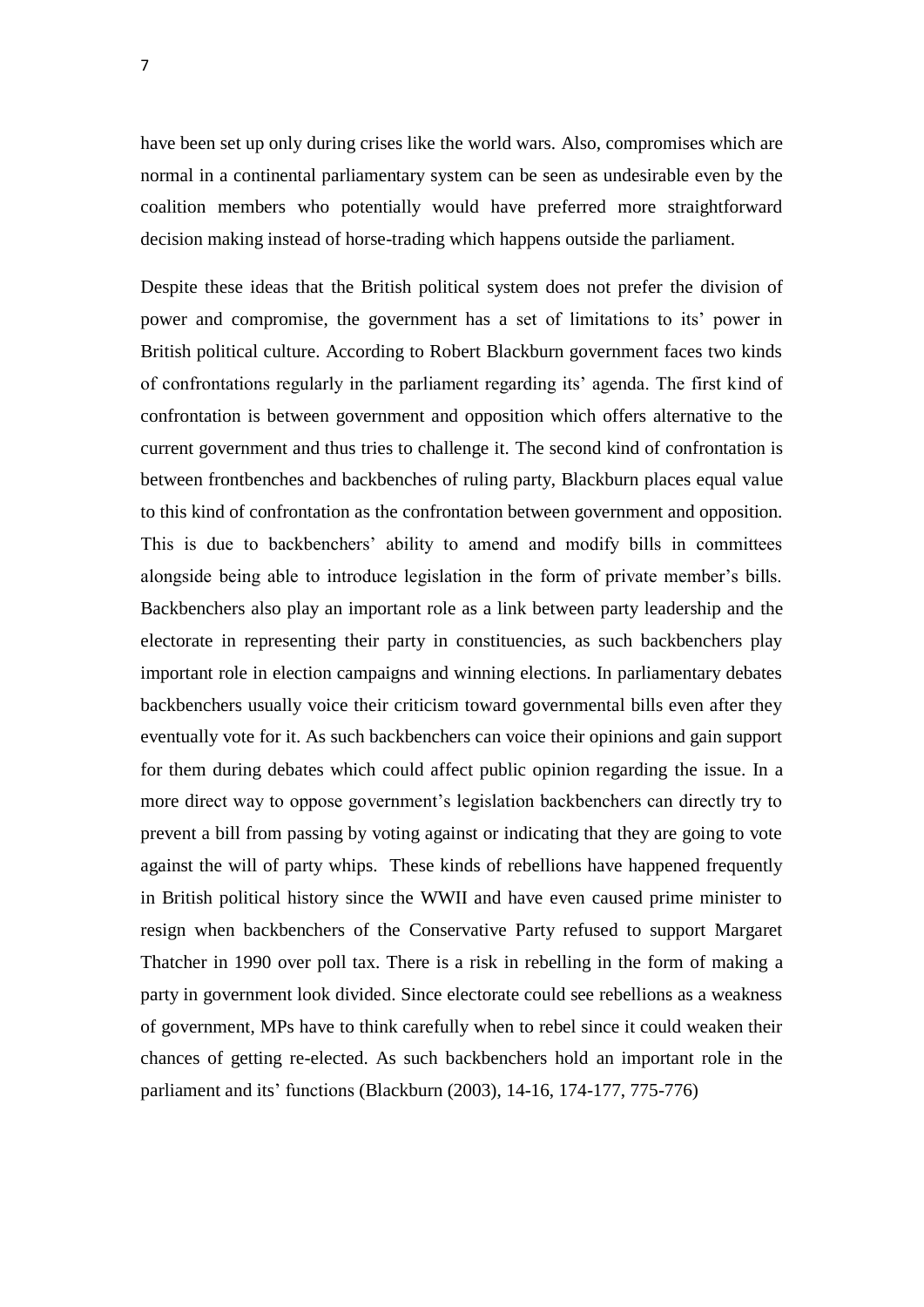have been set up only during crises like the world wars. Also, compromises which are normal in a continental parliamentary system can be seen as undesirable even by the coalition members who potentially would have preferred more straightforward decision making instead of horse-trading which happens outside the parliament.

Despite these ideas that the British political system does not prefer the division of power and compromise, the government has a set of limitations to its' power in British political culture. According to Robert Blackburn government faces two kinds of confrontations regularly in the parliament regarding its' agenda. The first kind of confrontation is between government and opposition which offers alternative to the current government and thus tries to challenge it. The second kind of confrontation is between frontbenches and backbenches of ruling party, Blackburn places equal value to this kind of confrontation as the confrontation between government and opposition. This is due to backbenchers' ability to amend and modify bills in committees alongside being able to introduce legislation in the form of private member's bills. Backbenchers also play an important role as a link between party leadership and the electorate in representing their party in constituencies, as such backbenchers play important role in election campaigns and winning elections. In parliamentary debates backbenchers usually voice their criticism toward governmental bills even after they eventually vote for it. As such backbenchers can voice their opinions and gain support for them during debates which could affect public opinion regarding the issue. In a more direct way to oppose government's legislation backbenchers can directly try to prevent a bill from passing by voting against or indicating that they are going to vote against the will of party whips. These kinds of rebellions have happened frequently in British political history since the WWII and have even caused prime minister to resign when backbenchers of the Conservative Party refused to support Margaret Thatcher in 1990 over poll tax. There is a risk in rebelling in the form of making a party in government look divided. Since electorate could see rebellions as a weakness of government, MPs have to think carefully when to rebel since it could weaken their chances of getting re-elected. As such backbenchers hold an important role in the parliament and its' functions (Blackburn (2003), 14-16, 174-177, 775-776)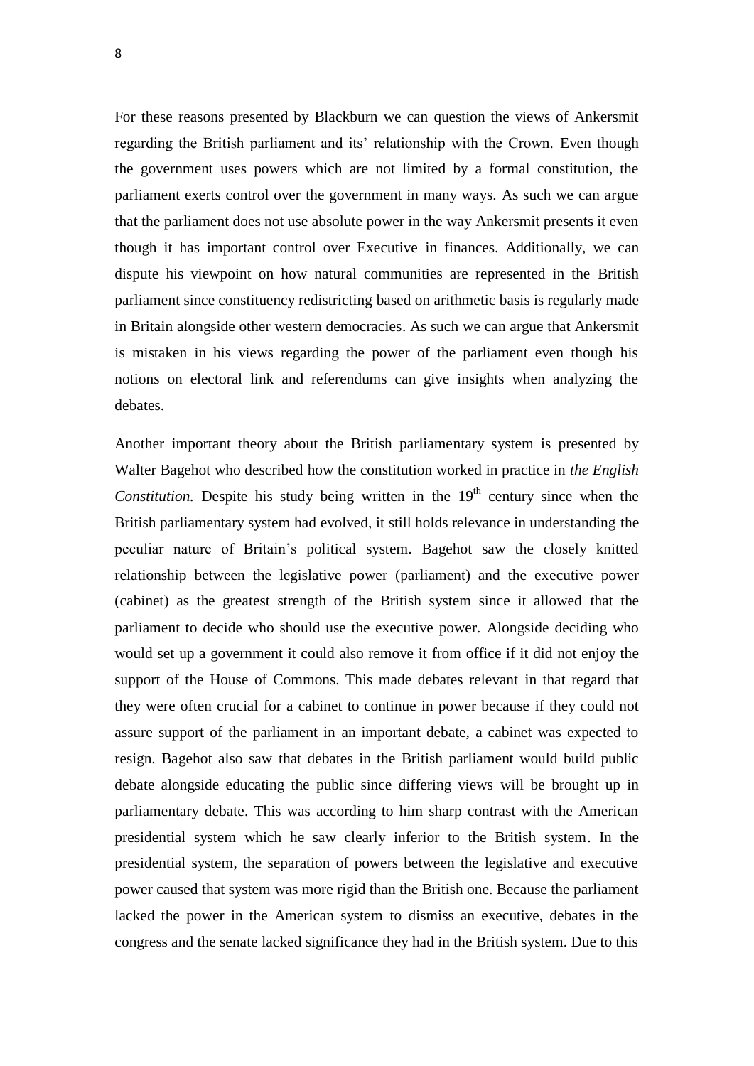For these reasons presented by Blackburn we can question the views of Ankersmit regarding the British parliament and its' relationship with the Crown. Even though the government uses powers which are not limited by a formal constitution, the parliament exerts control over the government in many ways. As such we can argue that the parliament does not use absolute power in the way Ankersmit presents it even though it has important control over Executive in finances. Additionally, we can dispute his viewpoint on how natural communities are represented in the British parliament since constituency redistricting based on arithmetic basis is regularly made in Britain alongside other western democracies. As such we can argue that Ankersmit is mistaken in his views regarding the power of the parliament even though his notions on electoral link and referendums can give insights when analyzing the debates.

Another important theory about the British parliamentary system is presented by Walter Bagehot who described how the constitution worked in practice in *the English Constitution.* Despite his study being written in the 19th century since when the British parliamentary system had evolved, it still holds relevance in understanding the peculiar nature of Britain's political system. Bagehot saw the closely knitted relationship between the legislative power (parliament) and the executive power (cabinet) as the greatest strength of the British system since it allowed that the parliament to decide who should use the executive power. Alongside deciding who would set up a government it could also remove it from office if it did not enjoy the support of the House of Commons. This made debates relevant in that regard that they were often crucial for a cabinet to continue in power because if they could not assure support of the parliament in an important debate, a cabinet was expected to resign. Bagehot also saw that debates in the British parliament would build public debate alongside educating the public since differing views will be brought up in parliamentary debate. This was according to him sharp contrast with the American presidential system which he saw clearly inferior to the British system. In the presidential system, the separation of powers between the legislative and executive power caused that system was more rigid than the British one. Because the parliament lacked the power in the American system to dismiss an executive, debates in the congress and the senate lacked significance they had in the British system. Due to this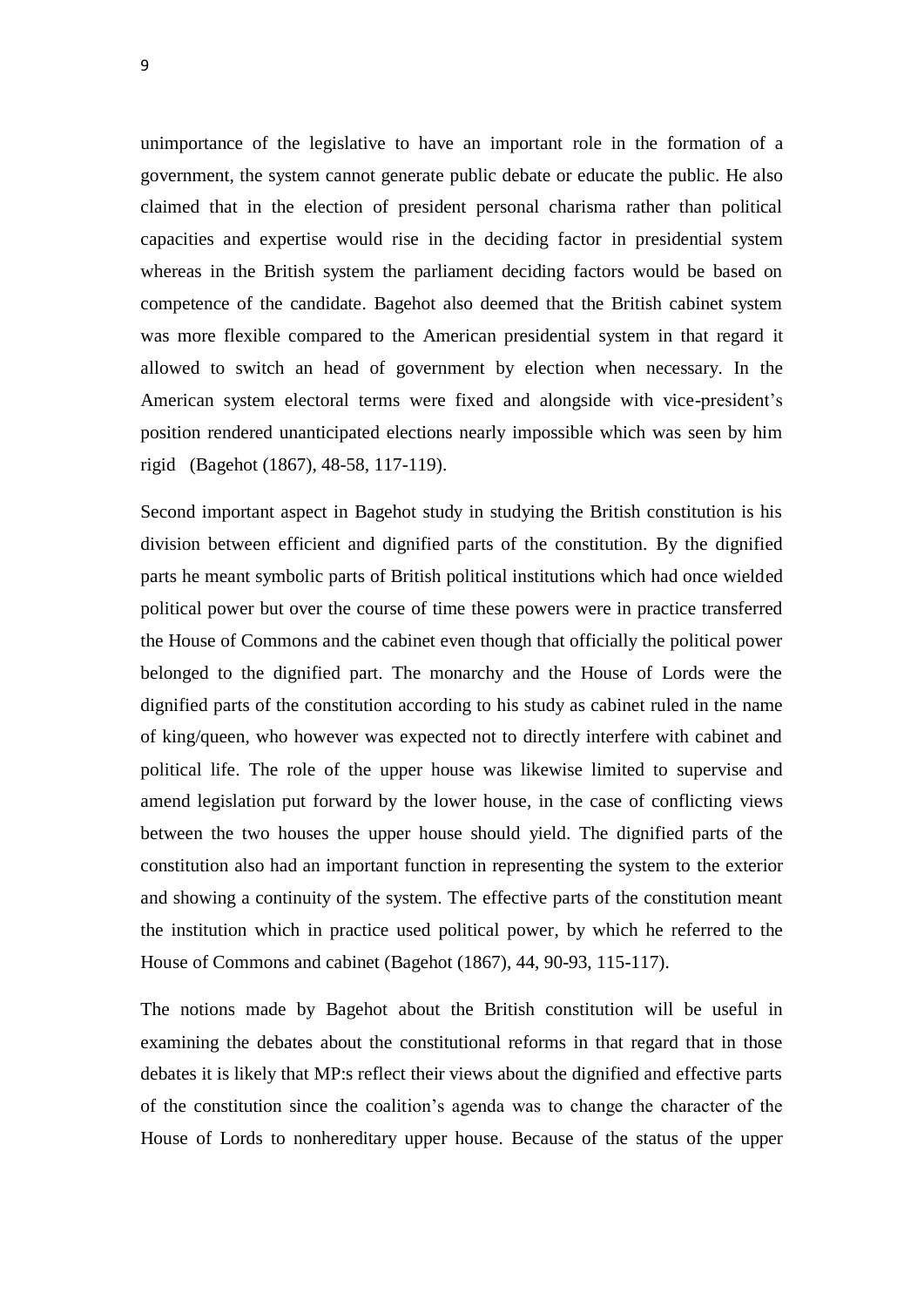unimportance of the legislative to have an important role in the formation of a government, the system cannot generate public debate or educate the public. He also claimed that in the election of president personal charisma rather than political capacities and expertise would rise in the deciding factor in presidential system whereas in the British system the parliament deciding factors would be based on competence of the candidate. Bagehot also deemed that the British cabinet system was more flexible compared to the American presidential system in that regard it allowed to switch an head of government by election when necessary. In the American system electoral terms were fixed and alongside with vice-president's position rendered unanticipated elections nearly impossible which was seen by him rigid (Bagehot (1867), 48-58, 117-119).

Second important aspect in Bagehot study in studying the British constitution is his division between efficient and dignified parts of the constitution. By the dignified parts he meant symbolic parts of British political institutions which had once wielded political power but over the course of time these powers were in practice transferred the House of Commons and the cabinet even though that officially the political power belonged to the dignified part. The monarchy and the House of Lords were the dignified parts of the constitution according to his study as cabinet ruled in the name of king/queen, who however was expected not to directly interfere with cabinet and political life. The role of the upper house was likewise limited to supervise and amend legislation put forward by the lower house, in the case of conflicting views between the two houses the upper house should yield. The dignified parts of the constitution also had an important function in representing the system to the exterior and showing a continuity of the system. The effective parts of the constitution meant the institution which in practice used political power, by which he referred to the House of Commons and cabinet (Bagehot (1867), 44, 90-93, 115-117).

The notions made by Bagehot about the British constitution will be useful in examining the debates about the constitutional reforms in that regard that in those debates it is likely that MP:s reflect their views about the dignified and effective parts of the constitution since the coalition's agenda was to change the character of the House of Lords to nonhereditary upper house. Because of the status of the upper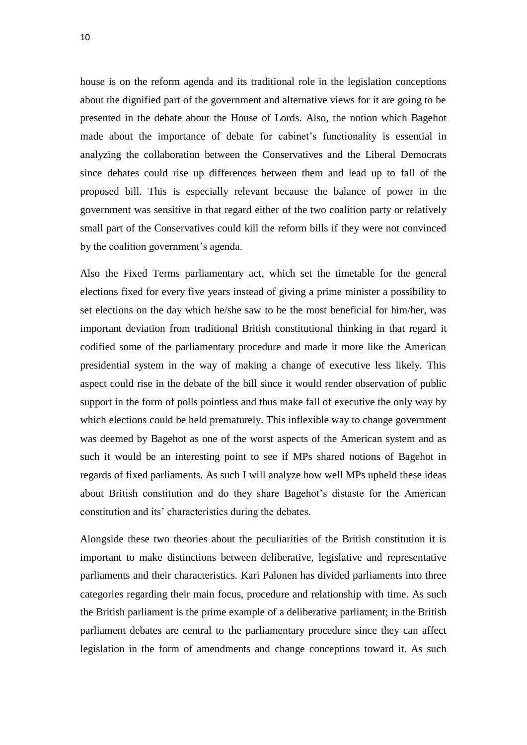house is on the reform agenda and its traditional role in the legislation conceptions about the dignified part of the government and alternative views for it are going to be presented in the debate about the House of Lords. Also, the notion which Bagehot made about the importance of debate for cabinet's functionality is essential in analyzing the collaboration between the Conservatives and the Liberal Democrats since debates could rise up differences between them and lead up to fall of the proposed bill. This is especially relevant because the balance of power in the government was sensitive in that regard either of the two coalition party or relatively small part of the Conservatives could kill the reform bills if they were not convinced by the coalition government's agenda.

Also the Fixed Terms parliamentary act, which set the timetable for the general elections fixed for every five years instead of giving a prime minister a possibility to set elections on the day which he/she saw to be the most beneficial for him/her, was important deviation from traditional British constitutional thinking in that regard it codified some of the parliamentary procedure and made it more like the American presidential system in the way of making a change of executive less likely. This aspect could rise in the debate of the bill since it would render observation of public support in the form of polls pointless and thus make fall of executive the only way by which elections could be held prematurely. This inflexible way to change government was deemed by Bagehot as one of the worst aspects of the American system and as such it would be an interesting point to see if MPs shared notions of Bagehot in regards of fixed parliaments. As such I will analyze how well MPs upheld these ideas about British constitution and do they share Bagehot's distaste for the American constitution and its' characteristics during the debates.

Alongside these two theories about the peculiarities of the British constitution it is important to make distinctions between deliberative, legislative and representative parliaments and their characteristics. Kari Palonen has divided parliaments into three categories regarding their main focus, procedure and relationship with time. As such the British parliament is the prime example of a deliberative parliament; in the British parliament debates are central to the parliamentary procedure since they can affect legislation in the form of amendments and change conceptions toward it. As such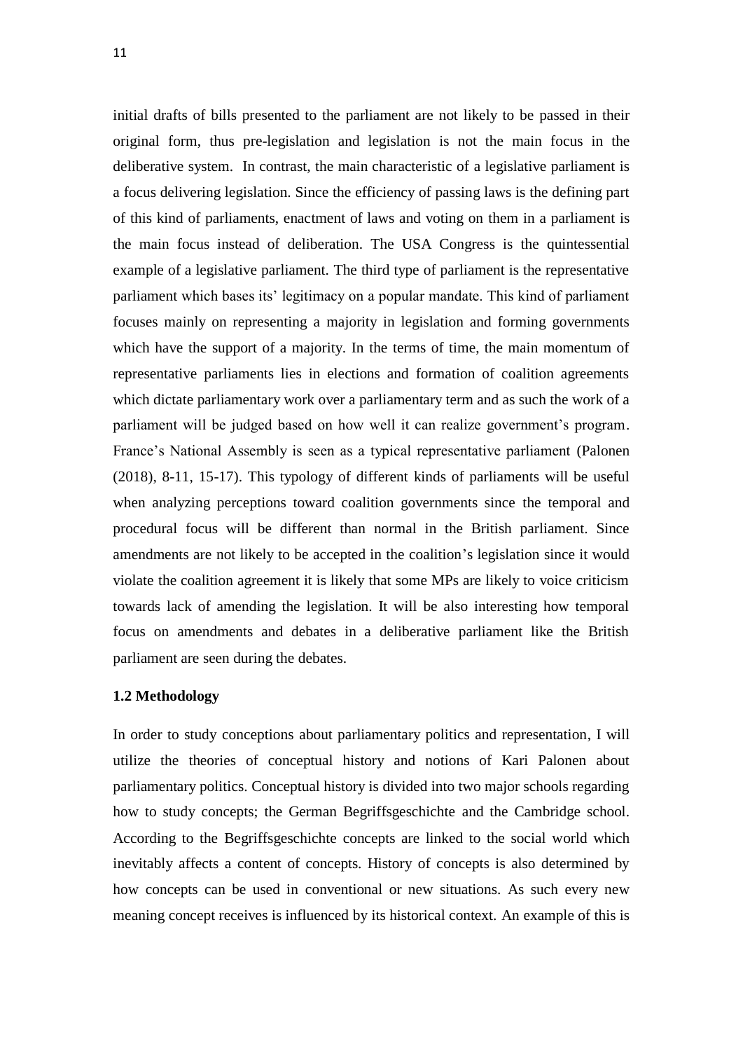initial drafts of bills presented to the parliament are not likely to be passed in their original form, thus pre-legislation and legislation is not the main focus in the deliberative system. In contrast, the main characteristic of a legislative parliament is a focus delivering legislation. Since the efficiency of passing laws is the defining part of this kind of parliaments, enactment of laws and voting on them in a parliament is the main focus instead of deliberation. The USA Congress is the quintessential example of a legislative parliament. The third type of parliament is the representative parliament which bases its' legitimacy on a popular mandate. This kind of parliament focuses mainly on representing a majority in legislation and forming governments which have the support of a majority. In the terms of time, the main momentum of representative parliaments lies in elections and formation of coalition agreements which dictate parliamentary work over a parliamentary term and as such the work of a parliament will be judged based on how well it can realize government's program. France's National Assembly is seen as a typical representative parliament (Palonen (2018), 8-11, 15-17). This typology of different kinds of parliaments will be useful when analyzing perceptions toward coalition governments since the temporal and procedural focus will be different than normal in the British parliament. Since amendments are not likely to be accepted in the coalition's legislation since it would violate the coalition agreement it is likely that some MPs are likely to voice criticism towards lack of amending the legislation. It will be also interesting how temporal focus on amendments and debates in a deliberative parliament like the British parliament are seen during the debates.

### 1.2 Methodology

In order to study conceptions about parliamentary politics and representation, I will utilize the theories of conceptual history and notions of Kari Palonen about parliamentary politics. Conceptual history is divided into two major schools regarding how to study concepts; the German Begriffsgeschichte and the Cambridge school. According to the Begriffsgeschichte concepts are linked to the social world which inevitably affects a content of concepts. History of concepts is also determined by how concepts can be used in conventional or new situations. As such every new meaning concept receives is influenced by its historical context. An example of this is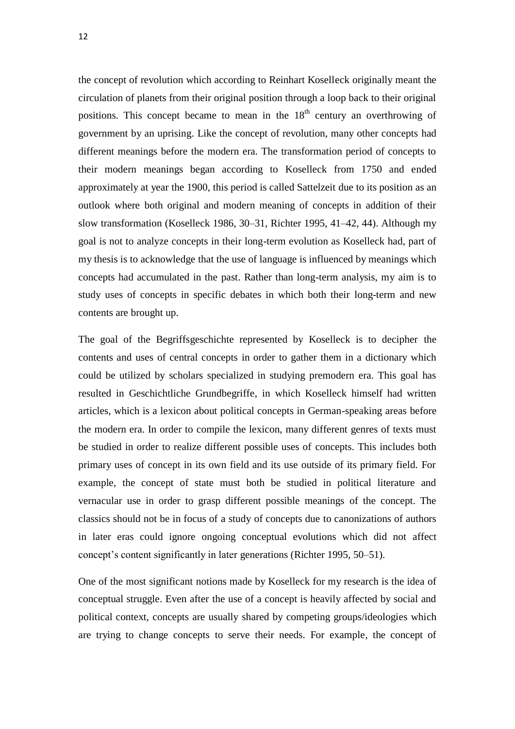the concept of revolution which according to Reinhart Koselleck originally meant the circulation of planets from their original position through a loop back to their original positions. This concept became to mean in the 18th century an overthrowing of government by an uprising. Like the concept of revolution, many other concepts had different meanings before the modern era. The transformation period of concepts to their modern meanings began according to Koselleck from 1750 and ended approximately at year the 1900, this period is called Sattelzeit due to its position as an outlook where both original and modern meaning of concepts in addition of their slow transformation (Koselleck 1986, 30–31, Richter 1995, 41–42, 44). Although my goal is not to analyze concepts in their long-term evolution as Koselleck had, part of my thesis is to acknowledge that the use of language is influenced by meanings which concepts had accumulated in the past. Rather than long-term analysis, my aim is to study uses of concepts in specific debates in which both their long-term and new contents are brought up.

The goal of the Begriffsgeschichte represented by Koselleck is to decipher the contents and uses of central concepts in order to gather them in a dictionary which could be utilized by scholars specialized in studying premodern era. This goal has resulted in Geschichtliche Grundbegriffe, in which Koselleck himself had written articles, which is a lexicon about political concepts in German-speaking areas before the modern era. In order to compile the lexicon, many different genres of texts must be studied in order to realize different possible uses of concepts. This includes both primary uses of concept in its own field and its use outside of its primary field. For example, the concept of state must both be studied in political literature and vernacular use in order to grasp different possible meanings of the concept. The classics should not be in focus of a study of concepts due to canonizations of authors in later eras could ignore ongoing conceptual evolutions which did not affect concept's content significantly in later generations (Richter 1995, 50–51).

One of the most significant notions made by Koselleck for my research is the idea of conceptual struggle. Even after the use of a concept is heavily affected by social and political context, concepts are usually shared by competing groups/ideologies which are trying to change concepts to serve their needs. For example, the concept of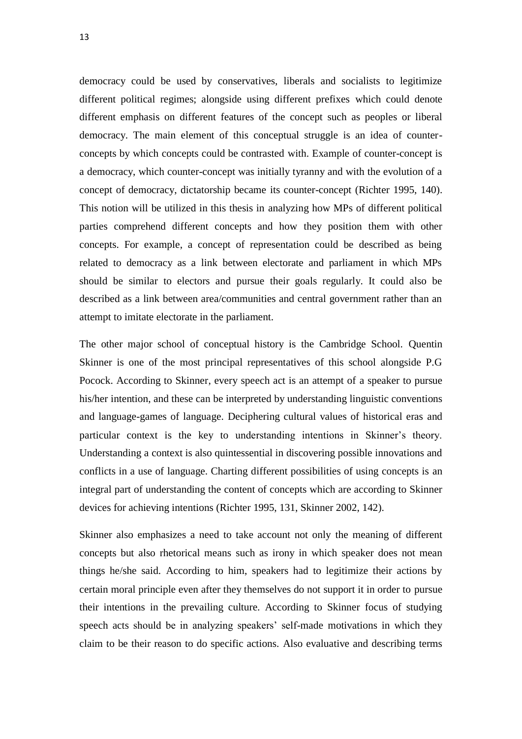democracy could be used by conservatives, liberals and socialists to legitimize different political regimes; alongside using different prefixes which could denote different emphasis on different features of the concept such as peoples or liberal democracy. The main element of this conceptual struggle is an idea of counter-concepts by which concepts could be contrasted with. Example of counter-concept is a democracy, which counter-concept was initially tyranny and with the evolution of a concept of democracy, dictatorship became its counter-concept (Richter 1995, 140). This notion will be utilized in this thesis in analyzing how MPs of different political parties comprehend different concepts and how they position them with other concepts. For example, a concept of representation could be described as being related to democracy as a link between electorate and parliament in which MPs should be similar to electors and pursue their goals regularly. It could also be described as a link between area/communities and central government rather than an attempt to imitate electorate in the parliament.

The other major school of conceptual history is the Cambridge School. Quentin Skinner is one of the most principal representatives of this school alongside P.G Pocock. According to Skinner, every speech act is an attempt of a speaker to pursue his/her intention, and these can be interpreted by understanding linguistic conventions and language-games of language. Deciphering cultural values of historical eras and particular context is the key to understanding intentions in Skinner's theory. Understanding a context is also quintessential in discovering possible innovations and conflicts in a use of language. Charting different possibilities of using concepts is an integral part of understanding the content of concepts which are according to Skinner devices for achieving intentions (Richter 1995, 131, Skinner 2002, 142).

Skinner also emphasizes a need to take account not only the meaning of different concepts but also rhetorical means such as irony in which speaker does not mean things he/she said. According to him, speakers had to legitimize their actions by certain moral principle even after they themselves do not support it in order to pursue their intentions in the prevailing culture. According to Skinner focus of studying speech acts should be in analyzing speakers' self-made motivations in which they claim to be their reason to do specific actions. Also evaluative and describing terms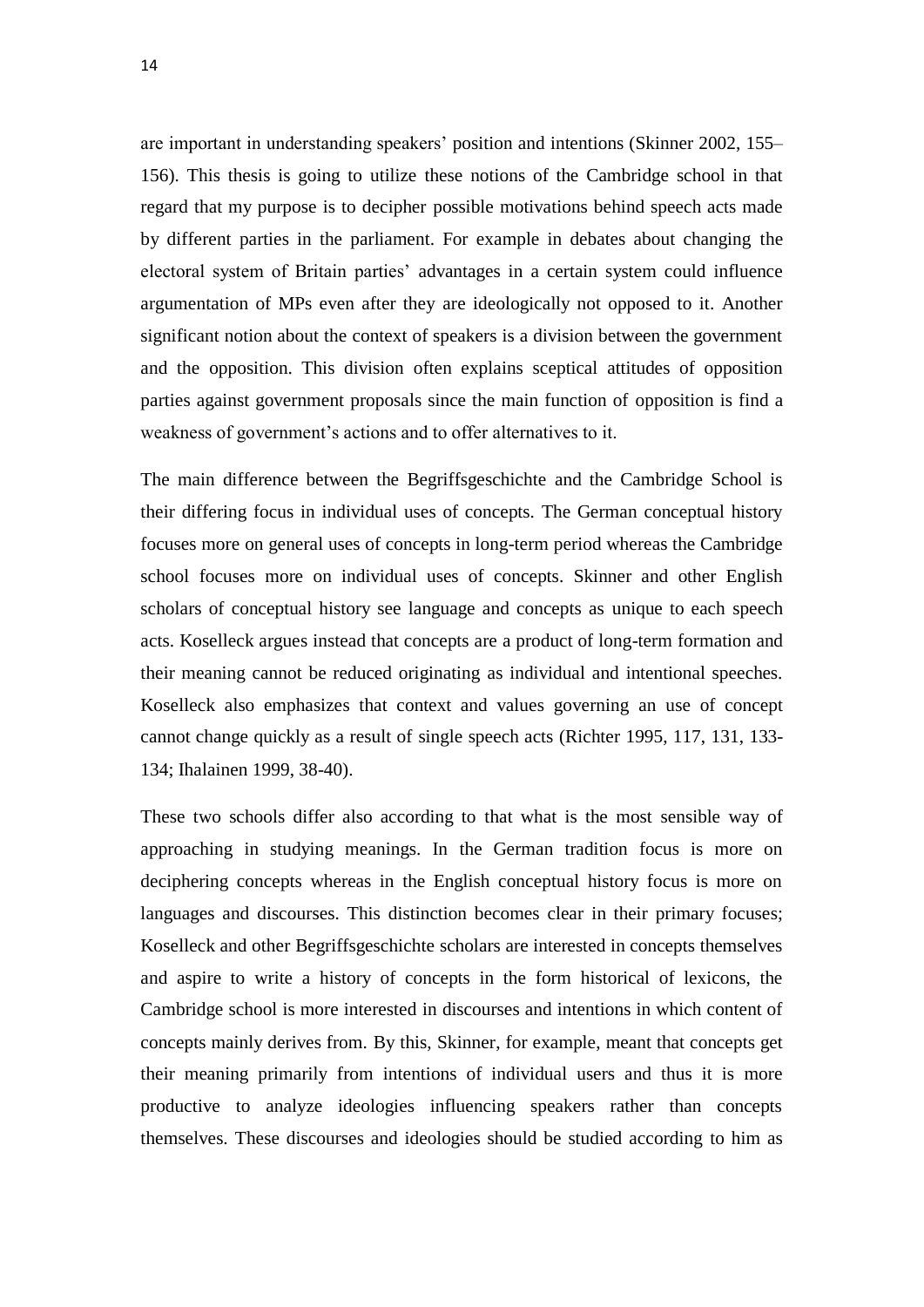are important in understanding speakers' position and intentions (Skinner 2002, 155–156). This thesis is going to utilize these notions of the Cambridge school in that regard that my purpose is to decipher possible motivations behind speech acts made by different parties in the parliament. For example in debates about changing the electoral system of Britain parties' advantages in a certain system could influence argumentation of MPs even after they are ideologically not opposed to it. Another significant notion about the context of speakers is a division between the government and the opposition. This division often explains sceptical attitudes of opposition parties against government proposals since the main function of opposition is find a weakness of government's actions and to offer alternatives to it.

The main difference between the Begriffsgeschichte and the Cambridge School is their differing focus in individual uses of concepts. The German conceptual history focuses more on general uses of concepts in long-term period whereas the Cambridge school focuses more on individual uses of concepts. Skinner and other English scholars of conceptual history see language and concepts as unique to each speech acts. Koselleck argues instead that concepts are a product of long-term formation and their meaning cannot be reduced originating as individual and intentional speeches. Koselleck also emphasizes that context and values governing an use of concept cannot change quickly as a result of single speech acts (Richter 1995, 117, 131, 133-134; Ihalainen 1999, 38-40).

These two schools differ also according to that what is the most sensible way of approaching in studying meanings. In the German tradition focus is more on deciphering concepts whereas in the English conceptual history focus is more on languages and discourses. This distinction becomes clear in their primary focuses; Koselleck and other Begriffsgeschichte scholars are interested in concepts themselves and aspire to write a history of concepts in the form historical of lexicons, the Cambridge school is more interested in discourses and intentions in which content of concepts mainly derives from. By this, Skinner, for example, meant that concepts get their meaning primarily from intentions of individual users and thus it is more productive to analyze ideologies influencing speakers rather than concepts themselves. These discourses and ideologies should be studied according to him as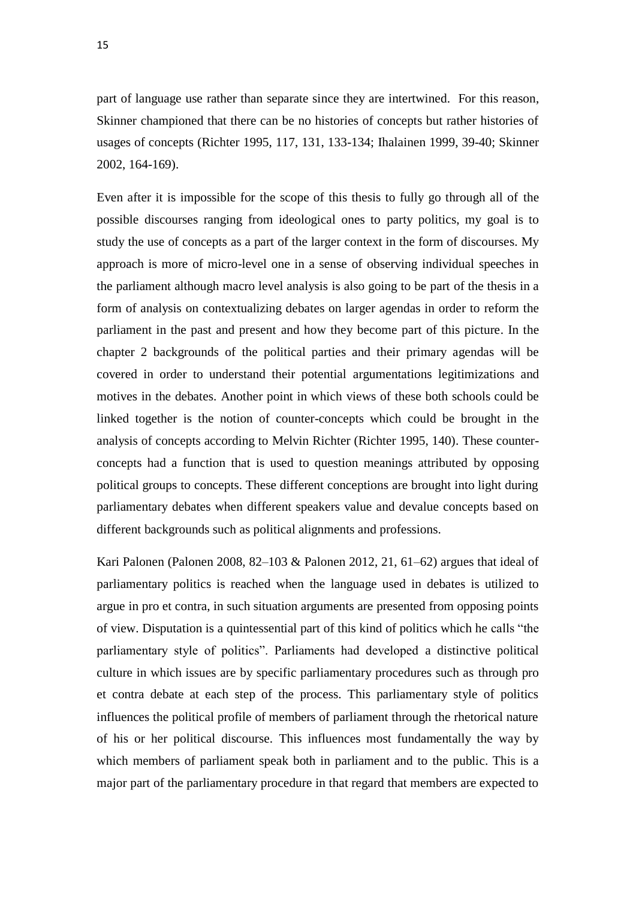part of language use rather than separate since they are intertwined. For this reason, Skinner championed that there can be no histories of concepts but rather histories of usages of concepts (Richter 1995, 117, 131, 133-134; Ihalainen 1999, 39-40; Skinner 2002, 164-169).

Even after it is impossible for the scope of this thesis to fully go through all of the possible discourses ranging from ideological ones to party politics, my goal is to study the use of concepts as a part of the larger context in the form of discourses. My approach is more of micro-level one in a sense of observing individual speeches in the parliament although macro level analysis is also going to be part of the thesis in a form of analysis on contextualizing debates on larger agendas in order to reform the parliament in the past and present and how they become part of this picture. In the chapter 2 backgrounds of the political parties and their primary agendas will be covered in order to understand their potential argumentations legitimizations and motives in the debates. Another point in which views of these both schools could be linked together is the notion of counter-concepts which could be brought in the analysis of concepts according to Melvin Richter (Richter 1995, 140). These counter-concepts had a function that is used to question meanings attributed by opposing political groups to concepts. These different conceptions are brought into light during parliamentary debates when different speakers value and devalue concepts based on different backgrounds such as political alignments and professions.

Kari Palonen (Palonen 2008, 82–103 & Palonen 2012, 21, 61–62) argues that ideal of parliamentary politics is reached when the language used in debates is utilized to argue in pro et contra, in such situation arguments are presented from opposing points of view. Disputation is a quintessential part of this kind of politics which he calls "the parliamentary style of politics". Parliaments had developed a distinctive political culture in which issues are by specific parliamentary procedures such as through pro et contra debate at each step of the process. This parliamentary style of politics influences the political profile of members of parliament through the rhetorical nature of his or her political discourse. This influences most fundamentally the way by which members of parliament speak both in parliament and to the public. This is a major part of the parliamentary procedure in that regard that members are expected to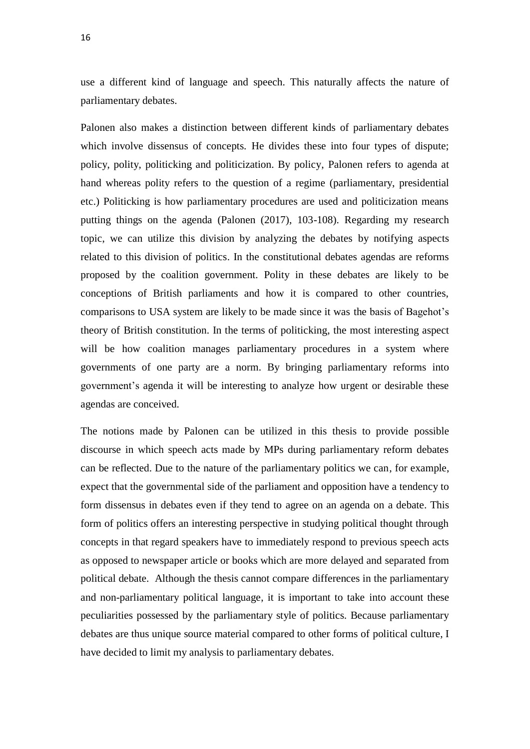use a different kind of language and speech. This naturally affects the nature of parliamentary debates.

Palonen also makes a distinction between different kinds of parliamentary debates which involve dissensus of concepts. He divides these into four types of dispute; policy, polity, politicking and politicization. By policy, Palonen refers to agenda at hand whereas polity refers to the question of a regime (parliamentary, presidential etc.) Politicking is how parliamentary procedures are used and politicization means putting things on the agenda (Palonen (2017), 103-108). Regarding my research topic, we can utilize this division by analyzing the debates by notifying aspects related to this division of politics. In the constitutional debates agendas are reforms proposed by the coalition government. Polity in these debates are likely to be conceptions of British parliaments and how it is compared to other countries, comparisons to USA system are likely to be made since it was the basis of Bagehot's theory of British constitution. In the terms of politicking, the most interesting aspect will be how coalition manages parliamentary procedures in a system where governments of one party are a norm. By bringing parliamentary reforms into government's agenda it will be interesting to analyze how urgent or desirable these agendas are conceived.

The notions made by Palonen can be utilized in this thesis to provide possible discourse in which speech acts made by MPs during parliamentary reform debates can be reflected. Due to the nature of the parliamentary politics we can, for example, expect that the governmental side of the parliament and opposition have a tendency to form dissensus in debates even if they tend to agree on an agenda on a debate. This form of politics offers an interesting perspective in studying political thought through concepts in that regard speakers have to immediately respond to previous speech acts as opposed to newspaper article or books which are more delayed and separated from political debate. Although the thesis cannot compare differences in the parliamentary and non-parliamentary political language, it is important to take into account these peculiarities possessed by the parliamentary style of politics. Because parliamentary debates are thus unique source material compared to other forms of political culture, I have decided to limit my analysis to parliamentary debates.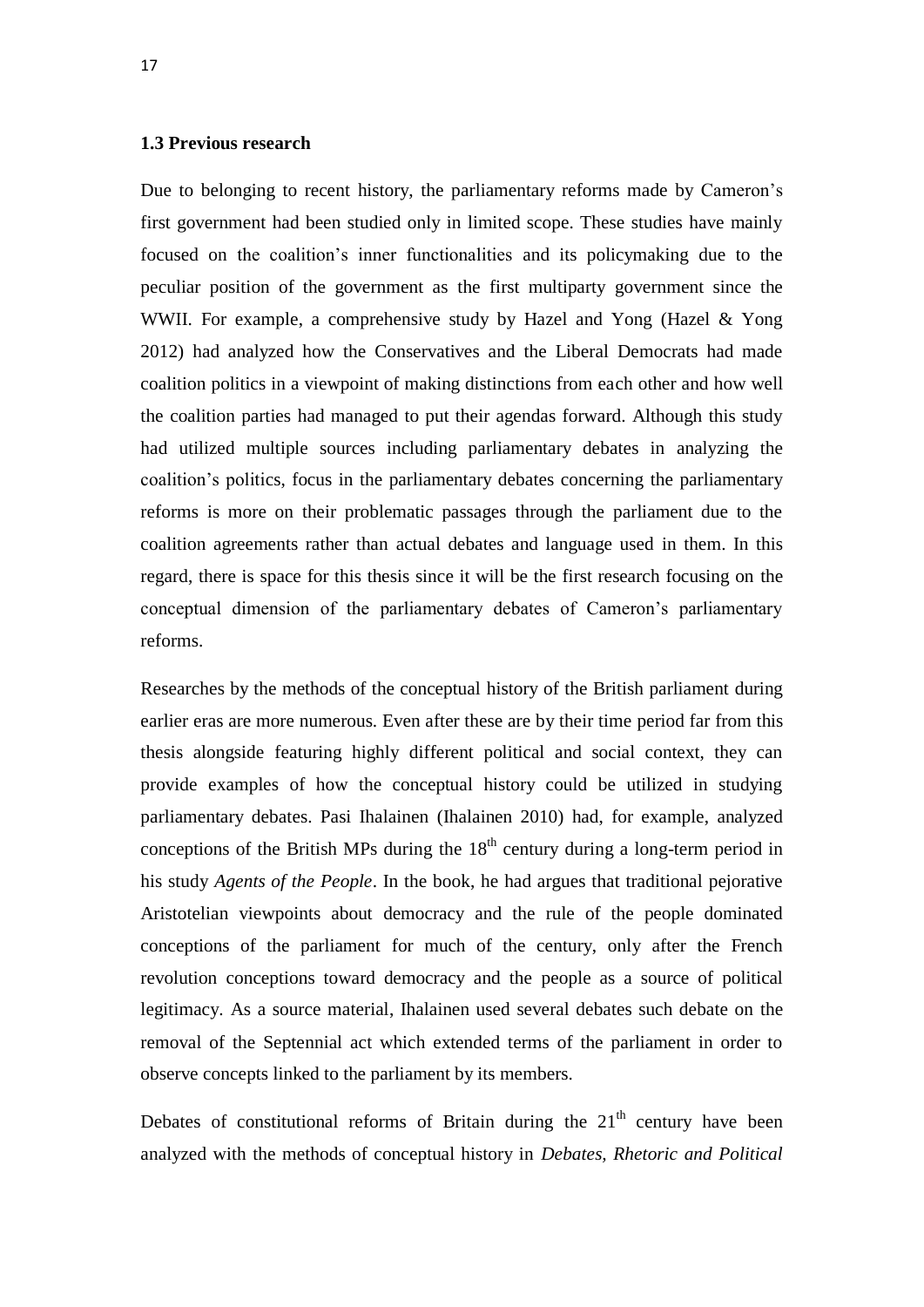### 1.3 Previous research

Due to belonging to recent history, the parliamentary reforms made by Cameron's first government had been studied only in limited scope. These studies have mainly focused on the coalition's inner functionalities and its policymaking due to the peculiar position of the government as the first multiparty government since the WWII. For example, a comprehensive study by Hazel and Yong (Hazel & Yong 2012) had analyzed how the Conservatives and the Liberal Democrats had made coalition politics in a viewpoint of making distinctions from each other and how well the coalition parties had managed to put their agendas forward. Although this study had utilized multiple sources including parliamentary debates in analyzing the coalition's politics, focus in the parliamentary debates concerning the parliamentary reforms is more on their problematic passages through the parliament due to the coalition agreements rather than actual debates and language used in them. In this regard, there is space for this thesis since it will be the first research focusing on the conceptual dimension of the parliamentary debates of Cameron's parliamentary reforms.

Researches by the methods of the conceptual history of the British parliament during earlier eras are more numerous. Even after these are by their time period far from this thesis alongside featuring highly different political and social context, they can provide examples of how the conceptual history could be utilized in studying parliamentary debates. Pasi Ihalainen (Ihalainen 2010) had, for example, analyzed conceptions of the British MPs during the 18$^{th}$ century during a long-term period in his study *Agents of the People*. In the book, he had argues that traditional pejorative Aristotelian viewpoints about democracy and the rule of the people dominated conceptions of the parliament for much of the century, only after the French revolution conceptions toward democracy and the people as a source of political legitimacy. As a source material, Ihalainen used several debates such debate on the removal of the Septennial act which extended terms of the parliament in order to observe concepts linked to the parliament by its members.

Debates of constitutional reforms of Britain during the 21$^{th}$ century have been analyzed with the methods of conceptual history in *Debates, Rhetoric and Political*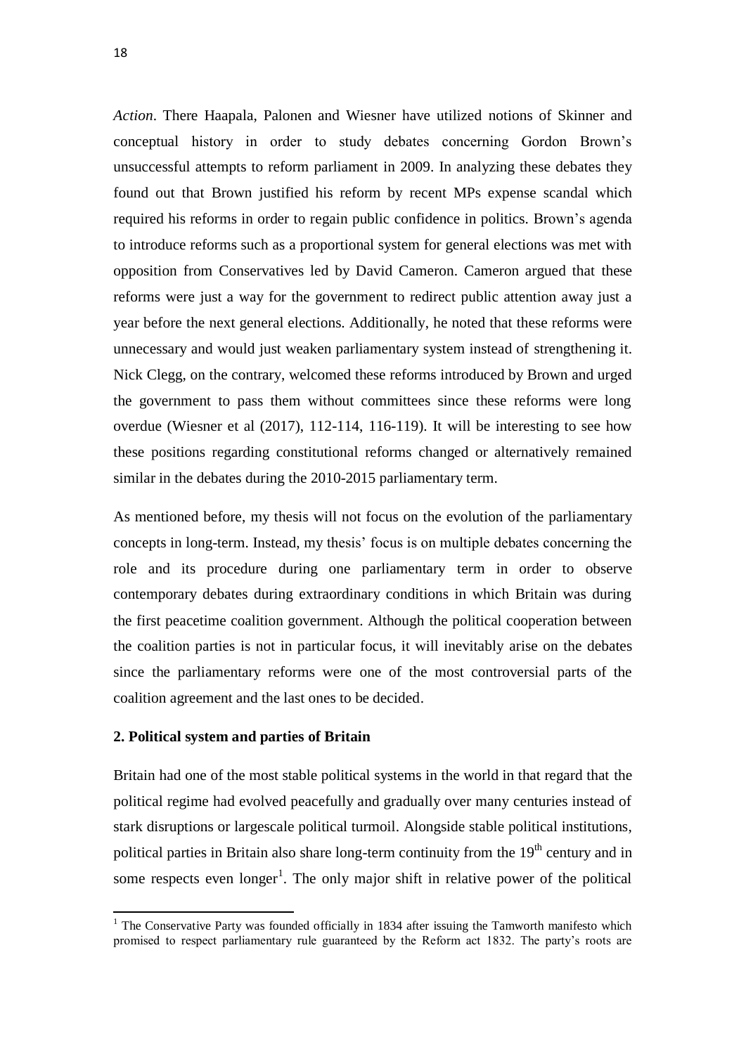*Action*. There Haapala, Palonen and Wiesner have utilized notions of Skinner and conceptual history in order to study debates concerning Gordon Brown's unsuccessful attempts to reform parliament in 2009. In analyzing these debates they found out that Brown justified his reform by recent MPs expense scandal which required his reforms in order to regain public confidence in politics. Brown's agenda to introduce reforms such as a proportional system for general elections was met with opposition from Conservatives led by David Cameron. Cameron argued that these reforms were just a way for the government to redirect public attention away just a year before the next general elections. Additionally, he noted that these reforms were unnecessary and would just weaken parliamentary system instead of strengthening it. Nick Clegg, on the contrary, welcomed these reforms introduced by Brown and urged the government to pass them without committees since these reforms were long overdue (Wiesner et al (2017), 112-114, 116-119). It will be interesting to see how these positions regarding constitutional reforms changed or alternatively remained similar in the debates during the 2010-2015 parliamentary term.

As mentioned before, my thesis will not focus on the evolution of the parliamentary concepts in long-term. Instead, my thesis' focus is on multiple debates concerning the role and its procedure during one parliamentary term in order to observe contemporary debates during extraordinary conditions in which Britain was during the first peacetime coalition government. Although the political cooperation between the coalition parties is not in particular focus, it will inevitably arise on the debates since the parliamentary reforms were one of the most controversial parts of the coalition agreement and the last ones to be decided.

## 2. Political system and parties of Britain

Britain had one of the most stable political systems in the world in that regard that the political regime had evolved peacefully and gradually over many centuries instead of stark disruptions or largescale political turmoil. Alongside stable political institutions, political parties in Britain also share long-term continuity from the 19th century and in some respects even longer[1]. The only major shift in relative power of the political

[1] The Conservative Party was founded officially in 1834 after issuing the Tamworth manifesto which promised to respect parliamentary rule guaranteed by the Reform act 1832. The party's roots are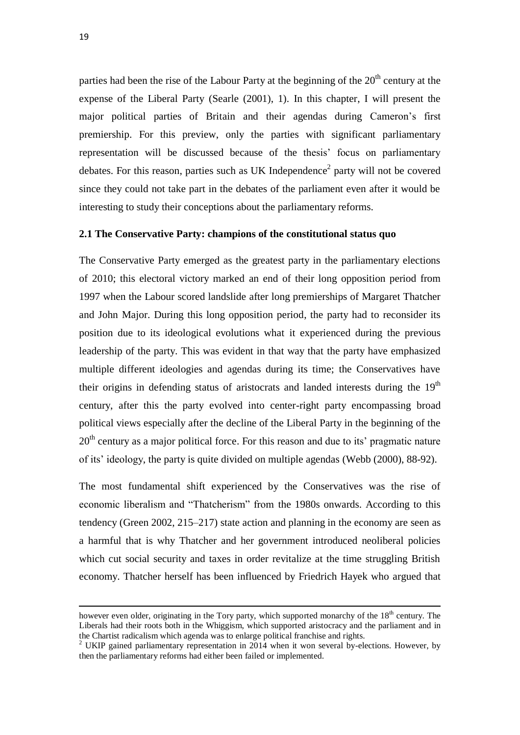parties had been the rise of the Labour Party at the beginning of the 20th century at the expense of the Liberal Party (Searle (2001), 1). In this chapter, I will present the major political parties of Britain and their agendas during Cameron's first premiership. For this preview, only the parties with significant parliamentary representation will be discussed because of the thesis' focus on parliamentary debates. For this reason, parties such as UK Independence[2] party will not be covered since they could not take part in the debates of the parliament even after it would be interesting to study their conceptions about the parliamentary reforms.

### 2.1 The Conservative Party: champions of the constitutional status quo

The Conservative Party emerged as the greatest party in the parliamentary elections of 2010; this electoral victory marked an end of their long opposition period from 1997 when the Labour scored landslide after long premierships of Margaret Thatcher and John Major. During this long opposition period, the party had to reconsider its position due to its ideological evolutions what it experienced during the previous leadership of the party. This was evident in that way that the party have emphasized multiple different ideologies and agendas during its time; the Conservatives have their origins in defending status of aristocrats and landed interests during the 19th century, after this the party evolved into center-right party encompassing broad political views especially after the decline of the Liberal Party in the beginning of the 20th century as a major political force. For this reason and due to its' pragmatic nature of its' ideology, the party is quite divided on multiple agendas (Webb (2000), 88-92).

The most fundamental shift experienced by the Conservatives was the rise of economic liberalism and "Thatcherism" from the 1980s onwards. According to this tendency (Green 2002, 215–217) state action and planning in the economy are seen as a harmful that is why Thatcher and her government introduced neoliberal policies which cut social security and taxes in order revitalize at the time struggling British economy. Thatcher herself has been influenced by Friedrich Hayek who argued that

---

however even older, originating in the Tory party, which supported monarchy of the 18th century. The Liberals had their roots both in the Whiggism, which supported aristocracy and the parliament and in the Chartist radicalism which agenda was to enlarge political franchise and rights.

[2] UKIP gained parliamentary representation in 2014 when it won several by-elections. However, by then the parliamentary reforms had either been failed or implemented.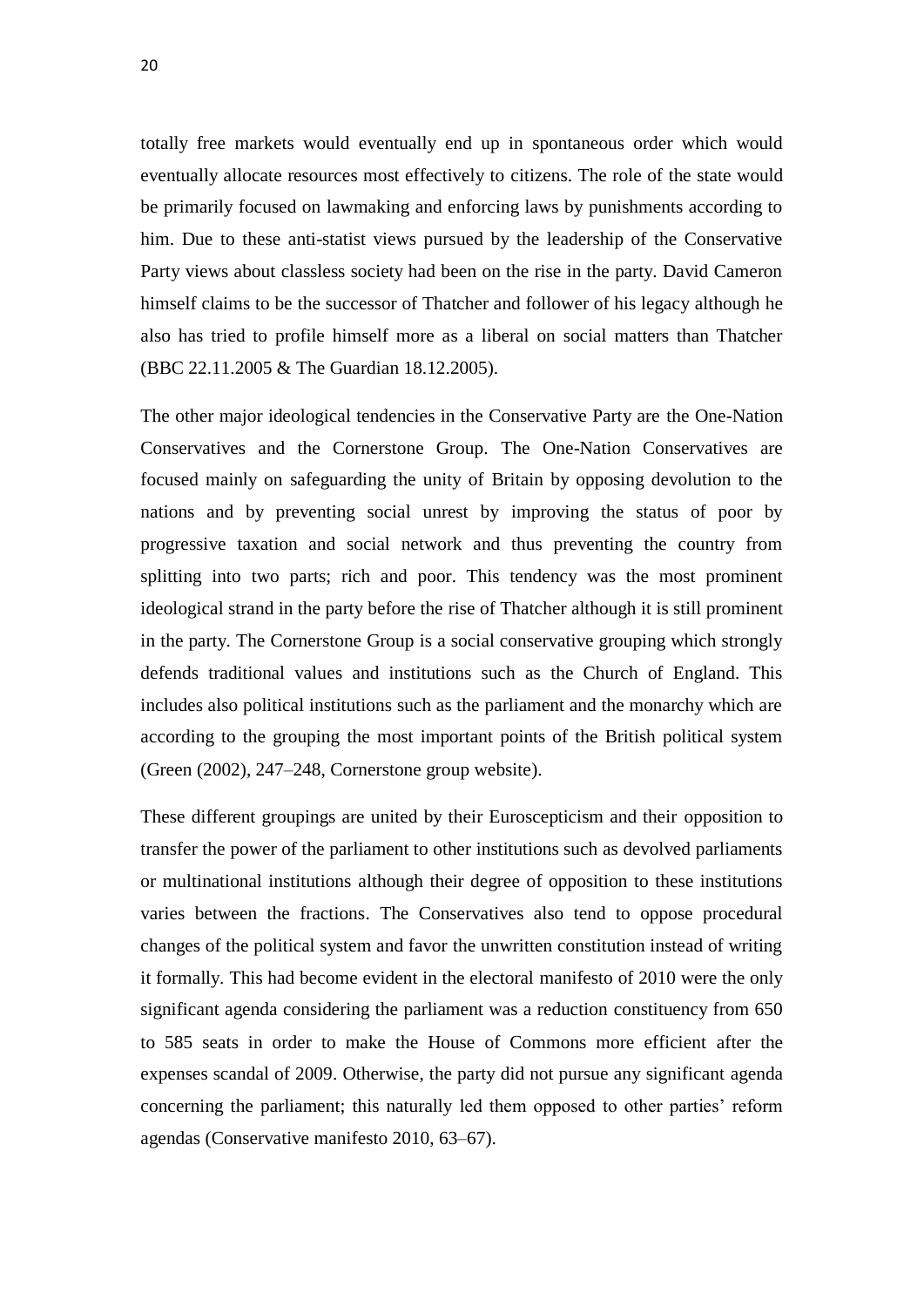totally free markets would eventually end up in spontaneous order which would eventually allocate resources most effectively to citizens. The role of the state would be primarily focused on lawmaking and enforcing laws by punishments according to him. Due to these anti-statist views pursued by the leadership of the Conservative Party views about classless society had been on the rise in the party. David Cameron himself claims to be the successor of Thatcher and follower of his legacy although he also has tried to profile himself more as a liberal on social matters than Thatcher (BBC 22.11.2005 & The Guardian 18.12.2005).

The other major ideological tendencies in the Conservative Party are the One-Nation Conservatives and the Cornerstone Group. The One-Nation Conservatives are focused mainly on safeguarding the unity of Britain by opposing devolution to the nations and by preventing social unrest by improving the status of poor by progressive taxation and social network and thus preventing the country from splitting into two parts; rich and poor. This tendency was the most prominent ideological strand in the party before the rise of Thatcher although it is still prominent in the party. The Cornerstone Group is a social conservative grouping which strongly defends traditional values and institutions such as the Church of England. This includes also political institutions such as the parliament and the monarchy which are according to the grouping the most important points of the British political system (Green (2002), 247–248, Cornerstone group website).

These different groupings are united by their Euroscepticism and their opposition to transfer the power of the parliament to other institutions such as devolved parliaments or multinational institutions although their degree of opposition to these institutions varies between the fractions. The Conservatives also tend to oppose procedural changes of the political system and favor the unwritten constitution instead of writing it formally. This had become evident in the electoral manifesto of 2010 were the only significant agenda considering the parliament was a reduction constituency from 650 to 585 seats in order to make the House of Commons more efficient after the expenses scandal of 2009. Otherwise, the party did not pursue any significant agenda concerning the parliament; this naturally led them opposed to other parties' reform agendas (Conservative manifesto 2010, 63–67).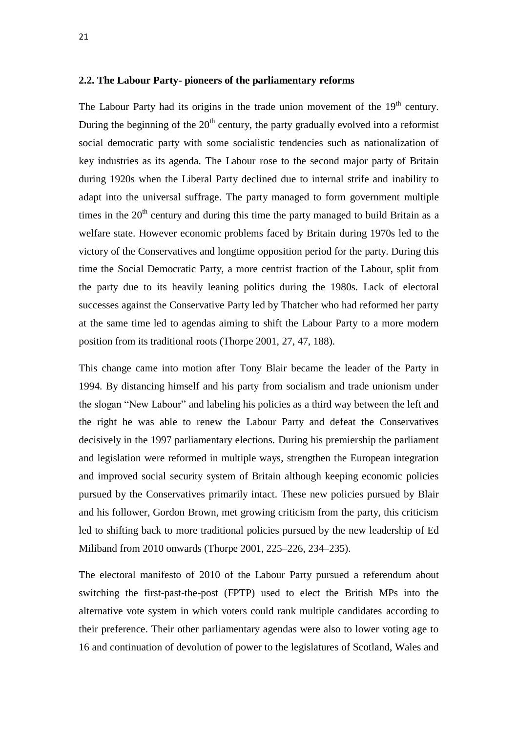### 2.2. The Labour Party- pioneers of the parliamentary reforms

The Labour Party had its origins in the trade union movement of the $19^{th}$ century. During the beginning of the $20^{th}$ century, the party gradually evolved into a reformist social democratic party with some socialistic tendencies such as nationalization of key industries as its agenda. The Labour rose to the second major party of Britain during 1920s when the Liberal Party declined due to internal strife and inability to adapt into the universal suffrage. The party managed to form government multiple times in the $20^{th}$ century and during this time the party managed to build Britain as a welfare state. However economic problems faced by Britain during 1970s led to the victory of the Conservatives and longtime opposition period for the party. During this time the Social Democratic Party, a more centrist fraction of the Labour, split from the party due to its heavily leaning politics during the 1980s. Lack of electoral successes against the Conservative Party led by Thatcher who had reformed her party at the same time led to agendas aiming to shift the Labour Party to a more modern position from its traditional roots (Thorpe 2001, 27, 47, 188).

This change came into motion after Tony Blair became the leader of the Party in 1994. By distancing himself and his party from socialism and trade unionism under the slogan "New Labour" and labeling his policies as a third way between the left and the right he was able to renew the Labour Party and defeat the Conservatives decisively in the 1997 parliamentary elections. During his premiership the parliament and legislation were reformed in multiple ways, strengthen the European integration and improved social security system of Britain although keeping economic policies pursued by the Conservatives primarily intact. These new policies pursued by Blair and his follower, Gordon Brown, met growing criticism from the party, this criticism led to shifting back to more traditional policies pursued by the new leadership of Ed Miliband from 2010 onwards (Thorpe 2001, 225–226, 234–235).

The electoral manifesto of 2010 of the Labour Party pursued a referendum about switching the first-past-the-post (FPTP) used to elect the British MPs into the alternative vote system in which voters could rank multiple candidates according to their preference. Their other parliamentary agendas were also to lower voting age to 16 and continuation of devolution of power to the legislatures of Scotland, Wales and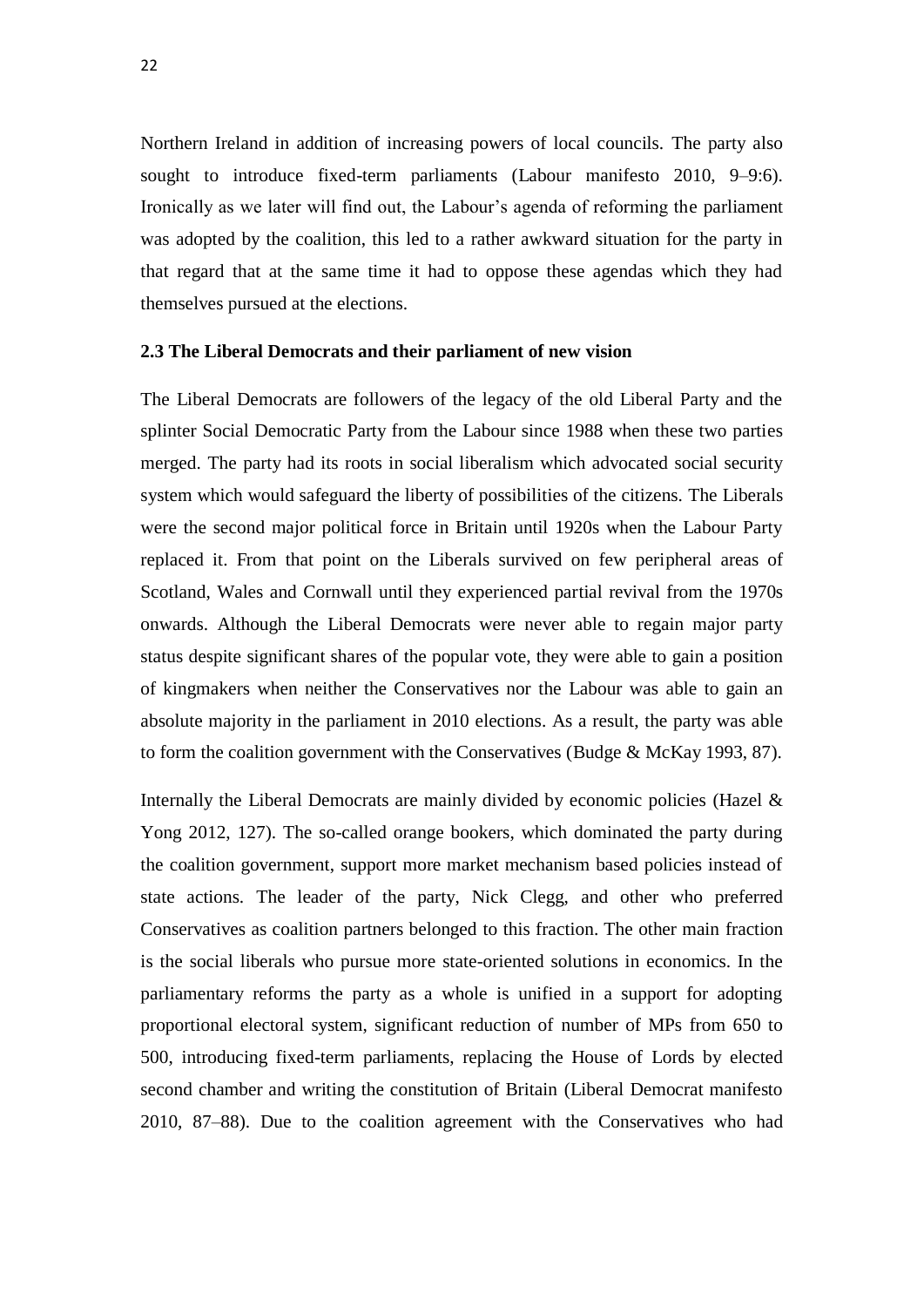Northern Ireland in addition of increasing powers of local councils. The party also sought to introduce fixed-term parliaments (Labour manifesto 2010, 9–9:6). Ironically as we later will find out, the Labour's agenda of reforming the parliament was adopted by the coalition, this led to a rather awkward situation for the party in that regard that at the same time it had to oppose these agendas which they had themselves pursued at the elections.

### 2.3 The Liberal Democrats and their parliament of new vision

The Liberal Democrats are followers of the legacy of the old Liberal Party and the splinter Social Democratic Party from the Labour since 1988 when these two parties merged. The party had its roots in social liberalism which advocated social security system which would safeguard the liberty of possibilities of the citizens. The Liberals were the second major political force in Britain until 1920s when the Labour Party replaced it. From that point on the Liberals survived on few peripheral areas of Scotland, Wales and Cornwall until they experienced partial revival from the 1970s onwards. Although the Liberal Democrats were never able to regain major party status despite significant shares of the popular vote, they were able to gain a position of kingmakers when neither the Conservatives nor the Labour was able to gain an absolute majority in the parliament in 2010 elections. As a result, the party was able to form the coalition government with the Conservatives (Budge & McKay 1993, 87).

Internally the Liberal Democrats are mainly divided by economic policies (Hazel & Yong 2012, 127). The so-called orange bookers, which dominated the party during the coalition government, support more market mechanism based policies instead of state actions. The leader of the party, Nick Clegg, and other who preferred Conservatives as coalition partners belonged to this fraction. The other main fraction is the social liberals who pursue more state-oriented solutions in economics. In the parliamentary reforms the party as a whole is unified in a support for adopting proportional electoral system, significant reduction of number of MPs from 650 to 500, introducing fixed-term parliaments, replacing the House of Lords by elected second chamber and writing the constitution of Britain (Liberal Democrat manifesto 2010, 87–88). Due to the coalition agreement with the Conservatives who had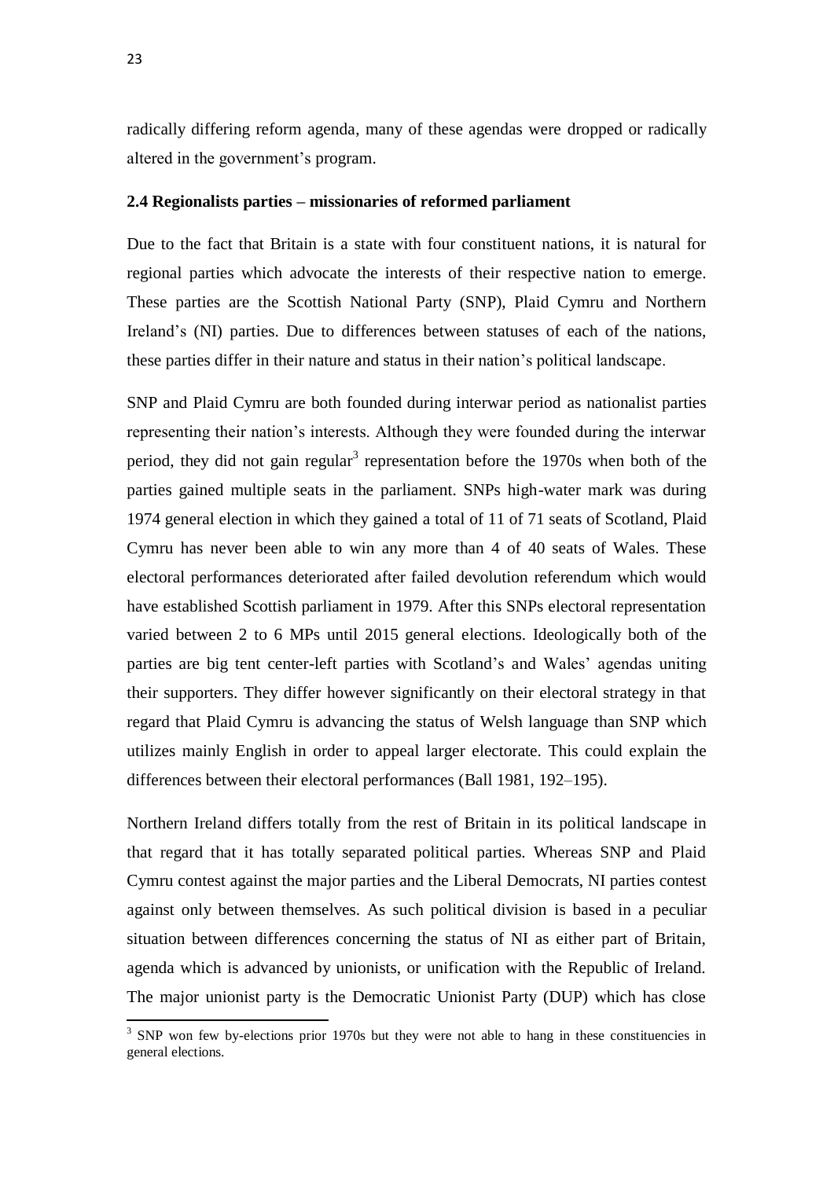radically differing reform agenda, many of these agendas were dropped or radically altered in the government's program.

## 2.4 Regionalists parties – missionaries of reformed parliament

Due to the fact that Britain is a state with four constituent nations, it is natural for regional parties which advocate the interests of their respective nation to emerge. These parties are the Scottish National Party (SNP), Plaid Cymru and Northern Ireland's (NI) parties. Due to differences between statuses of each of the nations, these parties differ in their nature and status in their nation's political landscape.

SNP and Plaid Cymru are both founded during interwar period as nationalist parties representing their nation's interests. Although they were founded during the interwar period, they did not gain regular[3] representation before the 1970s when both of the parties gained multiple seats in the parliament. SNPs high-water mark was during 1974 general election in which they gained a total of 11 of 71 seats of Scotland, Plaid Cymru has never been able to win any more than 4 of 40 seats of Wales. These electoral performances deteriorated after failed devolution referendum which would have established Scottish parliament in 1979. After this SNPs electoral representation varied between 2 to 6 MPs until 2015 general elections. Ideologically both of the parties are big tent center-left parties with Scotland's and Wales' agendas uniting their supporters. They differ however significantly on their electoral strategy in that regard that Plaid Cymru is advancing the status of Welsh language than SNP which utilizes mainly English in order to appeal larger electorate. This could explain the differences between their electoral performances (Ball 1981, 192–195).

Northern Ireland differs totally from the rest of Britain in its political landscape in that regard that it has totally separated political parties. Whereas SNP and Plaid Cymru contest against the major parties and the Liberal Democrats, NI parties contest against only between themselves. As such political division is based in a peculiar situation between differences concerning the status of NI as either part of Britain, agenda which is advanced by unionists, or unification with the Republic of Ireland. The major unionist party is the Democratic Unionist Party (DUP) which has close

[3] SNP won few by-elections prior 1970s but they were not able to hang in these constituencies in general elections.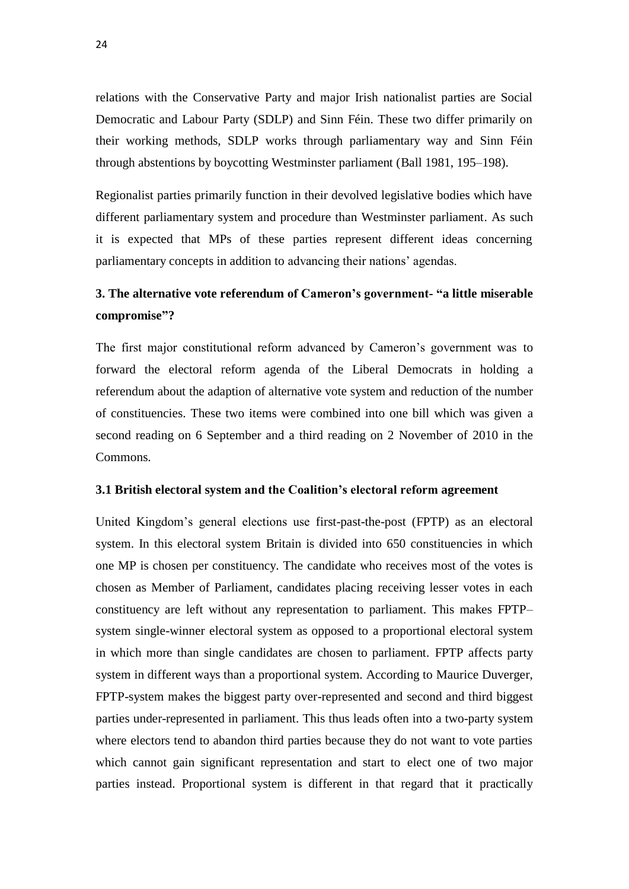relations with the Conservative Party and major Irish nationalist parties are Social Democratic and Labour Party (SDLP) and Sinn Féin. These two differ primarily on their working methods, SDLP works through parliamentary way and Sinn Féin through abstentions by boycotting Westminster parliament (Ball 1981, 195–198).

Regionalist parties primarily function in their devolved legislative bodies which have different parliamentary system and procedure than Westminster parliament. As such it is expected that MPs of these parties represent different ideas concerning parliamentary concepts in addition to advancing their nations' agendas.

## 3. The alternative vote referendum of Cameron's government- "a little miserable compromise"?

The first major constitutional reform advanced by Cameron's government was to forward the electoral reform agenda of the Liberal Democrats in holding a referendum about the adaption of alternative vote system and reduction of the number of constituencies. These two items were combined into one bill which was given a second reading on 6 September and a third reading on 2 November of 2010 in the Commons.

### 3.1 British electoral system and the Coalition's electoral reform agreement

United Kingdom's general elections use first-past-the-post (FPTP) as an electoral system. In this electoral system Britain is divided into 650 constituencies in which one MP is chosen per constituency. The candidate who receives most of the votes is chosen as Member of Parliament, candidates placing receiving lesser votes in each constituency are left without any representation to parliament. This makes FPTP–system single-winner electoral system as opposed to a proportional electoral system in which more than single candidates are chosen to parliament. FPTP affects party system in different ways than a proportional system. According to Maurice Duverger, FPTP-system makes the biggest party over-represented and second and third biggest parties under-represented in parliament. This thus leads often into a two-party system where electors tend to abandon third parties because they do not want to vote parties which cannot gain significant representation and start to elect one of two major parties instead. Proportional system is different in that regard that it practically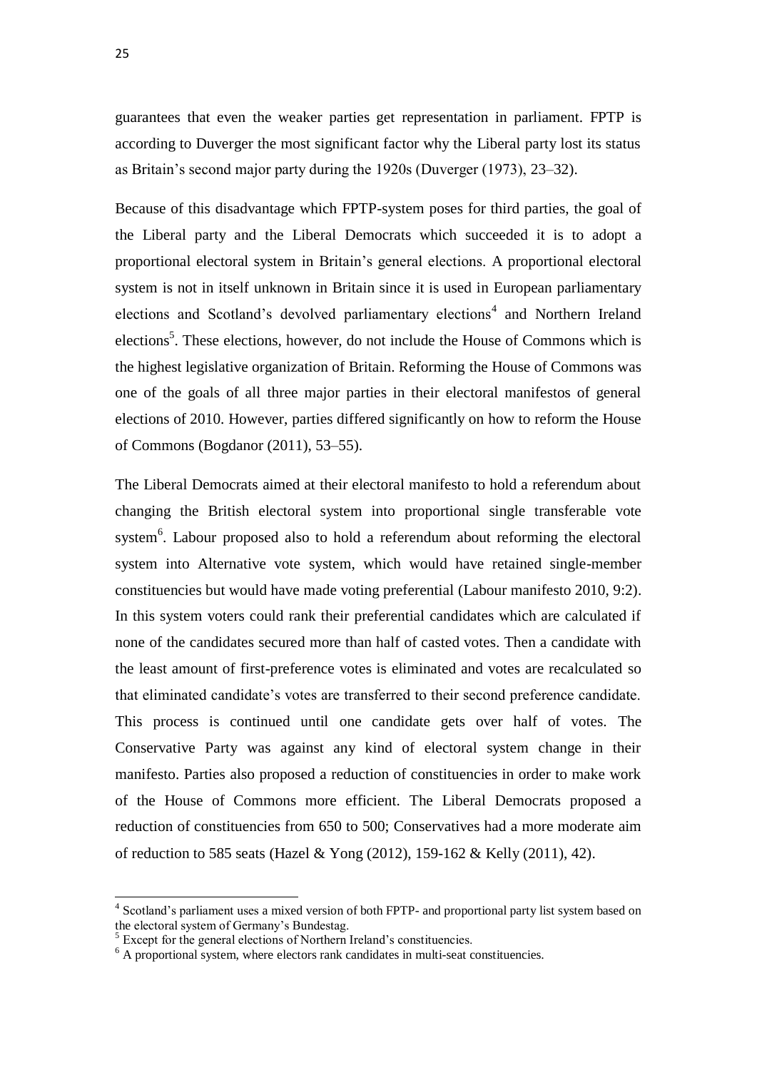guarantees that even the weaker parties get representation in parliament. FPTP is according to Duverger the most significant factor why the Liberal party lost its status as Britain's second major party during the 1920s (Duverger (1973), 23–32).

Because of this disadvantage which FPTP-system poses for third parties, the goal of the Liberal party and the Liberal Democrats which succeeded it is to adopt a proportional electoral system in Britain's general elections. A proportional electoral system is not in itself unknown in Britain since it is used in European parliamentary elections and Scotland's devolved parliamentary elections[4] and Northern Ireland elections[5]. These elections, however, do not include the House of Commons which is the highest legislative organization of Britain. Reforming the House of Commons was one of the goals of all three major parties in their electoral manifestos of general elections of 2010. However, parties differed significantly on how to reform the House of Commons (Bogdanor (2011), 53–55).

The Liberal Democrats aimed at their electoral manifesto to hold a referendum about changing the British electoral system into proportional single transferable vote system[6]. Labour proposed also to hold a referendum about reforming the electoral system into Alternative vote system, which would have retained single-member constituencies but would have made voting preferential (Labour manifesto 2010, 9:2). In this system voters could rank their preferential candidates which are calculated if none of the candidates secured more than half of casted votes. Then a candidate with the least amount of first-preference votes is eliminated and votes are recalculated so that eliminated candidate's votes are transferred to their second preference candidate. This process is continued until one candidate gets over half of votes. The Conservative Party was against any kind of electoral system change in their manifesto. Parties also proposed a reduction of constituencies in order to make work of the House of Commons more efficient. The Liberal Democrats proposed a reduction of constituencies from 650 to 500; Conservatives had a more moderate aim of reduction to 585 seats (Hazel & Yong (2012), 159-162 & Kelly (2011), 42).

---

[4] Scotland's parliament uses a mixed version of both FPTP- and proportional party list system based on the electoral system of Germany's Bundestag.

[5] Except for the general elections of Northern Ireland's constituencies.

[6] A proportional system, where electors rank candidates in multi-seat constituencies.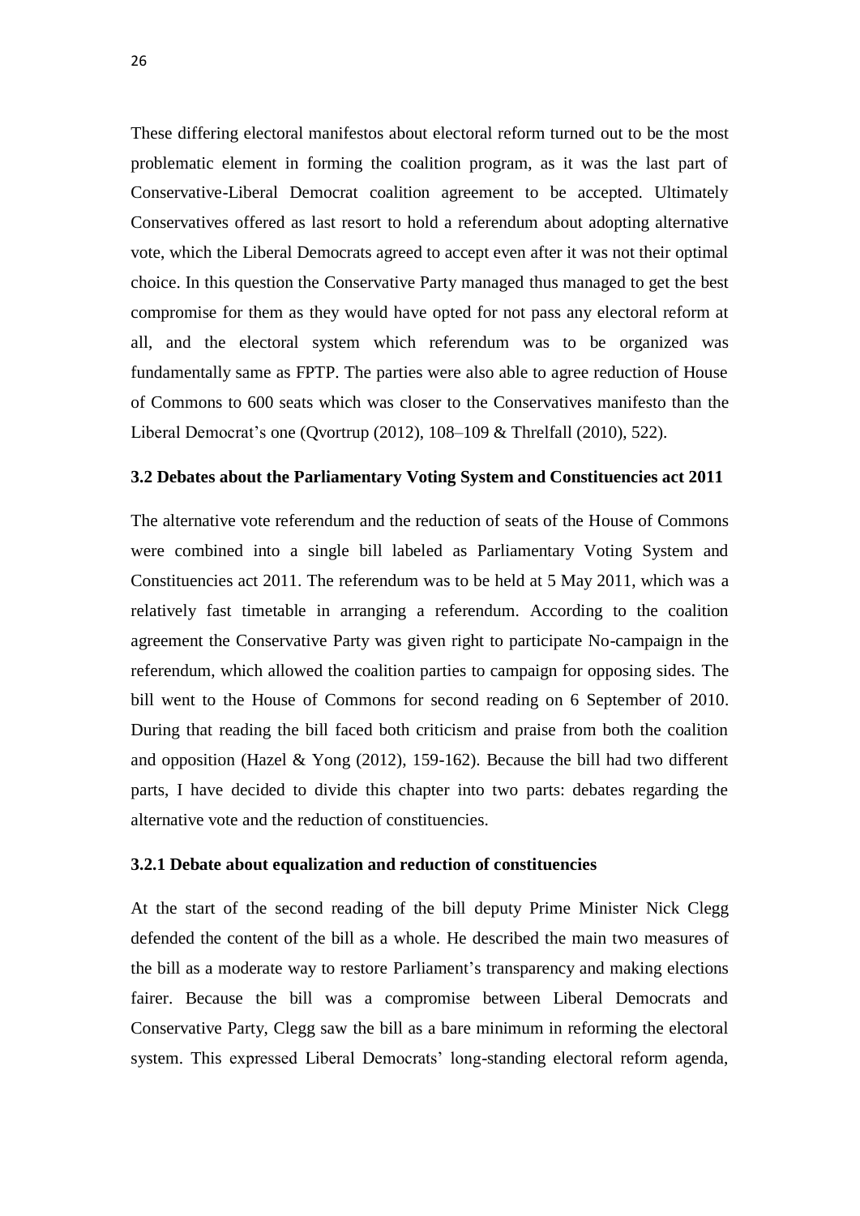These differing electoral manifestos about electoral reform turned out to be the most problematic element in forming the coalition program, as it was the last part of Conservative-Liberal Democrat coalition agreement to be accepted. Ultimately Conservatives offered as last resort to hold a referendum about adopting alternative vote, which the Liberal Democrats agreed to accept even after it was not their optimal choice. In this question the Conservative Party managed thus managed to get the best compromise for them as they would have opted for not pass any electoral reform at all, and the electoral system which referendum was to be organized was fundamentally same as FPTP. The parties were also able to agree reduction of House of Commons to 600 seats which was closer to the Conservatives manifesto than the Liberal Democrat's one (Qvortrup (2012), 108–109 & Threlfall (2010), 522).

### 3.2 Debates about the Parliamentary Voting System and Constituencies act 2011

The alternative vote referendum and the reduction of seats of the House of Commons were combined into a single bill labeled as Parliamentary Voting System and Constituencies act 2011. The referendum was to be held at 5 May 2011, which was a relatively fast timetable in arranging a referendum. According to the coalition agreement the Conservative Party was given right to participate No-campaign in the referendum, which allowed the coalition parties to campaign for opposing sides. The bill went to the House of Commons for second reading on 6 September of 2010. During that reading the bill faced both criticism and praise from both the coalition and opposition (Hazel & Yong (2012), 159-162). Because the bill had two different parts, I have decided to divide this chapter into two parts: debates regarding the alternative vote and the reduction of constituencies.

#### 3.2.1 Debate about equalization and reduction of constituencies

At the start of the second reading of the bill deputy Prime Minister Nick Clegg defended the content of the bill as a whole. He described the main two measures of the bill as a moderate way to restore Parliament's transparency and making elections fairer. Because the bill was a compromise between Liberal Democrats and Conservative Party, Clegg saw the bill as a bare minimum in reforming the electoral system. This expressed Liberal Democrats' long-standing electoral reform agenda,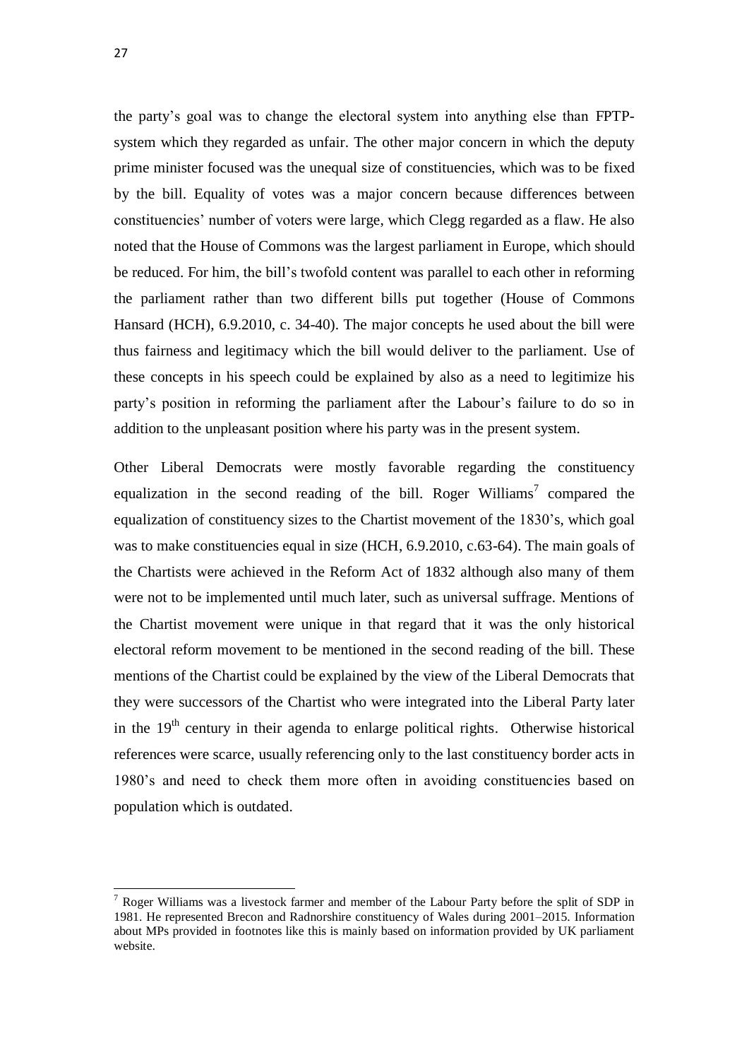the party's goal was to change the electoral system into anything else than FPTP-system which they regarded as unfair. The other major concern in which the deputy prime minister focused was the unequal size of constituencies, which was to be fixed by the bill. Equality of votes was a major concern because differences between constituencies' number of voters were large, which Clegg regarded as a flaw. He also noted that the House of Commons was the largest parliament in Europe, which should be reduced. For him, the bill's twofold content was parallel to each other in reforming the parliament rather than two different bills put together (House of Commons Hansard (HCH), 6.9.2010, c. 34-40). The major concepts he used about the bill were thus fairness and legitimacy which the bill would deliver to the parliament. Use of these concepts in his speech could be explained by also as a need to legitimize his party's position in reforming the parliament after the Labour's failure to do so in addition to the unpleasant position where his party was in the present system.

Other Liberal Democrats were mostly favorable regarding the constituency equalization in the second reading of the bill. Roger Williams[7] compared the equalization of constituency sizes to the Chartist movement of the 1830's, which goal was to make constituencies equal in size (HCH, 6.9.2010, c.63-64). The main goals of the Chartists were achieved in the Reform Act of 1832 although also many of them were not to be implemented until much later, such as universal suffrage. Mentions of the Chartist movement were unique in that regard that it was the only historical electoral reform movement to be mentioned in the second reading of the bill. These mentions of the Chartist could be explained by the view of the Liberal Democrats that they were successors of the Chartist who were integrated into the Liberal Party later in the 19th century in their agenda to enlarge political rights. Otherwise historical references were scarce, usually referencing only to the last constituency border acts in 1980's and need to check them more often in avoiding constituencies based on population which is outdated.

---

[7] Roger Williams was a livestock farmer and member of the Labour Party before the split of SDP in 1981. He represented Brecon and Radnorshire constituency of Wales during 2001–2015. Information about MPs provided in footnotes like this is mainly based on information provided by UK parliament website.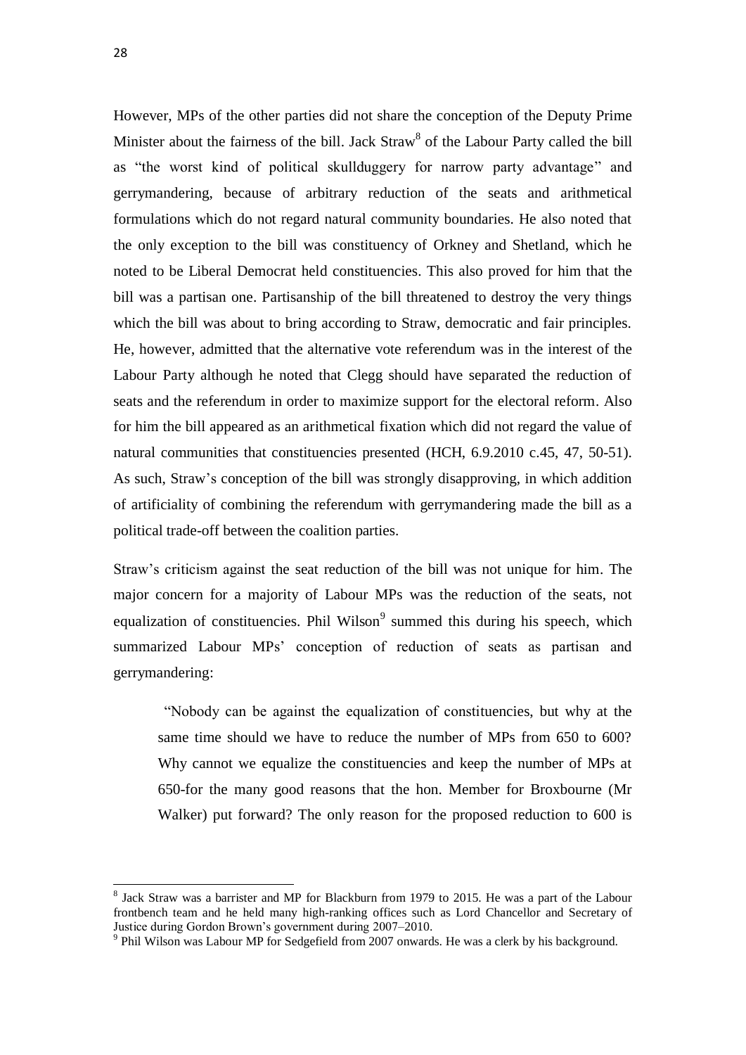However, MPs of the other parties did not share the conception of the Deputy Prime Minister about the fairness of the bill. Jack Straw[8] of the Labour Party called the bill as "the worst kind of political skullduggery for narrow party advantage" and gerrymandering, because of arbitrary reduction of the seats and arithmetical formulations which do not regard natural community boundaries. He also noted that the only exception to the bill was constituency of Orkney and Shetland, which he noted to be Liberal Democrat held constituencies. This also proved for him that the bill was a partisan one. Partisanship of the bill threatened to destroy the very things which the bill was about to bring according to Straw, democratic and fair principles. He, however, admitted that the alternative vote referendum was in the interest of the Labour Party although he noted that Clegg should have separated the reduction of seats and the referendum in order to maximize support for the electoral reform. Also for him the bill appeared as an arithmetical fixation which did not regard the value of natural communities that constituencies presented (HCH, 6.9.2010 c.45, 47, 50-51). As such, Straw's conception of the bill was strongly disapproving, in which addition of artificiality of combining the referendum with gerrymandering made the bill as a political trade-off between the coalition parties.

Straw's criticism against the seat reduction of the bill was not unique for him. The major concern for a majority of Labour MPs was the reduction of the seats, not equalization of constituencies. Phil Wilson[9] summed this during his speech, which summarized Labour MPs' conception of reduction of seats as partisan and gerrymandering:

> "Nobody can be against the equalization of constituencies, but why at the same time should we have to reduce the number of MPs from 650 to 600? Why cannot we equalize the constituencies and keep the number of MPs at 650-for the many good reasons that the hon. Member for Broxbourne (Mr Walker) put forward? The only reason for the proposed reduction to 600 is

---

[8] Jack Straw was a barrister and MP for Blackburn from 1979 to 2015. He was a part of the Labour frontbench team and he held many high-ranking offices such as Lord Chancellor and Secretary of Justice during Gordon Brown's government during 2007–2010.

[9] Phil Wilson was Labour MP for Sedgefield from 2007 onwards. He was a clerk by his background.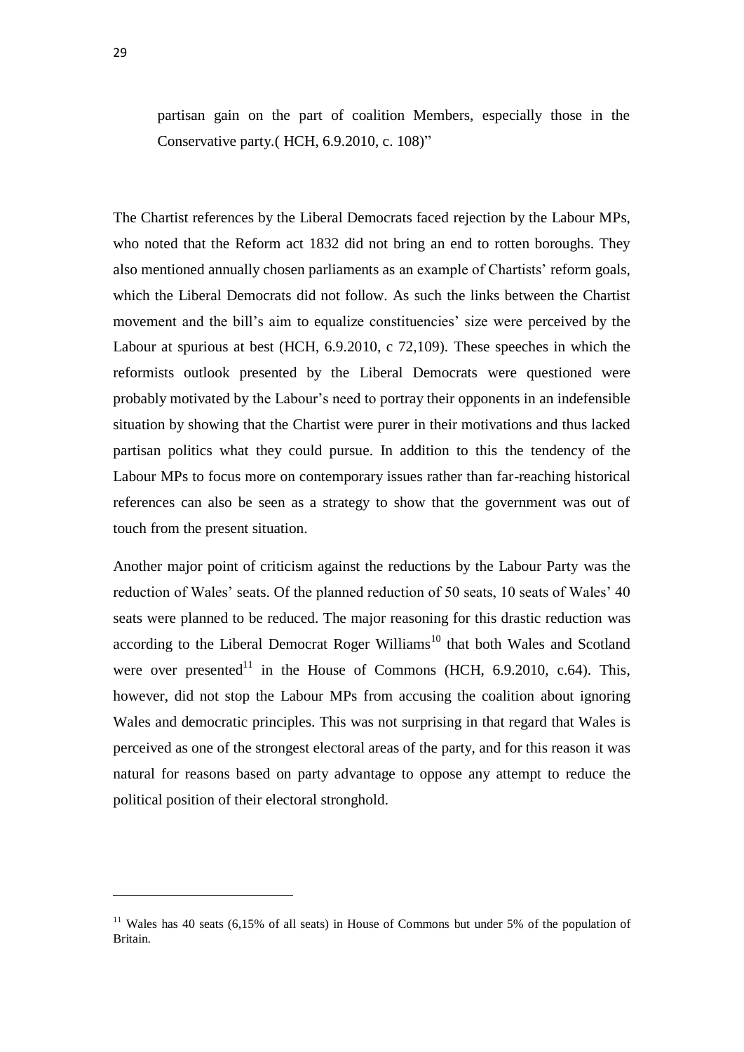partisan gain on the part of coalition Members, especially those in the Conservative party.( HCH, 6.9.2010, c. 108)"

The Chartist references by the Liberal Democrats faced rejection by the Labour MPs, who noted that the Reform act 1832 did not bring an end to rotten boroughs. They also mentioned annually chosen parliaments as an example of Chartists' reform goals, which the Liberal Democrats did not follow. As such the links between the Chartist movement and the bill's aim to equalize constituencies' size were perceived by the Labour at spurious at best (HCH, 6.9.2010, c 72,109). These speeches in which the reformists outlook presented by the Liberal Democrats were questioned were probably motivated by the Labour's need to portray their opponents in an indefensible situation by showing that the Chartist were purer in their motivations and thus lacked partisan politics what they could pursue. In addition to this the tendency of the Labour MPs to focus more on contemporary issues rather than far-reaching historical references can also be seen as a strategy to show that the government was out of touch from the present situation.

Another major point of criticism against the reductions by the Labour Party was the reduction of Wales' seats. Of the planned reduction of 50 seats, 10 seats of Wales' 40 seats were planned to be reduced. The major reasoning for this drastic reduction was according to the Liberal Democrat Roger Williams[10] that both Wales and Scotland were over presented[11] in the House of Commons (HCH, 6.9.2010, c.64). This, however, did not stop the Labour MPs from accusing the coalition about ignoring Wales and democratic principles. This was not surprising in that regard that Wales is perceived as one of the strongest electoral areas of the party, and for this reason it was natural for reasons based on party advantage to oppose any attempt to reduce the political position of their electoral stronghold.

[11] Wales has 40 seats (6,15% of all seats) in House of Commons but under 5% of the population of Britain.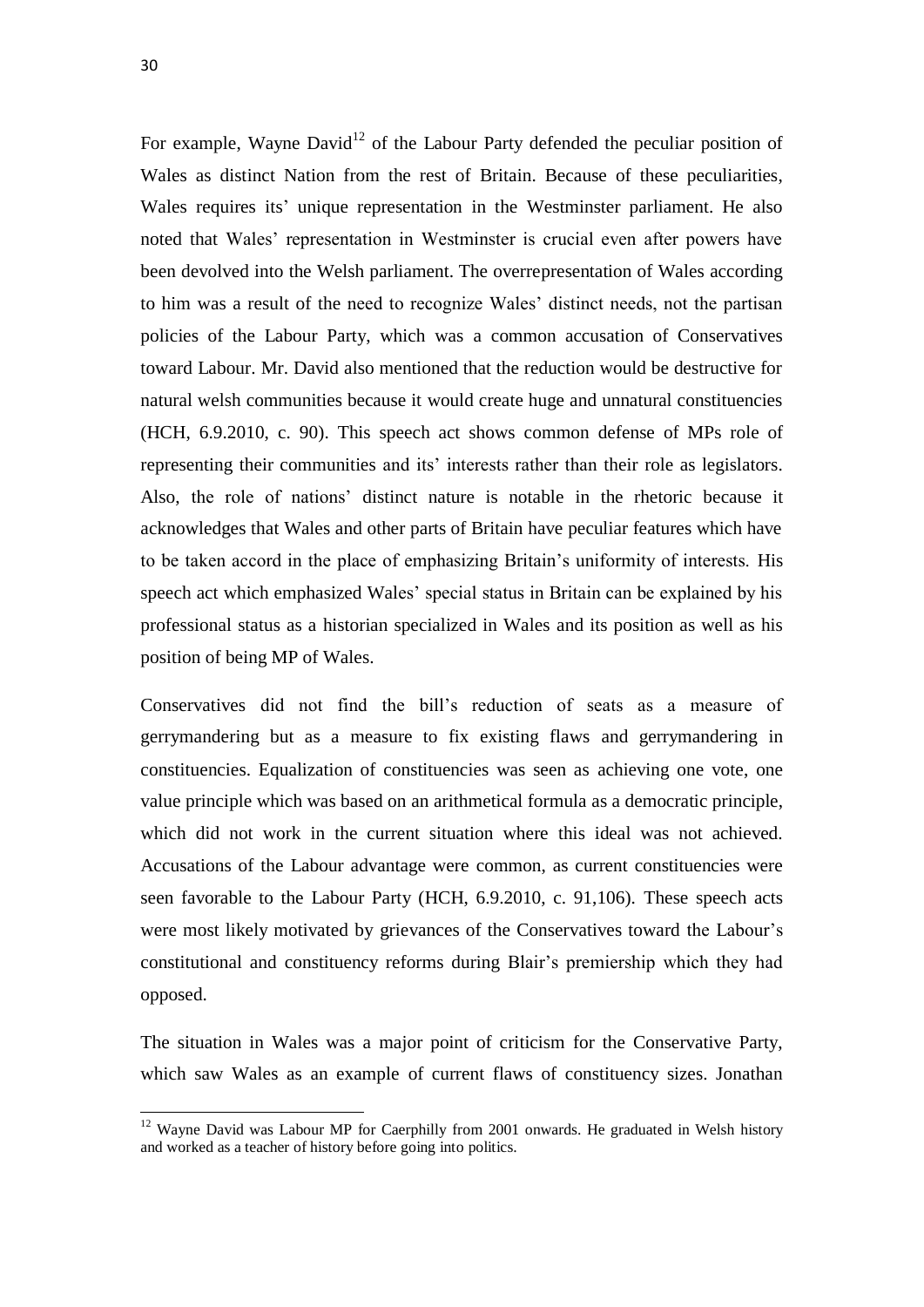For example, Wayne David[12] of the Labour Party defended the peculiar position of Wales as distinct Nation from the rest of Britain. Because of these peculiarities, Wales requires its' unique representation in the Westminster parliament. He also noted that Wales' representation in Westminster is crucial even after powers have been devolved into the Welsh parliament. The overrepresentation of Wales according to him was a result of the need to recognize Wales' distinct needs, not the partisan policies of the Labour Party, which was a common accusation of Conservatives toward Labour. Mr. David also mentioned that the reduction would be destructive for natural welsh communities because it would create huge and unnatural constituencies (HCH, 6.9.2010, c. 90). This speech act shows common defense of MPs role of representing their communities and its' interests rather than their role as legislators. Also, the role of nations' distinct nature is notable in the rhetoric because it acknowledges that Wales and other parts of Britain have peculiar features which have to be taken accord in the place of emphasizing Britain's uniformity of interests. His speech act which emphasized Wales' special status in Britain can be explained by his professional status as a historian specialized in Wales and its position as well as his position of being MP of Wales.

Conservatives did not find the bill's reduction of seats as a measure of gerrymandering but as a measure to fix existing flaws and gerrymandering in constituencies. Equalization of constituencies was seen as achieving one vote, one value principle which was based on an arithmetical formula as a democratic principle, which did not work in the current situation where this ideal was not achieved. Accusations of the Labour advantage were common, as current constituencies were seen favorable to the Labour Party (HCH, 6.9.2010, c. 91,106). These speech acts were most likely motivated by grievances of the Conservatives toward the Labour's constitutional and constituency reforms during Blair's premiership which they had opposed.

The situation in Wales was a major point of criticism for the Conservative Party, which saw Wales as an example of current flaws of constituency sizes. Jonathan

[12] Wayne David was Labour MP for Caerphilly from 2001 onwards. He graduated in Welsh history and worked as a teacher of history before going into politics.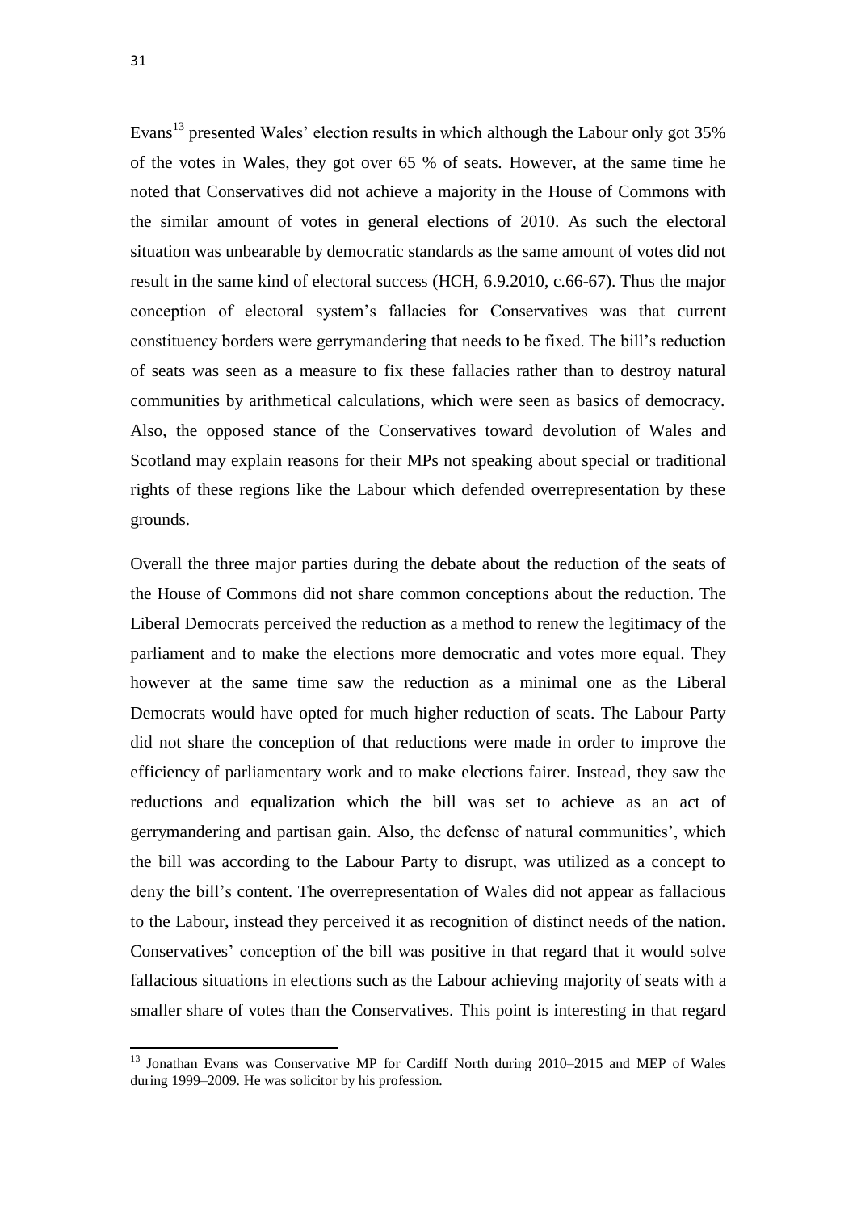Evans[13] presented Wales' election results in which although the Labour only got 35% of the votes in Wales, they got over 65 % of seats. However, at the same time he noted that Conservatives did not achieve a majority in the House of Commons with the similar amount of votes in general elections of 2010. As such the electoral situation was unbearable by democratic standards as the same amount of votes did not result in the same kind of electoral success (HCH, 6.9.2010, c.66-67). Thus the major conception of electoral system's fallacies for Conservatives was that current constituency borders were gerrymandering that needs to be fixed. The bill's reduction of seats was seen as a measure to fix these fallacies rather than to destroy natural communities by arithmetical calculations, which were seen as basics of democracy. Also, the opposed stance of the Conservatives toward devolution of Wales and Scotland may explain reasons for their MPs not speaking about special or traditional rights of these regions like the Labour which defended overrepresentation by these grounds.

Overall the three major parties during the debate about the reduction of the seats of the House of Commons did not share common conceptions about the reduction. The Liberal Democrats perceived the reduction as a method to renew the legitimacy of the parliament and to make the elections more democratic and votes more equal. They however at the same time saw the reduction as a minimal one as the Liberal Democrats would have opted for much higher reduction of seats. The Labour Party did not share the conception of that reductions were made in order to improve the efficiency of parliamentary work and to make elections fairer. Instead, they saw the reductions and equalization which the bill was set to achieve as an act of gerrymandering and partisan gain. Also, the defense of natural communities', which the bill was according to the Labour Party to disrupt, was utilized as a concept to deny the bill's content. The overrepresentation of Wales did not appear as fallacious to the Labour, instead they perceived it as recognition of distinct needs of the nation. Conservatives' conception of the bill was positive in that regard that it would solve fallacious situations in elections such as the Labour achieving majority of seats with a smaller share of votes than the Conservatives. This point is interesting in that regard

[13] Jonathan Evans was Conservative MP for Cardiff North during 2010–2015 and MEP of Wales during 1999–2009. He was solicitor by his profession.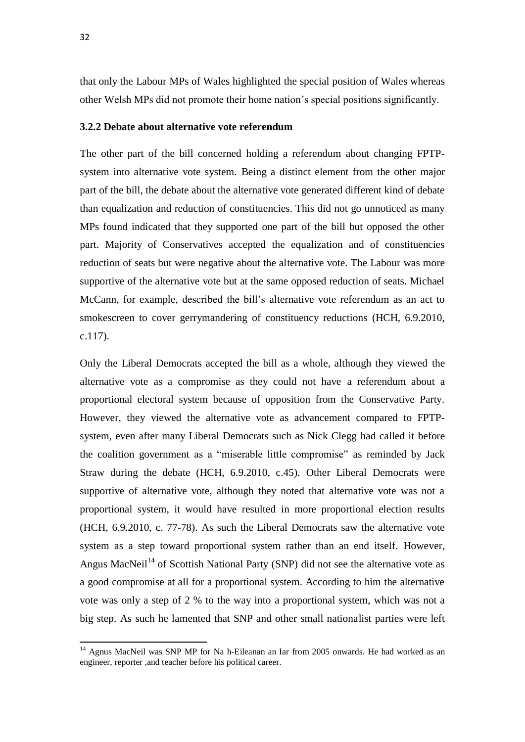that only the Labour MPs of Wales highlighted the special position of Wales whereas other Welsh MPs did not promote their home nation's special positions significantly.

### 3.2.2 Debate about alternative vote referendum

The other part of the bill concerned holding a referendum about changing FPTP-system into alternative vote system. Being a distinct element from the other major part of the bill, the debate about the alternative vote generated different kind of debate than equalization and reduction of constituencies. This did not go unnoticed as many MPs found indicated that they supported one part of the bill but opposed the other part. Majority of Conservatives accepted the equalization and of constituencies reduction of seats but were negative about the alternative vote. The Labour was more supportive of the alternative vote but at the same opposed reduction of seats. Michael McCann, for example, described the bill's alternative vote referendum as an act to smokescreen to cover gerrymandering of constituency reductions (HCH, 6.9.2010, c.117).

Only the Liberal Democrats accepted the bill as a whole, although they viewed the alternative vote as a compromise as they could not have a referendum about a proportional electoral system because of opposition from the Conservative Party. However, they viewed the alternative vote as advancement compared to FPTP-system, even after many Liberal Democrats such as Nick Clegg had called it before the coalition government as a "miserable little compromise" as reminded by Jack Straw during the debate (HCH, 6.9.2010, c.45). Other Liberal Democrats were supportive of alternative vote, although they noted that alternative vote was not a proportional system, it would have resulted in more proportional election results (HCH, 6.9.2010, c. 77-78). As such the Liberal Democrats saw the alternative vote system as a step toward proportional system rather than an end itself. However, Angus MacNeil[14] of Scottish National Party (SNP) did not see the alternative vote as a good compromise at all for a proportional system. According to him the alternative vote was only a step of 2 % to the way into a proportional system, which was not a big step. As such he lamented that SNP and other small nationalist parties were left

[14] Agnus MacNeil was SNP MP for Na h-Eileanan an Iar from 2005 onwards. He had worked as an engineer, reporter ,and teacher before his political career.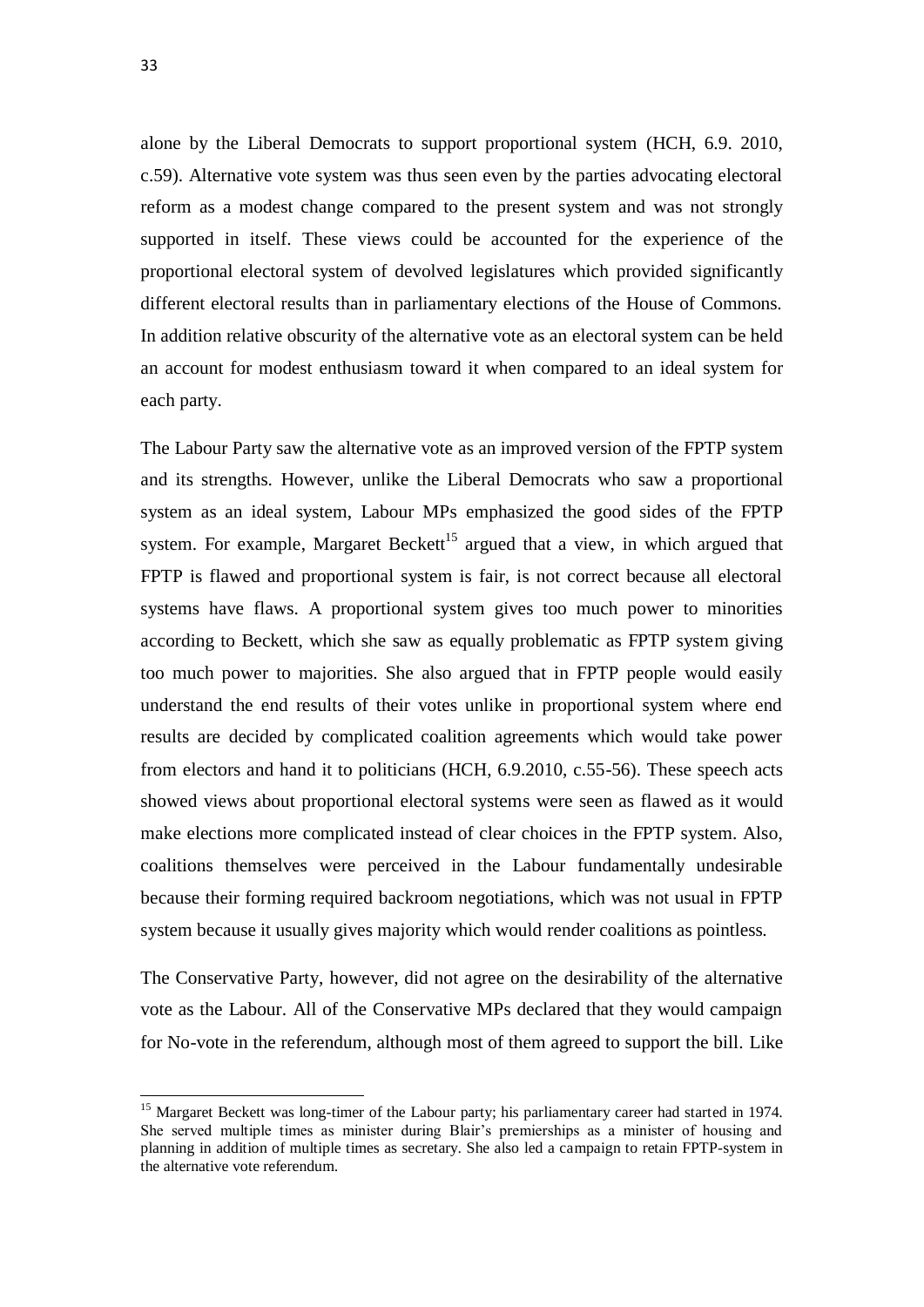alone by the Liberal Democrats to support proportional system (HCH, 6.9. 2010, c.59). Alternative vote system was thus seen even by the parties advocating electoral reform as a modest change compared to the present system and was not strongly supported in itself. These views could be accounted for the experience of the proportional electoral system of devolved legislatures which provided significantly different electoral results than in parliamentary elections of the House of Commons. In addition relative obscurity of the alternative vote as an electoral system can be held an account for modest enthusiasm toward it when compared to an ideal system for each party.

The Labour Party saw the alternative vote as an improved version of the FPTP system and its strengths. However, unlike the Liberal Democrats who saw a proportional system as an ideal system, Labour MPs emphasized the good sides of the FPTP system. For example, Margaret Beckett[15] argued that a view, in which argued that FPTP is flawed and proportional system is fair, is not correct because all electoral systems have flaws. A proportional system gives too much power to minorities according to Beckett, which she saw as equally problematic as FPTP system giving too much power to majorities. She also argued that in FPTP people would easily understand the end results of their votes unlike in proportional system where end results are decided by complicated coalition agreements which would take power from electors and hand it to politicians (HCH, 6.9.2010, c.55-56). These speech acts showed views about proportional electoral systems were seen as flawed as it would make elections more complicated instead of clear choices in the FPTP system. Also, coalitions themselves were perceived in the Labour fundamentally undesirable because their forming required backroom negotiations, which was not usual in FPTP system because it usually gives majority which would render coalitions as pointless.

The Conservative Party, however, did not agree on the desirability of the alternative vote as the Labour. All of the Conservative MPs declared that they would campaign for No-vote in the referendum, although most of them agreed to support the bill. Like

[15] Margaret Beckett was long-timer of the Labour party; his parliamentary career had started in 1974. She served multiple times as minister during Blair's premierships as a minister of housing and planning in addition of multiple times as secretary. She also led a campaign to retain FPTP-system in the alternative vote referendum.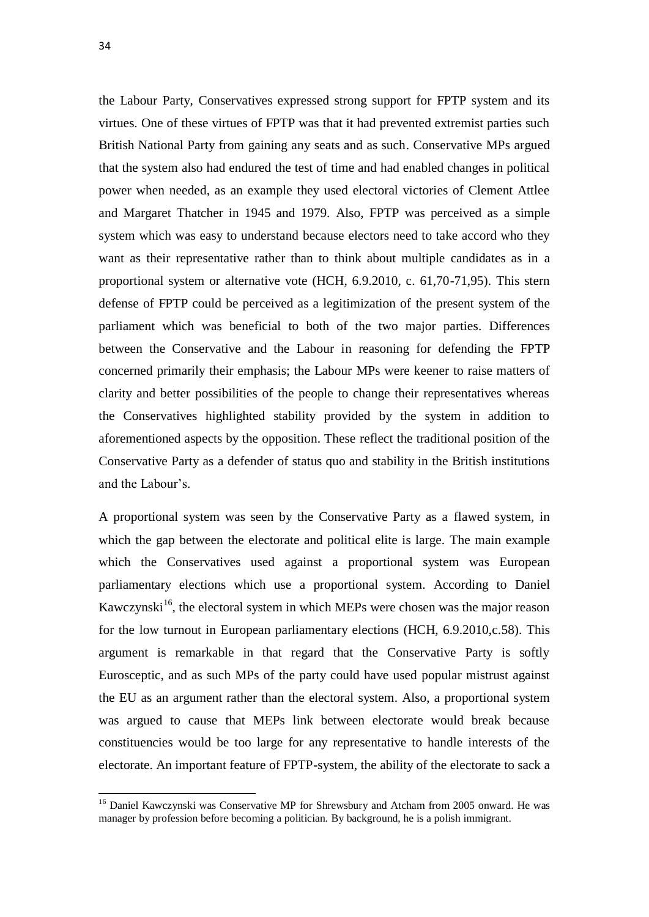the Labour Party, Conservatives expressed strong support for FPTP system and its virtues. One of these virtues of FPTP was that it had prevented extremist parties such British National Party from gaining any seats and as such. Conservative MPs argued that the system also had endured the test of time and had enabled changes in political power when needed, as an example they used electoral victories of Clement Attlee and Margaret Thatcher in 1945 and 1979. Also, FPTP was perceived as a simple system which was easy to understand because electors need to take accord who they want as their representative rather than to think about multiple candidates as in a proportional system or alternative vote (HCH, 6.9.2010, c. 61,70-71,95). This stern defense of FPTP could be perceived as a legitimization of the present system of the parliament which was beneficial to both of the two major parties. Differences between the Conservative and the Labour in reasoning for defending the FPTP concerned primarily their emphasis; the Labour MPs were keener to raise matters of clarity and better possibilities of the people to change their representatives whereas the Conservatives highlighted stability provided by the system in addition to aforementioned aspects by the opposition. These reflect the traditional position of the Conservative Party as a defender of status quo and stability in the British institutions and the Labour's.

A proportional system was seen by the Conservative Party as a flawed system, in which the gap between the electorate and political elite is large. The main example which the Conservatives used against a proportional system was European parliamentary elections which use a proportional system. According to Daniel Kawczynski[16], the electoral system in which MEPs were chosen was the major reason for the low turnout in European parliamentary elections (HCH, 6.9.2010,c.58). This argument is remarkable in that regard that the Conservative Party is softly Eurosceptic, and as such MPs of the party could have used popular mistrust against the EU as an argument rather than the electoral system. Also, a proportional system was argued to cause that MEPs link between electorate would break because constituencies would be too large for any representative to handle interests of the electorate. An important feature of FPTP-system, the ability of the electorate to sack a

[16] Daniel Kawczynski was Conservative MP for Shrewsbury and Atcham from 2005 onward. He was manager by profession before becoming a politician. By background, he is a polish immigrant.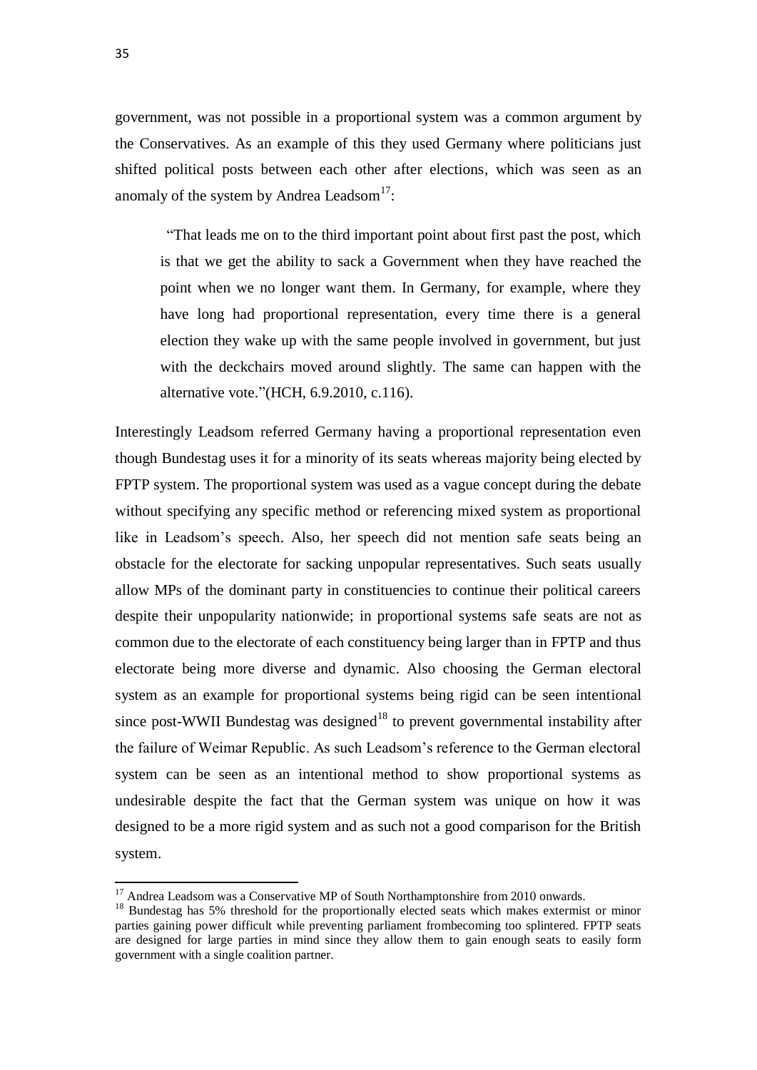government, was not possible in a proportional system was a common argument by the Conservatives. As an example of this they used Germany where politicians just shifted political posts between each other after elections, which was seen as an anomaly of the system by Andrea Leadsom[17]:

> "That leads me on to the third important point about first past the post, which is that we get the ability to sack a Government when they have reached the point when we no longer want them. In Germany, for example, where they have long had proportional representation, every time there is a general election they wake up with the same people involved in government, but just with the deckchairs moved around slightly. The same can happen with the alternative vote."(HCH, 6.9.2010, c.116).

Interestingly Leadsom referred Germany having a proportional representation even though Bundestag uses it for a minority of its seats whereas majority being elected by FPTP system. The proportional system was used as a vague concept during the debate without specifying any specific method or referencing mixed system as proportional like in Leadsom's speech. Also, her speech did not mention safe seats being an obstacle for the electorate for sacking unpopular representatives. Such seats usually allow MPs of the dominant party in constituencies to continue their political careers despite their unpopularity nationwide; in proportional systems safe seats are not as common due to the electorate of each constituency being larger than in FPTP and thus electorate being more diverse and dynamic. Also choosing the German electoral system as an example for proportional systems being rigid can be seen intentional since post-WWII Bundestag was designed[18] to prevent governmental instability after the failure of Weimar Republic. As such Leadsom's reference to the German electoral system can be seen as an intentional method to show proportional systems as undesirable despite the fact that the German system was unique on how it was designed to be a more rigid system and as such not a good comparison for the British system.

---

[17] Andrea Leadsom was a Conservative MP of South Northamptonshire from 2010 onwards.

[18] Bundestag has 5% threshold for the proportionally elected seats which makes extermist or minor parties gaining power difficult while preventing parliament frombecoming too splintered. FPTP seats are designed for large parties in mind since they allow them to gain enough seats to easily form government with a single coalition partner.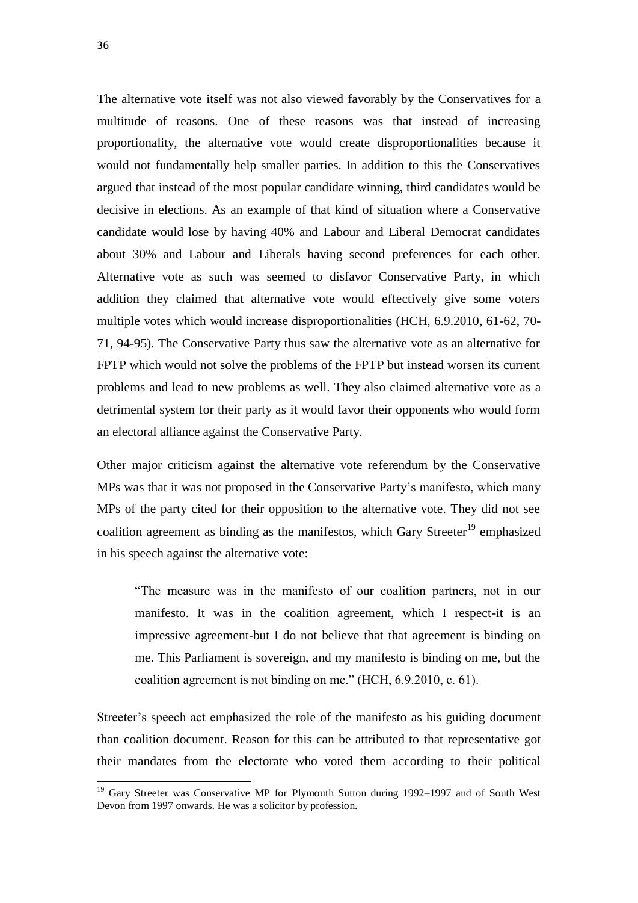The alternative vote itself was not also viewed favorably by the Conservatives for a multitude of reasons. One of these reasons was that instead of increasing proportionality, the alternative vote would create disproportionalities because it would not fundamentally help smaller parties. In addition to this the Conservatives argued that instead of the most popular candidate winning, third candidates would be decisive in elections. As an example of that kind of situation where a Conservative candidate would lose by having 40% and Labour and Liberal Democrat candidates about 30% and Labour and Liberals having second preferences for each other. Alternative vote as such was seemed to disfavor Conservative Party, in which addition they claimed that alternative vote would effectively give some voters multiple votes which would increase disproportionalities (HCH, 6.9.2010, 61-62, 70-71, 94-95). The Conservative Party thus saw the alternative vote as an alternative for FPTP which would not solve the problems of the FPTP but instead worsen its current problems and lead to new problems as well. They also claimed alternative vote as a detrimental system for their party as it would favor their opponents who would form an electoral alliance against the Conservative Party.

Other major criticism against the alternative vote referendum by the Conservative MPs was that it was not proposed in the Conservative Party's manifesto, which many MPs of the party cited for their opposition to the alternative vote. They did not see coalition agreement as binding as the manifestos, which Gary Streeter[19] emphasized in his speech against the alternative vote:

> "The measure was in the manifesto of our coalition partners, not in our manifesto. It was in the coalition agreement, which I respect-it is an impressive agreement-but I do not believe that that agreement is binding on me. This Parliament is sovereign, and my manifesto is binding on me, but the coalition agreement is not binding on me." (HCH, 6.9.2010, c. 61).

Streeter's speech act emphasized the role of the manifesto as his guiding document than coalition document. Reason for this can be attributed to that representative got their mandates from the electorate who voted them according to their political

[19] Gary Streeter was Conservative MP for Plymouth Sutton during 1992–1997 and of South West Devon from 1997 onwards. He was a solicitor by profession.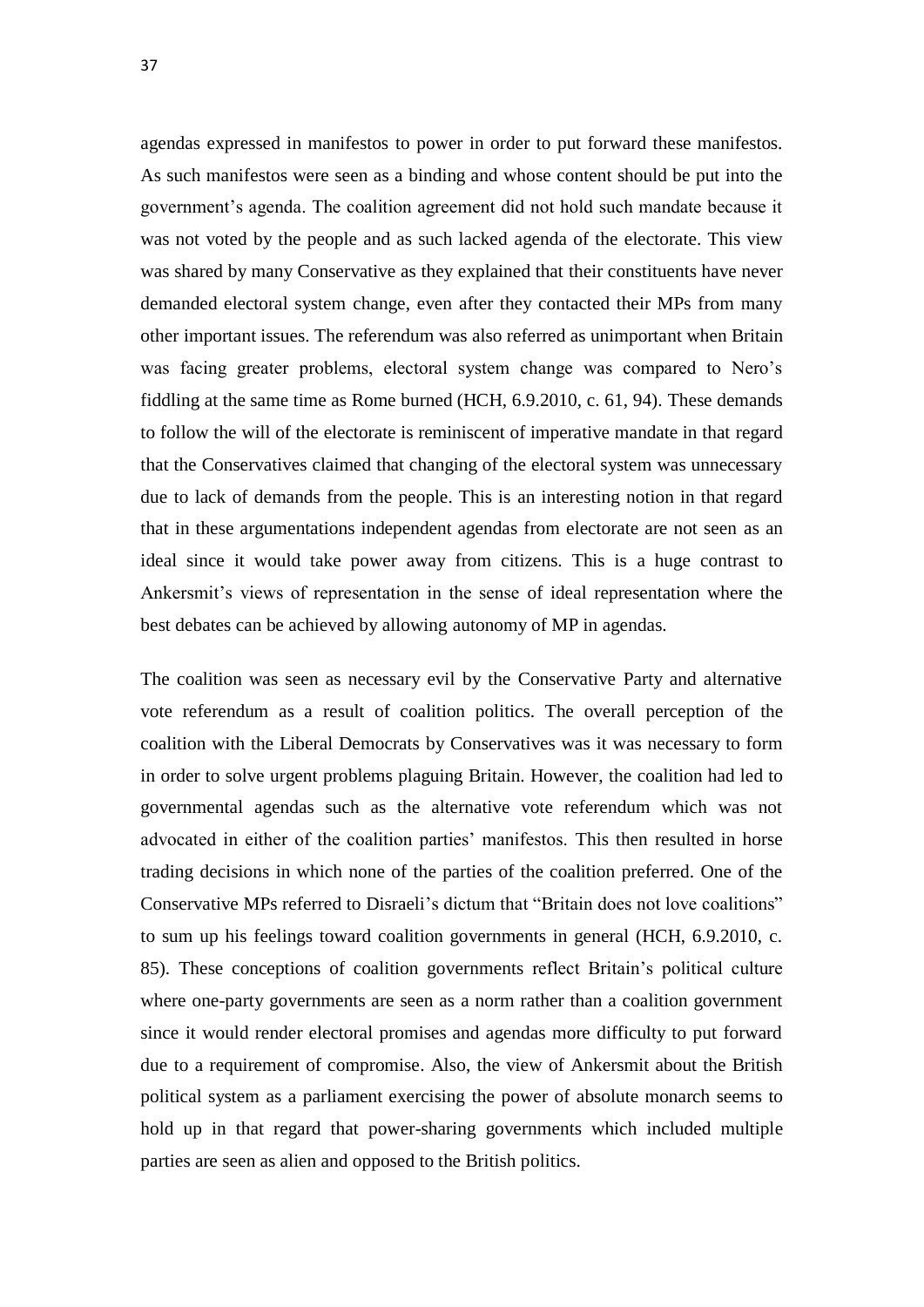agendas expressed in manifestos to power in order to put forward these manifestos. As such manifestos were seen as a binding and whose content should be put into the government's agenda. The coalition agreement did not hold such mandate because it was not voted by the people and as such lacked agenda of the electorate. This view was shared by many Conservative as they explained that their constituents have never demanded electoral system change, even after they contacted their MPs from many other important issues. The referendum was also referred as unimportant when Britain was facing greater problems, electoral system change was compared to Nero's fiddling at the same time as Rome burned (HCH, 6.9.2010, c. 61, 94). These demands to follow the will of the electorate is reminiscent of imperative mandate in that regard that the Conservatives claimed that changing of the electoral system was unnecessary due to lack of demands from the people. This is an interesting notion in that regard that in these argumentations independent agendas from electorate are not seen as an ideal since it would take power away from citizens. This is a huge contrast to Ankersmit's views of representation in the sense of ideal representation where the best debates can be achieved by allowing autonomy of MP in agendas.

The coalition was seen as necessary evil by the Conservative Party and alternative vote referendum as a result of coalition politics. The overall perception of the coalition with the Liberal Democrats by Conservatives was it was necessary to form in order to solve urgent problems plaguing Britain. However, the coalition had led to governmental agendas such as the alternative vote referendum which was not advocated in either of the coalition parties' manifestos. This then resulted in horse trading decisions in which none of the parties of the coalition preferred. One of the Conservative MPs referred to Disraeli's dictum that "Britain does not love coalitions" to sum up his feelings toward coalition governments in general (HCH, 6.9.2010, c. 85). These conceptions of coalition governments reflect Britain's political culture where one-party governments are seen as a norm rather than a coalition government since it would render electoral promises and agendas more difficulty to put forward due to a requirement of compromise. Also, the view of Ankersmit about the British political system as a parliament exercising the power of absolute monarch seems to hold up in that regard that power-sharing governments which included multiple parties are seen as alien and opposed to the British politics.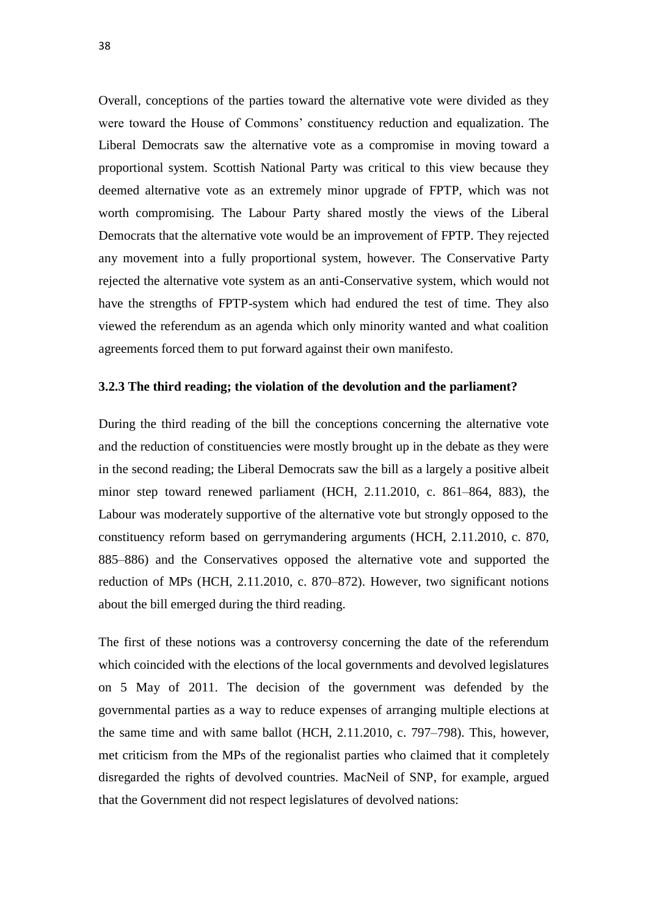Overall, conceptions of the parties toward the alternative vote were divided as they were toward the House of Commons' constituency reduction and equalization. The Liberal Democrats saw the alternative vote as a compromise in moving toward a proportional system. Scottish National Party was critical to this view because they deemed alternative vote as an extremely minor upgrade of FPTP, which was not worth compromising. The Labour Party shared mostly the views of the Liberal Democrats that the alternative vote would be an improvement of FPTP. They rejected any movement into a fully proportional system, however. The Conservative Party rejected the alternative vote system as an anti-Conservative system, which would not have the strengths of FPTP-system which had endured the test of time. They also viewed the referendum as an agenda which only minority wanted and what coalition agreements forced them to put forward against their own manifesto.

### 3.2.3 The third reading; the violation of the devolution and the parliament?

During the third reading of the bill the conceptions concerning the alternative vote and the reduction of constituencies were mostly brought up in the debate as they were in the second reading; the Liberal Democrats saw the bill as a largely a positive albeit minor step toward renewed parliament (HCH, 2.11.2010, c. 861–864, 883), the Labour was moderately supportive of the alternative vote but strongly opposed to the constituency reform based on gerrymandering arguments (HCH, 2.11.2010, c. 870, 885–886) and the Conservatives opposed the alternative vote and supported the reduction of MPs (HCH, 2.11.2010, c. 870–872). However, two significant notions about the bill emerged during the third reading.

The first of these notions was a controversy concerning the date of the referendum which coincided with the elections of the local governments and devolved legislatures on 5 May of 2011. The decision of the government was defended by the governmental parties as a way to reduce expenses of arranging multiple elections at the same time and with same ballot (HCH, 2.11.2010, c. 797–798). This, however, met criticism from the MPs of the regionalist parties who claimed that it completely disregarded the rights of devolved countries. MacNeil of SNP, for example, argued that the Government did not respect legislatures of devolved nations: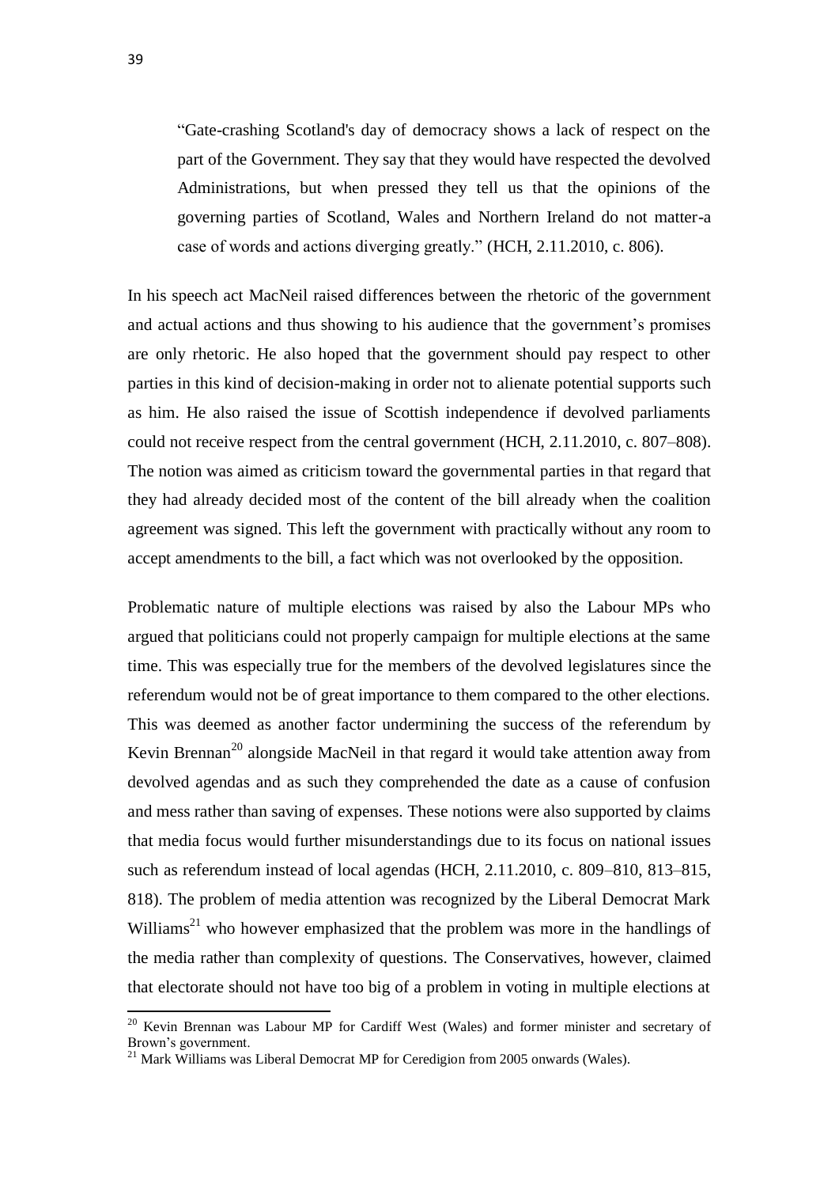> “Gate-crashing Scotland's day of democracy shows a lack of respect on the part of the Government. They say that they would have respected the devolved Administrations, but when pressed they tell us that the opinions of the governing parties of Scotland, Wales and Northern Ireland do not matter-a case of words and actions diverging greatly.” (HCH, 2.11.2010, c. 806).

In his speech act MacNeil raised differences between the rhetoric of the government and actual actions and thus showing to his audience that the government’s promises are only rhetoric. He also hoped that the government should pay respect to other parties in this kind of decision-making in order not to alienate potential supports such as him. He also raised the issue of Scottish independence if devolved parliaments could not receive respect from the central government (HCH, 2.11.2010, c. 807–808). The notion was aimed as criticism toward the governmental parties in that regard that they had already decided most of the content of the bill already when the coalition agreement was signed. This left the government with practically without any room to accept amendments to the bill, a fact which was not overlooked by the opposition.

Problematic nature of multiple elections was raised by also the Labour MPs who argued that politicians could not properly campaign for multiple elections at the same time. This was especially true for the members of the devolved legislatures since the referendum would not be of great importance to them compared to the other elections. This was deemed as another factor undermining the success of the referendum by Kevin Brennan[20] alongside MacNeil in that regard it would take attention away from devolved agendas and as such they comprehended the date as a cause of confusion and mess rather than saving of expenses. These notions were also supported by claims that media focus would further misunderstandings due to its focus on national issues such as referendum instead of local agendas (HCH, 2.11.2010, c. 809–810, 813–815, 818). The problem of media attention was recognized by the Liberal Democrat Mark Williams[21] who however emphasized that the problem was more in the handlings of the media rather than complexity of questions. The Conservatives, however, claimed that electorate should not have too big of a problem in voting in multiple elections at

[20] Kevin Brennan was Labour MP for Cardiff West (Wales) and former minister and secretary of Brown’s government.

[21] Mark Williams was Liberal Democrat MP for Ceredigion from 2005 onwards (Wales).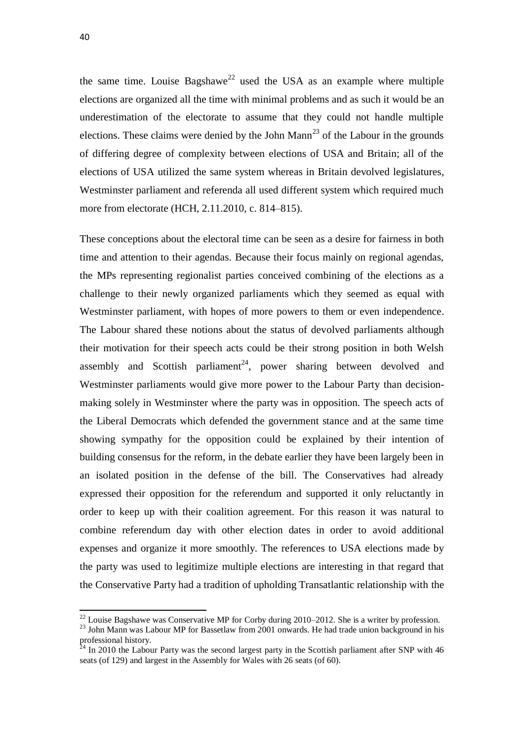the same time. Louise Bagshawe[22] used the USA as an example where multiple elections are organized all the time with minimal problems and as such it would be an underestimation of the electorate to assume that they could not handle multiple elections. These claims were denied by the John Mann[23] of the Labour in the grounds of differing degree of complexity between elections of USA and Britain; all of the elections of USA utilized the same system whereas in Britain devolved legislatures, Westminster parliament and referenda all used different system which required much more from electorate (HCH, 2.11.2010, c. 814–815).

These conceptions about the electoral time can be seen as a desire for fairness in both time and attention to their agendas. Because their focus mainly on regional agendas, the MPs representing regionalist parties conceived combining of the elections as a challenge to their newly organized parliaments which they seemed as equal with Westminster parliament, with hopes of more powers to them or even independence. The Labour shared these notions about the status of devolved parliaments although their motivation for their speech acts could be their strong position in both Welsh assembly and Scottish parliament[24], power sharing between devolved and Westminster parliaments would give more power to the Labour Party than decision-making solely in Westminster where the party was in opposition. The speech acts of the Liberal Democrats which defended the government stance and at the same time showing sympathy for the opposition could be explained by their intention of building consensus for the reform, in the debate earlier they have been largely been in an isolated position in the defense of the bill. The Conservatives had already expressed their opposition for the referendum and supported it only reluctantly in order to keep up with their coalition agreement. For this reason it was natural to combine referendum day with other election dates in order to avoid additional expenses and organize it more smoothly. The references to USA elections made by the party was used to legitimize multiple elections are interesting in that regard that the Conservative Party had a tradition of upholding Transatlantic relationship with the

[22] Louise Bagshawe was Conservative MP for Corby during 2010–2012. She is a writer by profession.

[23] John Mann was Labour MP for Bassetlaw from 2001 onwards. He had trade union background in his professional history.

[24] In 2010 the Labour Party was the second largest party in the Scottish parliament after SNP with 46 seats (of 129) and largest in the Assembly for Wales with 26 seats (of 60).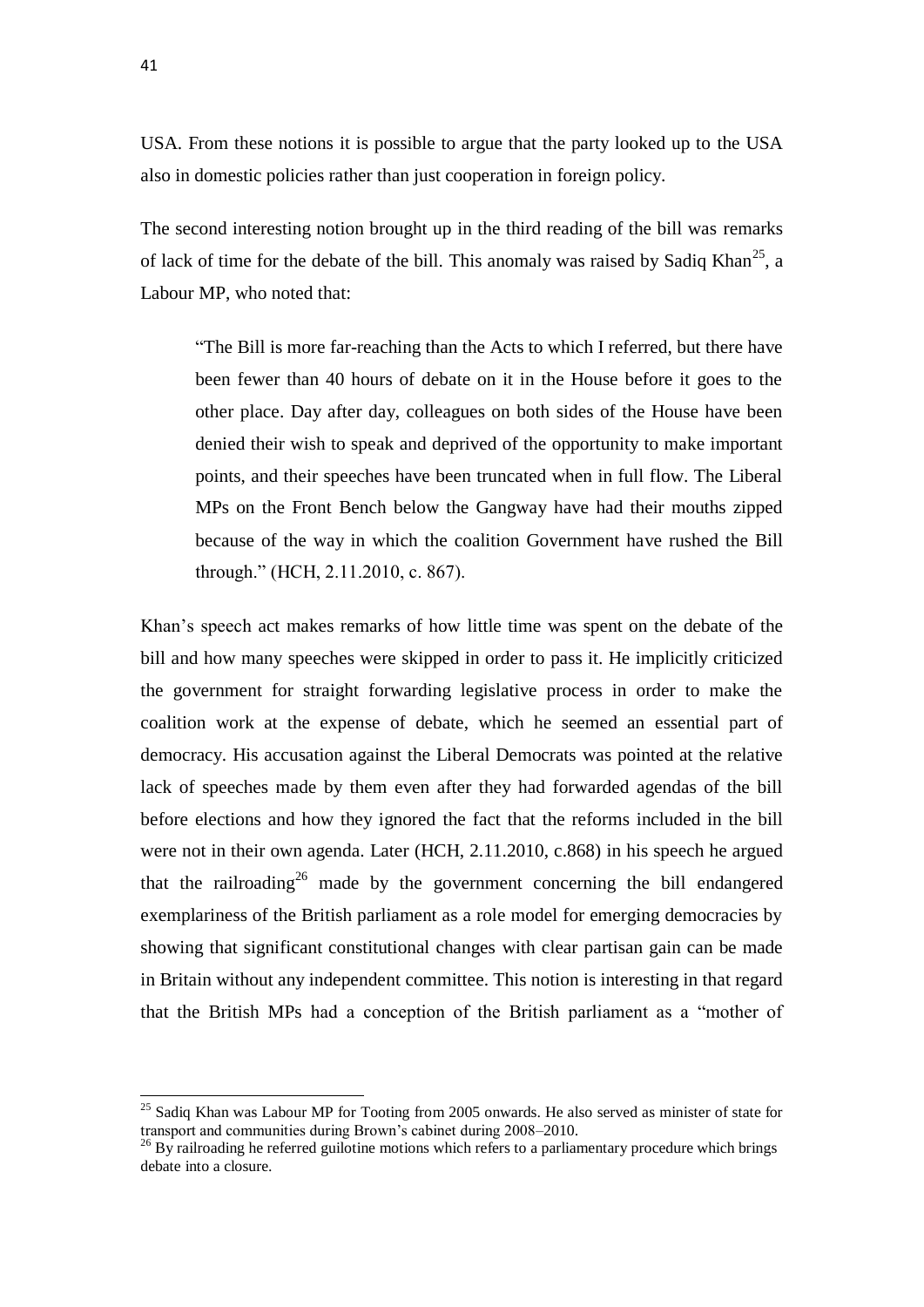USA. From these notions it is possible to argue that the party looked up to the USA also in domestic policies rather than just cooperation in foreign policy.

The second interesting notion brought up in the third reading of the bill was remarks of lack of time for the debate of the bill. This anomaly was raised by Sadiq Khan[25], a Labour MP, who noted that:

> "The Bill is more far-reaching than the Acts to which I referred, but there have been fewer than 40 hours of debate on it in the House before it goes to the other place. Day after day, colleagues on both sides of the House have been denied their wish to speak and deprived of the opportunity to make important points, and their speeches have been truncated when in full flow. The Liberal MPs on the Front Bench below the Gangway have had their mouths zipped because of the way in which the coalition Government have rushed the Bill through." (HCH, 2.11.2010, c. 867).

Khan's speech act makes remarks of how little time was spent on the debate of the bill and how many speeches were skipped in order to pass it. He implicitly criticized the government for straight forwarding legislative process in order to make the coalition work at the expense of debate, which he seemed an essential part of democracy. His accusation against the Liberal Democrats was pointed at the relative lack of speeches made by them even after they had forwarded agendas of the bill before elections and how they ignored the fact that the reforms included in the bill were not in their own agenda. Later (HCH, 2.11.2010, c.868) in his speech he argued that the railroading[26] made by the government concerning the bill endangered exemplariness of the British parliament as a role model for emerging democracies by showing that significant constitutional changes with clear partisan gain can be made in Britain without any independent committee. This notion is interesting in that regard that the British MPs had a conception of the British parliament as a "mother of

---

[25] Sadiq Khan was Labour MP for Tooting from 2005 onwards. He also served as minister of state for transport and communities during Brown's cabinet during 2008–2010.

[26] By railroading he referred guilotine motions which refers to a parliamentary procedure which brings debate into a closure.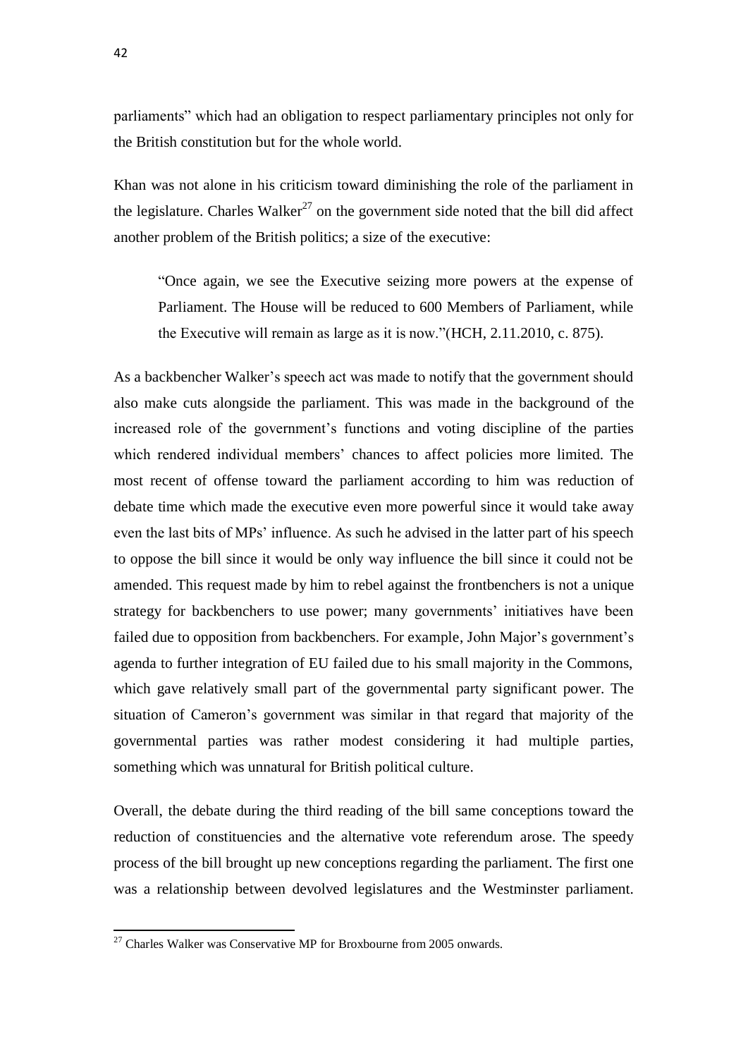parliaments" which had an obligation to respect parliamentary principles not only for the British constitution but for the whole world.

Khan was not alone in his criticism toward diminishing the role of the parliament in the legislature. Charles Walker[27] on the government side noted that the bill did affect another problem of the British politics; a size of the executive:

> "Once again, we see the Executive seizing more powers at the expense of Parliament. The House will be reduced to 600 Members of Parliament, while the Executive will remain as large as it is now."(HCH, 2.11.2010, c. 875).

As a backbencher Walker's speech act was made to notify that the government should also make cuts alongside the parliament. This was made in the background of the increased role of the government's functions and voting discipline of the parties which rendered individual members' chances to affect policies more limited. The most recent of offense toward the parliament according to him was reduction of debate time which made the executive even more powerful since it would take away even the last bits of MPs' influence. As such he advised in the latter part of his speech to oppose the bill since it would be only way influence the bill since it could not be amended. This request made by him to rebel against the frontbenchers is not a unique strategy for backbenchers to use power; many governments' initiatives have been failed due to opposition from backbenchers. For example, John Major's government's agenda to further integration of EU failed due to his small majority in the Commons, which gave relatively small part of the governmental party significant power. The situation of Cameron's government was similar in that regard that majority of the governmental parties was rather modest considering it had multiple parties, something which was unnatural for British political culture.

Overall, the debate during the third reading of the bill same conceptions toward the reduction of constituencies and the alternative vote referendum arose. The speedy process of the bill brought up new conceptions regarding the parliament. The first one was a relationship between devolved legislatures and the Westminster parliament.

[27] Charles Walker was Conservative MP for Broxbourne from 2005 onwards.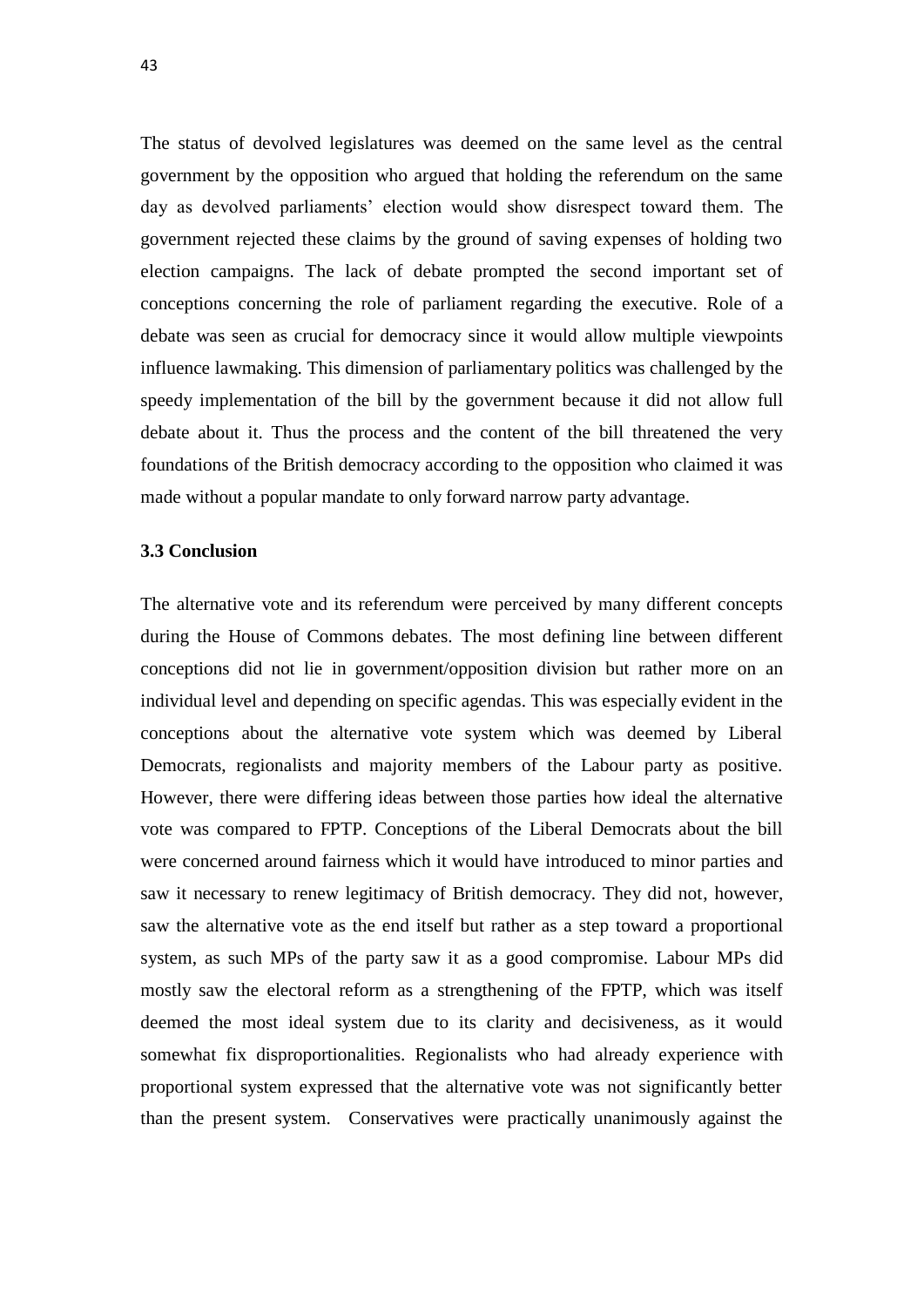The status of devolved legislatures was deemed on the same level as the central government by the opposition who argued that holding the referendum on the same day as devolved parliaments' election would show disrespect toward them. The government rejected these claims by the ground of saving expenses of holding two election campaigns. The lack of debate prompted the second important set of conceptions concerning the role of parliament regarding the executive. Role of a debate was seen as crucial for democracy since it would allow multiple viewpoints influence lawmaking. This dimension of parliamentary politics was challenged by the speedy implementation of the bill by the government because it did not allow full debate about it. Thus the process and the content of the bill threatened the very foundations of the British democracy according to the opposition who claimed it was made without a popular mandate to only forward narrow party advantage.

### 3.3 Conclusion

The alternative vote and its referendum were perceived by many different concepts during the House of Commons debates. The most defining line between different conceptions did not lie in government/opposition division but rather more on an individual level and depending on specific agendas. This was especially evident in the conceptions about the alternative vote system which was deemed by Liberal Democrats, regionalists and majority members of the Labour party as positive. However, there were differing ideas between those parties how ideal the alternative vote was compared to FPTP. Conceptions of the Liberal Democrats about the bill were concerned around fairness which it would have introduced to minor parties and saw it necessary to renew legitimacy of British democracy. They did not, however, saw the alternative vote as the end itself but rather as a step toward a proportional system, as such MPs of the party saw it as a good compromise. Labour MPs did mostly saw the electoral reform as a strengthening of the FPTP, which was itself deemed the most ideal system due to its clarity and decisiveness, as it would somewhat fix disproportionalities. Regionalists who had already experience with proportional system expressed that the alternative vote was not significantly better than the present system. Conservatives were practically unanimously against the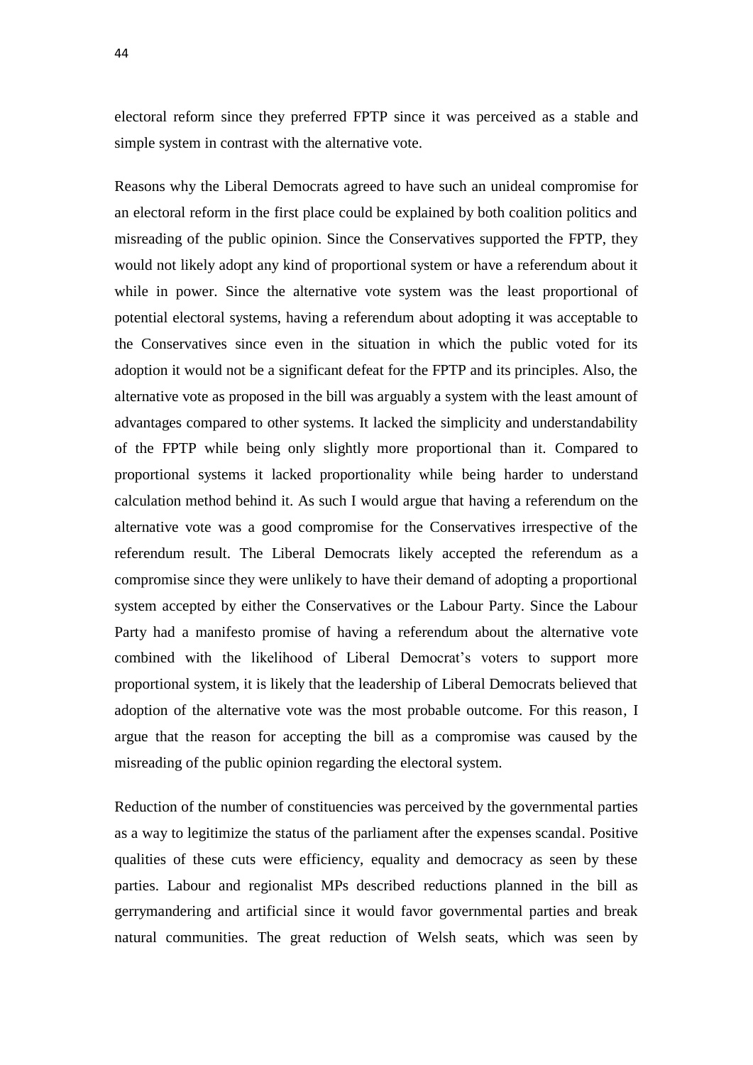electoral reform since they preferred FPTP since it was perceived as a stable and simple system in contrast with the alternative vote.

Reasons why the Liberal Democrats agreed to have such an unideal compromise for an electoral reform in the first place could be explained by both coalition politics and misreading of the public opinion. Since the Conservatives supported the FPTP, they would not likely adopt any kind of proportional system or have a referendum about it while in power. Since the alternative vote system was the least proportional of potential electoral systems, having a referendum about adopting it was acceptable to the Conservatives since even in the situation in which the public voted for its adoption it would not be a significant defeat for the FPTP and its principles. Also, the alternative vote as proposed in the bill was arguably a system with the least amount of advantages compared to other systems. It lacked the simplicity and understandability of the FPTP while being only slightly more proportional than it. Compared to proportional systems it lacked proportionality while being harder to understand calculation method behind it. As such I would argue that having a referendum on the alternative vote was a good compromise for the Conservatives irrespective of the referendum result. The Liberal Democrats likely accepted the referendum as a compromise since they were unlikely to have their demand of adopting a proportional system accepted by either the Conservatives or the Labour Party. Since the Labour Party had a manifesto promise of having a referendum about the alternative vote combined with the likelihood of Liberal Democrat's voters to support more proportional system, it is likely that the leadership of Liberal Democrats believed that adoption of the alternative vote was the most probable outcome. For this reason, I argue that the reason for accepting the bill as a compromise was caused by the misreading of the public opinion regarding the electoral system.

Reduction of the number of constituencies was perceived by the governmental parties as a way to legitimize the status of the parliament after the expenses scandal. Positive qualities of these cuts were efficiency, equality and democracy as seen by these parties. Labour and regionalist MPs described reductions planned in the bill as gerrymandering and artificial since it would favor governmental parties and break natural communities. The great reduction of Welsh seats, which was seen by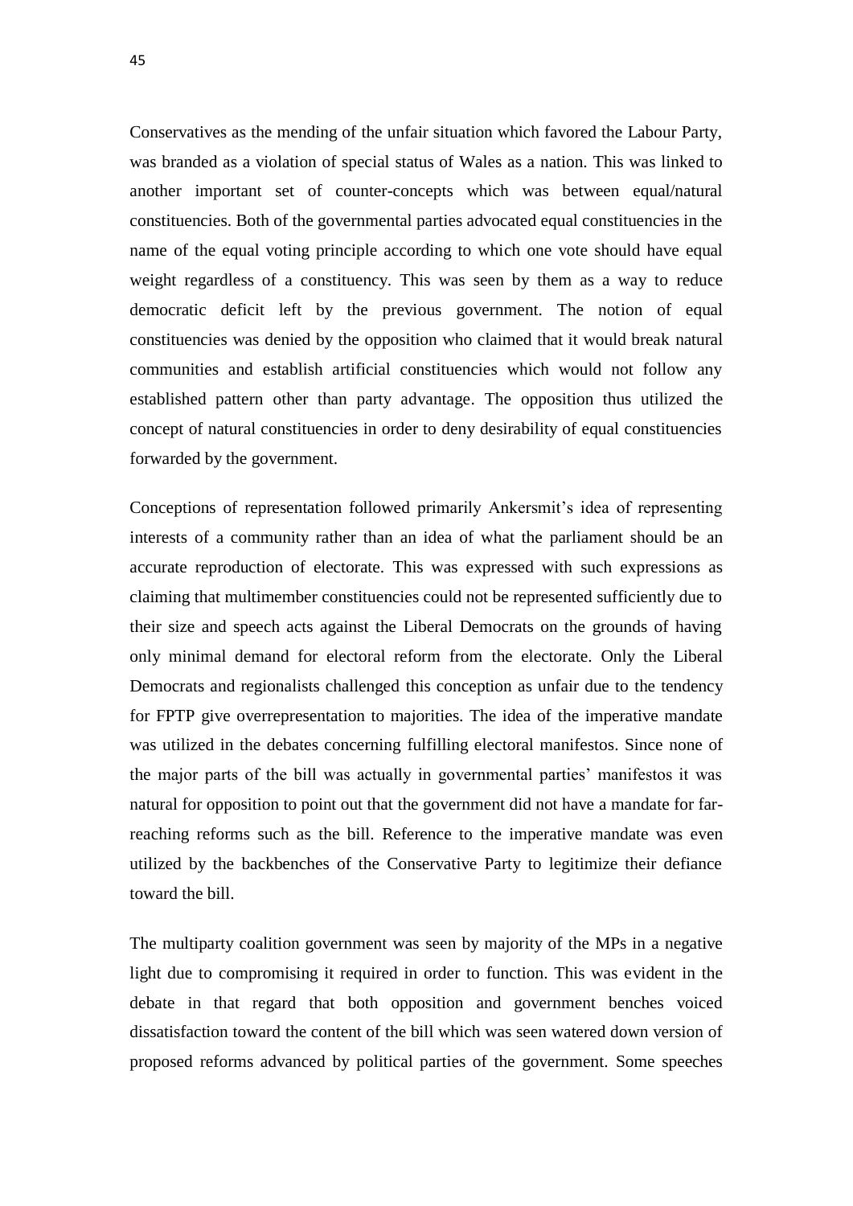Conservatives as the mending of the unfair situation which favored the Labour Party, was branded as a violation of special status of Wales as a nation. This was linked to another important set of counter-concepts which was between equal/natural constituencies. Both of the governmental parties advocated equal constituencies in the name of the equal voting principle according to which one vote should have equal weight regardless of a constituency. This was seen by them as a way to reduce democratic deficit left by the previous government. The notion of equal constituencies was denied by the opposition who claimed that it would break natural communities and establish artificial constituencies which would not follow any established pattern other than party advantage. The opposition thus utilized the concept of natural constituencies in order to deny desirability of equal constituencies forwarded by the government.

Conceptions of representation followed primarily Ankersmit's idea of representing interests of a community rather than an idea of what the parliament should be an accurate reproduction of electorate. This was expressed with such expressions as claiming that multimember constituencies could not be represented sufficiently due to their size and speech acts against the Liberal Democrats on the grounds of having only minimal demand for electoral reform from the electorate. Only the Liberal Democrats and regionalists challenged this conception as unfair due to the tendency for FPTP give overrepresentation to majorities. The idea of the imperative mandate was utilized in the debates concerning fulfilling electoral manifestos. Since none of the major parts of the bill was actually in governmental parties' manifestos it was natural for opposition to point out that the government did not have a mandate for far-reaching reforms such as the bill. Reference to the imperative mandate was even utilized by the backbenches of the Conservative Party to legitimize their defiance toward the bill.

The multiparty coalition government was seen by majority of the MPs in a negative light due to compromising it required in order to function. This was evident in the debate in that regard that both opposition and government benches voiced dissatisfaction toward the content of the bill which was seen watered down version of proposed reforms advanced by political parties of the government. Some speeches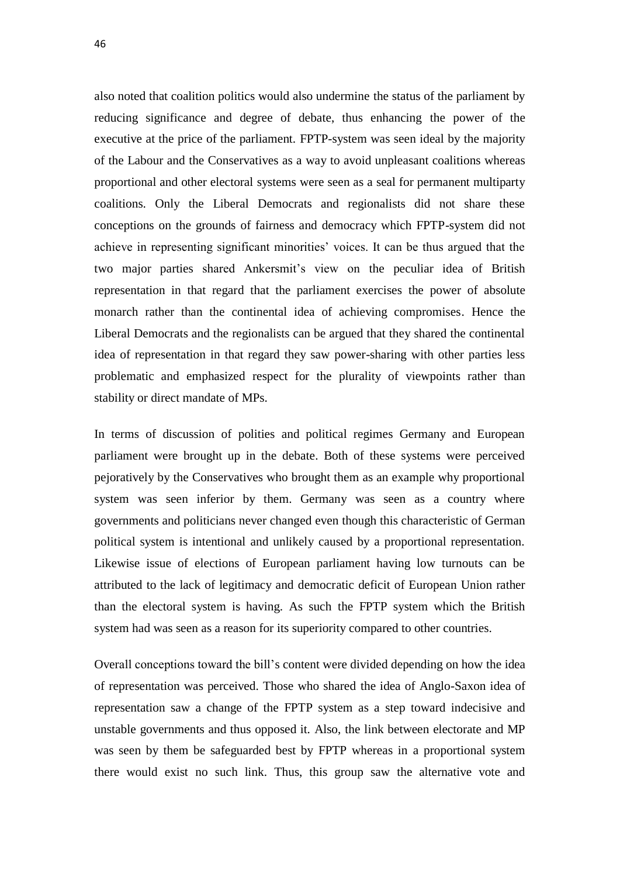also noted that coalition politics would also undermine the status of the parliament by reducing significance and degree of debate, thus enhancing the power of the executive at the price of the parliament. FPTP-system was seen ideal by the majority of the Labour and the Conservatives as a way to avoid unpleasant coalitions whereas proportional and other electoral systems were seen as a seal for permanent multiparty coalitions. Only the Liberal Democrats and regionalists did not share these conceptions on the grounds of fairness and democracy which FPTP-system did not achieve in representing significant minorities' voices. It can be thus argued that the two major parties shared Ankersmit's view on the peculiar idea of British representation in that regard that the parliament exercises the power of absolute monarch rather than the continental idea of achieving compromises. Hence the Liberal Democrats and the regionalists can be argued that they shared the continental idea of representation in that regard they saw power-sharing with other parties less problematic and emphasized respect for the plurality of viewpoints rather than stability or direct mandate of MPs.

In terms of discussion of polities and political regimes Germany and European parliament were brought up in the debate. Both of these systems were perceived pejoratively by the Conservatives who brought them as an example why proportional system was seen inferior by them. Germany was seen as a country where governments and politicians never changed even though this characteristic of German political system is intentional and unlikely caused by a proportional representation. Likewise issue of elections of European parliament having low turnouts can be attributed to the lack of legitimacy and democratic deficit of European Union rather than the electoral system is having. As such the FPTP system which the British system had was seen as a reason for its superiority compared to other countries.

Overall conceptions toward the bill's content were divided depending on how the idea of representation was perceived. Those who shared the idea of Anglo-Saxon idea of representation saw a change of the FPTP system as a step toward indecisive and unstable governments and thus opposed it. Also, the link between electorate and MP was seen by them be safeguarded best by FPTP whereas in a proportional system there would exist no such link. Thus, this group saw the alternative vote and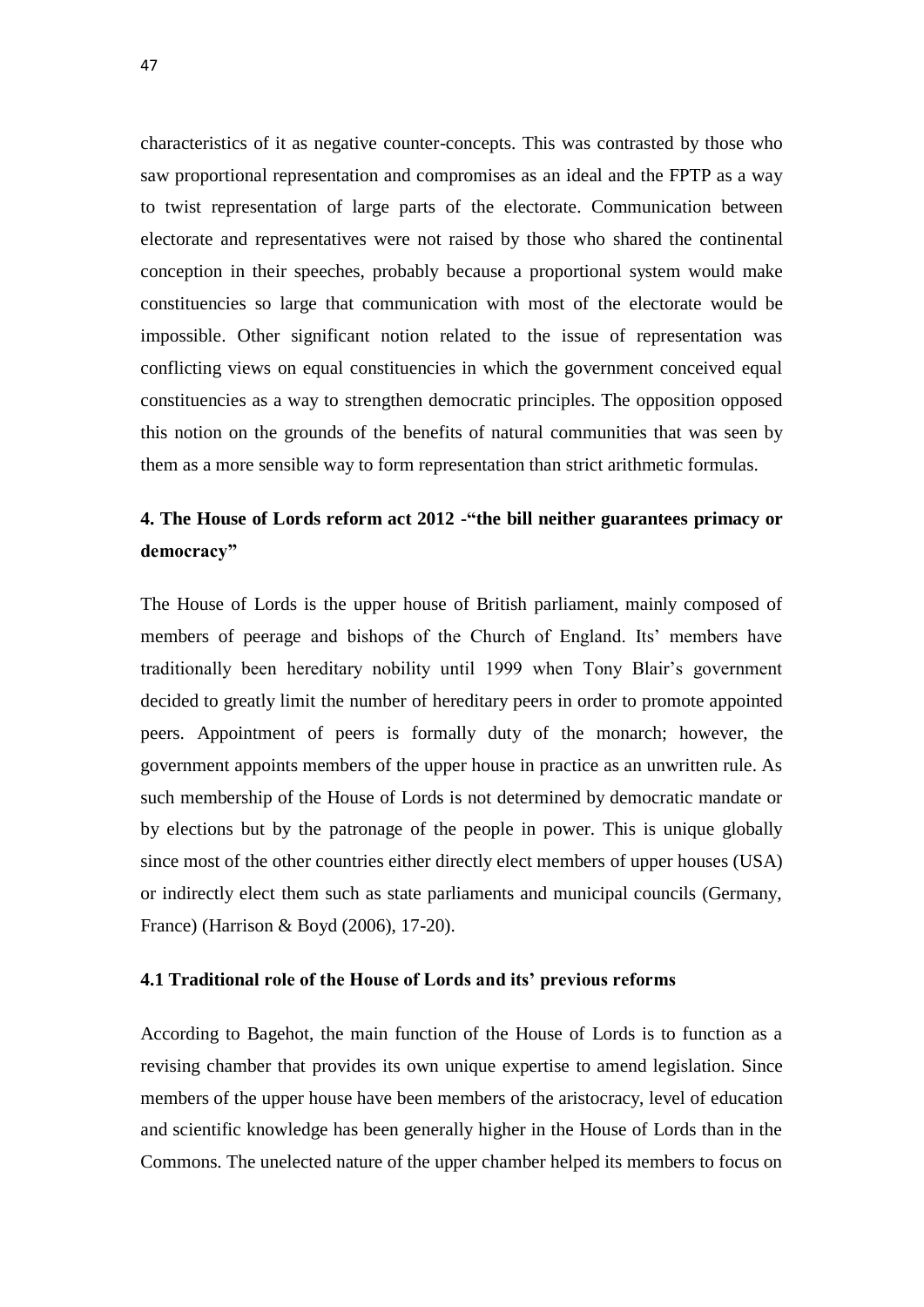characteristics of it as negative counter-concepts. This was contrasted by those who saw proportional representation and compromises as an ideal and the FPTP as a way to twist representation of large parts of the electorate. Communication between electorate and representatives were not raised by those who shared the continental conception in their speeches, probably because a proportional system would make constituencies so large that communication with most of the electorate would be impossible. Other significant notion related to the issue of representation was conflicting views on equal constituencies in which the government conceived equal constituencies as a way to strengthen democratic principles. The opposition opposed this notion on the grounds of the benefits of natural communities that was seen by them as a more sensible way to form representation than strict arithmetic formulas.

## 4. The House of Lords reform act 2012 -"the bill neither guarantees primacy or democracy"

The House of Lords is the upper house of British parliament, mainly composed of members of peerage and bishops of the Church of England. Its' members have traditionally been hereditary nobility until 1999 when Tony Blair's government decided to greatly limit the number of hereditary peers in order to promote appointed peers. Appointment of peers is formally duty of the monarch; however, the government appoints members of the upper house in practice as an unwritten rule. As such membership of the House of Lords is not determined by democratic mandate or by elections but by the patronage of the people in power. This is unique globally since most of the other countries either directly elect members of upper houses (USA) or indirectly elect them such as state parliaments and municipal councils (Germany, France) (Harrison & Boyd (2006), 17-20).

### 4.1 Traditional role of the House of Lords and its' previous reforms

According to Bagehot, the main function of the House of Lords is to function as a revising chamber that provides its own unique expertise to amend legislation. Since members of the upper house have been members of the aristocracy, level of education and scientific knowledge has been generally higher in the House of Lords than in the Commons. The unelected nature of the upper chamber helped its members to focus on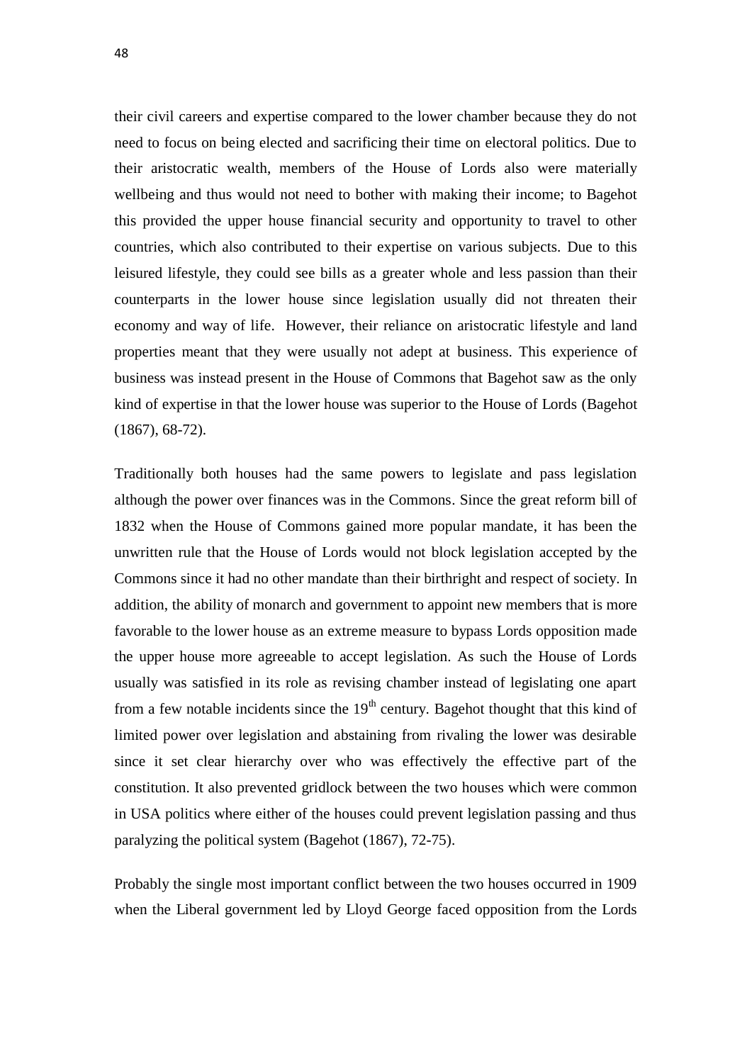their civil careers and expertise compared to the lower chamber because they do not need to focus on being elected and sacrificing their time on electoral politics. Due to their aristocratic wealth, members of the House of Lords also were materially wellbeing and thus would not need to bother with making their income; to Bagehot this provided the upper house financial security and opportunity to travel to other countries, which also contributed to their expertise on various subjects. Due to this leisured lifestyle, they could see bills as a greater whole and less passion than their counterparts in the lower house since legislation usually did not threaten their economy and way of life. However, their reliance on aristocratic lifestyle and land properties meant that they were usually not adept at business. This experience of business was instead present in the House of Commons that Bagehot saw as the only kind of expertise in that the lower house was superior to the House of Lords (Bagehot (1867), 68-72).

Traditionally both houses had the same powers to legislate and pass legislation although the power over finances was in the Commons. Since the great reform bill of 1832 when the House of Commons gained more popular mandate, it has been the unwritten rule that the House of Lords would not block legislation accepted by the Commons since it had no other mandate than their birthright and respect of society. In addition, the ability of monarch and government to appoint new members that is more favorable to the lower house as an extreme measure to bypass Lords opposition made the upper house more agreeable to accept legislation. As such the House of Lords usually was satisfied in its role as revising chamber instead of legislating one apart from a few notable incidents since the 19th century. Bagehot thought that this kind of limited power over legislation and abstaining from rivaling the lower was desirable since it set clear hierarchy over who was effectively the effective part of the constitution. It also prevented gridlock between the two houses which were common in USA politics where either of the houses could prevent legislation passing and thus paralyzing the political system (Bagehot (1867), 72-75).

Probably the single most important conflict between the two houses occurred in 1909 when the Liberal government led by Lloyd George faced opposition from the Lords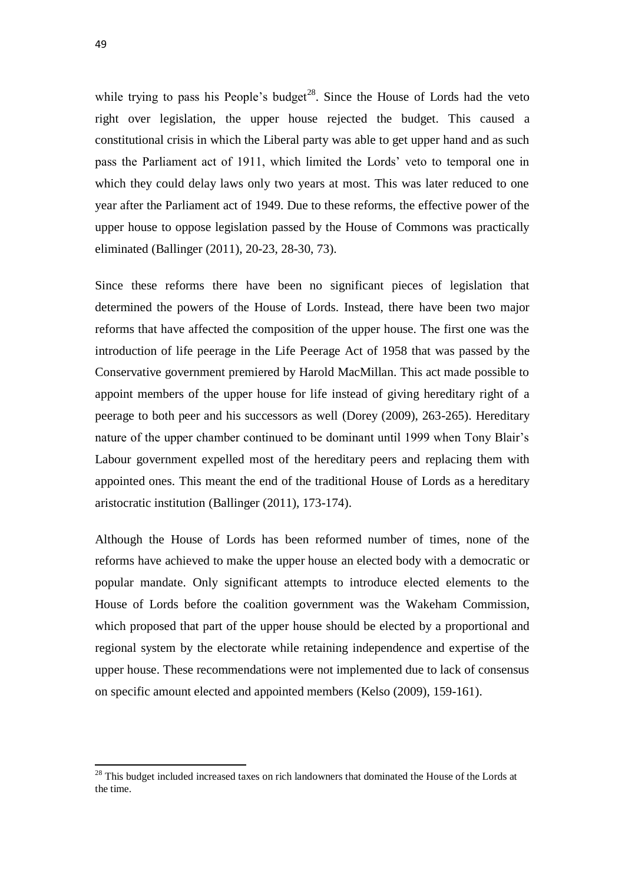while trying to pass his People's budget[28]. Since the House of Lords had the veto right over legislation, the upper house rejected the budget. This caused a constitutional crisis in which the Liberal party was able to get upper hand and as such pass the Parliament act of 1911, which limited the Lords' veto to temporal one in which they could delay laws only two years at most. This was later reduced to one year after the Parliament act of 1949. Due to these reforms, the effective power of the upper house to oppose legislation passed by the House of Commons was practically eliminated (Ballinger (2011), 20-23, 28-30, 73).

Since these reforms there have been no significant pieces of legislation that determined the powers of the House of Lords. Instead, there have been two major reforms that have affected the composition of the upper house. The first one was the introduction of life peerage in the Life Peerage Act of 1958 that was passed by the Conservative government premiered by Harold MacMillan. This act made possible to appoint members of the upper house for life instead of giving hereditary right of a peerage to both peer and his successors as well (Dorey (2009), 263-265). Hereditary nature of the upper chamber continued to be dominant until 1999 when Tony Blair's Labour government expelled most of the hereditary peers and replacing them with appointed ones. This meant the end of the traditional House of Lords as a hereditary aristocratic institution (Ballinger (2011), 173-174).

Although the House of Lords has been reformed number of times, none of the reforms have achieved to make the upper house an elected body with a democratic or popular mandate. Only significant attempts to introduce elected elements to the House of Lords before the coalition government was the Wakeham Commission, which proposed that part of the upper house should be elected by a proportional and regional system by the electorate while retaining independence and expertise of the upper house. These recommendations were not implemented due to lack of consensus on specific amount elected and appointed members (Kelso (2009), 159-161).

---

[28] This budget included increased taxes on rich landowners that dominated the House of the Lords at the time.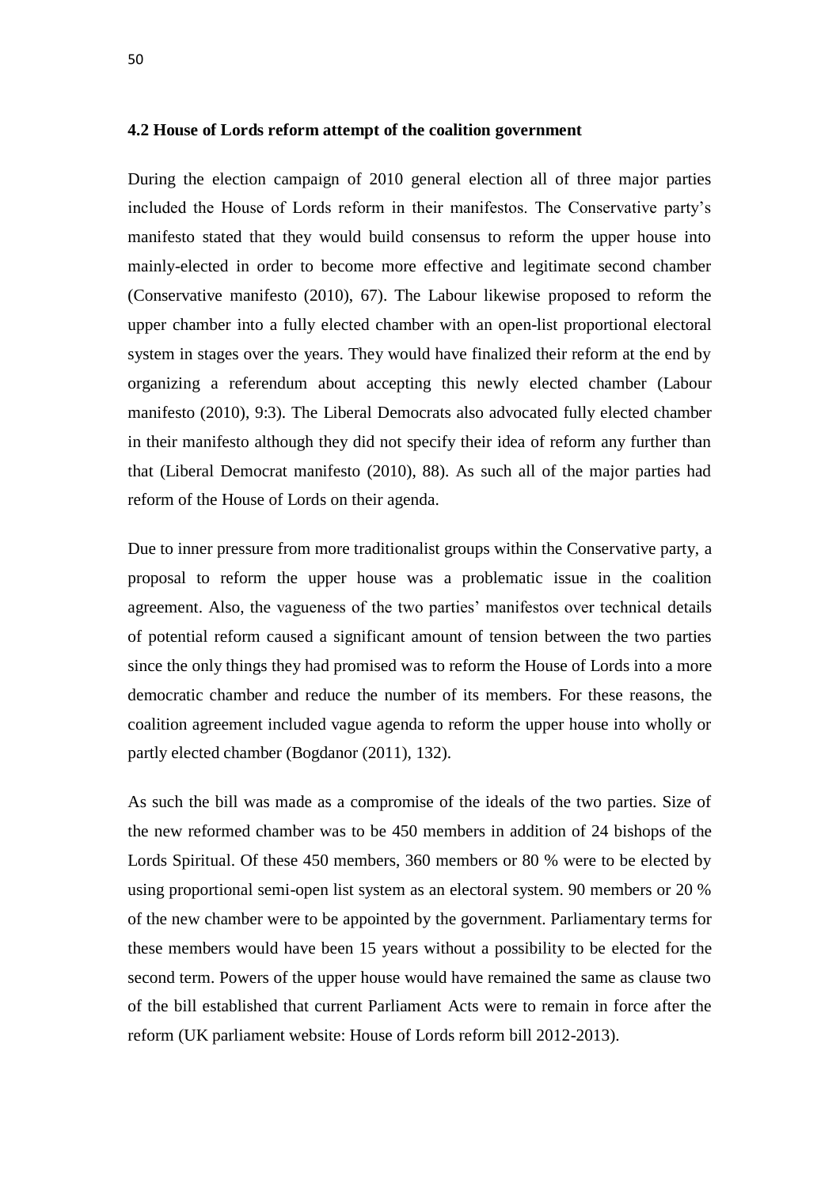### 4.2 House of Lords reform attempt of the coalition government

During the election campaign of 2010 general election all of three major parties included the House of Lords reform in their manifestos. The Conservative party's manifesto stated that they would build consensus to reform the upper house into mainly-elected in order to become more effective and legitimate second chamber (Conservative manifesto (2010), 67). The Labour likewise proposed to reform the upper chamber into a fully elected chamber with an open-list proportional electoral system in stages over the years. They would have finalized their reform at the end by organizing a referendum about accepting this newly elected chamber (Labour manifesto (2010), 9:3). The Liberal Democrats also advocated fully elected chamber in their manifesto although they did not specify their idea of reform any further than that (Liberal Democrat manifesto (2010), 88). As such all of the major parties had reform of the House of Lords on their agenda.

Due to inner pressure from more traditionalist groups within the Conservative party, a proposal to reform the upper house was a problematic issue in the coalition agreement. Also, the vagueness of the two parties' manifestos over technical details of potential reform caused a significant amount of tension between the two parties since the only things they had promised was to reform the House of Lords into a more democratic chamber and reduce the number of its members. For these reasons, the coalition agreement included vague agenda to reform the upper house into wholly or partly elected chamber (Bogdanor (2011), 132).

As such the bill was made as a compromise of the ideals of the two parties. Size of the new reformed chamber was to be 450 members in addition of 24 bishops of the Lords Spiritual. Of these 450 members, 360 members or 80 % were to be elected by using proportional semi-open list system as an electoral system. 90 members or 20 % of the new chamber were to be appointed by the government. Parliamentary terms for these members would have been 15 years without a possibility to be elected for the second term. Powers of the upper house would have remained the same as clause two of the bill established that current Parliament Acts were to remain in force after the reform (UK parliament website: House of Lords reform bill 2012-2013).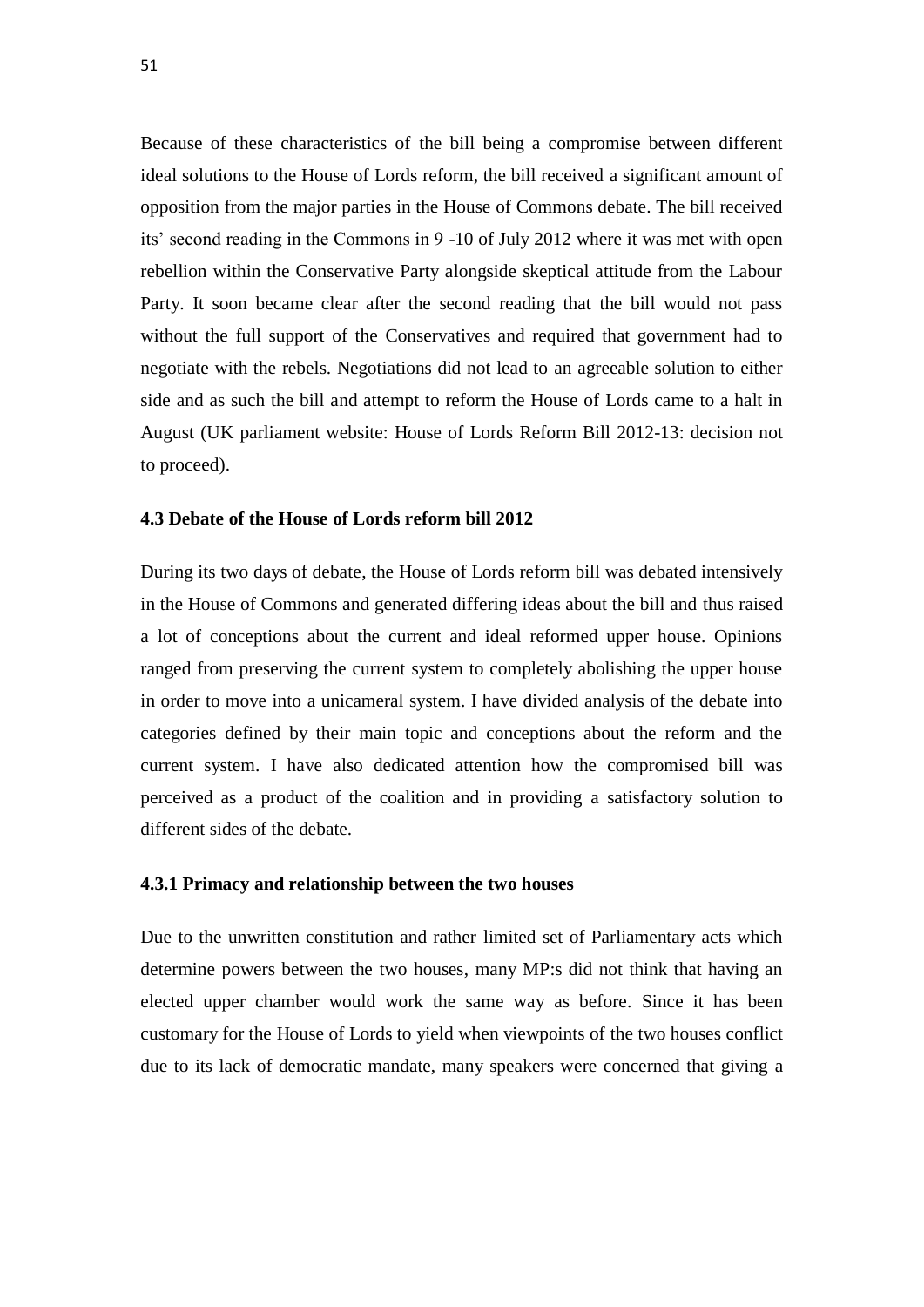Because of these characteristics of the bill being a compromise between different ideal solutions to the House of Lords reform, the bill received a significant amount of opposition from the major parties in the House of Commons debate. The bill received its' second reading in the Commons in 9 -10 of July 2012 where it was met with open rebellion within the Conservative Party alongside skeptical attitude from the Labour Party. It soon became clear after the second reading that the bill would not pass without the full support of the Conservatives and required that government had to negotiate with the rebels. Negotiations did not lead to an agreeable solution to either side and as such the bill and attempt to reform the House of Lords came to a halt in August (UK parliament website: House of Lords Reform Bill 2012-13: decision not to proceed).

### 4.3 Debate of the House of Lords reform bill 2012

During its two days of debate, the House of Lords reform bill was debated intensively in the House of Commons and generated differing ideas about the bill and thus raised a lot of conceptions about the current and ideal reformed upper house. Opinions ranged from preserving the current system to completely abolishing the upper house in order to move into a unicameral system. I have divided analysis of the debate into categories defined by their main topic and conceptions about the reform and the current system. I have also dedicated attention how the compromised bill was perceived as a product of the coalition and in providing a satisfactory solution to different sides of the debate.

#### 4.3.1 Primacy and relationship between the two houses

Due to the unwritten constitution and rather limited set of Parliamentary acts which determine powers between the two houses, many MP:s did not think that having an elected upper chamber would work the same way as before. Since it has been customary for the House of Lords to yield when viewpoints of the two houses conflict due to its lack of democratic mandate, many speakers were concerned that giving a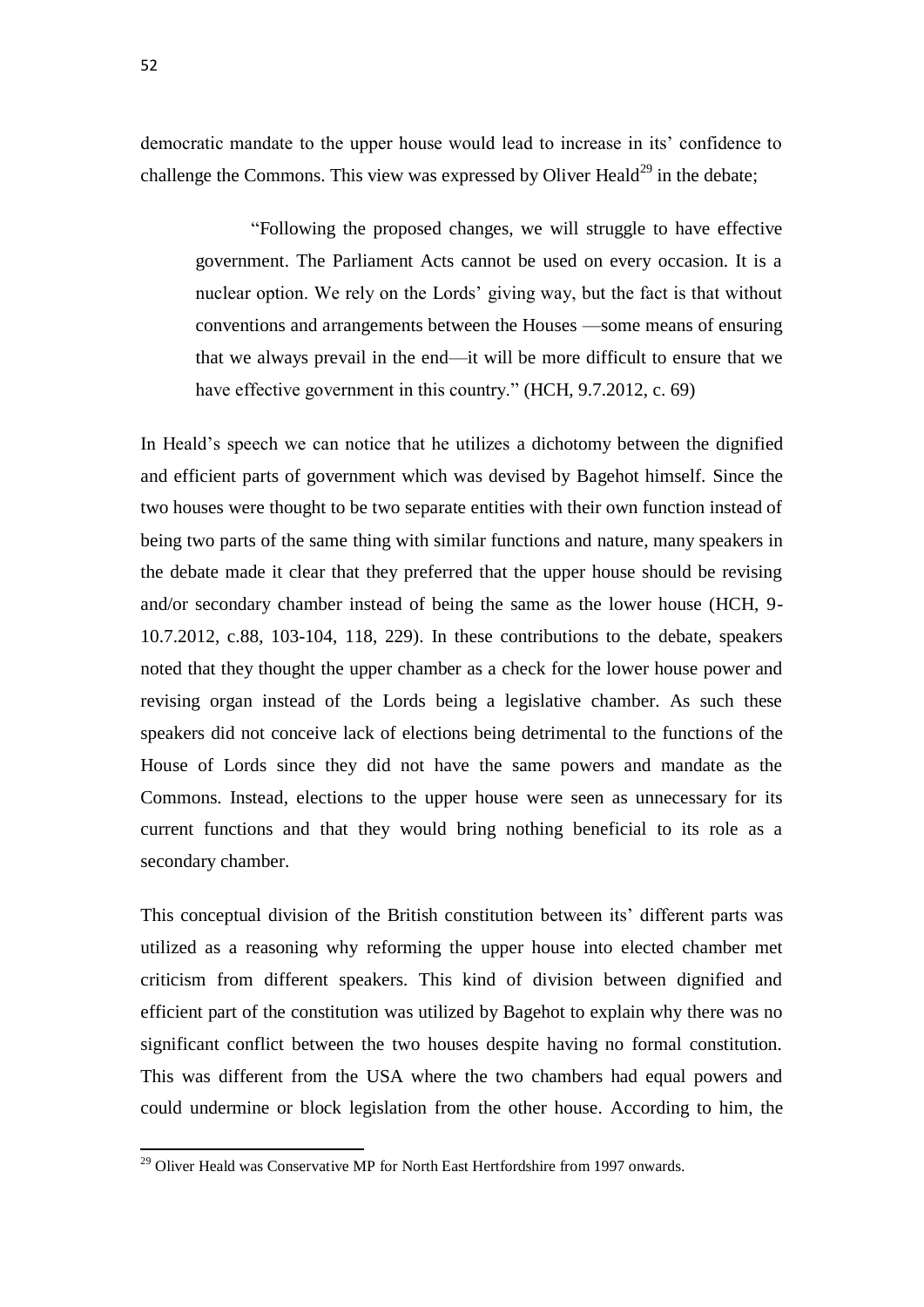democratic mandate to the upper house would lead to increase in its' confidence to challenge the Commons. This view was expressed by Oliver Heald[29] in the debate;

> "Following the proposed changes, we will struggle to have effective government. The Parliament Acts cannot be used on every occasion. It is a nuclear option. We rely on the Lords' giving way, but the fact is that without conventions and arrangements between the Houses —some means of ensuring that we always prevail in the end—it will be more difficult to ensure that we have effective government in this country." (HCH, 9.7.2012, c. 69)

In Heald's speech we can notice that he utilizes a dichotomy between the dignified and efficient parts of government which was devised by Bagehot himself. Since the two houses were thought to be two separate entities with their own function instead of being two parts of the same thing with similar functions and nature, many speakers in the debate made it clear that they preferred that the upper house should be revising and/or secondary chamber instead of being the same as the lower house (HCH, 9-10.7.2012, c.88, 103-104, 118, 229). In these contributions to the debate, speakers noted that they thought the upper chamber as a check for the lower house power and revising organ instead of the Lords being a legislative chamber. As such these speakers did not conceive lack of elections being detrimental to the functions of the House of Lords since they did not have the same powers and mandate as the Commons. Instead, elections to the upper house were seen as unnecessary for its current functions and that they would bring nothing beneficial to its role as a secondary chamber.

This conceptual division of the British constitution between its' different parts was utilized as a reasoning why reforming the upper house into elected chamber met criticism from different speakers. This kind of division between dignified and efficient part of the constitution was utilized by Bagehot to explain why there was no significant conflict between the two houses despite having no formal constitution. This was different from the USA where the two chambers had equal powers and could undermine or block legislation from the other house. According to him, the

[29] Oliver Heald was Conservative MP for North East Hertfordshire from 1997 onwards.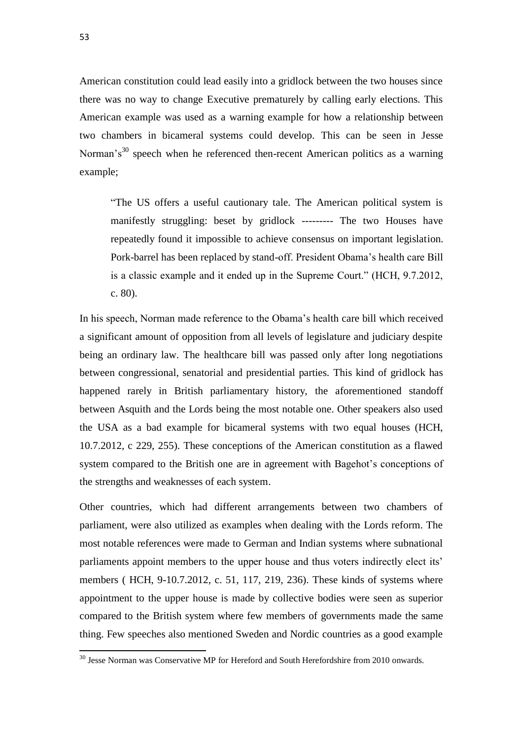American constitution could lead easily into a gridlock between the two houses since there was no way to change Executive prematurely by calling early elections. This American example was used as a warning example for how a relationship between two chambers in bicameral systems could develop. This can be seen in Jesse Norman's[30] speech when he referenced then-recent American politics as a warning example;

> "The US offers a useful cautionary tale. The American political system is manifestly struggling: beset by gridlock --------- The two Houses have repeatedly found it impossible to achieve consensus on important legislation. Pork-barrel has been replaced by stand-off. President Obama's health care Bill is a classic example and it ended up in the Supreme Court." (HCH, 9.7.2012, c. 80).

In his speech, Norman made reference to the Obama's health care bill which received a significant amount of opposition from all levels of legislature and judiciary despite being an ordinary law. The healthcare bill was passed only after long negotiations between congressional, senatorial and presidential parties. This kind of gridlock has happened rarely in British parliamentary history, the aforementioned standoff between Asquith and the Lords being the most notable one. Other speakers also used the USA as a bad example for bicameral systems with two equal houses (HCH, 10.7.2012, c 229, 255). These conceptions of the American constitution as a flawed system compared to the British one are in agreement with Bagehot's conceptions of the strengths and weaknesses of each system.

Other countries, which had different arrangements between two chambers of parliament, were also utilized as examples when dealing with the Lords reform. The most notable references were made to German and Indian systems where subnational parliaments appoint members to the upper house and thus voters indirectly elect its' members ( HCH, 9-10.7.2012, c. 51, 117, 219, 236). These kinds of systems where appointment to the upper house is made by collective bodies were seen as superior compared to the British system where few members of governments made the same thing. Few speeches also mentioned Sweden and Nordic countries as a good example

[30] Jesse Norman was Conservative MP for Hereford and South Herefordshire from 2010 onwards.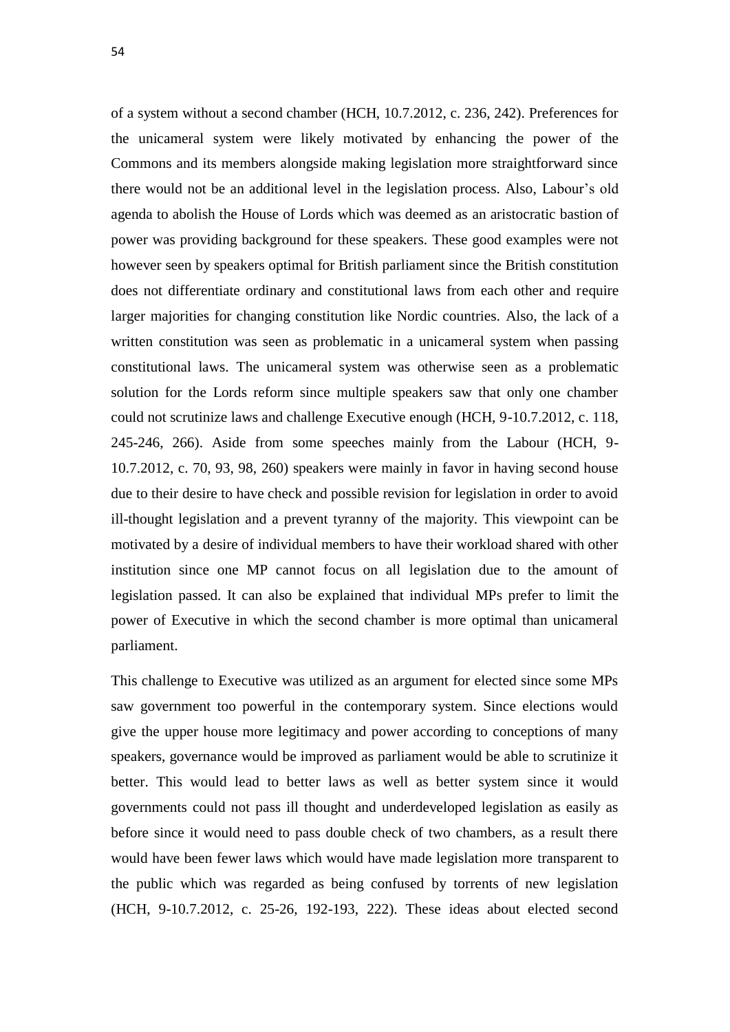of a system without a second chamber (HCH, 10.7.2012, c. 236, 242). Preferences for the unicameral system were likely motivated by enhancing the power of the Commons and its members alongside making legislation more straightforward since there would not be an additional level in the legislation process. Also, Labour's old agenda to abolish the House of Lords which was deemed as an aristocratic bastion of power was providing background for these speakers. These good examples were not however seen by speakers optimal for British parliament since the British constitution does not differentiate ordinary and constitutional laws from each other and require larger majorities for changing constitution like Nordic countries. Also, the lack of a written constitution was seen as problematic in a unicameral system when passing constitutional laws. The unicameral system was otherwise seen as a problematic solution for the Lords reform since multiple speakers saw that only one chamber could not scrutinize laws and challenge Executive enough (HCH, 9-10.7.2012, c. 118, 245-246, 266). Aside from some speeches mainly from the Labour (HCH, 9-10.7.2012, c. 70, 93, 98, 260) speakers were mainly in favor in having second house due to their desire to have check and possible revision for legislation in order to avoid ill-thought legislation and a prevent tyranny of the majority. This viewpoint can be motivated by a desire of individual members to have their workload shared with other institution since one MP cannot focus on all legislation due to the amount of legislation passed. It can also be explained that individual MPs prefer to limit the power of Executive in which the second chamber is more optimal than unicameral parliament.

This challenge to Executive was utilized as an argument for elected since some MPs saw government too powerful in the contemporary system. Since elections would give the upper house more legitimacy and power according to conceptions of many speakers, governance would be improved as parliament would be able to scrutinize it better. This would lead to better laws as well as better system since it would governments could not pass ill thought and underdeveloped legislation as easily as before since it would need to pass double check of two chambers, as a result there would have been fewer laws which would have made legislation more transparent to the public which was regarded as being confused by torrents of new legislation (HCH, 9-10.7.2012, c. 25-26, 192-193, 222). These ideas about elected second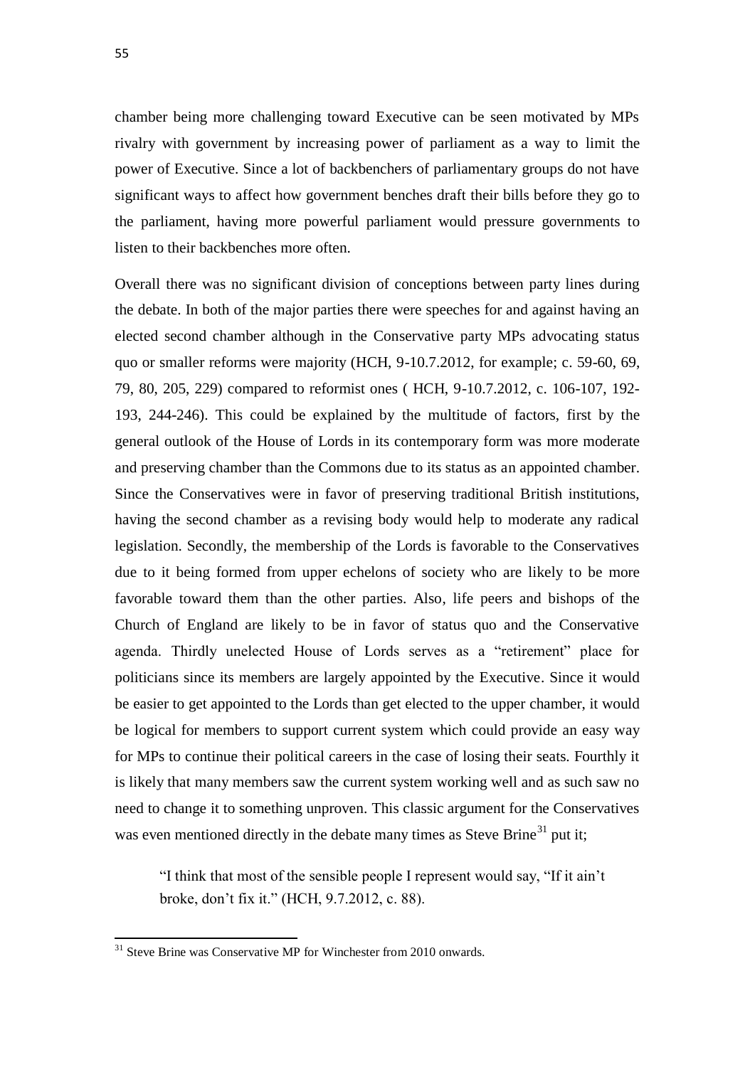chamber being more challenging toward Executive can be seen motivated by MPs rivalry with government by increasing power of parliament as a way to limit the power of Executive. Since a lot of backbenchers of parliamentary groups do not have significant ways to affect how government benches draft their bills before they go to the parliament, having more powerful parliament would pressure governments to listen to their backbenches more often.

Overall there was no significant division of conceptions between party lines during the debate. In both of the major parties there were speeches for and against having an elected second chamber although in the Conservative party MPs advocating status quo or smaller reforms were majority (HCH, 9-10.7.2012, for example; c. 59-60, 69, 79, 80, 205, 229) compared to reformist ones ( HCH, 9-10.7.2012, c. 106-107, 192-193, 244-246). This could be explained by the multitude of factors, first by the general outlook of the House of Lords in its contemporary form was more moderate and preserving chamber than the Commons due to its status as an appointed chamber. Since the Conservatives were in favor of preserving traditional British institutions, having the second chamber as a revising body would help to moderate any radical legislation. Secondly, the membership of the Lords is favorable to the Conservatives due to it being formed from upper echelons of society who are likely to be more favorable toward them than the other parties. Also, life peers and bishops of the Church of England are likely to be in favor of status quo and the Conservative agenda. Thirdly unelected House of Lords serves as a "retirement" place for politicians since its members are largely appointed by the Executive. Since it would be easier to get appointed to the Lords than get elected to the upper chamber, it would be logical for members to support current system which could provide an easy way for MPs to continue their political careers in the case of losing their seats. Fourthly it is likely that many members saw the current system working well and as such saw no need to change it to something unproven. This classic argument for the Conservatives was even mentioned directly in the debate many times as Steve Brine[31] put it;

> "I think that most of the sensible people I represent would say, "If it ain't broke, don't fix it." (HCH, 9.7.2012, c. 88).

---

[31] Steve Brine was Conservative MP for Winchester from 2010 onwards.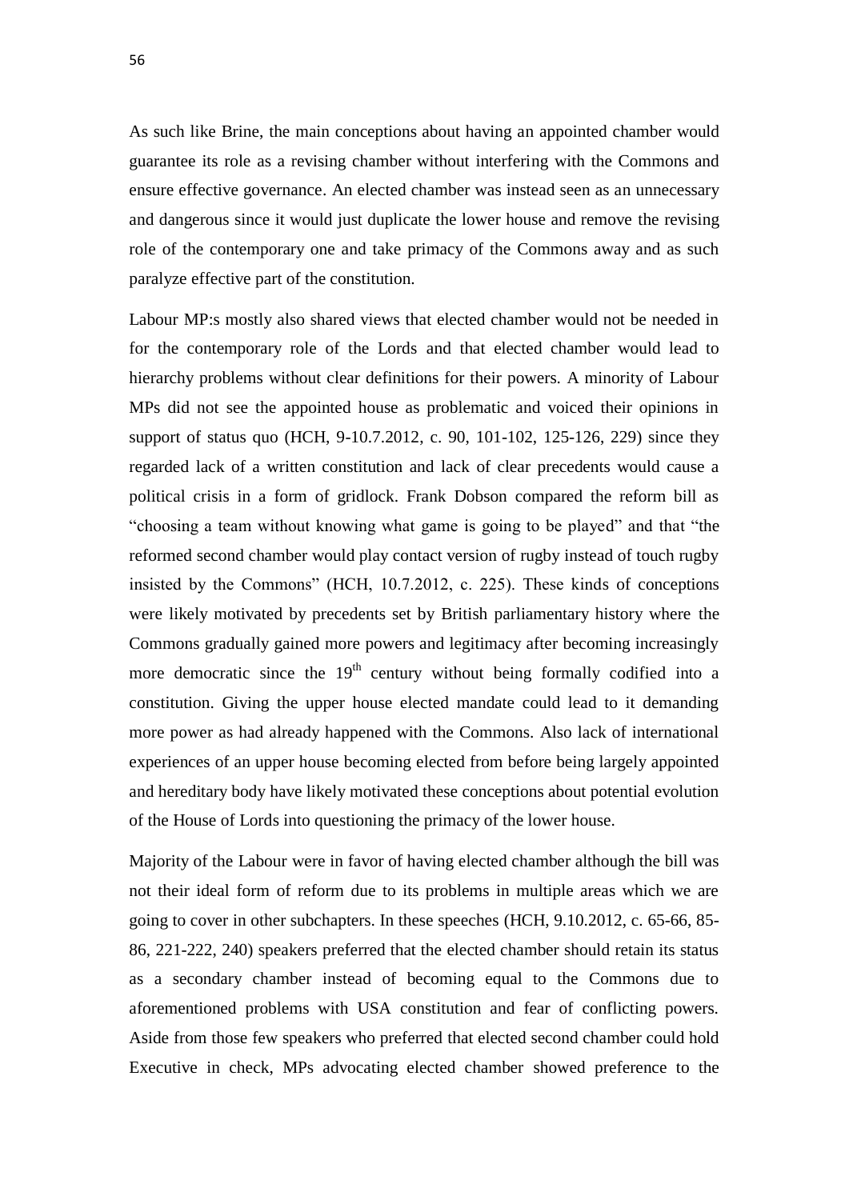As such like Brine, the main conceptions about having an appointed chamber would guarantee its role as a revising chamber without interfering with the Commons and ensure effective governance. An elected chamber was instead seen as an unnecessary and dangerous since it would just duplicate the lower house and remove the revising role of the contemporary one and take primacy of the Commons away and as such paralyze effective part of the constitution.

Labour MP:s mostly also shared views that elected chamber would not be needed in for the contemporary role of the Lords and that elected chamber would lead to hierarchy problems without clear definitions for their powers. A minority of Labour MPs did not see the appointed house as problematic and voiced their opinions in support of status quo (HCH, 9-10.7.2012, c. 90, 101-102, 125-126, 229) since they regarded lack of a written constitution and lack of clear precedents would cause a political crisis in a form of gridlock. Frank Dobson compared the reform bill as "choosing a team without knowing what game is going to be played" and that "the reformed second chamber would play contact version of rugby instead of touch rugby insisted by the Commons" (HCH, 10.7.2012, c. 225). These kinds of conceptions were likely motivated by precedents set by British parliamentary history where the Commons gradually gained more powers and legitimacy after becoming increasingly more democratic since the 19th century without being formally codified into a constitution. Giving the upper house elected mandate could lead to it demanding more power as had already happened with the Commons. Also lack of international experiences of an upper house becoming elected from before being largely appointed and hereditary body have likely motivated these conceptions about potential evolution of the House of Lords into questioning the primacy of the lower house.

Majority of the Labour were in favor of having elected chamber although the bill was not their ideal form of reform due to its problems in multiple areas which we are going to cover in other subchapters. In these speeches (HCH, 9.10.2012, c. 65-66, 85-86, 221-222, 240) speakers preferred that the elected chamber should retain its status as a secondary chamber instead of becoming equal to the Commons due to aforementioned problems with USA constitution and fear of conflicting powers. Aside from those few speakers who preferred that elected second chamber could hold Executive in check, MPs advocating elected chamber showed preference to the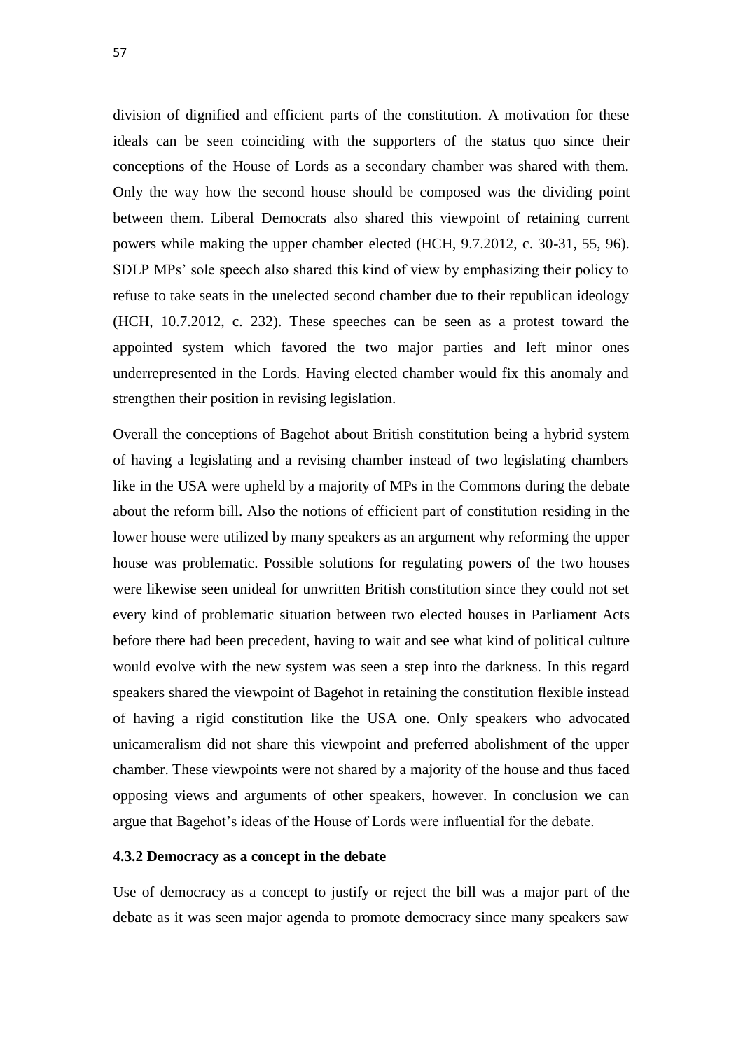division of dignified and efficient parts of the constitution. A motivation for these ideals can be seen coinciding with the supporters of the status quo since their conceptions of the House of Lords as a secondary chamber was shared with them. Only the way how the second house should be composed was the dividing point between them. Liberal Democrats also shared this viewpoint of retaining current powers while making the upper chamber elected (HCH, 9.7.2012, c. 30-31, 55, 96). SDLP MPs' sole speech also shared this kind of view by emphasizing their policy to refuse to take seats in the unelected second chamber due to their republican ideology (HCH, 10.7.2012, c. 232). These speeches can be seen as a protest toward the appointed system which favored the two major parties and left minor ones underrepresented in the Lords. Having elected chamber would fix this anomaly and strengthen their position in revising legislation.

Overall the conceptions of Bagehot about British constitution being a hybrid system of having a legislating and a revising chamber instead of two legislating chambers like in the USA were upheld by a majority of MPs in the Commons during the debate about the reform bill. Also the notions of efficient part of constitution residing in the lower house were utilized by many speakers as an argument why reforming the upper house was problematic. Possible solutions for regulating powers of the two houses were likewise seen unideal for unwritten British constitution since they could not set every kind of problematic situation between two elected houses in Parliament Acts before there had been precedent, having to wait and see what kind of political culture would evolve with the new system was seen a step into the darkness. In this regard speakers shared the viewpoint of Bagehot in retaining the constitution flexible instead of having a rigid constitution like the USA one. Only speakers who advocated unicameralism did not share this viewpoint and preferred abolishment of the upper chamber. These viewpoints were not shared by a majority of the house and thus faced opposing views and arguments of other speakers, however. In conclusion we can argue that Bagehot's ideas of the House of Lords were influential for the debate.

### 4.3.2 Democracy as a concept in the debate

Use of democracy as a concept to justify or reject the bill was a major part of the debate as it was seen major agenda to promote democracy since many speakers saw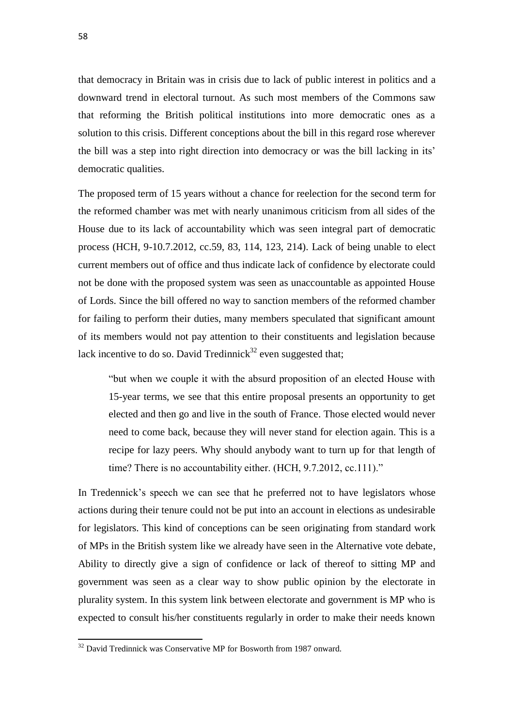that democracy in Britain was in crisis due to lack of public interest in politics and a downward trend in electoral turnout. As such most members of the Commons saw that reforming the British political institutions into more democratic ones as a solution to this crisis. Different conceptions about the bill in this regard rose wherever the bill was a step into right direction into democracy or was the bill lacking in its' democratic qualities.

The proposed term of 15 years without a chance for reelection for the second term for the reformed chamber was met with nearly unanimous criticism from all sides of the House due to its lack of accountability which was seen integral part of democratic process (HCH, 9-10.7.2012, cc.59, 83, 114, 123, 214). Lack of being unable to elect current members out of office and thus indicate lack of confidence by electorate could not be done with the proposed system was seen as unaccountable as appointed House of Lords. Since the bill offered no way to sanction members of the reformed chamber for failing to perform their duties, many members speculated that significant amount of its members would not pay attention to their constituents and legislation because lack incentive to do so. David Tredinnick[32] even suggested that;

> "but when we couple it with the absurd proposition of an elected House with 15-year terms, we see that this entire proposal presents an opportunity to get elected and then go and live in the south of France. Those elected would never need to come back, because they will never stand for election again. This is a recipe for lazy peers. Why should anybody want to turn up for that length of time? There is no accountability either. (HCH, 9.7.2012, cc.111)."

In Tredennick's speech we can see that he preferred not to have legislators whose actions during their tenure could not be put into an account in elections as undesirable for legislators. This kind of conceptions can be seen originating from standard work of MPs in the British system like we already have seen in the Alternative vote debate, Ability to directly give a sign of confidence or lack of thereof to sitting MP and government was seen as a clear way to show public opinion by the electorate in plurality system. In this system link between electorate and government is MP who is expected to consult his/her constituents regularly in order to make their needs known

[32] David Tredinnick was Conservative MP for Bosworth from 1987 onward.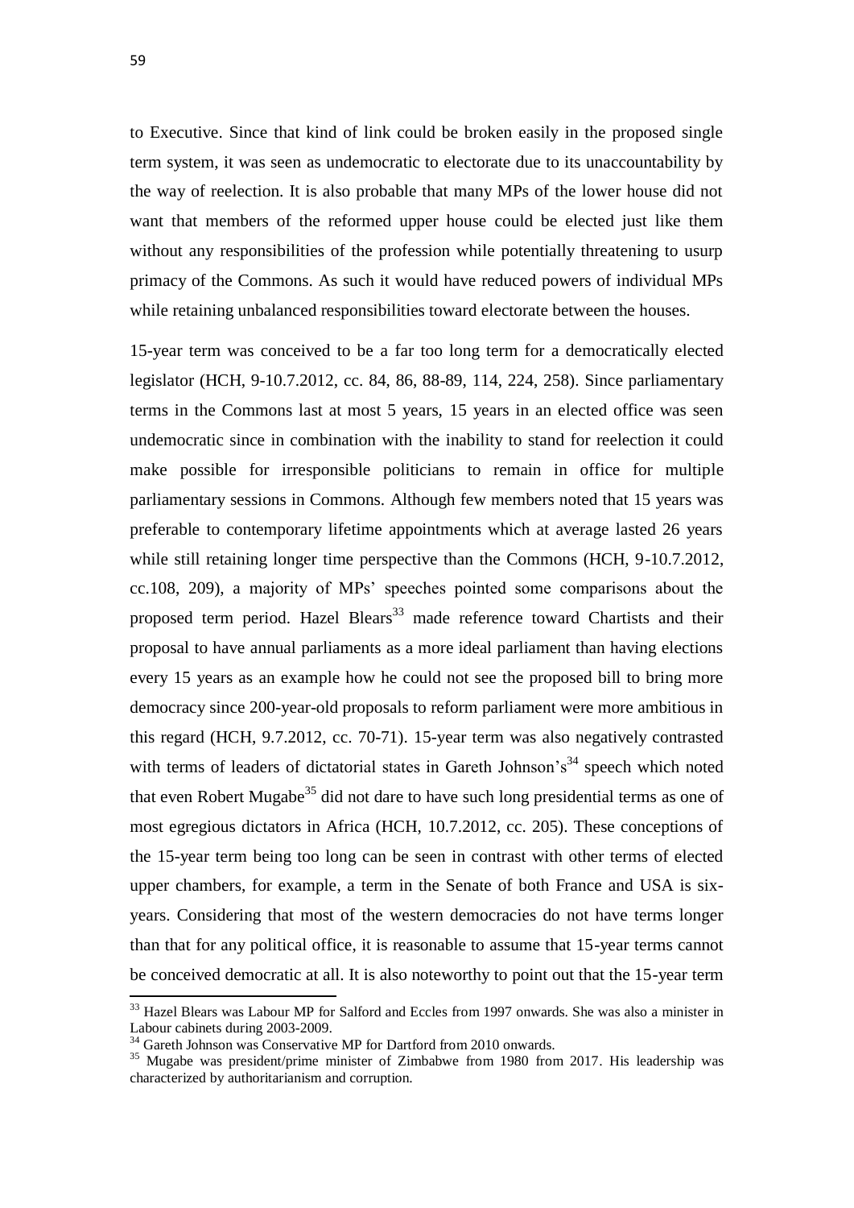to Executive. Since that kind of link could be broken easily in the proposed single term system, it was seen as undemocratic to electorate due to its unaccountability by the way of reelection. It is also probable that many MPs of the lower house did not want that members of the reformed upper house could be elected just like them without any responsibilities of the profession while potentially threatening to usurp primacy of the Commons. As such it would have reduced powers of individual MPs while retaining unbalanced responsibilities toward electorate between the houses.

15-year term was conceived to be a far too long term for a democratically elected legislator (HCH, 9-10.7.2012, cc. 84, 86, 88-89, 114, 224, 258). Since parliamentary terms in the Commons last at most 5 years, 15 years in an elected office was seen undemocratic since in combination with the inability to stand for reelection it could make possible for irresponsible politicians to remain in office for multiple parliamentary sessions in Commons. Although few members noted that 15 years was preferable to contemporary lifetime appointments which at average lasted 26 years while still retaining longer time perspective than the Commons (HCH, 9-10.7.2012, cc.108, 209), a majority of MPs' speeches pointed some comparisons about the proposed term period. Hazel Blears[33] made reference toward Chartists and their proposal to have annual parliaments as a more ideal parliament than having elections every 15 years as an example how he could not see the proposed bill to bring more democracy since 200-year-old proposals to reform parliament were more ambitious in this regard (HCH, 9.7.2012, cc. 70-71). 15-year term was also negatively contrasted with terms of leaders of dictatorial states in Gareth Johnson's[34] speech which noted that even Robert Mugabe[35] did not dare to have such long presidential terms as one of most egregious dictators in Africa (HCH, 10.7.2012, cc. 205). These conceptions of the 15-year term being too long can be seen in contrast with other terms of elected upper chambers, for example, a term in the Senate of both France and USA is six-years. Considering that most of the western democracies do not have terms longer than that for any political office, it is reasonable to assume that 15-year terms cannot be conceived democratic at all. It is also noteworthy to point out that the 15-year term

---

[33] Hazel Blears was Labour MP for Salford and Eccles from 1997 onwards. She was also a minister in Labour cabinets during 2003-2009.

[34] Gareth Johnson was Conservative MP for Dartford from 2010 onwards.

[35] Mugabe was president/prime minister of Zimbabwe from 1980 from 2017. His leadership was characterized by authoritarianism and corruption.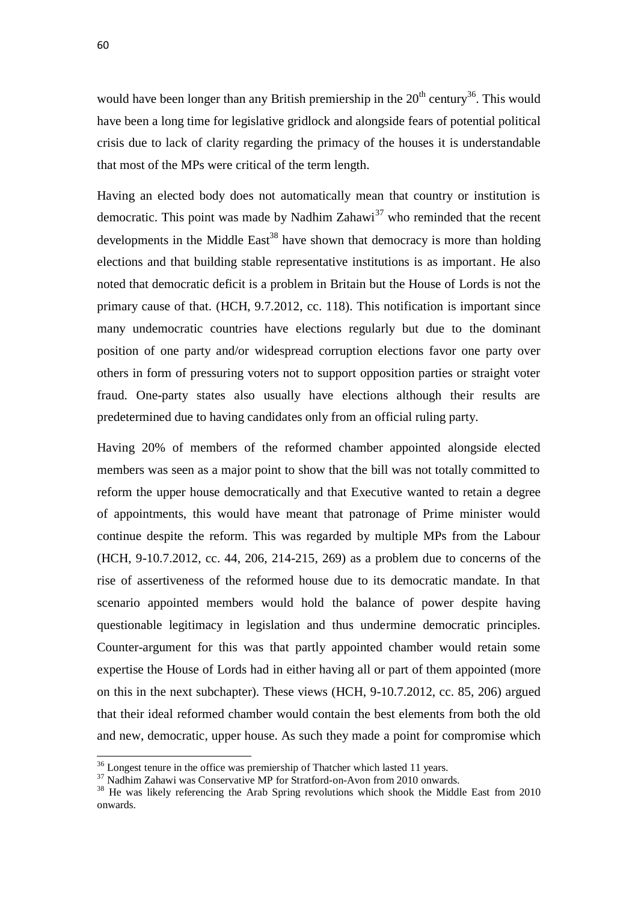would have been longer than any British premiership in the $20^{th}$ century[36]. This would have been a long time for legislative gridlock and alongside fears of potential political crisis due to lack of clarity regarding the primacy of the houses it is understandable that most of the MPs were critical of the term length.

Having an elected body does not automatically mean that country or institution is democratic. This point was made by Nadhim Zahawi[37] who reminded that the recent developments in the Middle East[38] have shown that democracy is more than holding elections and that building stable representative institutions is as important. He also noted that democratic deficit is a problem in Britain but the House of Lords is not the primary cause of that. (HCH, 9.7.2012, cc. 118). This notification is important since many undemocratic countries have elections regularly but due to the dominant position of one party and/or widespread corruption elections favor one party over others in form of pressuring voters not to support opposition parties or straight voter fraud. One-party states also usually have elections although their results are predetermined due to having candidates only from an official ruling party.

Having 20% of members of the reformed chamber appointed alongside elected members was seen as a major point to show that the bill was not totally committed to reform the upper house democratically and that Executive wanted to retain a degree of appointments, this would have meant that patronage of Prime minister would continue despite the reform. This was regarded by multiple MPs from the Labour (HCH, 9-10.7.2012, cc. 44, 206, 214-215, 269) as a problem due to concerns of the rise of assertiveness of the reformed house due to its democratic mandate. In that scenario appointed members would hold the balance of power despite having questionable legitimacy in legislation and thus undermine democratic principles. Counter-argument for this was that partly appointed chamber would retain some expertise the House of Lords had in either having all or part of them appointed (more on this in the next subchapter). These views (HCH, 9-10.7.2012, cc. 85, 206) argued that their ideal reformed chamber would contain the best elements from both the old and new, democratic, upper house. As such they made a point for compromise which

---

[36] Longest tenure in the office was premiership of Thatcher which lasted 11 years.

[37] Nadhim Zahawi was Conservative MP for Stratford-on-Avon from 2010 onwards.

[38] He was likely referencing the Arab Spring revolutions which shook the Middle East from 2010 onwards.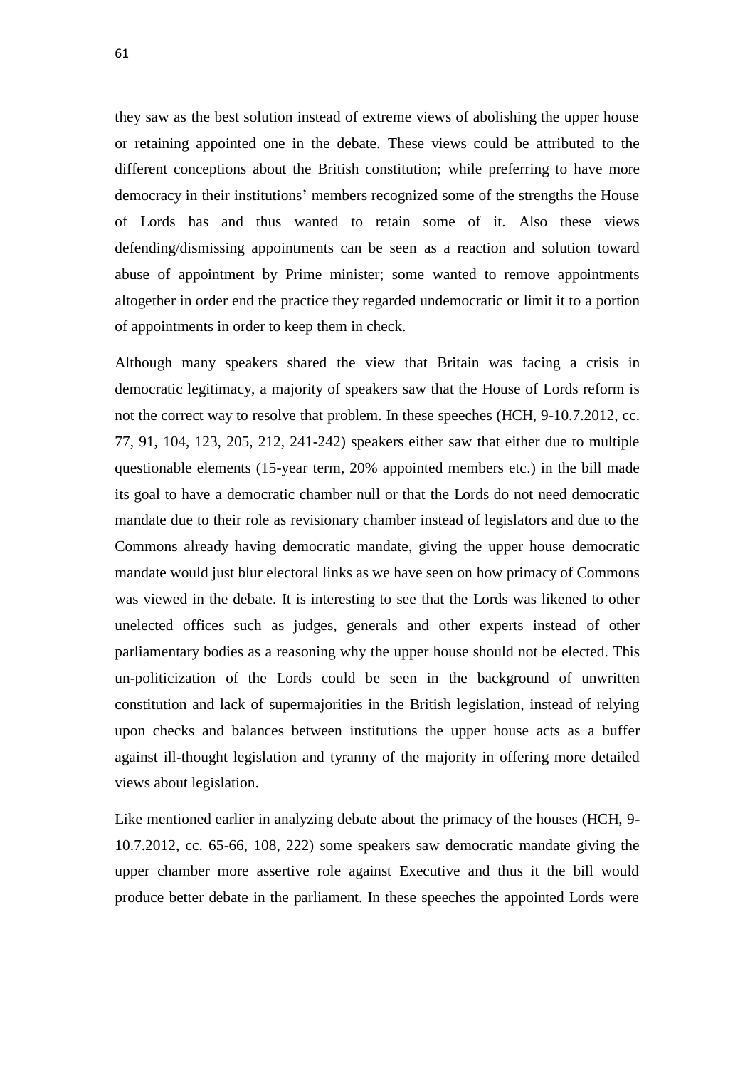they saw as the best solution instead of extreme views of abolishing the upper house or retaining appointed one in the debate. These views could be attributed to the different conceptions about the British constitution; while preferring to have more democracy in their institutions' members recognized some of the strengths the House of Lords has and thus wanted to retain some of it. Also these views defending/dismissing appointments can be seen as a reaction and solution toward abuse of appointment by Prime minister; some wanted to remove appointments altogether in order end the practice they regarded undemocratic or limit it to a portion of appointments in order to keep them in check.

Although many speakers shared the view that Britain was facing a crisis in democratic legitimacy, a majority of speakers saw that the House of Lords reform is not the correct way to resolve that problem. In these speeches (HCH, 9-10.7.2012, cc. 77, 91, 104, 123, 205, 212, 241-242) speakers either saw that either due to multiple questionable elements (15-year term, 20% appointed members etc.) in the bill made its goal to have a democratic chamber null or that the Lords do not need democratic mandate due to their role as revisionary chamber instead of legislators and due to the Commons already having democratic mandate, giving the upper house democratic mandate would just blur electoral links as we have seen on how primacy of Commons was viewed in the debate. It is interesting to see that the Lords was likened to other unelected offices such as judges, generals and other experts instead of other parliamentary bodies as a reasoning why the upper house should not be elected. This un-politicization of the Lords could be seen in the background of unwritten constitution and lack of supermajorities in the British legislation, instead of relying upon checks and balances between institutions the upper house acts as a buffer against ill-thought legislation and tyranny of the majority in offering more detailed views about legislation.

Like mentioned earlier in analyzing debate about the primacy of the houses (HCH, 9-10.7.2012, cc. 65-66, 108, 222) some speakers saw democratic mandate giving the upper chamber more assertive role against Executive and thus it the bill would produce better debate in the parliament. In these speeches the appointed Lords were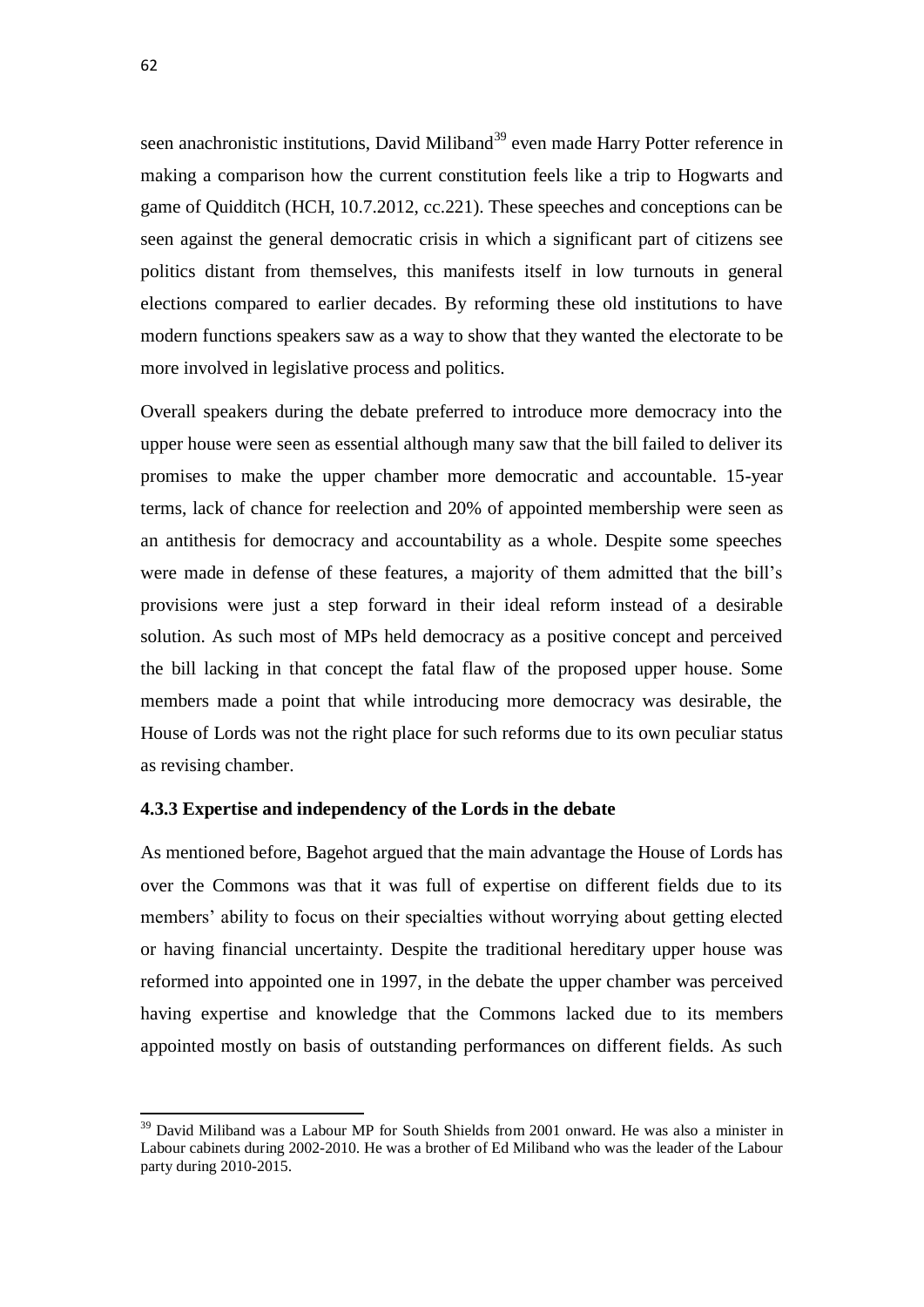seen anachronistic institutions, David Miliband[39] even made Harry Potter reference in making a comparison how the current constitution feels like a trip to Hogwarts and game of Quidditch (HCH, 10.7.2012, cc.221). These speeches and conceptions can be seen against the general democratic crisis in which a significant part of citizens see politics distant from themselves, this manifests itself in low turnouts in general elections compared to earlier decades. By reforming these old institutions to have modern functions speakers saw as a way to show that they wanted the electorate to be more involved in legislative process and politics.

Overall speakers during the debate preferred to introduce more democracy into the upper house were seen as essential although many saw that the bill failed to deliver its promises to make the upper chamber more democratic and accountable. 15-year terms, lack of chance for reelection and 20% of appointed membership were seen as an antithesis for democracy and accountability as a whole. Despite some speeches were made in defense of these features, a majority of them admitted that the bill's provisions were just a step forward in their ideal reform instead of a desirable solution. As such most of MPs held democracy as a positive concept and perceived the bill lacking in that concept the fatal flaw of the proposed upper house. Some members made a point that while introducing more democracy was desirable, the House of Lords was not the right place for such reforms due to its own peculiar status as revising chamber.

### 4.3.3 Expertise and independency of the Lords in the debate

As mentioned before, Bagehot argued that the main advantage the House of Lords has over the Commons was that it was full of expertise on different fields due to its members' ability to focus on their specialties without worrying about getting elected or having financial uncertainty. Despite the traditional hereditary upper house was reformed into appointed one in 1997, in the debate the upper chamber was perceived having expertise and knowledge that the Commons lacked due to its members appointed mostly on basis of outstanding performances on different fields. As such

---

[39] David Miliband was a Labour MP for South Shields from 2001 onward. He was also a minister in Labour cabinets during 2002-2010. He was a brother of Ed Miliband who was the leader of the Labour party during 2010-2015.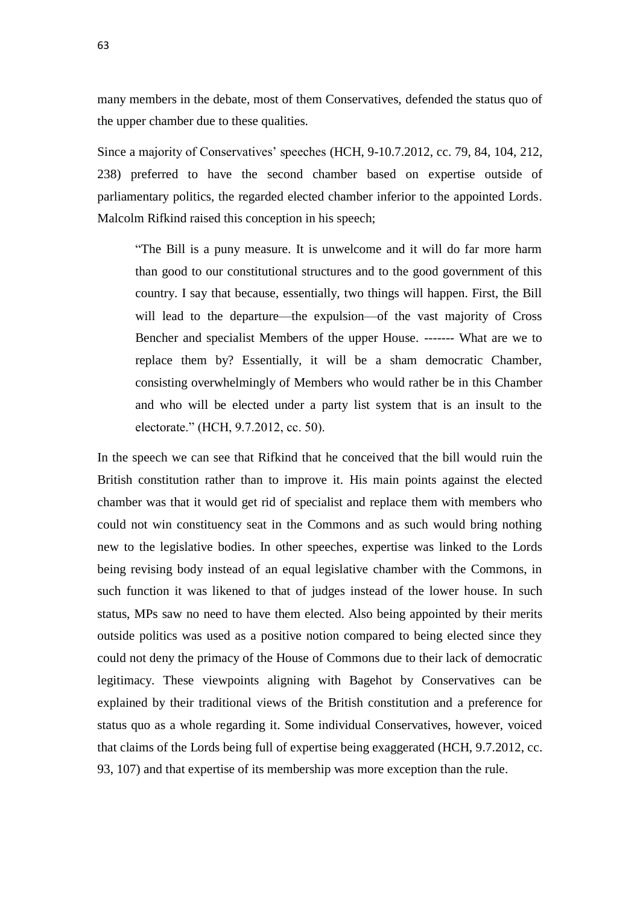many members in the debate, most of them Conservatives, defended the status quo of the upper chamber due to these qualities.

Since a majority of Conservatives' speeches (HCH, 9-10.7.2012, cc. 79, 84, 104, 212, 238) preferred to have the second chamber based on expertise outside of parliamentary politics, the regarded elected chamber inferior to the appointed Lords. Malcolm Rifkind raised this conception in his speech;

> "The Bill is a puny measure. It is unwelcome and it will do far more harm than good to our constitutional structures and to the good government of this country. I say that because, essentially, two things will happen. First, the Bill will lead to the departure—the expulsion—of the vast majority of Cross Bencher and specialist Members of the upper House. ------- What are we to replace them by? Essentially, it will be a sham democratic Chamber, consisting overwhelmingly of Members who would rather be in this Chamber and who will be elected under a party list system that is an insult to the electorate." (HCH, 9.7.2012, cc. 50).

In the speech we can see that Rifkind that he conceived that the bill would ruin the British constitution rather than to improve it. His main points against the elected chamber was that it would get rid of specialist and replace them with members who could not win constituency seat in the Commons and as such would bring nothing new to the legislative bodies. In other speeches, expertise was linked to the Lords being revising body instead of an equal legislative chamber with the Commons, in such function it was likened to that of judges instead of the lower house. In such status, MPs saw no need to have them elected. Also being appointed by their merits outside politics was used as a positive notion compared to being elected since they could not deny the primacy of the House of Commons due to their lack of democratic legitimacy. These viewpoints aligning with Bagehot by Conservatives can be explained by their traditional views of the British constitution and a preference for status quo as a whole regarding it. Some individual Conservatives, however, voiced that claims of the Lords being full of expertise being exaggerated (HCH, 9.7.2012, cc. 93, 107) and that expertise of its membership was more exception than the rule.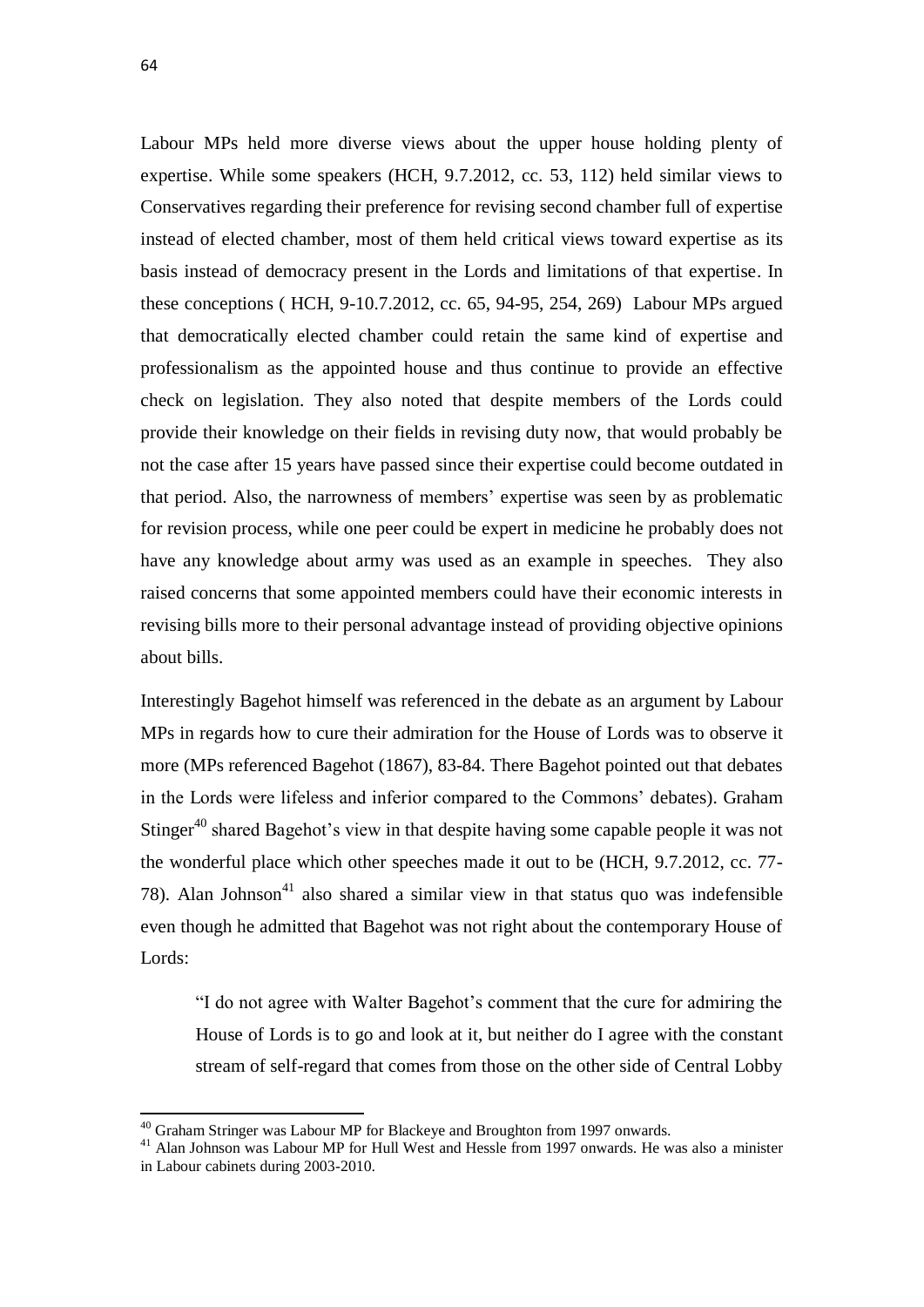Labour MPs held more diverse views about the upper house holding plenty of expertise. While some speakers (HCH, 9.7.2012, cc. 53, 112) held similar views to Conservatives regarding their preference for revising second chamber full of expertise instead of elected chamber, most of them held critical views toward expertise as its basis instead of democracy present in the Lords and limitations of that expertise. In these conceptions ( HCH, 9-10.7.2012, cc. 65, 94-95, 254, 269) Labour MPs argued that democratically elected chamber could retain the same kind of expertise and professionalism as the appointed house and thus continue to provide an effective check on legislation. They also noted that despite members of the Lords could provide their knowledge on their fields in revising duty now, that would probably be not the case after 15 years have passed since their expertise could become outdated in that period. Also, the narrowness of members' expertise was seen by as problematic for revision process, while one peer could be expert in medicine he probably does not have any knowledge about army was used as an example in speeches. They also raised concerns that some appointed members could have their economic interests in revising bills more to their personal advantage instead of providing objective opinions about bills.

Interestingly Bagehot himself was referenced in the debate as an argument by Labour MPs in regards how to cure their admiration for the House of Lords was to observe it more (MPs referenced Bagehot (1867), 83-84. There Bagehot pointed out that debates in the Lords were lifeless and inferior compared to the Commons' debates). Graham Stinger[40] shared Bagehot's view in that despite having some capable people it was not the wonderful place which other speeches made it out to be (HCH, 9.7.2012, cc. 77-78). Alan Johnson[41] also shared a similar view in that status quo was indefensible even though he admitted that Bagehot was not right about the contemporary House of Lords:

> "I do not agree with Walter Bagehot's comment that the cure for admiring the House of Lords is to go and look at it, but neither do I agree with the constant stream of self-regard that comes from those on the other side of Central Lobby

---

[40] Graham Stringer was Labour MP for Blackeye and Broughton from 1997 onwards.

[41] Alan Johnson was Labour MP for Hull West and Hessle from 1997 onwards. He was also a minister in Labour cabinets during 2003-2010.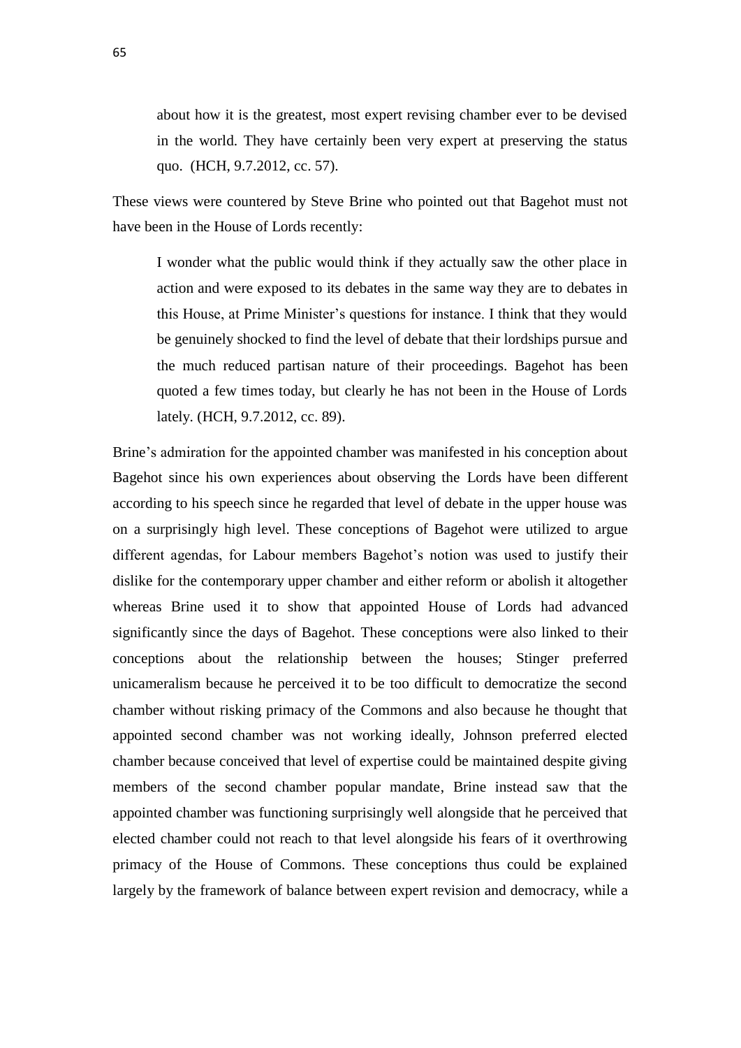> about how it is the greatest, most expert revising chamber ever to be devised in the world. They have certainly been very expert at preserving the status quo. (HCH, 9.7.2012, cc. 57).

These views were countered by Steve Brine who pointed out that Bagehot must not have been in the House of Lords recently:

> I wonder what the public would think if they actually saw the other place in action and were exposed to its debates in the same way they are to debates in this House, at Prime Minister's questions for instance. I think that they would be genuinely shocked to find the level of debate that their lordships pursue and the much reduced partisan nature of their proceedings. Bagehot has been quoted a few times today, but clearly he has not been in the House of Lords lately. (HCH, 9.7.2012, cc. 89).

Brine's admiration for the appointed chamber was manifested in his conception about Bagehot since his own experiences about observing the Lords have been different according to his speech since he regarded that level of debate in the upper house was on a surprisingly high level. These conceptions of Bagehot were utilized to argue different agendas, for Labour members Bagehot's notion was used to justify their dislike for the contemporary upper chamber and either reform or abolish it altogether whereas Brine used it to show that appointed House of Lords had advanced significantly since the days of Bagehot. These conceptions were also linked to their conceptions about the relationship between the houses; Stinger preferred unicameralism because he perceived it to be too difficult to democratize the second chamber without risking primacy of the Commons and also because he thought that appointed second chamber was not working ideally, Johnson preferred elected chamber because conceived that level of expertise could be maintained despite giving members of the second chamber popular mandate, Brine instead saw that the appointed chamber was functioning surprisingly well alongside that he perceived that elected chamber could not reach to that level alongside his fears of it overthrowing primacy of the House of Commons. These conceptions thus could be explained largely by the framework of balance between expert revision and democracy, while a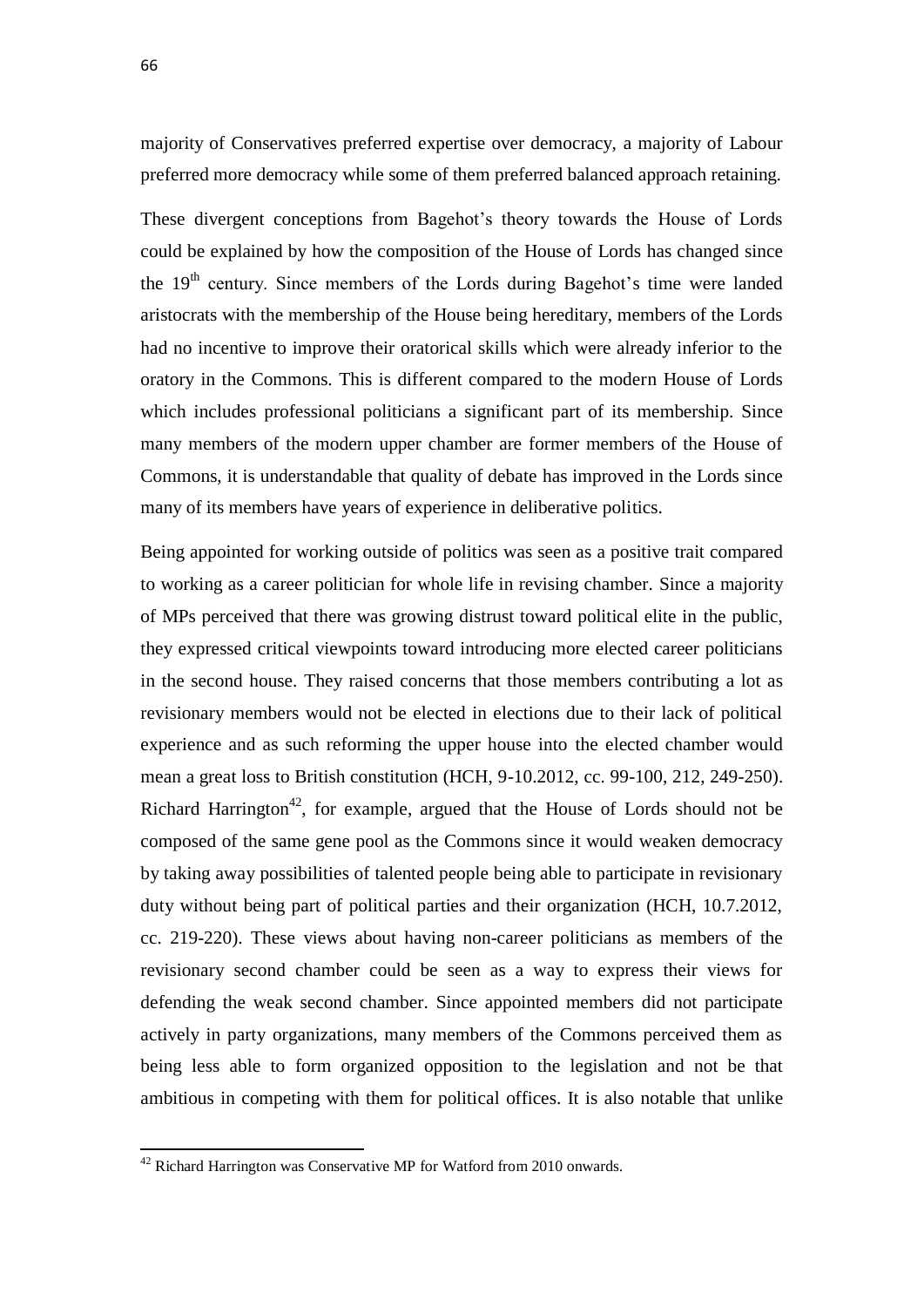majority of Conservatives preferred expertise over democracy, a majority of Labour preferred more democracy while some of them preferred balanced approach retaining.

These divergent conceptions from Bagehot's theory towards the House of Lords could be explained by how the composition of the House of Lords has changed since the 19th century. Since members of the Lords during Bagehot's time were landed aristocrats with the membership of the House being hereditary, members of the Lords had no incentive to improve their oratorical skills which were already inferior to the oratory in the Commons. This is different compared to the modern House of Lords which includes professional politicians a significant part of its membership. Since many members of the modern upper chamber are former members of the House of Commons, it is understandable that quality of debate has improved in the Lords since many of its members have years of experience in deliberative politics.

Being appointed for working outside of politics was seen as a positive trait compared to working as a career politician for whole life in revising chamber. Since a majority of MPs perceived that there was growing distrust toward political elite in the public, they expressed critical viewpoints toward introducing more elected career politicians in the second house. They raised concerns that those members contributing a lot as revisionary members would not be elected in elections due to their lack of political experience and as such reforming the upper house into the elected chamber would mean a great loss to British constitution (HCH, 9-10.2012, cc. 99-100, 212, 249-250). Richard Harrington[42], for example, argued that the House of Lords should not be composed of the same gene pool as the Commons since it would weaken democracy by taking away possibilities of talented people being able to participate in revisionary duty without being part of political parties and their organization (HCH, 10.7.2012, cc. 219-220). These views about having non-career politicians as members of the revisionary second chamber could be seen as a way to express their views for defending the weak second chamber. Since appointed members did not participate actively in party organizations, many members of the Commons perceived them as being less able to form organized opposition to the legislation and not be that ambitious in competing with them for political offices. It is also notable that unlike

[42] Richard Harrington was Conservative MP for Watford from 2010 onwards.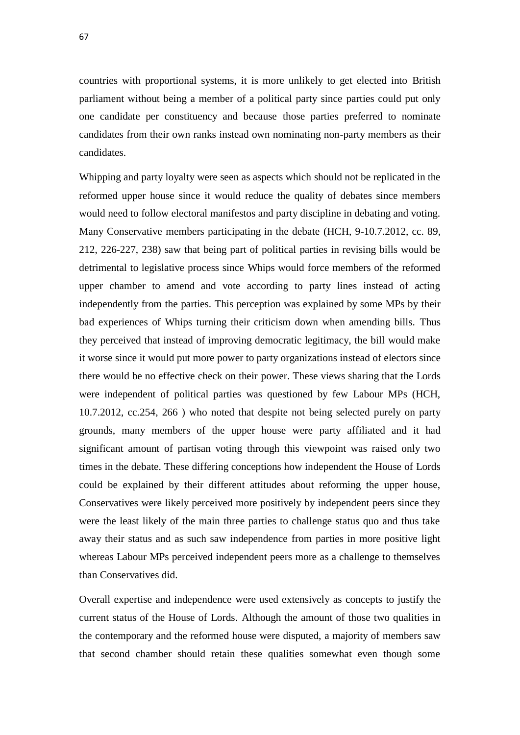countries with proportional systems, it is more unlikely to get elected into British parliament without being a member of a political party since parties could put only one candidate per constituency and because those parties preferred to nominate candidates from their own ranks instead own nominating non-party members as their candidates.

Whipping and party loyalty were seen as aspects which should not be replicated in the reformed upper house since it would reduce the quality of debates since members would need to follow electoral manifestos and party discipline in debating and voting. Many Conservative members participating in the debate (HCH, 9-10.7.2012, cc. 89, 212, 226-227, 238) saw that being part of political parties in revising bills would be detrimental to legislative process since Whips would force members of the reformed upper chamber to amend and vote according to party lines instead of acting independently from the parties. This perception was explained by some MPs by their bad experiences of Whips turning their criticism down when amending bills. Thus they perceived that instead of improving democratic legitimacy, the bill would make it worse since it would put more power to party organizations instead of electors since there would be no effective check on their power. These views sharing that the Lords were independent of political parties was questioned by few Labour MPs (HCH, 10.7.2012, cc.254, 266 ) who noted that despite not being selected purely on party grounds, many members of the upper house were party affiliated and it had significant amount of partisan voting through this viewpoint was raised only two times in the debate. These differing conceptions how independent the House of Lords could be explained by their different attitudes about reforming the upper house, Conservatives were likely perceived more positively by independent peers since they were the least likely of the main three parties to challenge status quo and thus take away their status and as such saw independence from parties in more positive light whereas Labour MPs perceived independent peers more as a challenge to themselves than Conservatives did.

Overall expertise and independence were used extensively as concepts to justify the current status of the House of Lords. Although the amount of those two qualities in the contemporary and the reformed house were disputed, a majority of members saw that second chamber should retain these qualities somewhat even though some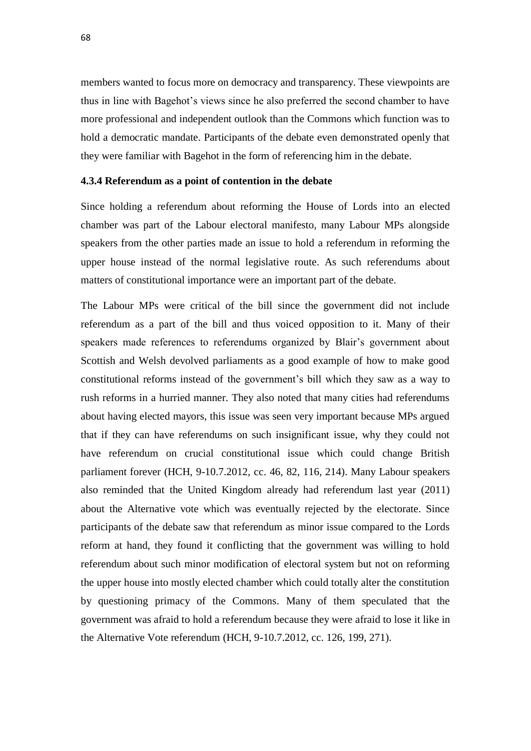members wanted to focus more on democracy and transparency. These viewpoints are thus in line with Bagehot's views since he also preferred the second chamber to have more professional and independent outlook than the Commons which function was to hold a democratic mandate. Participants of the debate even demonstrated openly that they were familiar with Bagehot in the form of referencing him in the debate.

#### 4.3.4 Referendum as a point of contention in the debate

Since holding a referendum about reforming the House of Lords into an elected chamber was part of the Labour electoral manifesto, many Labour MPs alongside speakers from the other parties made an issue to hold a referendum in reforming the upper house instead of the normal legislative route. As such referendums about matters of constitutional importance were an important part of the debate.

The Labour MPs were critical of the bill since the government did not include referendum as a part of the bill and thus voiced opposition to it. Many of their speakers made references to referendums organized by Blair's government about Scottish and Welsh devolved parliaments as a good example of how to make good constitutional reforms instead of the government's bill which they saw as a way to rush reforms in a hurried manner. They also noted that many cities had referendums about having elected mayors, this issue was seen very important because MPs argued that if they can have referendums on such insignificant issue, why they could not have referendum on crucial constitutional issue which could change British parliament forever (HCH, 9-10.7.2012, cc. 46, 82, 116, 214). Many Labour speakers also reminded that the United Kingdom already had referendum last year (2011) about the Alternative vote which was eventually rejected by the electorate. Since participants of the debate saw that referendum as minor issue compared to the Lords reform at hand, they found it conflicting that the government was willing to hold referendum about such minor modification of electoral system but not on reforming the upper house into mostly elected chamber which could totally alter the constitution by questioning primacy of the Commons. Many of them speculated that the government was afraid to hold a referendum because they were afraid to lose it like in the Alternative Vote referendum (HCH, 9-10.7.2012, cc. 126, 199, 271).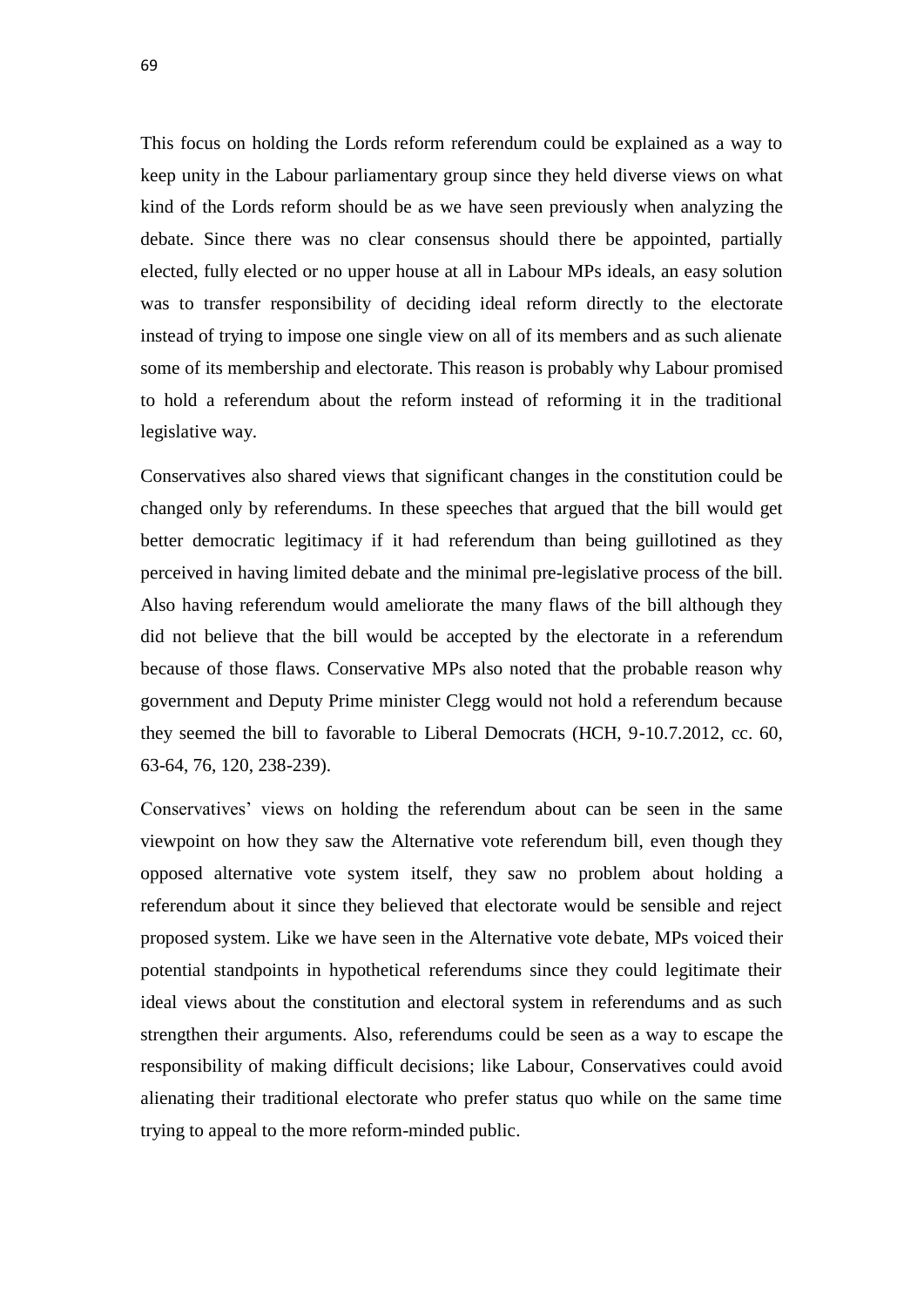This focus on holding the Lords reform referendum could be explained as a way to keep unity in the Labour parliamentary group since they held diverse views on what kind of the Lords reform should be as we have seen previously when analyzing the debate. Since there was no clear consensus should there be appointed, partially elected, fully elected or no upper house at all in Labour MPs ideals, an easy solution was to transfer responsibility of deciding ideal reform directly to the electorate instead of trying to impose one single view on all of its members and as such alienate some of its membership and electorate. This reason is probably why Labour promised to hold a referendum about the reform instead of reforming it in the traditional legislative way.

Conservatives also shared views that significant changes in the constitution could be changed only by referendums. In these speeches that argued that the bill would get better democratic legitimacy if it had referendum than being guillotined as they perceived in having limited debate and the minimal pre-legislative process of the bill. Also having referendum would ameliorate the many flaws of the bill although they did not believe that the bill would be accepted by the electorate in a referendum because of those flaws. Conservative MPs also noted that the probable reason why government and Deputy Prime minister Clegg would not hold a referendum because they seemed the bill to favorable to Liberal Democrats (HCH, 9-10.7.2012, cc. 60, 63-64, 76, 120, 238-239).

Conservatives' views on holding the referendum about can be seen in the same viewpoint on how they saw the Alternative vote referendum bill, even though they opposed alternative vote system itself, they saw no problem about holding a referendum about it since they believed that electorate would be sensible and reject proposed system. Like we have seen in the Alternative vote debate, MPs voiced their potential standpoints in hypothetical referendums since they could legitimate their ideal views about the constitution and electoral system in referendums and as such strengthen their arguments. Also, referendums could be seen as a way to escape the responsibility of making difficult decisions; like Labour, Conservatives could avoid alienating their traditional electorate who prefer status quo while on the same time trying to appeal to the more reform-minded public.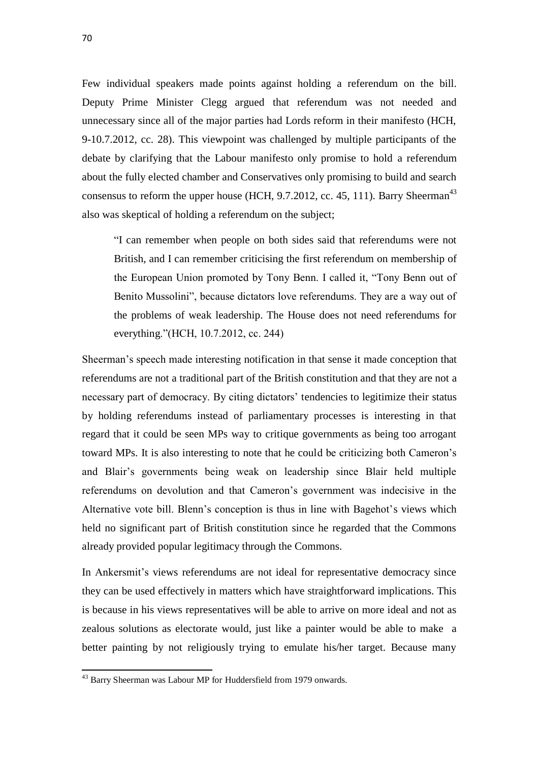Few individual speakers made points against holding a referendum on the bill. Deputy Prime Minister Clegg argued that referendum was not needed and unnecessary since all of the major parties had Lords reform in their manifesto (HCH, 9-10.7.2012, cc. 28). This viewpoint was challenged by multiple participants of the debate by clarifying that the Labour manifesto only promise to hold a referendum about the fully elected chamber and Conservatives only promising to build and search consensus to reform the upper house (HCH, 9.7.2012, cc. 45, 111). Barry Sheerman[43] also was skeptical of holding a referendum on the subject;

> "I can remember when people on both sides said that referendums were not British, and I can remember criticising the first referendum on membership of the European Union promoted by Tony Benn. I called it, "Tony Benn out of Benito Mussolini", because dictators love referendums. They are a way out of the problems of weak leadership. The House does not need referendums for everything."(HCH, 10.7.2012, cc. 244)

Sheerman's speech made interesting notification in that sense it made conception that referendums are not a traditional part of the British constitution and that they are not a necessary part of democracy. By citing dictators' tendencies to legitimize their status by holding referendums instead of parliamentary processes is interesting in that regard that it could be seen MPs way to critique governments as being too arrogant toward MPs. It is also interesting to note that he could be criticizing both Cameron's and Blair's governments being weak on leadership since Blair held multiple referendums on devolution and that Cameron's government was indecisive in the Alternative vote bill. Blenn's conception is thus in line with Bagehot's views which held no significant part of British constitution since he regarded that the Commons already provided popular legitimacy through the Commons.

In Ankersmit's views referendums are not ideal for representative democracy since they can be used effectively in matters which have straightforward implications. This is because in his views representatives will be able to arrive on more ideal and not as zealous solutions as electorate would, just like a painter would be able to make a better painting by not religiously trying to emulate his/her target. Because many

[43] Barry Sheerman was Labour MP for Huddersfield from 1979 onwards.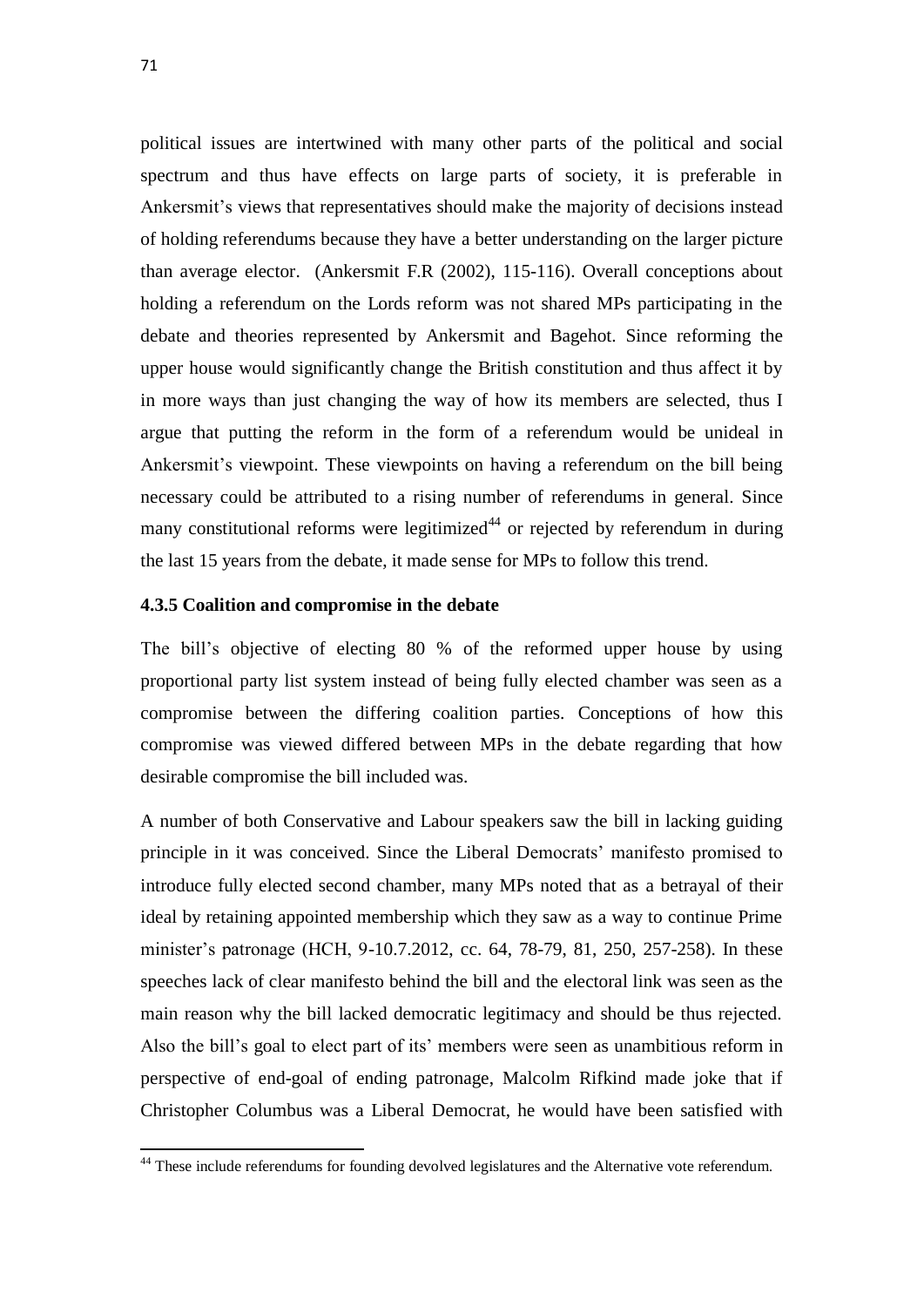political issues are intertwined with many other parts of the political and social spectrum and thus have effects on large parts of society, it is preferable in Ankersmit's views that representatives should make the majority of decisions instead of holding referendums because they have a better understanding on the larger picture than average elector. (Ankersmit F.R (2002), 115-116). Overall conceptions about holding a referendum on the Lords reform was not shared MPs participating in the debate and theories represented by Ankersmit and Bagehot. Since reforming the upper house would significantly change the British constitution and thus affect it by in more ways than just changing the way of how its members are selected, thus I argue that putting the reform in the form of a referendum would be unideal in Ankersmit's viewpoint. These viewpoints on having a referendum on the bill being necessary could be attributed to a rising number of referendums in general. Since many constitutional reforms were legitimized[44] or rejected by referendum in during the last 15 years from the debate, it made sense for MPs to follow this trend.

### 4.3.5 Coalition and compromise in the debate

The bill's objective of electing 80 % of the reformed upper house by using proportional party list system instead of being fully elected chamber was seen as a compromise between the differing coalition parties. Conceptions of how this compromise was viewed differed between MPs in the debate regarding that how desirable compromise the bill included was.

A number of both Conservative and Labour speakers saw the bill in lacking guiding principle in it was conceived. Since the Liberal Democrats' manifesto promised to introduce fully elected second chamber, many MPs noted that as a betrayal of their ideal by retaining appointed membership which they saw as a way to continue Prime minister's patronage (HCH, 9-10.7.2012, cc. 64, 78-79, 81, 250, 257-258). In these speeches lack of clear manifesto behind the bill and the electoral link was seen as the main reason why the bill lacked democratic legitimacy and should be thus rejected. Also the bill's goal to elect part of its' members were seen as unambitious reform in perspective of end-goal of ending patronage, Malcolm Rifkind made joke that if Christopher Columbus was a Liberal Democrat, he would have been satisfied with

---

[44] These include referendums for founding devolved legislatures and the Alternative vote referendum.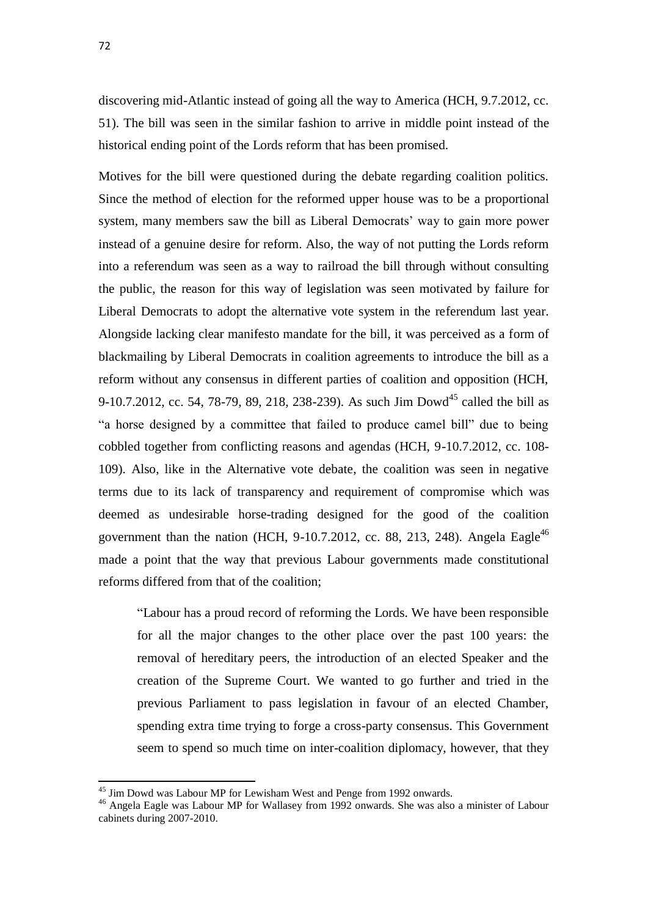discovering mid-Atlantic instead of going all the way to America (HCH, 9.7.2012, cc. 51). The bill was seen in the similar fashion to arrive in middle point instead of the historical ending point of the Lords reform that has been promised.

Motives for the bill were questioned during the debate regarding coalition politics. Since the method of election for the reformed upper house was to be a proportional system, many members saw the bill as Liberal Democrats' way to gain more power instead of a genuine desire for reform. Also, the way of not putting the Lords reform into a referendum was seen as a way to railroad the bill through without consulting the public, the reason for this way of legislation was seen motivated by failure for Liberal Democrats to adopt the alternative vote system in the referendum last year. Alongside lacking clear manifesto mandate for the bill, it was perceived as a form of blackmailing by Liberal Democrats in coalition agreements to introduce the bill as a reform without any consensus in different parties of coalition and opposition (HCH, 9-10.7.2012, cc. 54, 78-79, 89, 218, 238-239). As such Jim Dowd[45] called the bill as "a horse designed by a committee that failed to produce camel bill" due to being cobbled together from conflicting reasons and agendas (HCH, 9-10.7.2012, cc. 108-109). Also, like in the Alternative vote debate, the coalition was seen in negative terms due to its lack of transparency and requirement of compromise which was deemed as undesirable horse-trading designed for the good of the coalition government than the nation (HCH, 9-10.7.2012, cc. 88, 213, 248). Angela Eagle[46] made a point that the way that previous Labour governments made constitutional reforms differed from that of the coalition;

> "Labour has a proud record of reforming the Lords. We have been responsible for all the major changes to the other place over the past 100 years: the removal of hereditary peers, the introduction of an elected Speaker and the creation of the Supreme Court. We wanted to go further and tried in the previous Parliament to pass legislation in favour of an elected Chamber, spending extra time trying to forge a cross-party consensus. This Government seem to spend so much time on inter-coalition diplomacy, however, that they

[45] Jim Dowd was Labour MP for Lewisham West and Penge from 1992 onwards.

[46] Angela Eagle was Labour MP for Wallasey from 1992 onwards. She was also a minister of Labour cabinets during 2007-2010.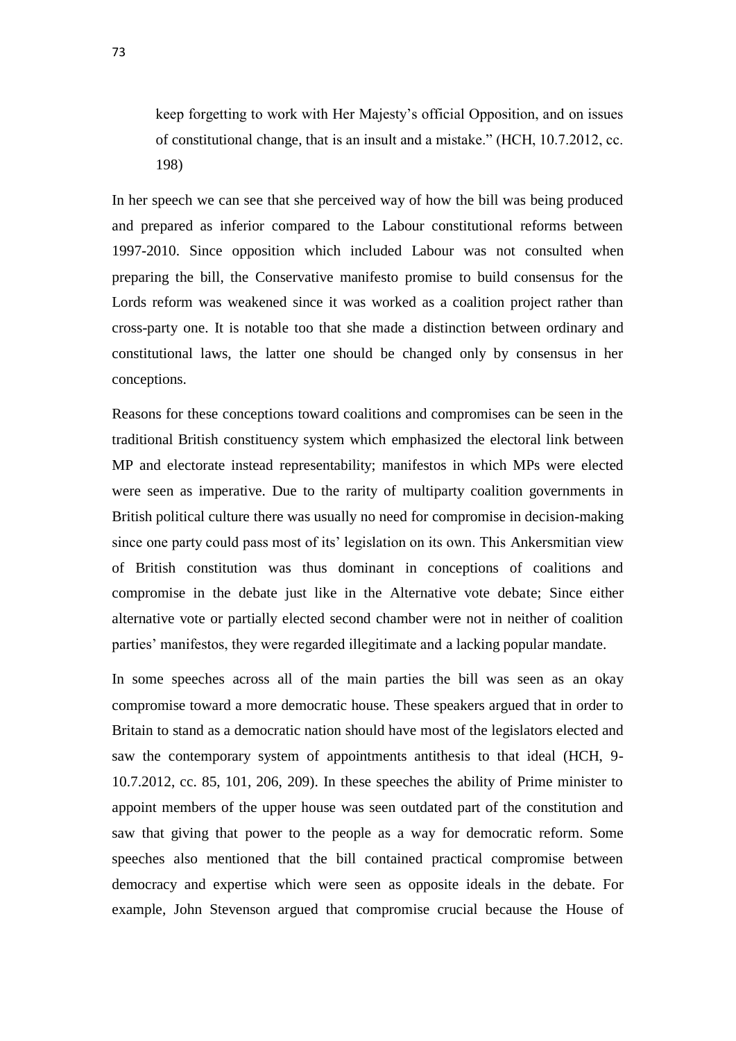> keep forgetting to work with Her Majesty's official Opposition, and on issues of constitutional change, that is an insult and a mistake." (HCH, 10.7.2012, cc. 198)

In her speech we can see that she perceived way of how the bill was being produced and prepared as inferior compared to the Labour constitutional reforms between 1997-2010. Since opposition which included Labour was not consulted when preparing the bill, the Conservative manifesto promise to build consensus for the Lords reform was weakened since it was worked as a coalition project rather than cross-party one. It is notable too that she made a distinction between ordinary and constitutional laws, the latter one should be changed only by consensus in her conceptions.

Reasons for these conceptions toward coalitions and compromises can be seen in the traditional British constituency system which emphasized the electoral link between MP and electorate instead representability; manifestos in which MPs were elected were seen as imperative. Due to the rarity of multiparty coalition governments in British political culture there was usually no need for compromise in decision-making since one party could pass most of its' legislation on its own. This Ankersmitian view of British constitution was thus dominant in conceptions of coalitions and compromise in the debate just like in the Alternative vote debate; Since either alternative vote or partially elected second chamber were not in neither of coalition parties' manifestos, they were regarded illegitimate and a lacking popular mandate.

In some speeches across all of the main parties the bill was seen as an okay compromise toward a more democratic house. These speakers argued that in order to Britain to stand as a democratic nation should have most of the legislators elected and saw the contemporary system of appointments antithesis to that ideal (HCH, 9-10.7.2012, cc. 85, 101, 206, 209). In these speeches the ability of Prime minister to appoint members of the upper house was seen outdated part of the constitution and saw that giving that power to the people as a way for democratic reform. Some speeches also mentioned that the bill contained practical compromise between democracy and expertise which were seen as opposite ideals in the debate. For example, John Stevenson argued that compromise crucial because the House of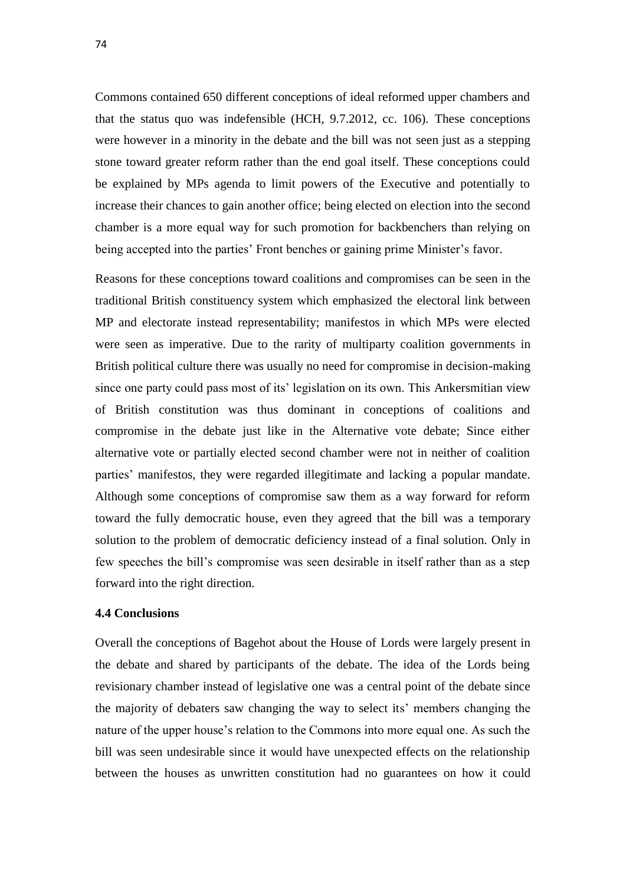Commons contained 650 different conceptions of ideal reformed upper chambers and that the status quo was indefensible (HCH, 9.7.2012, cc. 106). These conceptions were however in a minority in the debate and the bill was not seen just as a stepping stone toward greater reform rather than the end goal itself. These conceptions could be explained by MPs agenda to limit powers of the Executive and potentially to increase their chances to gain another office; being elected on election into the second chamber is a more equal way for such promotion for backbenchers than relying on being accepted into the parties' Front benches or gaining prime Minister's favor.

Reasons for these conceptions toward coalitions and compromises can be seen in the traditional British constituency system which emphasized the electoral link between MP and electorate instead representability; manifestos in which MPs were elected were seen as imperative. Due to the rarity of multiparty coalition governments in British political culture there was usually no need for compromise in decision-making since one party could pass most of its' legislation on its own. This Ankersmitian view of British constitution was thus dominant in conceptions of coalitions and compromise in the debate just like in the Alternative vote debate; Since either alternative vote or partially elected second chamber were not in neither of coalition parties' manifestos, they were regarded illegitimate and lacking a popular mandate. Although some conceptions of compromise saw them as a way forward for reform toward the fully democratic house, even they agreed that the bill was a temporary solution to the problem of democratic deficiency instead of a final solution. Only in few speeches the bill's compromise was seen desirable in itself rather than as a step forward into the right direction.

### 4.4 Conclusions

Overall the conceptions of Bagehot about the House of Lords were largely present in the debate and shared by participants of the debate. The idea of the Lords being revisionary chamber instead of legislative one was a central point of the debate since the majority of debaters saw changing the way to select its' members changing the nature of the upper house's relation to the Commons into more equal one. As such the bill was seen undesirable since it would have unexpected effects on the relationship between the houses as unwritten constitution had no guarantees on how it could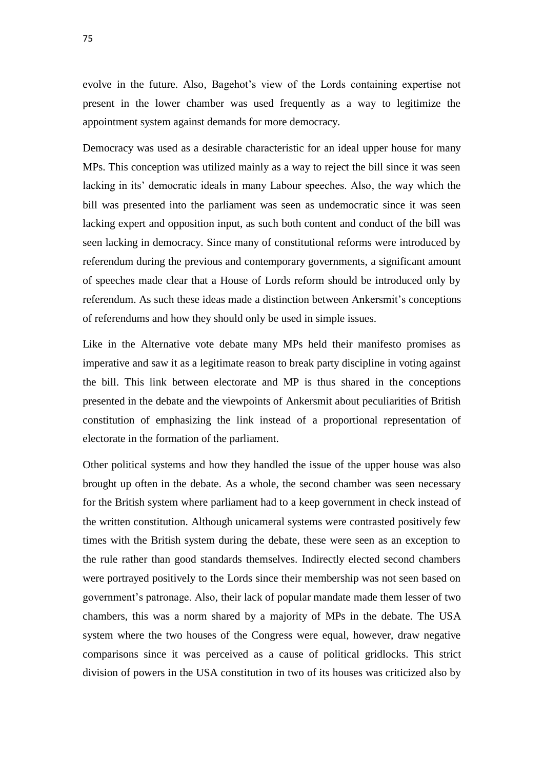evolve in the future. Also, Bagehot's view of the Lords containing expertise not present in the lower chamber was used frequently as a way to legitimize the appointment system against demands for more democracy.

Democracy was used as a desirable characteristic for an ideal upper house for many MPs. This conception was utilized mainly as a way to reject the bill since it was seen lacking in its' democratic ideals in many Labour speeches. Also, the way which the bill was presented into the parliament was seen as undemocratic since it was seen lacking expert and opposition input, as such both content and conduct of the bill was seen lacking in democracy. Since many of constitutional reforms were introduced by referendum during the previous and contemporary governments, a significant amount of speeches made clear that a House of Lords reform should be introduced only by referendum. As such these ideas made a distinction between Ankersmit's conceptions of referendums and how they should only be used in simple issues.

Like in the Alternative vote debate many MPs held their manifesto promises as imperative and saw it as a legitimate reason to break party discipline in voting against the bill. This link between electorate and MP is thus shared in the conceptions presented in the debate and the viewpoints of Ankersmit about peculiarities of British constitution of emphasizing the link instead of a proportional representation of electorate in the formation of the parliament.

Other political systems and how they handled the issue of the upper house was also brought up often in the debate. As a whole, the second chamber was seen necessary for the British system where parliament had to a keep government in check instead of the written constitution. Although unicameral systems were contrasted positively few times with the British system during the debate, these were seen as an exception to the rule rather than good standards themselves. Indirectly elected second chambers were portrayed positively to the Lords since their membership was not seen based on government's patronage. Also, their lack of popular mandate made them lesser of two chambers, this was a norm shared by a majority of MPs in the debate. The USA system where the two houses of the Congress were equal, however, draw negative comparisons since it was perceived as a cause of political gridlocks. This strict division of powers in the USA constitution in two of its houses was criticized also by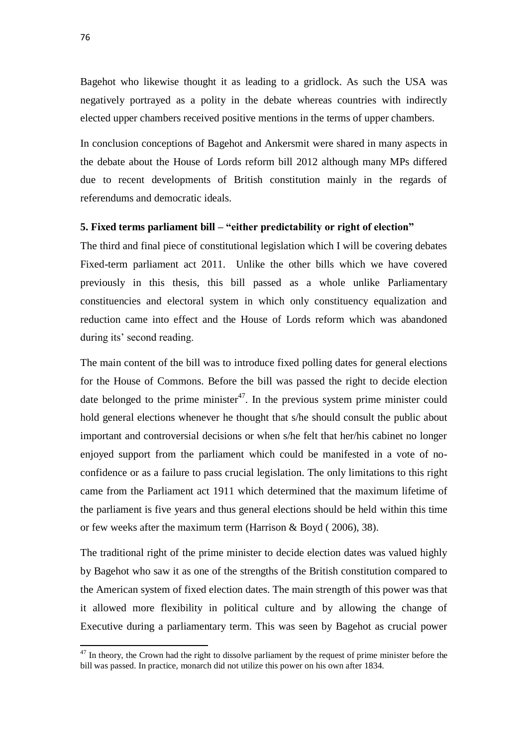Bagehot who likewise thought it as leading to a gridlock. As such the USA was negatively portrayed as a polity in the debate whereas countries with indirectly elected upper chambers received positive mentions in the terms of upper chambers.

In conclusion conceptions of Bagehot and Ankersmit were shared in many aspects in the debate about the House of Lords reform bill 2012 although many MPs differed due to recent developments of British constitution mainly in the regards of referendums and democratic ideals.

## 5. Fixed terms parliament bill – "either predictability or right of election"

The third and final piece of constitutional legislation which I will be covering debates Fixed-term parliament act 2011. Unlike the other bills which we have covered previously in this thesis, this bill passed as a whole unlike Parliamentary constituencies and electoral system in which only constituency equalization and reduction came into effect and the House of Lords reform which was abandoned during its' second reading.

The main content of the bill was to introduce fixed polling dates for general elections for the House of Commons. Before the bill was passed the right to decide election date belonged to the prime minister[47]. In the previous system prime minister could hold general elections whenever he thought that s/he should consult the public about important and controversial decisions or when s/he felt that her/his cabinet no longer enjoyed support from the parliament which could be manifested in a vote of no-confidence or as a failure to pass crucial legislation. The only limitations to this right came from the Parliament act 1911 which determined that the maximum lifetime of the parliament is five years and thus general elections should be held within this time or few weeks after the maximum term (Harrison & Boyd ( 2006), 38).

The traditional right of the prime minister to decide election dates was valued highly by Bagehot who saw it as one of the strengths of the British constitution compared to the American system of fixed election dates. The main strength of this power was that it allowed more flexibility in political culture and by allowing the change of Executive during a parliamentary term. This was seen by Bagehot as crucial power

[47] In theory, the Crown had the right to dissolve parliament by the request of prime minister before the bill was passed. In practice, monarch did not utilize this power on his own after 1834.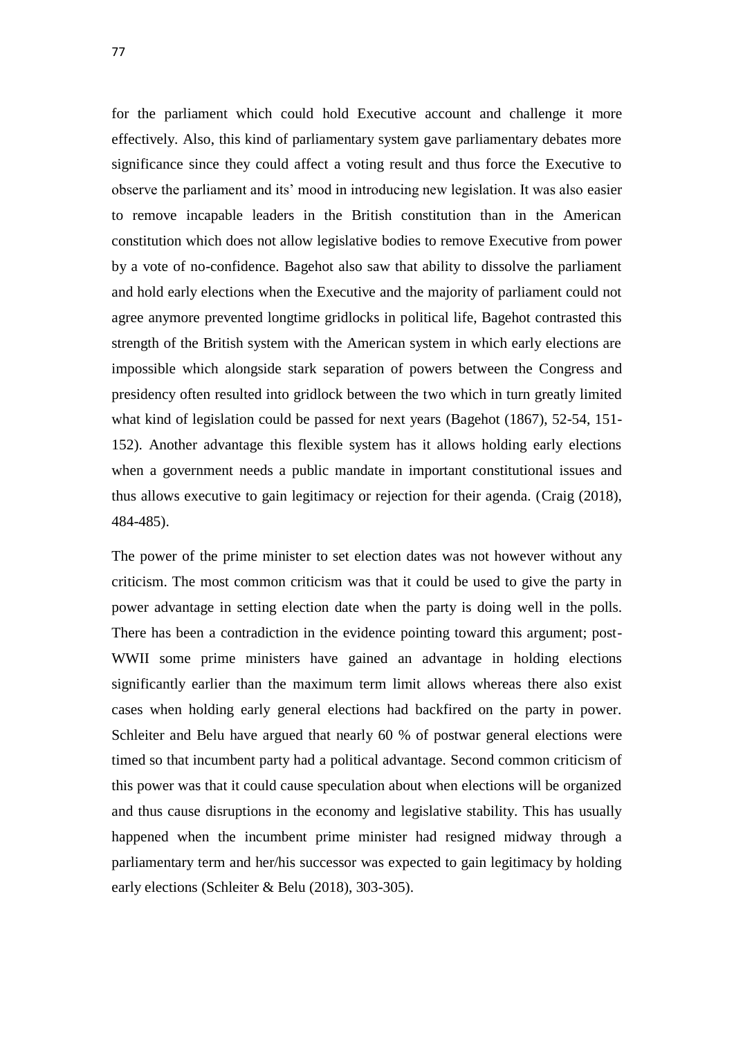for the parliament which could hold Executive account and challenge it more effectively. Also, this kind of parliamentary system gave parliamentary debates more significance since they could affect a voting result and thus force the Executive to observe the parliament and its' mood in introducing new legislation. It was also easier to remove incapable leaders in the British constitution than in the American constitution which does not allow legislative bodies to remove Executive from power by a vote of no-confidence. Bagehot also saw that ability to dissolve the parliament and hold early elections when the Executive and the majority of parliament could not agree anymore prevented longtime gridlocks in political life, Bagehot contrasted this strength of the British system with the American system in which early elections are impossible which alongside stark separation of powers between the Congress and presidency often resulted into gridlock between the two which in turn greatly limited what kind of legislation could be passed for next years (Bagehot (1867), 52-54, 151-152). Another advantage this flexible system has it allows holding early elections when a government needs a public mandate in important constitutional issues and thus allows executive to gain legitimacy or rejection for their agenda. (Craig (2018), 484-485).

The power of the prime minister to set election dates was not however without any criticism. The most common criticism was that it could be used to give the party in power advantage in setting election date when the party is doing well in the polls. There has been a contradiction in the evidence pointing toward this argument; post-WWII some prime ministers have gained an advantage in holding elections significantly earlier than the maximum term limit allows whereas there also exist cases when holding early general elections had backfired on the party in power. Schleiter and Belu have argued that nearly 60 % of postwar general elections were timed so that incumbent party had a political advantage. Second common criticism of this power was that it could cause speculation about when elections will be organized and thus cause disruptions in the economy and legislative stability. This has usually happened when the incumbent prime minister had resigned midway through a parliamentary term and her/his successor was expected to gain legitimacy by holding early elections (Schleiter & Belu (2018), 303-305).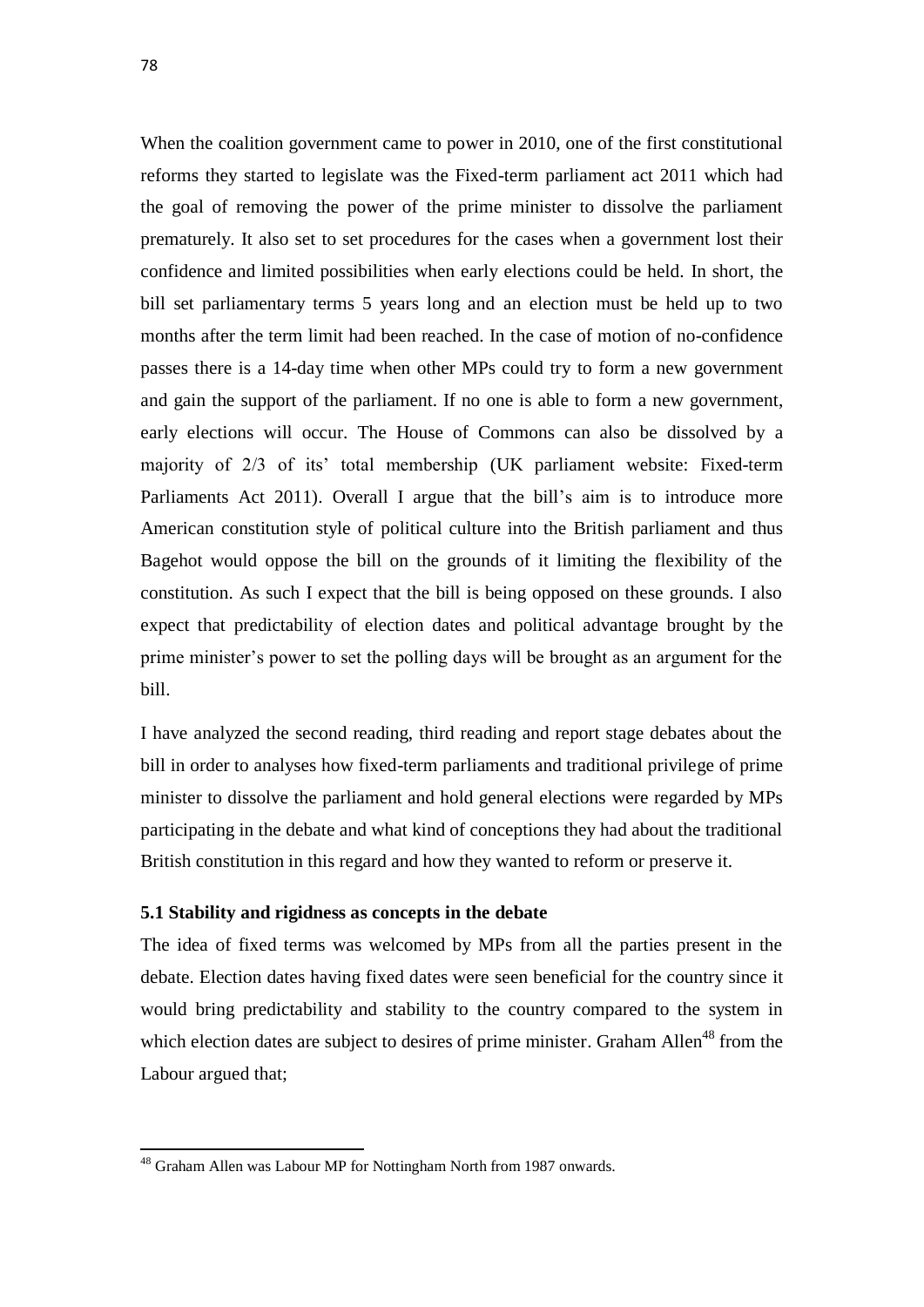When the coalition government came to power in 2010, one of the first constitutional reforms they started to legislate was the Fixed-term parliament act 2011 which had the goal of removing the power of the prime minister to dissolve the parliament prematurely. It also set to set procedures for the cases when a government lost their confidence and limited possibilities when early elections could be held. In short, the bill set parliamentary terms 5 years long and an election must be held up to two months after the term limit had been reached. In the case of motion of no-confidence passes there is a 14-day time when other MPs could try to form a new government and gain the support of the parliament. If no one is able to form a new government, early elections will occur. The House of Commons can also be dissolved by a majority of 2/3 of its' total membership (UK parliament website: Fixed-term Parliaments Act 2011). Overall I argue that the bill's aim is to introduce more American constitution style of political culture into the British parliament and thus Bagehot would oppose the bill on the grounds of it limiting the flexibility of the constitution. As such I expect that the bill is being opposed on these grounds. I also expect that predictability of election dates and political advantage brought by the prime minister's power to set the polling days will be brought as an argument for the bill.

I have analyzed the second reading, third reading and report stage debates about the bill in order to analyses how fixed-term parliaments and traditional privilege of prime minister to dissolve the parliament and hold general elections were regarded by MPs participating in the debate and what kind of conceptions they had about the traditional British constitution in this regard and how they wanted to reform or preserve it.

### 5.1 Stability and rigidness as concepts in the debate

The idea of fixed terms was welcomed by MPs from all the parties present in the debate. Election dates having fixed dates were seen beneficial for the country since it would bring predictability and stability to the country compared to the system in which election dates are subject to desires of prime minister. Graham Allen[48] from the Labour argued that;

[48] Graham Allen was Labour MP for Nottingham North from 1987 onwards.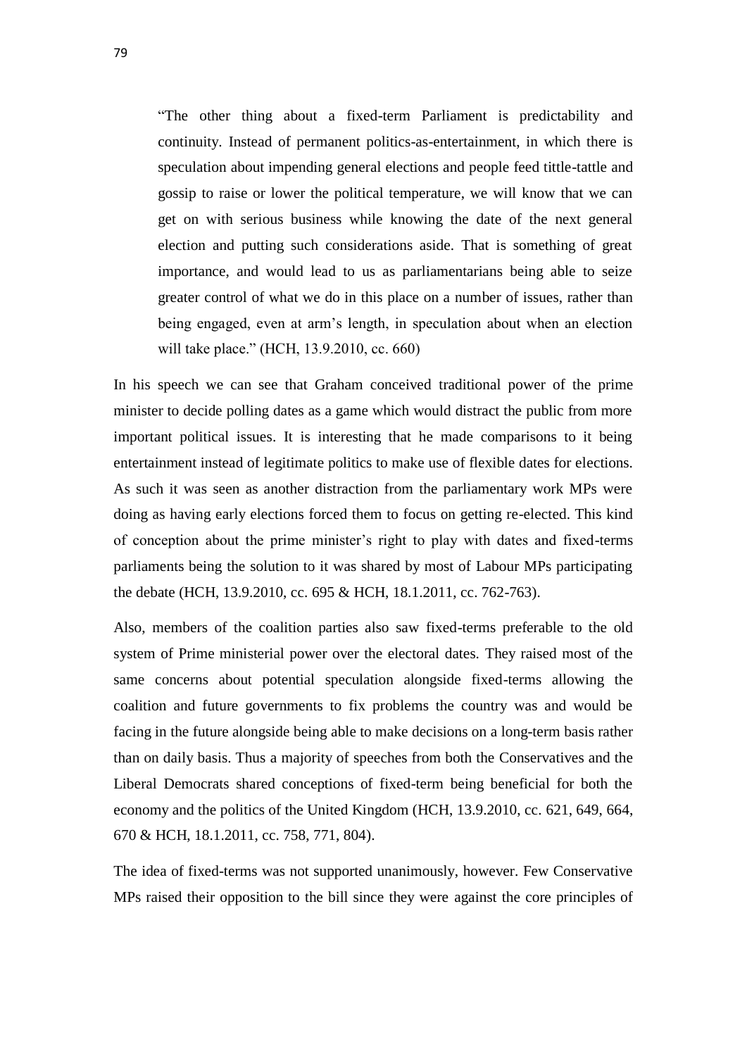> "The other thing about a fixed-term Parliament is predictability and continuity. Instead of permanent politics-as-entertainment, in which there is speculation about impending general elections and people feed tittle-tattle and gossip to raise or lower the political temperature, we will know that we can get on with serious business while knowing the date of the next general election and putting such considerations aside. That is something of great importance, and would lead to us as parliamentarians being able to seize greater control of what we do in this place on a number of issues, rather than being engaged, even at arm's length, in speculation about when an election will take place." (HCH, 13.9.2010, cc. 660)

In his speech we can see that Graham conceived traditional power of the prime minister to decide polling dates as a game which would distract the public from more important political issues. It is interesting that he made comparisons to it being entertainment instead of legitimate politics to make use of flexible dates for elections. As such it was seen as another distraction from the parliamentary work MPs were doing as having early elections forced them to focus on getting re-elected. This kind of conception about the prime minister's right to play with dates and fixed-terms parliaments being the solution to it was shared by most of Labour MPs participating the debate (HCH, 13.9.2010, cc. 695 & HCH, 18.1.2011, cc. 762-763).

Also, members of the coalition parties also saw fixed-terms preferable to the old system of Prime ministerial power over the electoral dates. They raised most of the same concerns about potential speculation alongside fixed-terms allowing the coalition and future governments to fix problems the country was and would be facing in the future alongside being able to make decisions on a long-term basis rather than on daily basis. Thus a majority of speeches from both the Conservatives and the Liberal Democrats shared conceptions of fixed-term being beneficial for both the economy and the politics of the United Kingdom (HCH, 13.9.2010, cc. 621, 649, 664, 670 & HCH, 18.1.2011, cc. 758, 771, 804).

The idea of fixed-terms was not supported unanimously, however. Few Conservative MPs raised their opposition to the bill since they were against the core principles of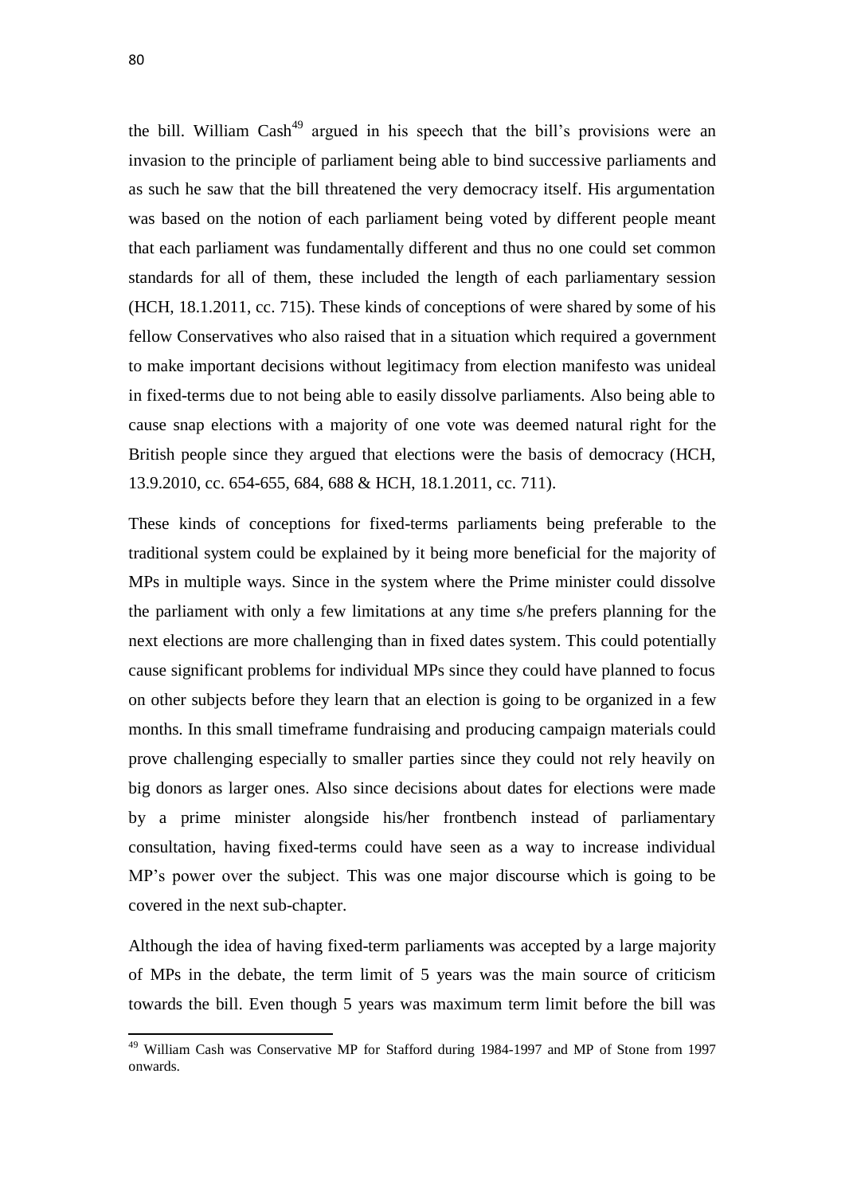the bill. William Cash[49] argued in his speech that the bill's provisions were an invasion to the principle of parliament being able to bind successive parliaments and as such he saw that the bill threatened the very democracy itself. His argumentation was based on the notion of each parliament being voted by different people meant that each parliament was fundamentally different and thus no one could set common standards for all of them, these included the length of each parliamentary session (HCH, 18.1.2011, cc. 715). These kinds of conceptions of were shared by some of his fellow Conservatives who also raised that in a situation which required a government to make important decisions without legitimacy from election manifesto was unideal in fixed-terms due to not being able to easily dissolve parliaments. Also being able to cause snap elections with a majority of one vote was deemed natural right for the British people since they argued that elections were the basis of democracy (HCH, 13.9.2010, cc. 654-655, 684, 688 & HCH, 18.1.2011, cc. 711).

These kinds of conceptions for fixed-terms parliaments being preferable to the traditional system could be explained by it being more beneficial for the majority of MPs in multiple ways. Since in the system where the Prime minister could dissolve the parliament with only a few limitations at any time s/he prefers planning for the next elections are more challenging than in fixed dates system. This could potentially cause significant problems for individual MPs since they could have planned to focus on other subjects before they learn that an election is going to be organized in a few months. In this small timeframe fundraising and producing campaign materials could prove challenging especially to smaller parties since they could not rely heavily on big donors as larger ones. Also since decisions about dates for elections were made by a prime minister alongside his/her frontbench instead of parliamentary consultation, having fixed-terms could have seen as a way to increase individual MP's power over the subject. This was one major discourse which is going to be covered in the next sub-chapter.

Although the idea of having fixed-term parliaments was accepted by a large majority of MPs in the debate, the term limit of 5 years was the main source of criticism towards the bill. Even though 5 years was maximum term limit before the bill was

[49] William Cash was Conservative MP for Stafford during 1984-1997 and MP of Stone from 1997 onwards.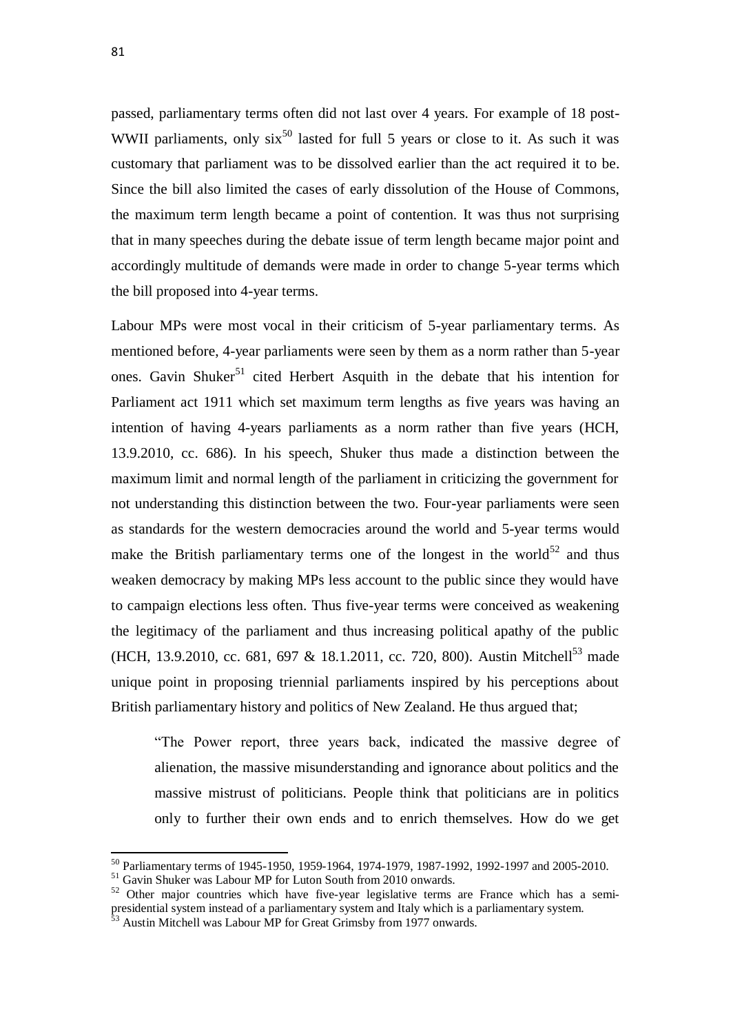passed, parliamentary terms often did not last over 4 years. For example of 18 post-WWII parliaments, only six[50] lasted for full 5 years or close to it. As such it was customary that parliament was to be dissolved earlier than the act required it to be. Since the bill also limited the cases of early dissolution of the House of Commons, the maximum term length became a point of contention. It was thus not surprising that in many speeches during the debate issue of term length became major point and accordingly multitude of demands were made in order to change 5-year terms which the bill proposed into 4-year terms.

Labour MPs were most vocal in their criticism of 5-year parliamentary terms. As mentioned before, 4-year parliaments were seen by them as a norm rather than 5-year ones. Gavin Shuker[51] cited Herbert Asquith in the debate that his intention for Parliament act 1911 which set maximum term lengths as five years was having an intention of having 4-years parliaments as a norm rather than five years (HCH, 13.9.2010, cc. 686). In his speech, Shuker thus made a distinction between the maximum limit and normal length of the parliament in criticizing the government for not understanding this distinction between the two. Four-year parliaments were seen as standards for the western democracies around the world and 5-year terms would make the British parliamentary terms one of the longest in the world[52] and thus weaken democracy by making MPs less account to the public since they would have to campaign elections less often. Thus five-year terms were conceived as weakening the legitimacy of the parliament and thus increasing political apathy of the public (HCH, 13.9.2010, cc. 681, 697 & 18.1.2011, cc. 720, 800). Austin Mitchell[53] made unique point in proposing triennial parliaments inspired by his perceptions about British parliamentary history and politics of New Zealand. He thus argued that;

> "The Power report, three years back, indicated the massive degree of alienation, the massive misunderstanding and ignorance about politics and the massive mistrust of politicians. People think that politicians are in politics only to further their own ends and to enrich themselves. How do we get

---

[50] Parliamentary terms of 1945-1950, 1959-1964, 1974-1979, 1987-1992, 1992-1997 and 2005-2010.

[51] Gavin Shuker was Labour MP for Luton South from 2010 onwards.

[52] Other major countries which have five-year legislative terms are France which has a semi-presidential system instead of a parliamentary system and Italy which is a parliamentary system.

[53] Austin Mitchell was Labour MP for Great Grimsby from 1977 onwards.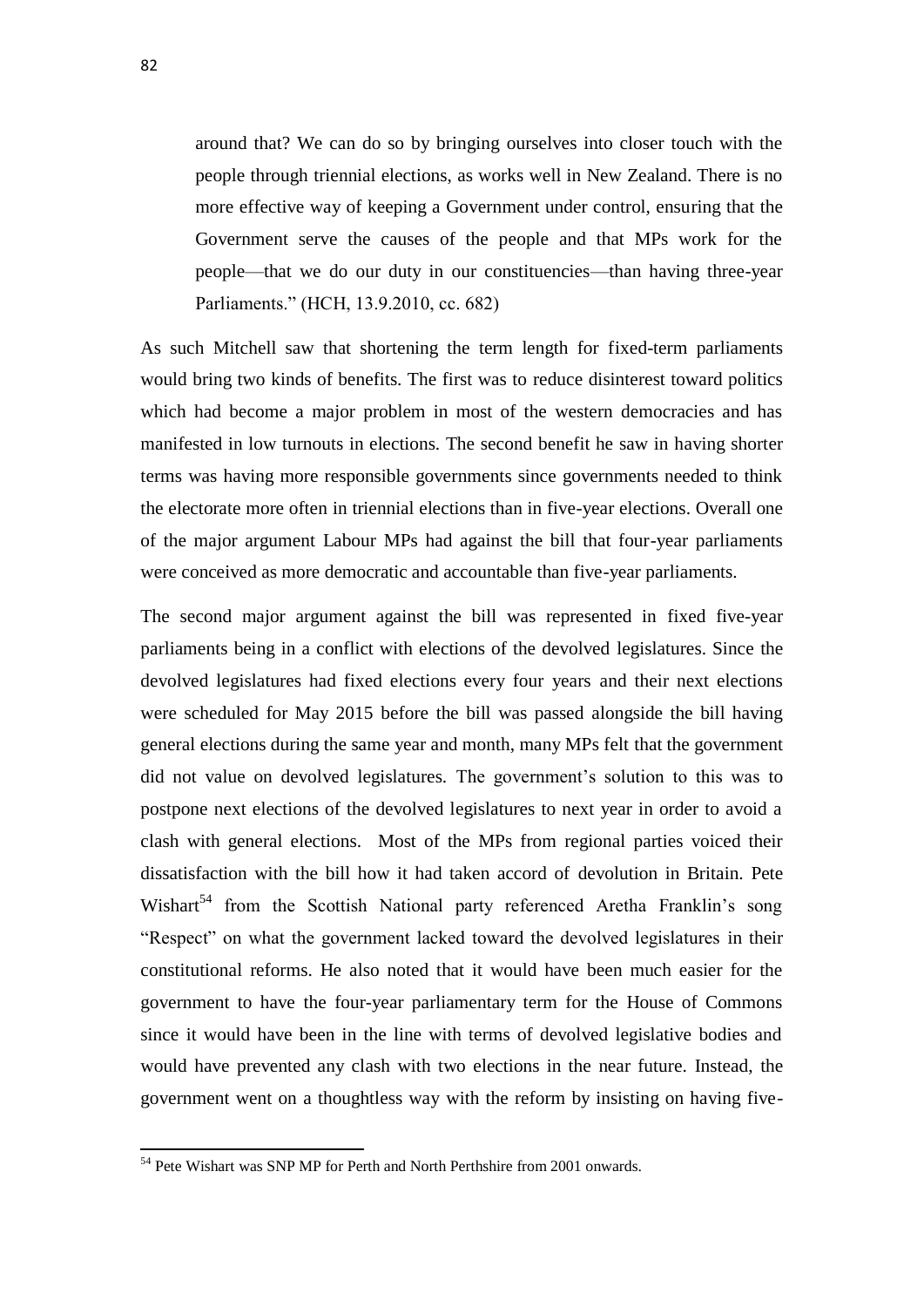> around that? We can do so by bringing ourselves into closer touch with the people through triennial elections, as works well in New Zealand. There is no more effective way of keeping a Government under control, ensuring that the Government serve the causes of the people and that MPs work for the people—that we do our duty in our constituencies—than having three-year Parliaments." (HCH, 13.9.2010, cc. 682)

As such Mitchell saw that shortening the term length for fixed-term parliaments would bring two kinds of benefits. The first was to reduce disinterest toward politics which had become a major problem in most of the western democracies and has manifested in low turnouts in elections. The second benefit he saw in having shorter terms was having more responsible governments since governments needed to think the electorate more often in triennial elections than in five-year elections. Overall one of the major argument Labour MPs had against the bill that four-year parliaments were conceived as more democratic and accountable than five-year parliaments.

The second major argument against the bill was represented in fixed five-year parliaments being in a conflict with elections of the devolved legislatures. Since the devolved legislatures had fixed elections every four years and their next elections were scheduled for May 2015 before the bill was passed alongside the bill having general elections during the same year and month, many MPs felt that the government did not value on devolved legislatures. The government's solution to this was to postpone next elections of the devolved legislatures to next year in order to avoid a clash with general elections. Most of the MPs from regional parties voiced their dissatisfaction with the bill how it had taken accord of devolution in Britain. Pete Wishart[54] from the Scottish National party referenced Aretha Franklin's song "Respect" on what the government lacked toward the devolved legislatures in their constitutional reforms. He also noted that it would have been much easier for the government to have the four-year parliamentary term for the House of Commons since it would have been in the line with terms of devolved legislative bodies and would have prevented any clash with two elections in the near future. Instead, the government went on a thoughtless way with the reform by insisting on having five-

[54] Pete Wishart was SNP MP for Perth and North Perthshire from 2001 onwards.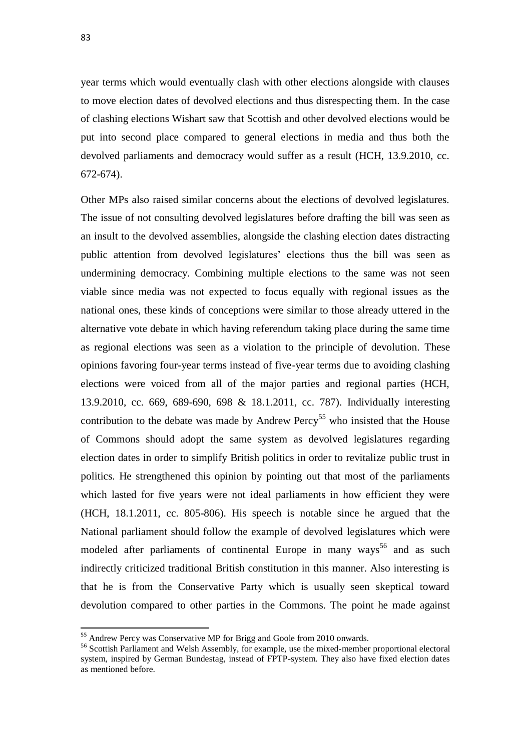year terms which would eventually clash with other elections alongside with clauses to move election dates of devolved elections and thus disrespecting them. In the case of clashing elections Wishart saw that Scottish and other devolved elections would be put into second place compared to general elections in media and thus both the devolved parliaments and democracy would suffer as a result (HCH, 13.9.2010, cc. 672-674).

Other MPs also raised similar concerns about the elections of devolved legislatures. The issue of not consulting devolved legislatures before drafting the bill was seen as an insult to the devolved assemblies, alongside the clashing election dates distracting public attention from devolved legislatures' elections thus the bill was seen as undermining democracy. Combining multiple elections to the same was not seen viable since media was not expected to focus equally with regional issues as the national ones, these kinds of conceptions were similar to those already uttered in the alternative vote debate in which having referendum taking place during the same time as regional elections was seen as a violation to the principle of devolution. These opinions favoring four-year terms instead of five-year terms due to avoiding clashing elections were voiced from all of the major parties and regional parties (HCH, 13.9.2010, cc. 669, 689-690, 698 & 18.1.2011, cc. 787). Individually interesting contribution to the debate was made by Andrew Percy[55] who insisted that the House of Commons should adopt the same system as devolved legislatures regarding election dates in order to simplify British politics in order to revitalize public trust in politics. He strengthened this opinion by pointing out that most of the parliaments which lasted for five years were not ideal parliaments in how efficient they were (HCH, 18.1.2011, cc. 805-806). His speech is notable since he argued that the National parliament should follow the example of devolved legislatures which were modeled after parliaments of continental Europe in many ways[56] and as such indirectly criticized traditional British constitution in this manner. Also interesting is that he is from the Conservative Party which is usually seen skeptical toward devolution compared to other parties in the Commons. The point he made against

[55] Andrew Percy was Conservative MP for Brigg and Goole from 2010 onwards.

[56] Scottish Parliament and Welsh Assembly, for example, use the mixed-member proportional electoral system, inspired by German Bundestag, instead of FPTP-system. They also have fixed election dates as mentioned before.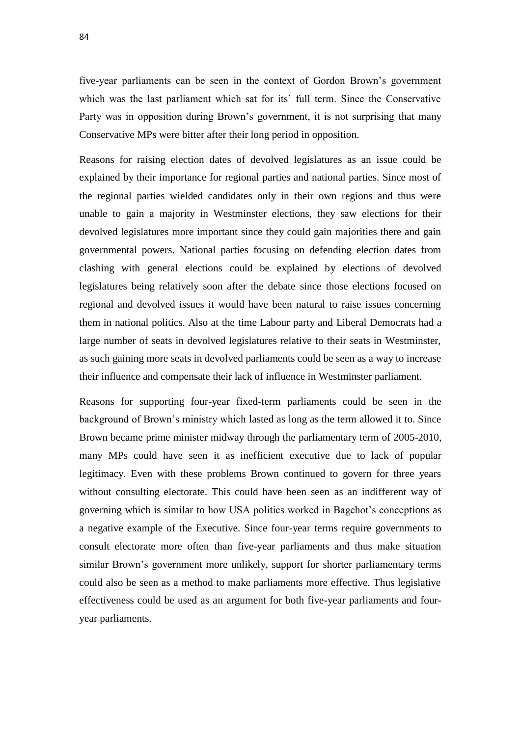five-year parliaments can be seen in the context of Gordon Brown's government which was the last parliament which sat for its' full term. Since the Conservative Party was in opposition during Brown's government, it is not surprising that many Conservative MPs were bitter after their long period in opposition.

Reasons for raising election dates of devolved legislatures as an issue could be explained by their importance for regional parties and national parties. Since most of the regional parties wielded candidates only in their own regions and thus were unable to gain a majority in Westminster elections, they saw elections for their devolved legislatures more important since they could gain majorities there and gain governmental powers. National parties focusing on defending election dates from clashing with general elections could be explained by elections of devolved legislatures being relatively soon after the debate since those elections focused on regional and devolved issues it would have been natural to raise issues concerning them in national politics. Also at the time Labour party and Liberal Democrats had a large number of seats in devolved legislatures relative to their seats in Westminster, as such gaining more seats in devolved parliaments could be seen as a way to increase their influence and compensate their lack of influence in Westminster parliament.

Reasons for supporting four-year fixed-term parliaments could be seen in the background of Brown's ministry which lasted as long as the term allowed it to. Since Brown became prime minister midway through the parliamentary term of 2005-2010, many MPs could have seen it as inefficient executive due to lack of popular legitimacy. Even with these problems Brown continued to govern for three years without consulting electorate. This could have been seen as an indifferent way of governing which is similar to how USA politics worked in Bagehot's conceptions as a negative example of the Executive. Since four-year terms require governments to consult electorate more often than five-year parliaments and thus make situation similar Brown's government more unlikely, support for shorter parliamentary terms could also be seen as a method to make parliaments more effective. Thus legislative effectiveness could be used as an argument for both five-year parliaments and four-year parliaments.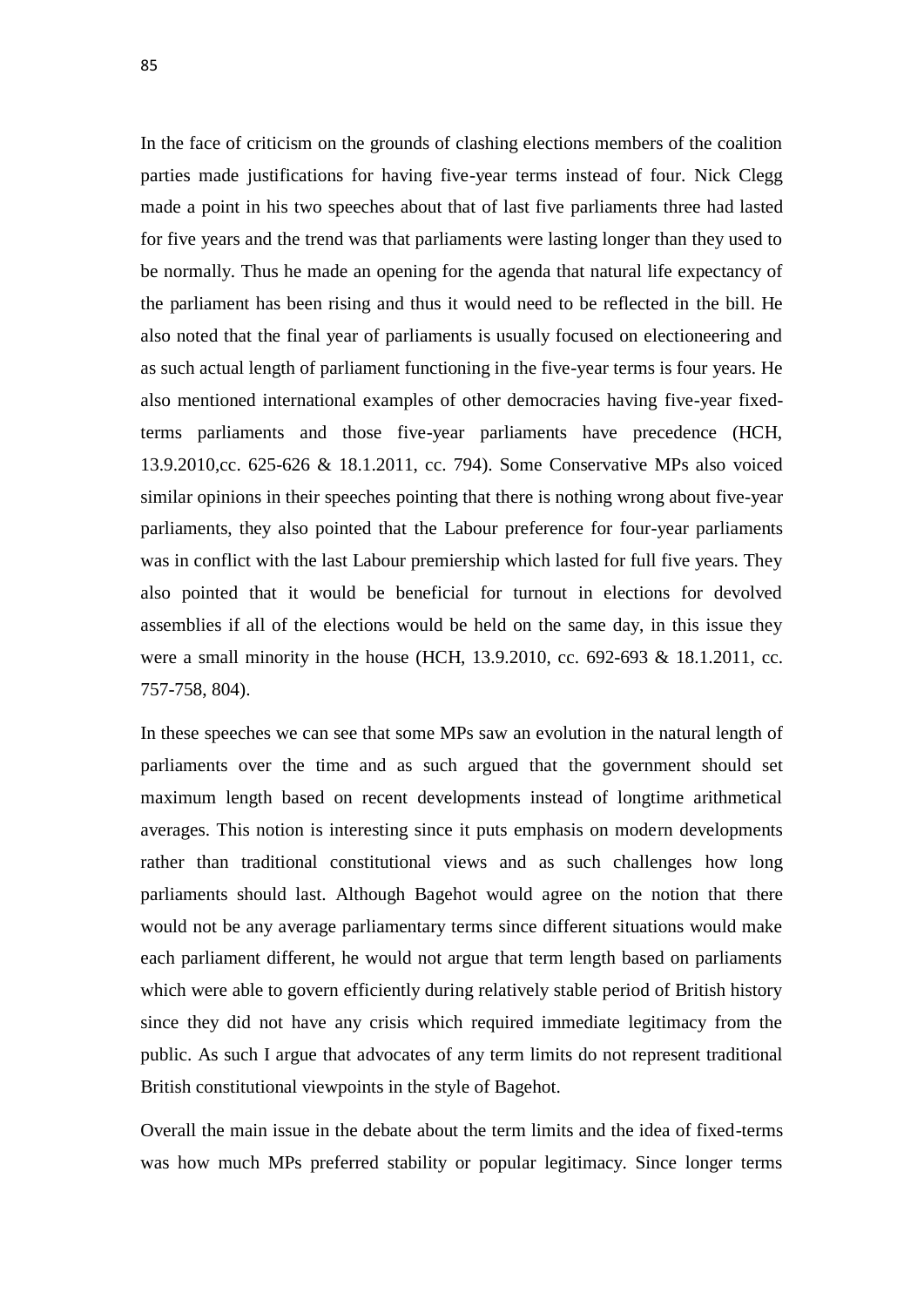In the face of criticism on the grounds of clashing elections members of the coalition parties made justifications for having five-year terms instead of four. Nick Clegg made a point in his two speeches about that of last five parliaments three had lasted for five years and the trend was that parliaments were lasting longer than they used to be normally. Thus he made an opening for the agenda that natural life expectancy of the parliament has been rising and thus it would need to be reflected in the bill. He also noted that the final year of parliaments is usually focused on electioneering and as such actual length of parliament functioning in the five-year terms is four years. He also mentioned international examples of other democracies having five-year fixed-terms parliaments and those five-year parliaments have precedence (HCH, 13.9.2010,cc. 625-626 & 18.1.2011, cc. 794). Some Conservative MPs also voiced similar opinions in their speeches pointing that there is nothing wrong about five-year parliaments, they also pointed that the Labour preference for four-year parliaments was in conflict with the last Labour premiership which lasted for full five years. They also pointed that it would be beneficial for turnout in elections for devolved assemblies if all of the elections would be held on the same day, in this issue they were a small minority in the house (HCH, 13.9.2010, cc. 692-693 & 18.1.2011, cc. 757-758, 804).

In these speeches we can see that some MPs saw an evolution in the natural length of parliaments over the time and as such argued that the government should set maximum length based on recent developments instead of longtime arithmetical averages. This notion is interesting since it puts emphasis on modern developments rather than traditional constitutional views and as such challenges how long parliaments should last. Although Bagehot would agree on the notion that there would not be any average parliamentary terms since different situations would make each parliament different, he would not argue that term length based on parliaments which were able to govern efficiently during relatively stable period of British history since they did not have any crisis which required immediate legitimacy from the public. As such I argue that advocates of any term limits do not represent traditional British constitutional viewpoints in the style of Bagehot.

Overall the main issue in the debate about the term limits and the idea of fixed-terms was how much MPs preferred stability or popular legitimacy. Since longer terms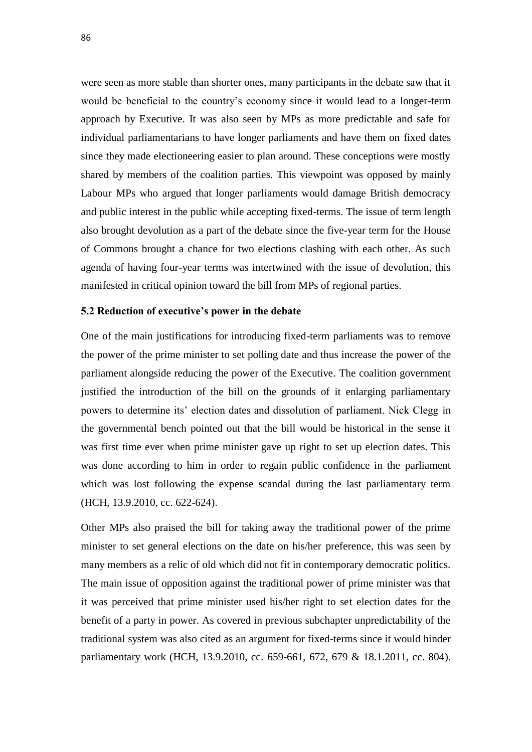were seen as more stable than shorter ones, many participants in the debate saw that it would be beneficial to the country's economy since it would lead to a longer-term approach by Executive. It was also seen by MPs as more predictable and safe for individual parliamentarians to have longer parliaments and have them on fixed dates since they made electioneering easier to plan around. These conceptions were mostly shared by members of the coalition parties. This viewpoint was opposed by mainly Labour MPs who argued that longer parliaments would damage British democracy and public interest in the public while accepting fixed-terms. The issue of term length also brought devolution as a part of the debate since the five-year term for the House of Commons brought a chance for two elections clashing with each other. As such agenda of having four-year terms was intertwined with the issue of devolution, this manifested in critical opinion toward the bill from MPs of regional parties.

### 5.2 Reduction of executive's power in the debate

One of the main justifications for introducing fixed-term parliaments was to remove the power of the prime minister to set polling date and thus increase the power of the parliament alongside reducing the power of the Executive. The coalition government justified the introduction of the bill on the grounds of it enlarging parliamentary powers to determine its' election dates and dissolution of parliament. Nick Clegg in the governmental bench pointed out that the bill would be historical in the sense it was first time ever when prime minister gave up right to set up election dates. This was done according to him in order to regain public confidence in the parliament which was lost following the expense scandal during the last parliamentary term (HCH, 13.9.2010, cc. 622-624).

Other MPs also praised the bill for taking away the traditional power of the prime minister to set general elections on the date on his/her preference, this was seen by many members as a relic of old which did not fit in contemporary democratic politics. The main issue of opposition against the traditional power of prime minister was that it was perceived that prime minister used his/her right to set election dates for the benefit of a party in power. As covered in previous subchapter unpredictability of the traditional system was also cited as an argument for fixed-terms since it would hinder parliamentary work (HCH, 13.9.2010, cc. 659-661, 672, 679 & 18.1.2011, cc. 804).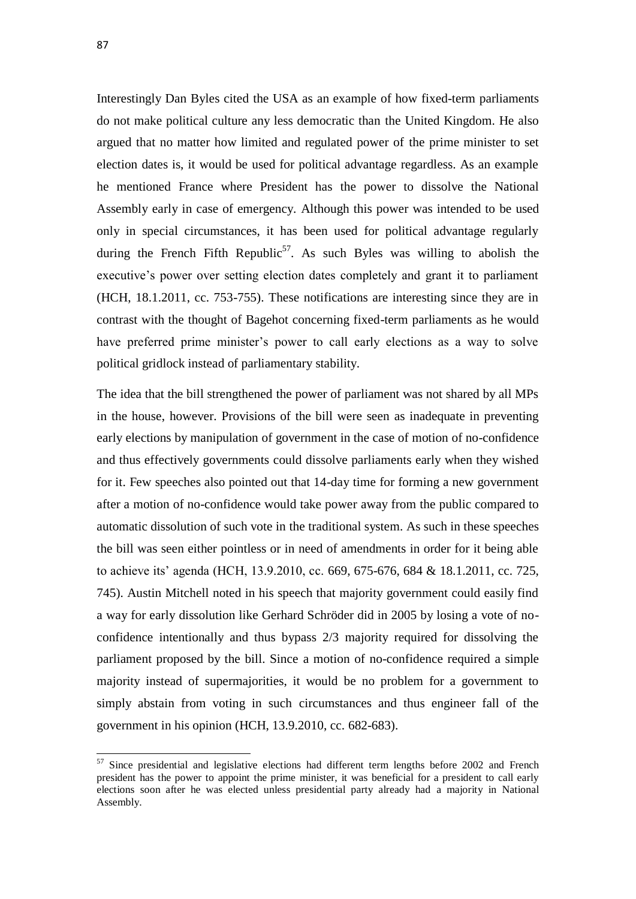Interestingly Dan Byles cited the USA as an example of how fixed-term parliaments do not make political culture any less democratic than the United Kingdom. He also argued that no matter how limited and regulated power of the prime minister to set election dates is, it would be used for political advantage regardless. As an example he mentioned France where President has the power to dissolve the National Assembly early in case of emergency. Although this power was intended to be used only in special circumstances, it has been used for political advantage regularly during the French Fifth Republic[57]. As such Byles was willing to abolish the executive's power over setting election dates completely and grant it to parliament (HCH, 18.1.2011, cc. 753-755). These notifications are interesting since they are in contrast with the thought of Bagehot concerning fixed-term parliaments as he would have preferred prime minister's power to call early elections as a way to solve political gridlock instead of parliamentary stability.

The idea that the bill strengthened the power of parliament was not shared by all MPs in the house, however. Provisions of the bill were seen as inadequate in preventing early elections by manipulation of government in the case of motion of no-confidence and thus effectively governments could dissolve parliaments early when they wished for it. Few speeches also pointed out that 14-day time for forming a new government after a motion of no-confidence would take power away from the public compared to automatic dissolution of such vote in the traditional system. As such in these speeches the bill was seen either pointless or in need of amendments in order for it being able to achieve its' agenda (HCH, 13.9.2010, cc. 669, 675-676, 684 & 18.1.2011, cc. 725, 745). Austin Mitchell noted in his speech that majority government could easily find a way for early dissolution like Gerhard Schröder did in 2005 by losing a vote of no-confidence intentionally and thus bypass 2/3 majority required for dissolving the parliament proposed by the bill. Since a motion of no-confidence required a simple majority instead of supermajorities, it would be no problem for a government to simply abstain from voting in such circumstances and thus engineer fall of the government in his opinion (HCH, 13.9.2010, cc. 682-683).

---

[57] Since presidential and legislative elections had different term lengths before 2002 and French president has the power to appoint the prime minister, it was beneficial for a president to call early elections soon after he was elected unless presidential party already had a majority in National Assembly.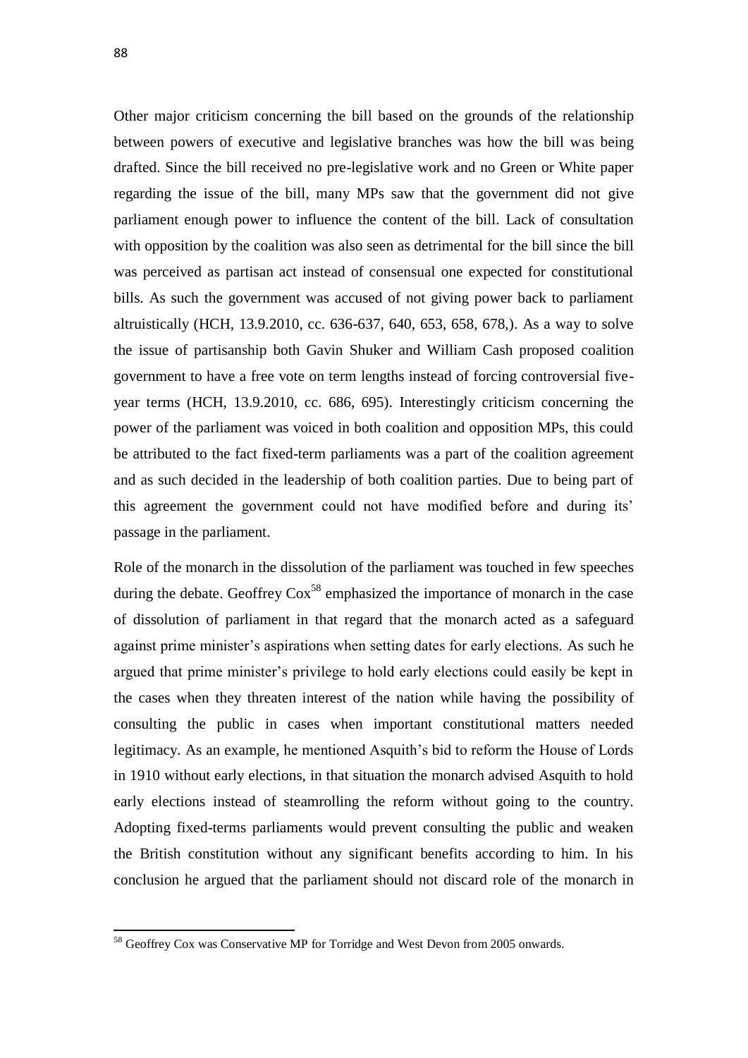Other major criticism concerning the bill based on the grounds of the relationship between powers of executive and legislative branches was how the bill was being drafted. Since the bill received no pre-legislative work and no Green or White paper regarding the issue of the bill, many MPs saw that the government did not give parliament enough power to influence the content of the bill. Lack of consultation with opposition by the coalition was also seen as detrimental for the bill since the bill was perceived as partisan act instead of consensual one expected for constitutional bills. As such the government was accused of not giving power back to parliament altruistically (HCH, 13.9.2010, cc. 636-637, 640, 653, 658, 678,). As a way to solve the issue of partisanship both Gavin Shuker and William Cash proposed coalition government to have a free vote on term lengths instead of forcing controversial five-year terms (HCH, 13.9.2010, cc. 686, 695). Interestingly criticism concerning the power of the parliament was voiced in both coalition and opposition MPs, this could be attributed to the fact fixed-term parliaments was a part of the coalition agreement and as such decided in the leadership of both coalition parties. Due to being part of this agreement the government could not have modified before and during its' passage in the parliament.

Role of the monarch in the dissolution of the parliament was touched in few speeches during the debate. Geoffrey Cox[58] emphasized the importance of monarch in the case of dissolution of parliament in that regard that the monarch acted as a safeguard against prime minister's aspirations when setting dates for early elections. As such he argued that prime minister's privilege to hold early elections could easily be kept in the cases when they threaten interest of the nation while having the possibility of consulting the public in cases when important constitutional matters needed legitimacy. As an example, he mentioned Asquith's bid to reform the House of Lords in 1910 without early elections, in that situation the monarch advised Asquith to hold early elections instead of steamrolling the reform without going to the country. Adopting fixed-terms parliaments would prevent consulting the public and weaken the British constitution without any significant benefits according to him. In his conclusion he argued that the parliament should not discard role of the monarch in

[58] Geoffrey Cox was Conservative MP for Torridge and West Devon from 2005 onwards.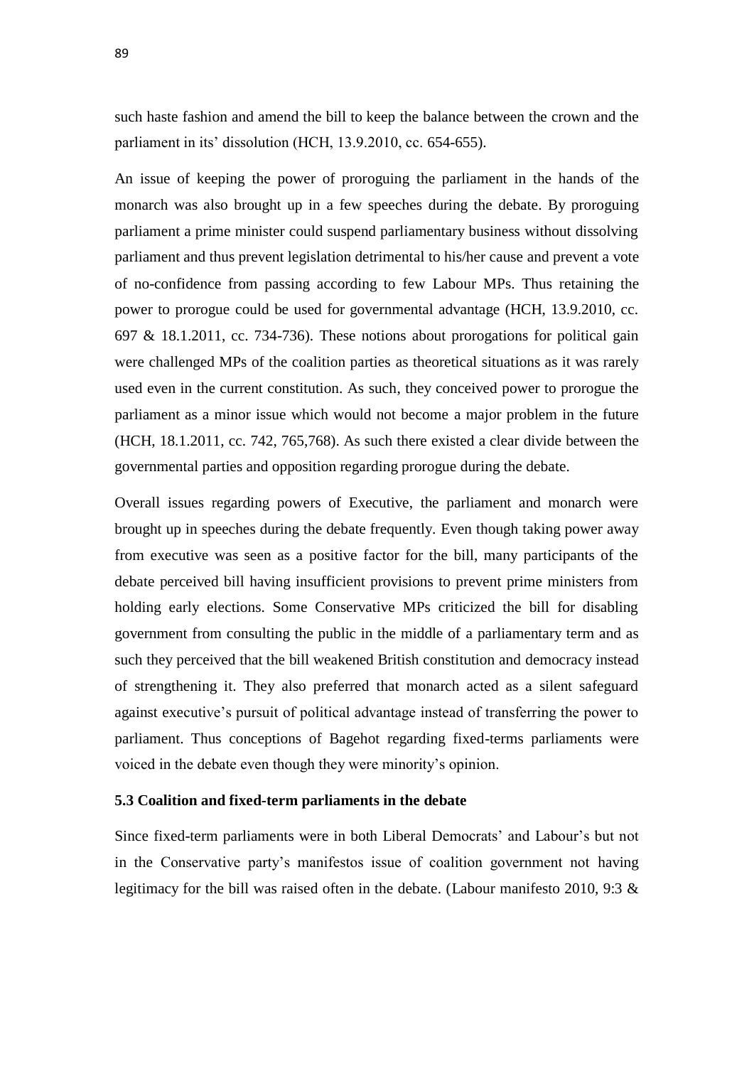such haste fashion and amend the bill to keep the balance between the crown and the parliament in its' dissolution (HCH, 13.9.2010, cc. 654-655).

An issue of keeping the power of proroguing the parliament in the hands of the monarch was also brought up in a few speeches during the debate. By proroguing parliament a prime minister could suspend parliamentary business without dissolving parliament and thus prevent legislation detrimental to his/her cause and prevent a vote of no-confidence from passing according to few Labour MPs. Thus retaining the power to prorogue could be used for governmental advantage (HCH, 13.9.2010, cc. 697 & 18.1.2011, cc. 734-736). These notions about prorogations for political gain were challenged MPs of the coalition parties as theoretical situations as it was rarely used even in the current constitution. As such, they conceived power to prorogue the parliament as a minor issue which would not become a major problem in the future (HCH, 18.1.2011, cc. 742, 765,768). As such there existed a clear divide between the governmental parties and opposition regarding prorogue during the debate.

Overall issues regarding powers of Executive, the parliament and monarch were brought up in speeches during the debate frequently. Even though taking power away from executive was seen as a positive factor for the bill, many participants of the debate perceived bill having insufficient provisions to prevent prime ministers from holding early elections. Some Conservative MPs criticized the bill for disabling government from consulting the public in the middle of a parliamentary term and as such they perceived that the bill weakened British constitution and democracy instead of strengthening it. They also preferred that monarch acted as a silent safeguard against executive's pursuit of political advantage instead of transferring the power to parliament. Thus conceptions of Bagehot regarding fixed-terms parliaments were voiced in the debate even though they were minority's opinion.

### 5.3 Coalition and fixed-term parliaments in the debate

Since fixed-term parliaments were in both Liberal Democrats' and Labour's but not in the Conservative party's manifestos issue of coalition government not having legitimacy for the bill was raised often in the debate. (Labour manifesto 2010, 9:3 &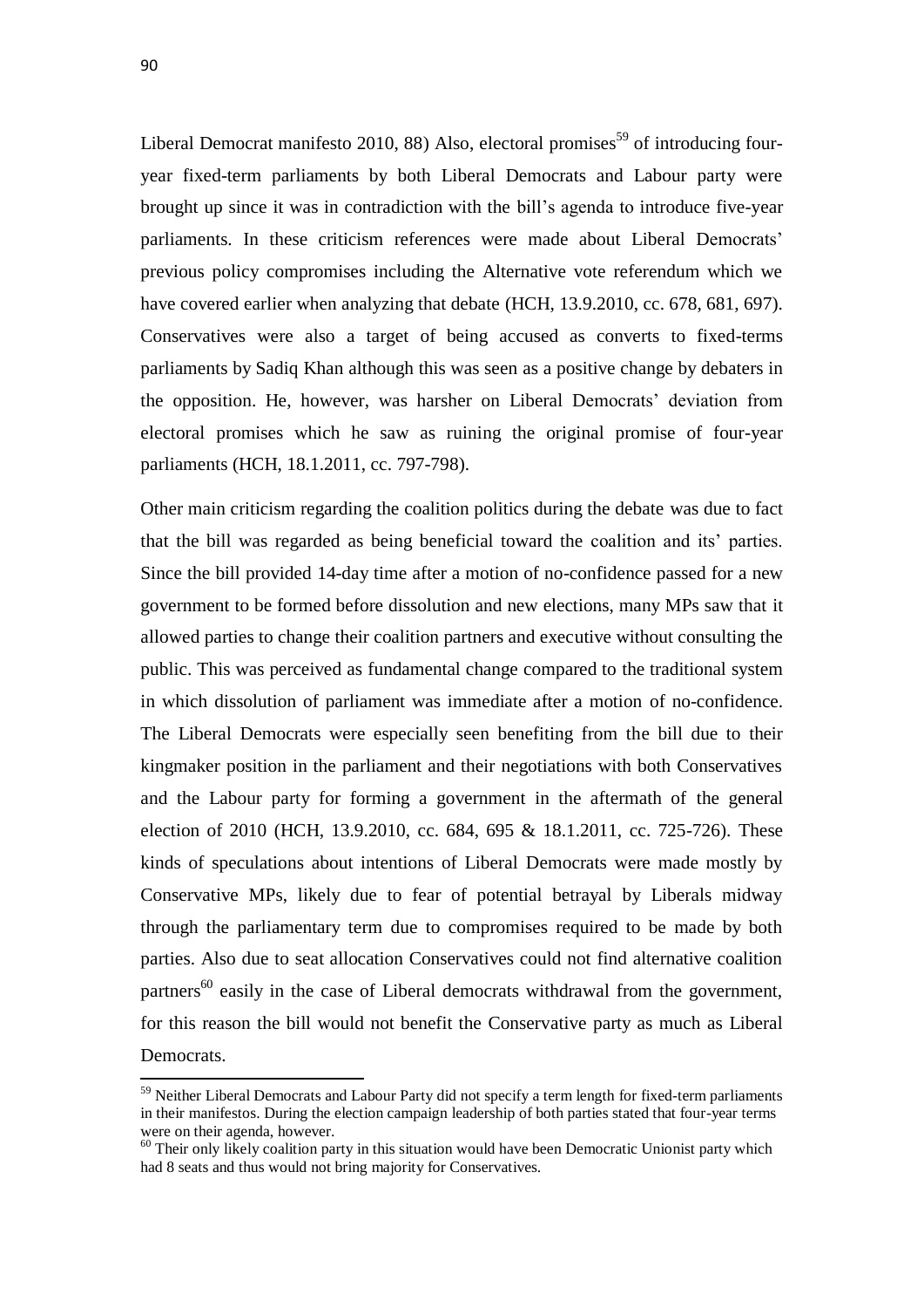Liberal Democrat manifesto 2010, 88) Also, electoral promises[59] of introducing four-year fixed-term parliaments by both Liberal Democrats and Labour party were brought up since it was in contradiction with the bill's agenda to introduce five-year parliaments. In these criticism references were made about Liberal Democrats' previous policy compromises including the Alternative vote referendum which we have covered earlier when analyzing that debate (HCH, 13.9.2010, cc. 678, 681, 697). Conservatives were also a target of being accused as converts to fixed-terms parliaments by Sadiq Khan although this was seen as a positive change by debaters in the opposition. He, however, was harsher on Liberal Democrats' deviation from electoral promises which he saw as ruining the original promise of four-year parliaments (HCH, 18.1.2011, cc. 797-798).

Other main criticism regarding the coalition politics during the debate was due to fact that the bill was regarded as being beneficial toward the coalition and its' parties. Since the bill provided 14-day time after a motion of no-confidence passed for a new government to be formed before dissolution and new elections, many MPs saw that it allowed parties to change their coalition partners and executive without consulting the public. This was perceived as fundamental change compared to the traditional system in which dissolution of parliament was immediate after a motion of no-confidence. The Liberal Democrats were especially seen benefiting from the bill due to their kingmaker position in the parliament and their negotiations with both Conservatives and the Labour party for forming a government in the aftermath of the general election of 2010 (HCH, 13.9.2010, cc. 684, 695 & 18.1.2011, cc. 725-726). These kinds of speculations about intentions of Liberal Democrats were made mostly by Conservative MPs, likely due to fear of potential betrayal by Liberals midway through the parliamentary term due to compromises required to be made by both parties. Also due to seat allocation Conservatives could not find alternative coalition partners[60] easily in the case of Liberal democrats withdrawal from the government, for this reason the bill would not benefit the Conservative party as much as Liberal Democrats.

---

[59] Neither Liberal Democrats and Labour Party did not specify a term length for fixed-term parliaments in their manifestos. During the election campaign leadership of both parties stated that four-year terms were on their agenda, however.

[60] Their only likely coalition party in this situation would have been Democratic Unionist party which had 8 seats and thus would not bring majority for Conservatives.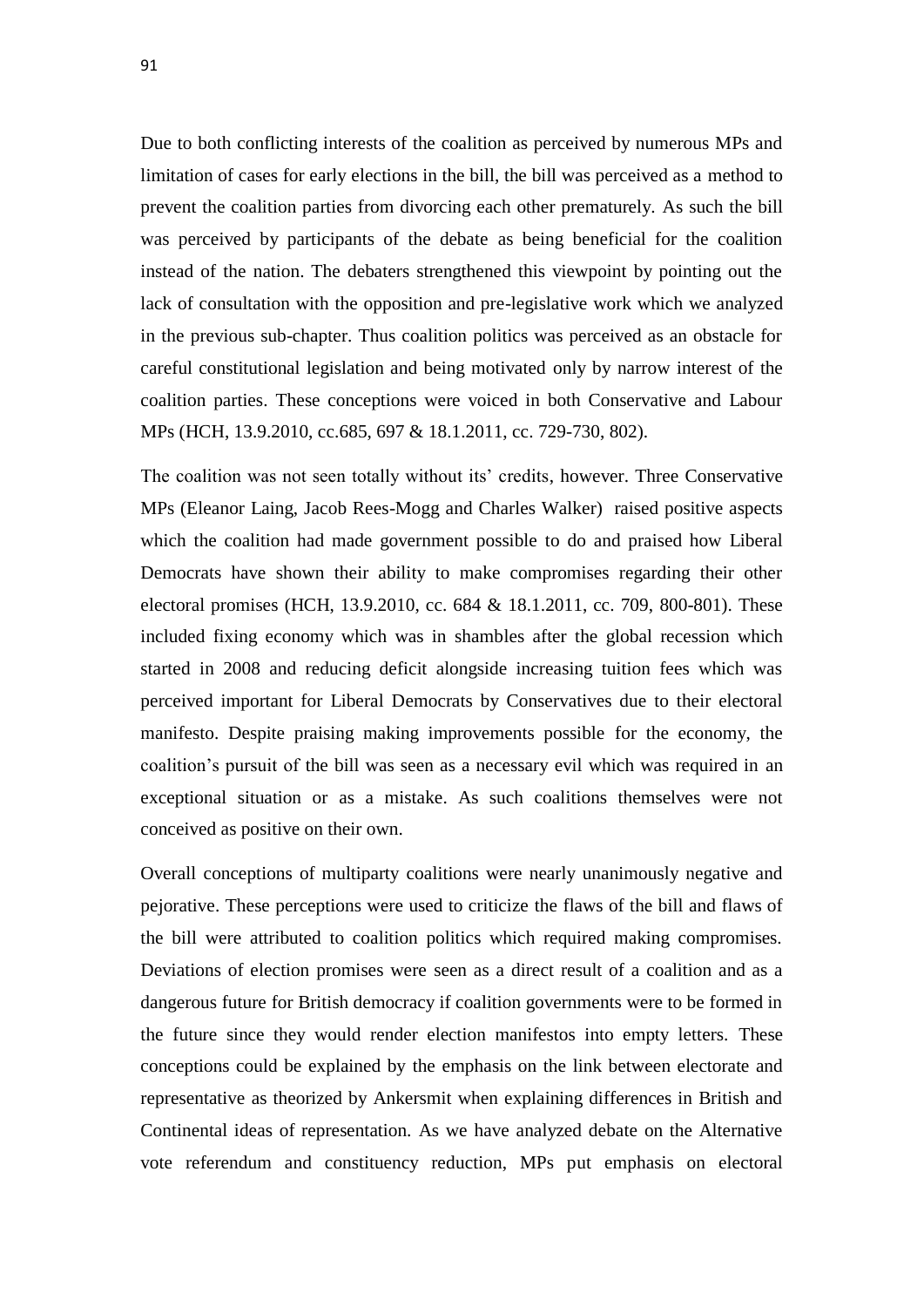Due to both conflicting interests of the coalition as perceived by numerous MPs and limitation of cases for early elections in the bill, the bill was perceived as a method to prevent the coalition parties from divorcing each other prematurely. As such the bill was perceived by participants of the debate as being beneficial for the coalition instead of the nation. The debaters strengthened this viewpoint by pointing out the lack of consultation with the opposition and pre-legislative work which we analyzed in the previous sub-chapter. Thus coalition politics was perceived as an obstacle for careful constitutional legislation and being motivated only by narrow interest of the coalition parties. These conceptions were voiced in both Conservative and Labour MPs (HCH, 13.9.2010, cc.685, 697 & 18.1.2011, cc. 729-730, 802).

The coalition was not seen totally without its' credits, however. Three Conservative MPs (Eleanor Laing, Jacob Rees-Mogg and Charles Walker) raised positive aspects which the coalition had made government possible to do and praised how Liberal Democrats have shown their ability to make compromises regarding their other electoral promises (HCH, 13.9.2010, cc. 684 & 18.1.2011, cc. 709, 800-801). These included fixing economy which was in shambles after the global recession which started in 2008 and reducing deficit alongside increasing tuition fees which was perceived important for Liberal Democrats by Conservatives due to their electoral manifesto. Despite praising making improvements possible for the economy, the coalition's pursuit of the bill was seen as a necessary evil which was required in an exceptional situation or as a mistake. As such coalitions themselves were not conceived as positive on their own.

Overall conceptions of multiparty coalitions were nearly unanimously negative and pejorative. These perceptions were used to criticize the flaws of the bill and flaws of the bill were attributed to coalition politics which required making compromises. Deviations of election promises were seen as a direct result of a coalition and as a dangerous future for British democracy if coalition governments were to be formed in the future since they would render election manifestos into empty letters. These conceptions could be explained by the emphasis on the link between electorate and representative as theorized by Ankersmit when explaining differences in British and Continental ideas of representation. As we have analyzed debate on the Alternative vote referendum and constituency reduction, MPs put emphasis on electoral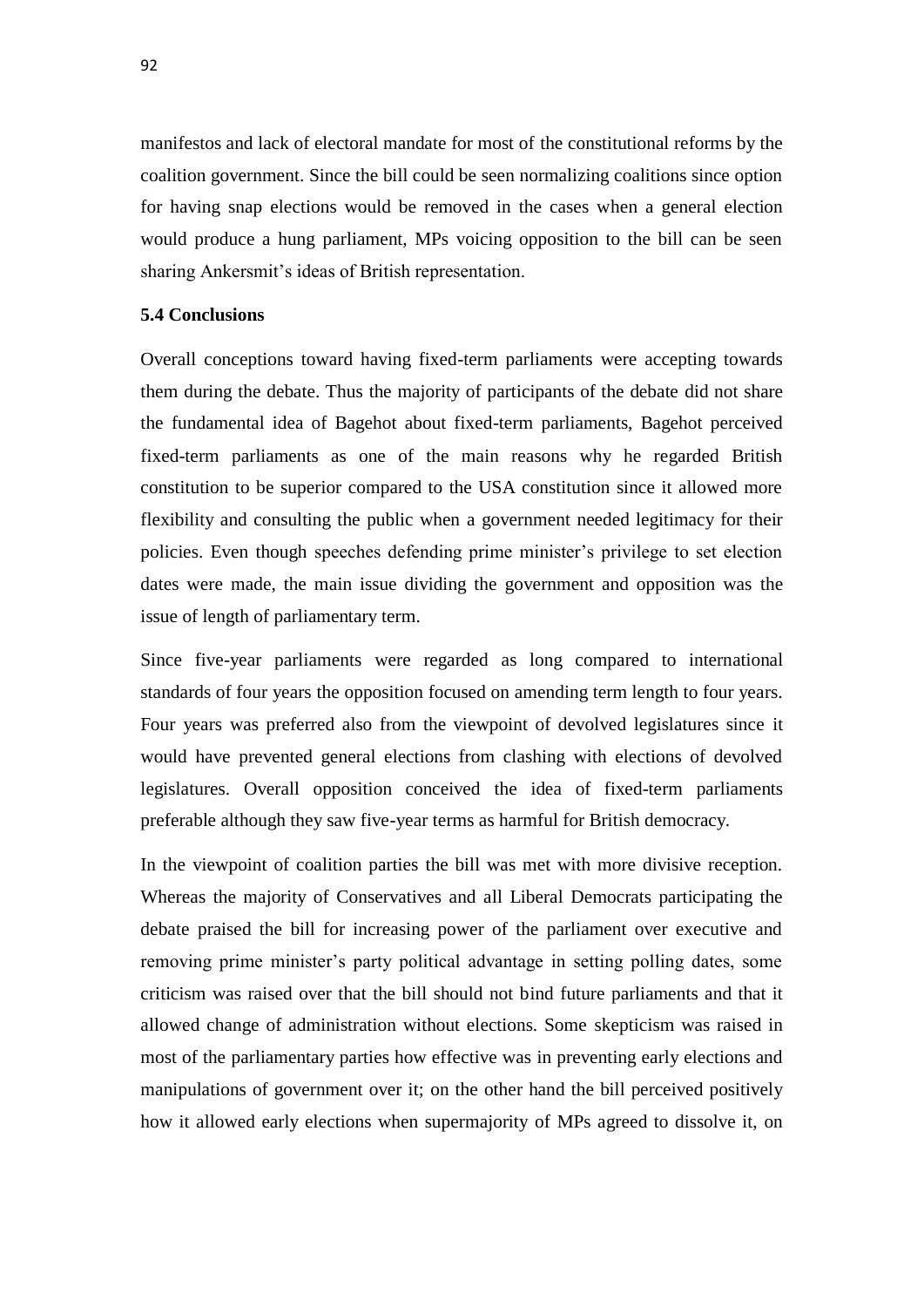manifestos and lack of electoral mandate for most of the constitutional reforms by the coalition government. Since the bill could be seen normalizing coalitions since option for having snap elections would be removed in the cases when a general election would produce a hung parliament, MPs voicing opposition to the bill can be seen sharing Ankersmit's ideas of British representation.

### 5.4 Conclusions

Overall conceptions toward having fixed-term parliaments were accepting towards them during the debate. Thus the majority of participants of the debate did not share the fundamental idea of Bagehot about fixed-term parliaments, Bagehot perceived fixed-term parliaments as one of the main reasons why he regarded British constitution to be superior compared to the USA constitution since it allowed more flexibility and consulting the public when a government needed legitimacy for their policies. Even though speeches defending prime minister's privilege to set election dates were made, the main issue dividing the government and opposition was the issue of length of parliamentary term.

Since five-year parliaments were regarded as long compared to international standards of four years the opposition focused on amending term length to four years. Four years was preferred also from the viewpoint of devolved legislatures since it would have prevented general elections from clashing with elections of devolved legislatures. Overall opposition conceived the idea of fixed-term parliaments preferable although they saw five-year terms as harmful for British democracy.

In the viewpoint of coalition parties the bill was met with more divisive reception. Whereas the majority of Conservatives and all Liberal Democrats participating the debate praised the bill for increasing power of the parliament over executive and removing prime minister's party political advantage in setting polling dates, some criticism was raised over that the bill should not bind future parliaments and that it allowed change of administration without elections. Some skepticism was raised in most of the parliamentary parties how effective was in preventing early elections and manipulations of government over it; on the other hand the bill perceived positively how it allowed early elections when supermajority of MPs agreed to dissolve it, on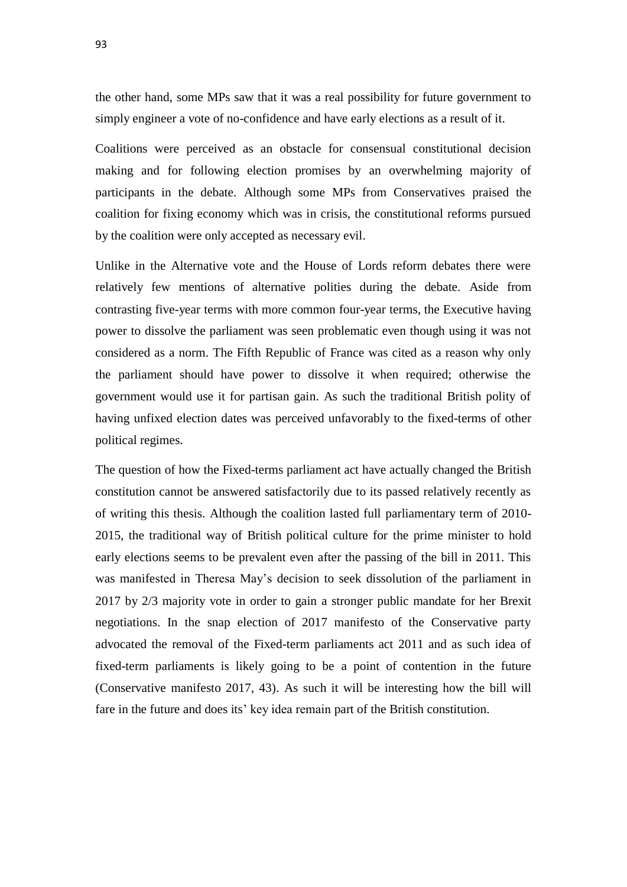the other hand, some MPs saw that it was a real possibility for future government to simply engineer a vote of no-confidence and have early elections as a result of it.

Coalitions were perceived as an obstacle for consensual constitutional decision making and for following election promises by an overwhelming majority of participants in the debate. Although some MPs from Conservatives praised the coalition for fixing economy which was in crisis, the constitutional reforms pursued by the coalition were only accepted as necessary evil.

Unlike in the Alternative vote and the House of Lords reform debates there were relatively few mentions of alternative polities during the debate. Aside from contrasting five-year terms with more common four-year terms, the Executive having power to dissolve the parliament was seen problematic even though using it was not considered as a norm. The Fifth Republic of France was cited as a reason why only the parliament should have power to dissolve it when required; otherwise the government would use it for partisan gain. As such the traditional British polity of having unfixed election dates was perceived unfavorably to the fixed-terms of other political regimes.

The question of how the Fixed-terms parliament act have actually changed the British constitution cannot be answered satisfactorily due to its passed relatively recently as of writing this thesis. Although the coalition lasted full parliamentary term of 2010-2015, the traditional way of British political culture for the prime minister to hold early elections seems to be prevalent even after the passing of the bill in 2011. This was manifested in Theresa May's decision to seek dissolution of the parliament in 2017 by 2/3 majority vote in order to gain a stronger public mandate for her Brexit negotiations. In the snap election of 2017 manifesto of the Conservative party advocated the removal of the Fixed-term parliaments act 2011 and as such idea of fixed-term parliaments is likely going to be a point of contention in the future (Conservative manifesto 2017, 43). As such it will be interesting how the bill will fare in the future and does its' key idea remain part of the British constitution.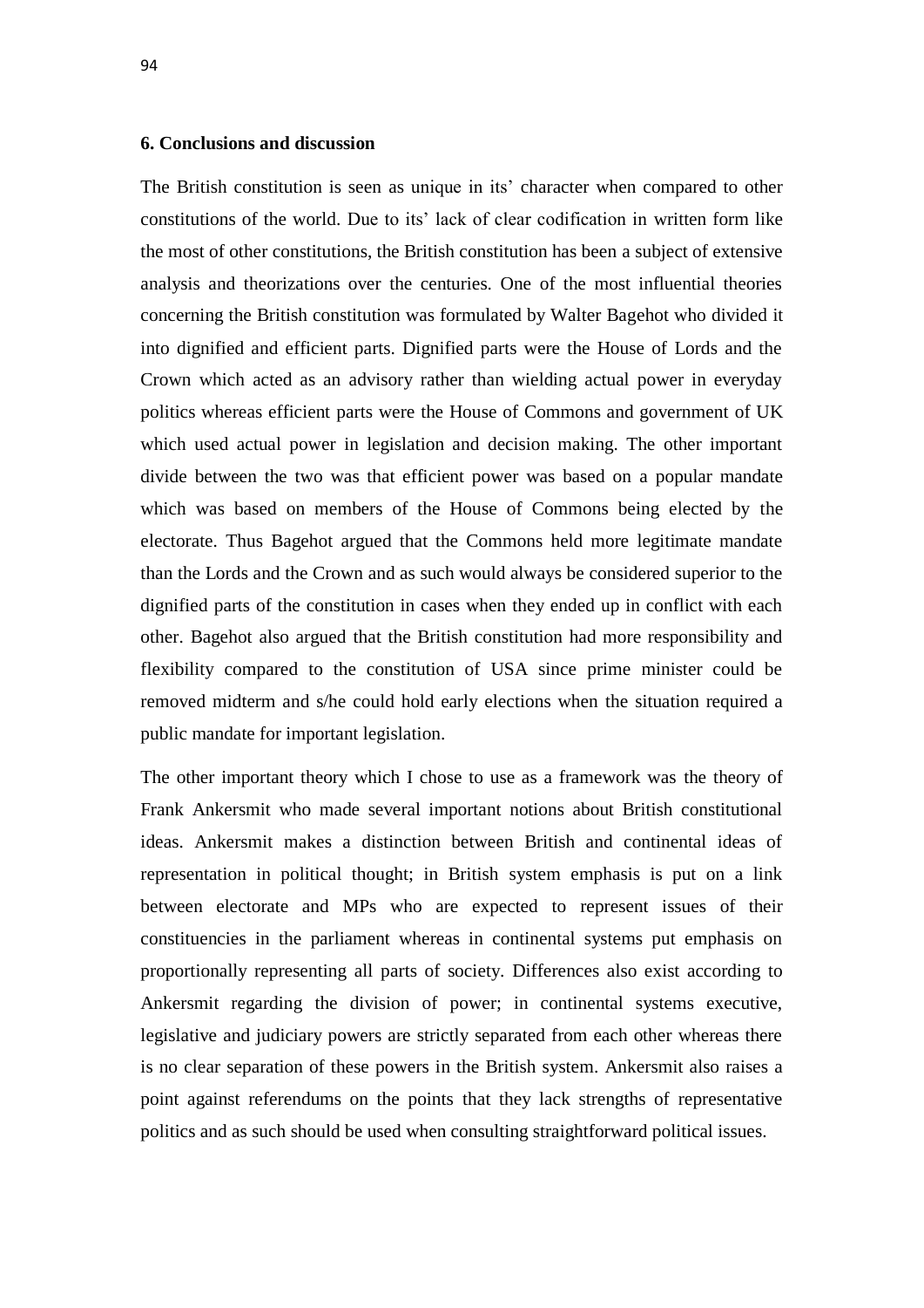## 6. Conclusions and discussion

The British constitution is seen as unique in its' character when compared to other constitutions of the world. Due to its' lack of clear codification in written form like the most of other constitutions, the British constitution has been a subject of extensive analysis and theorizations over the centuries. One of the most influential theories concerning the British constitution was formulated by Walter Bagehot who divided it into dignified and efficient parts. Dignified parts were the House of Lords and the Crown which acted as an advisory rather than wielding actual power in everyday politics whereas efficient parts were the House of Commons and government of UK which used actual power in legislation and decision making. The other important divide between the two was that efficient power was based on a popular mandate which was based on members of the House of Commons being elected by the electorate. Thus Bagehot argued that the Commons held more legitimate mandate than the Lords and the Crown and as such would always be considered superior to the dignified parts of the constitution in cases when they ended up in conflict with each other. Bagehot also argued that the British constitution had more responsibility and flexibility compared to the constitution of USA since prime minister could be removed midterm and s/he could hold early elections when the situation required a public mandate for important legislation.

The other important theory which I chose to use as a framework was the theory of Frank Ankersmit who made several important notions about British constitutional ideas. Ankersmit makes a distinction between British and continental ideas of representation in political thought; in British system emphasis is put on a link between electorate and MPs who are expected to represent issues of their constituencies in the parliament whereas in continental systems put emphasis on proportionally representing all parts of society. Differences also exist according to Ankersmit regarding the division of power; in continental systems executive, legislative and judiciary powers are strictly separated from each other whereas there is no clear separation of these powers in the British system. Ankersmit also raises a point against referendums on the points that they lack strengths of representative politics and as such should be used when consulting straightforward political issues.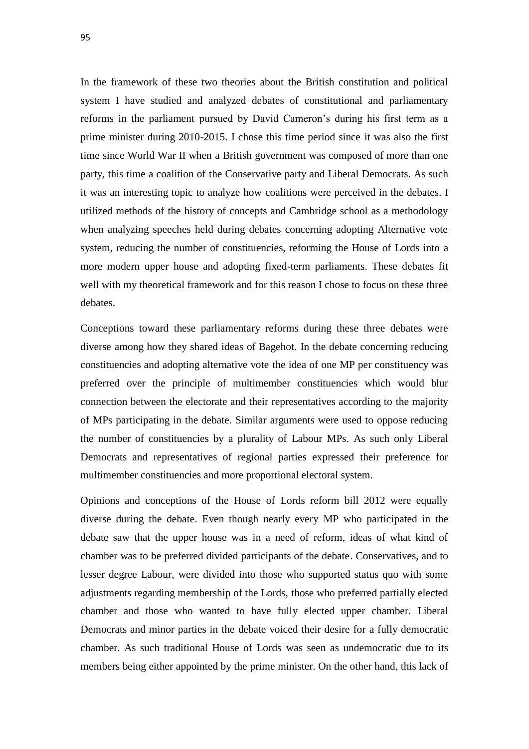In the framework of these two theories about the British constitution and political system I have studied and analyzed debates of constitutional and parliamentary reforms in the parliament pursued by David Cameron's during his first term as a prime minister during 2010-2015. I chose this time period since it was also the first time since World War II when a British government was composed of more than one party, this time a coalition of the Conservative party and Liberal Democrats. As such it was an interesting topic to analyze how coalitions were perceived in the debates. I utilized methods of the history of concepts and Cambridge school as a methodology when analyzing speeches held during debates concerning adopting Alternative vote system, reducing the number of constituencies, reforming the House of Lords into a more modern upper house and adopting fixed-term parliaments. These debates fit well with my theoretical framework and for this reason I chose to focus on these three debates.

Conceptions toward these parliamentary reforms during these three debates were diverse among how they shared ideas of Bagehot. In the debate concerning reducing constituencies and adopting alternative vote the idea of one MP per constituency was preferred over the principle of multimember constituencies which would blur connection between the electorate and their representatives according to the majority of MPs participating in the debate. Similar arguments were used to oppose reducing the number of constituencies by a plurality of Labour MPs. As such only Liberal Democrats and representatives of regional parties expressed their preference for multimember constituencies and more proportional electoral system.

Opinions and conceptions of the House of Lords reform bill 2012 were equally diverse during the debate. Even though nearly every MP who participated in the debate saw that the upper house was in a need of reform, ideas of what kind of chamber was to be preferred divided participants of the debate. Conservatives, and to lesser degree Labour, were divided into those who supported status quo with some adjustments regarding membership of the Lords, those who preferred partially elected chamber and those who wanted to have fully elected upper chamber. Liberal Democrats and minor parties in the debate voiced their desire for a fully democratic chamber. As such traditional House of Lords was seen as undemocratic due to its members being either appointed by the prime minister. On the other hand, this lack of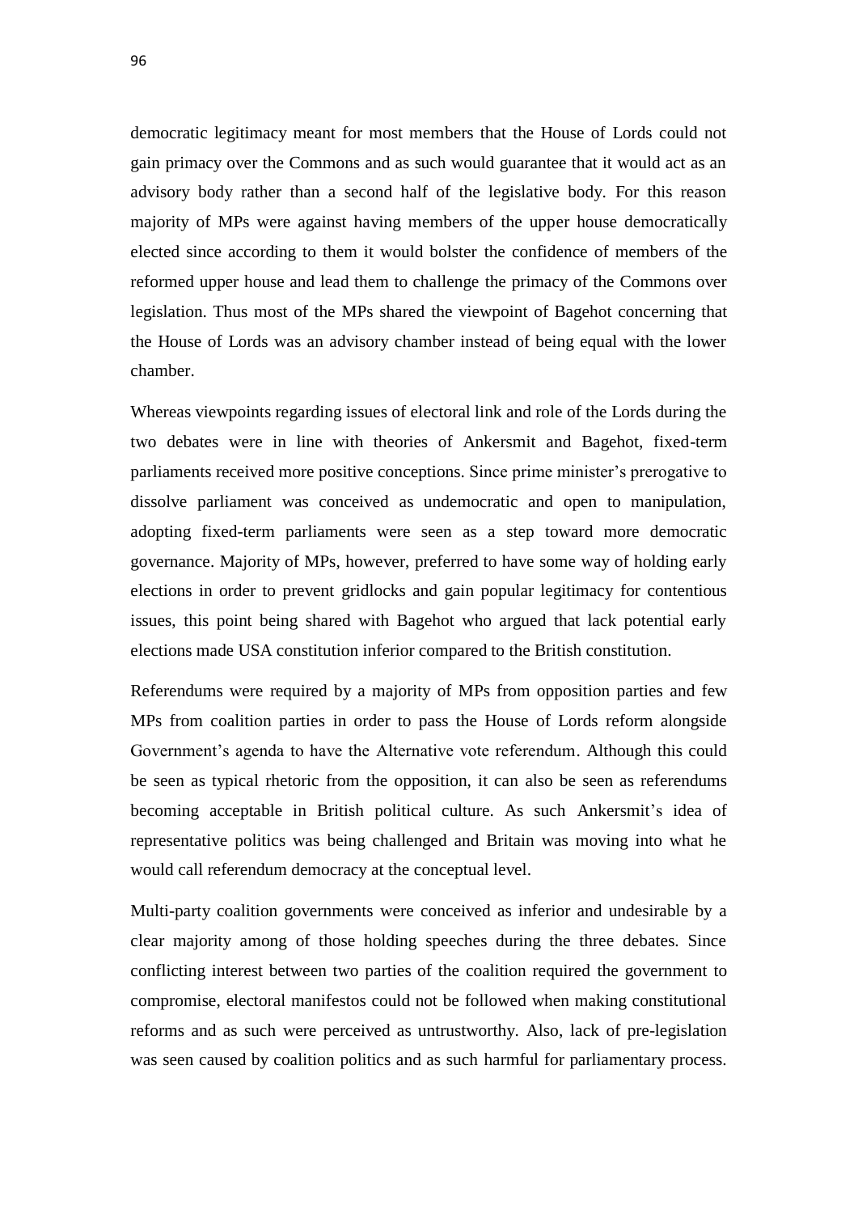democratic legitimacy meant for most members that the House of Lords could not gain primacy over the Commons and as such would guarantee that it would act as an advisory body rather than a second half of the legislative body. For this reason majority of MPs were against having members of the upper house democratically elected since according to them it would bolster the confidence of members of the reformed upper house and lead them to challenge the primacy of the Commons over legislation. Thus most of the MPs shared the viewpoint of Bagehot concerning that the House of Lords was an advisory chamber instead of being equal with the lower chamber.

Whereas viewpoints regarding issues of electoral link and role of the Lords during the two debates were in line with theories of Ankersmit and Bagehot, fixed-term parliaments received more positive conceptions. Since prime minister's prerogative to dissolve parliament was conceived as undemocratic and open to manipulation, adopting fixed-term parliaments were seen as a step toward more democratic governance. Majority of MPs, however, preferred to have some way of holding early elections in order to prevent gridlocks and gain popular legitimacy for contentious issues, this point being shared with Bagehot who argued that lack potential early elections made USA constitution inferior compared to the British constitution.

Referendums were required by a majority of MPs from opposition parties and few MPs from coalition parties in order to pass the House of Lords reform alongside Government's agenda to have the Alternative vote referendum. Although this could be seen as typical rhetoric from the opposition, it can also be seen as referendums becoming acceptable in British political culture. As such Ankersmit's idea of representative politics was being challenged and Britain was moving into what he would call referendum democracy at the conceptual level.

Multi-party coalition governments were conceived as inferior and undesirable by a clear majority among of those holding speeches during the three debates. Since conflicting interest between two parties of the coalition required the government to compromise, electoral manifestos could not be followed when making constitutional reforms and as such were perceived as untrustworthy. Also, lack of pre-legislation was seen caused by coalition politics and as such harmful for parliamentary process.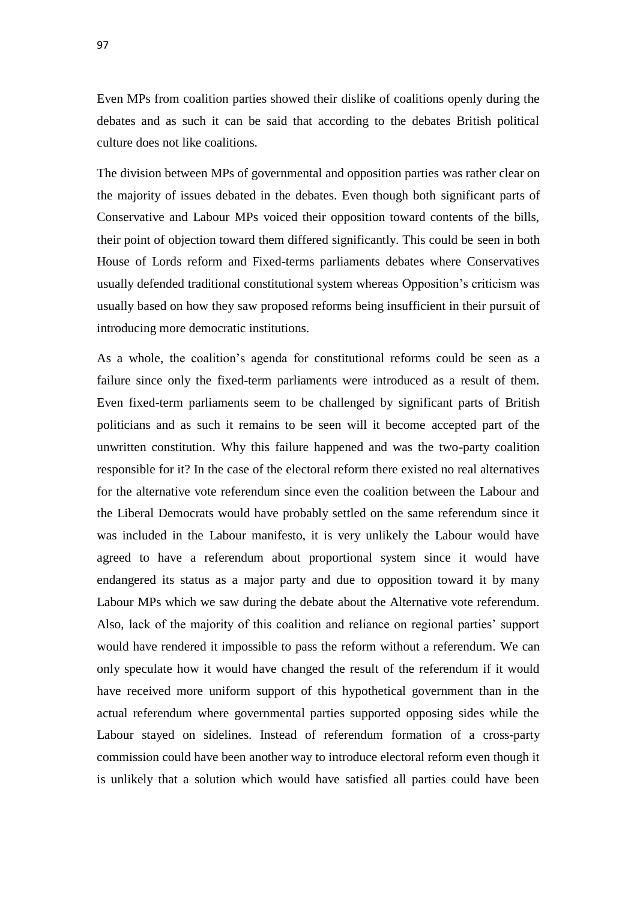Even MPs from coalition parties showed their dislike of coalitions openly during the debates and as such it can be said that according to the debates British political culture does not like coalitions.

The division between MPs of governmental and opposition parties was rather clear on the majority of issues debated in the debates. Even though both significant parts of Conservative and Labour MPs voiced their opposition toward contents of the bills, their point of objection toward them differed significantly. This could be seen in both House of Lords reform and Fixed-terms parliaments debates where Conservatives usually defended traditional constitutional system whereas Opposition's criticism was usually based on how they saw proposed reforms being insufficient in their pursuit of introducing more democratic institutions.

As a whole, the coalition's agenda for constitutional reforms could be seen as a failure since only the fixed-term parliaments were introduced as a result of them. Even fixed-term parliaments seem to be challenged by significant parts of British politicians and as such it remains to be seen will it become accepted part of the unwritten constitution. Why this failure happened and was the two-party coalition responsible for it? In the case of the electoral reform there existed no real alternatives for the alternative vote referendum since even the coalition between the Labour and the Liberal Democrats would have probably settled on the same referendum since it was included in the Labour manifesto, it is very unlikely the Labour would have agreed to have a referendum about proportional system since it would have endangered its status as a major party and due to opposition toward it by many Labour MPs which we saw during the debate about the Alternative vote referendum. Also, lack of the majority of this coalition and reliance on regional parties' support would have rendered it impossible to pass the reform without a referendum. We can only speculate how it would have changed the result of the referendum if it would have received more uniform support of this hypothetical government than in the actual referendum where governmental parties supported opposing sides while the Labour stayed on sidelines. Instead of referendum formation of a cross-party commission could have been another way to introduce electoral reform even though it is unlikely that a solution which would have satisfied all parties could have been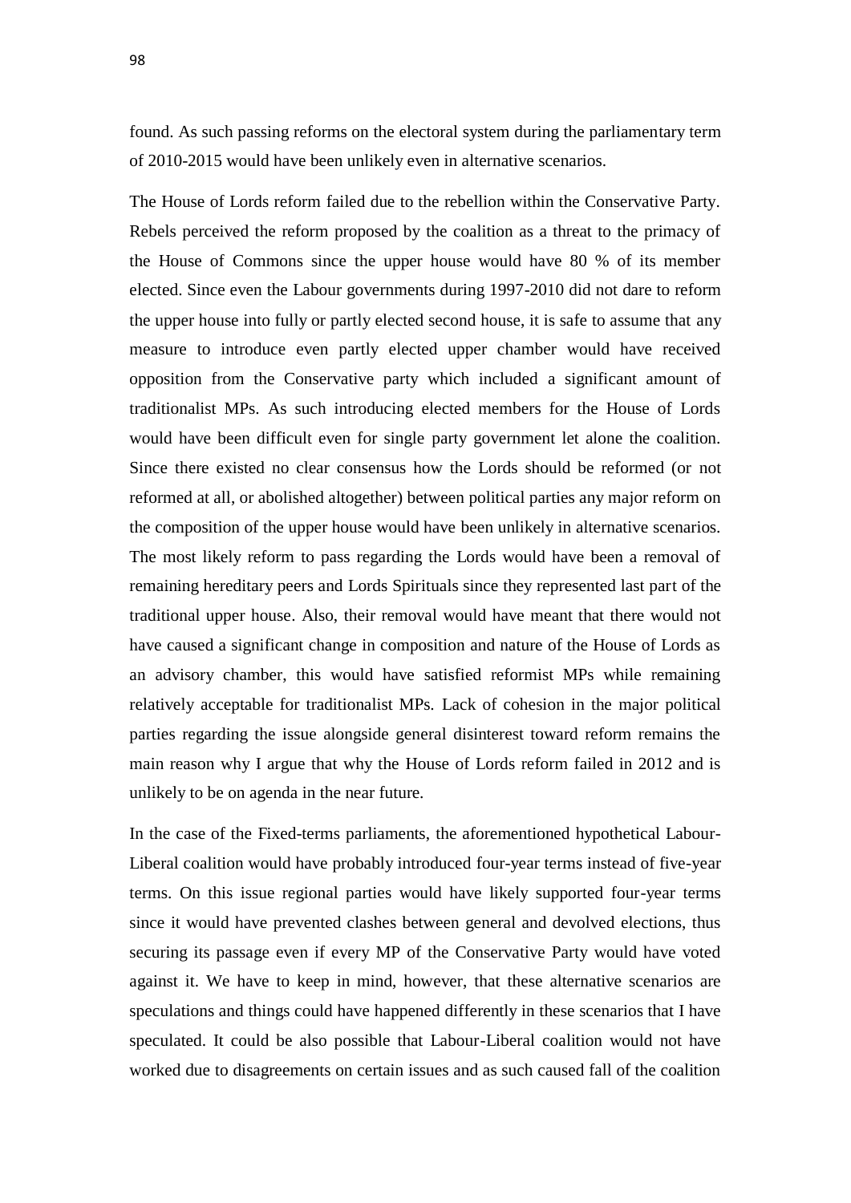found. As such passing reforms on the electoral system during the parliamentary term of 2010-2015 would have been unlikely even in alternative scenarios.

The House of Lords reform failed due to the rebellion within the Conservative Party. Rebels perceived the reform proposed by the coalition as a threat to the primacy of the House of Commons since the upper house would have 80 % of its member elected. Since even the Labour governments during 1997-2010 did not dare to reform the upper house into fully or partly elected second house, it is safe to assume that any measure to introduce even partly elected upper chamber would have received opposition from the Conservative party which included a significant amount of traditionalist MPs. As such introducing elected members for the House of Lords would have been difficult even for single party government let alone the coalition. Since there existed no clear consensus how the Lords should be reformed (or not reformed at all, or abolished altogether) between political parties any major reform on the composition of the upper house would have been unlikely in alternative scenarios. The most likely reform to pass regarding the Lords would have been a removal of remaining hereditary peers and Lords Spirituals since they represented last part of the traditional upper house. Also, their removal would have meant that there would not have caused a significant change in composition and nature of the House of Lords as an advisory chamber, this would have satisfied reformist MPs while remaining relatively acceptable for traditionalist MPs. Lack of cohesion in the major political parties regarding the issue alongside general disinterest toward reform remains the main reason why I argue that why the House of Lords reform failed in 2012 and is unlikely to be on agenda in the near future.

In the case of the Fixed-terms parliaments, the aforementioned hypothetical Labour-Liberal coalition would have probably introduced four-year terms instead of five-year terms. On this issue regional parties would have likely supported four-year terms since it would have prevented clashes between general and devolved elections, thus securing its passage even if every MP of the Conservative Party would have voted against it. We have to keep in mind, however, that these alternative scenarios are speculations and things could have happened differently in these scenarios that I have speculated. It could be also possible that Labour-Liberal coalition would not have worked due to disagreements on certain issues and as such caused fall of the coalition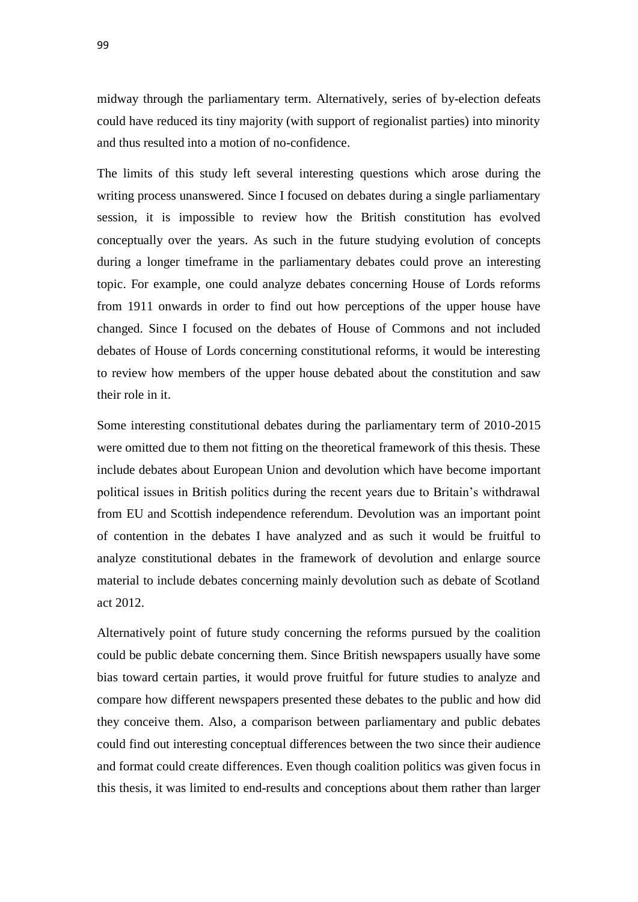midway through the parliamentary term. Alternatively, series of by-election defeats could have reduced its tiny majority (with support of regionalist parties) into minority and thus resulted into a motion of no-confidence.

The limits of this study left several interesting questions which arose during the writing process unanswered. Since I focused on debates during a single parliamentary session, it is impossible to review how the British constitution has evolved conceptually over the years. As such in the future studying evolution of concepts during a longer timeframe in the parliamentary debates could prove an interesting topic. For example, one could analyze debates concerning House of Lords reforms from 1911 onwards in order to find out how perceptions of the upper house have changed. Since I focused on the debates of House of Commons and not included debates of House of Lords concerning constitutional reforms, it would be interesting to review how members of the upper house debated about the constitution and saw their role in it.

Some interesting constitutional debates during the parliamentary term of 2010-2015 were omitted due to them not fitting on the theoretical framework of this thesis. These include debates about European Union and devolution which have become important political issues in British politics during the recent years due to Britain's withdrawal from EU and Scottish independence referendum. Devolution was an important point of contention in the debates I have analyzed and as such it would be fruitful to analyze constitutional debates in the framework of devolution and enlarge source material to include debates concerning mainly devolution such as debate of Scotland act 2012.

Alternatively point of future study concerning the reforms pursued by the coalition could be public debate concerning them. Since British newspapers usually have some bias toward certain parties, it would prove fruitful for future studies to analyze and compare how different newspapers presented these debates to the public and how did they conceive them. Also, a comparison between parliamentary and public debates could find out interesting conceptual differences between the two since their audience and format could create differences. Even though coalition politics was given focus in this thesis, it was limited to end-results and conceptions about them rather than larger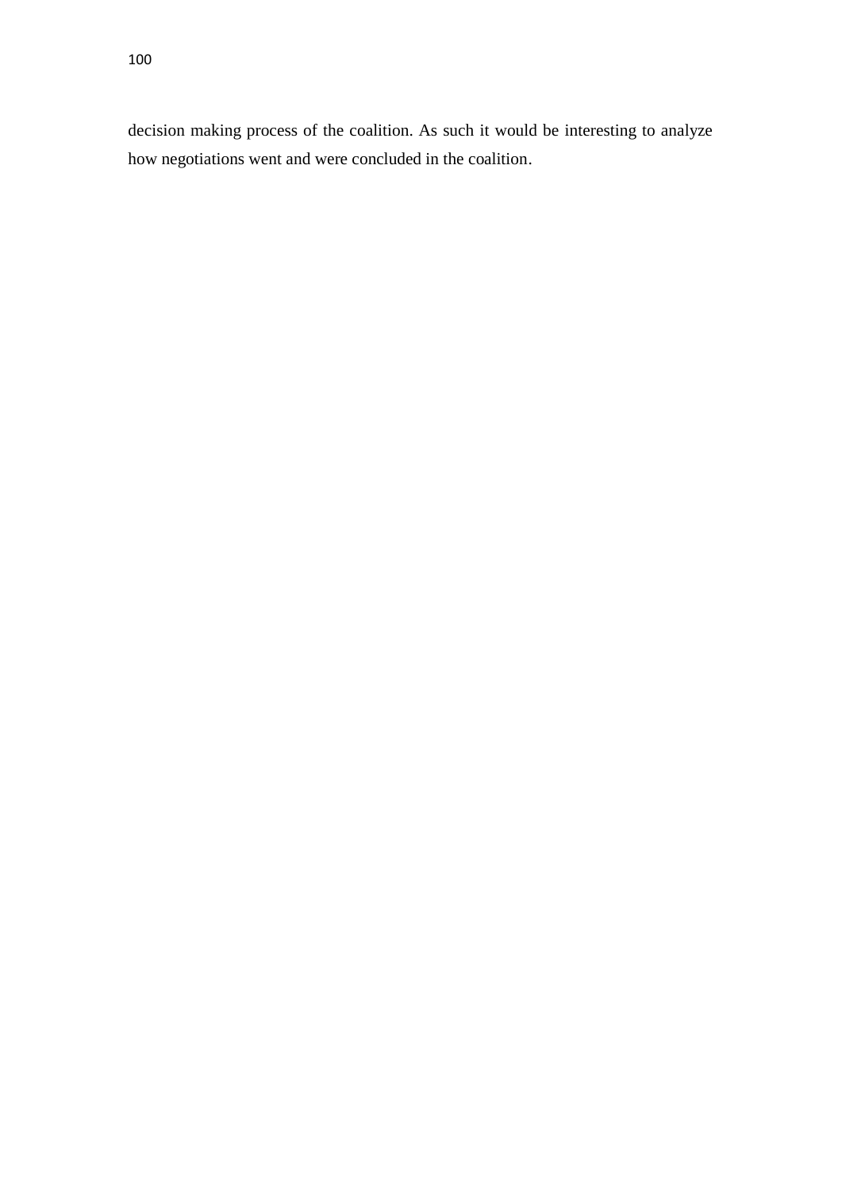decision making process of the coalition. As such it would be interesting to analyze how negotiations went and were concluded in the coalition.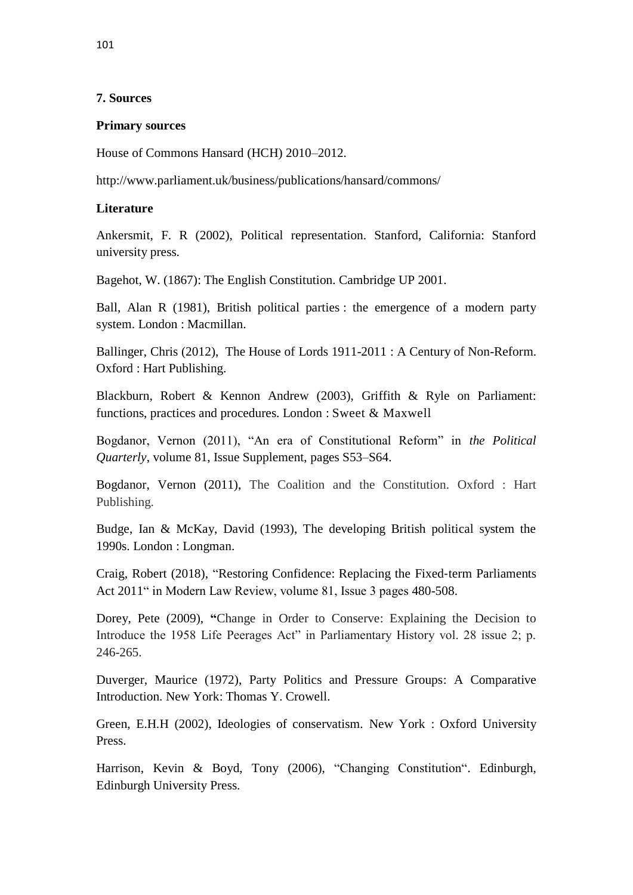### 7. Sources

#### Primary sources

House of Commons Hansard (HCH) 2010–2012.

http://www.parliament.uk/business/publications/hansard/commons/

#### Literature

Ankersmit, F. R (2002), Political representation. Stanford, California: Stanford university press.

Bagehot, W. (1867): The English Constitution. Cambridge UP 2001.

Ball, Alan R (1981), British political parties : the emergence of a modern party system. London : Macmillan.

Ballinger, Chris (2012), The House of Lords 1911-2011 : A Century of Non-Reform. Oxford : Hart Publishing.

Blackburn, Robert & Kennon Andrew (2003), Griffith & Ryle on Parliament: functions, practices and procedures. London : Sweet & Maxwell

Bogdanor, Vernon (2011), "An era of Constitutional Reform" in *the Political Quarterly*, volume 81, Issue Supplement, pages S53–S64.

Bogdanor, Vernon (2011), The Coalition and the Constitution. Oxford : Hart Publishing.

Budge, Ian & McKay, David (1993), The developing British political system the 1990s. London : Longman.

Craig, Robert (2018), "Restoring Confidence: Replacing the Fixed-term Parliaments Act 2011" in Modern Law Review, volume 81, Issue 3 pages 480-508.

Dorey, Pete (2009), **"**Change in Order to Conserve: Explaining the Decision to Introduce the 1958 Life Peerages Act" in Parliamentary History vol. 28 issue 2; p. 246-265.

Duverger, Maurice (1972), Party Politics and Pressure Groups: A Comparative Introduction. New York: Thomas Y. Crowell.

Green, E.H.H (2002), Ideologies of conservatism. New York : Oxford University Press.

Harrison, Kevin & Boyd, Tony (2006), "Changing Constitution". Edinburgh, Edinburgh University Press.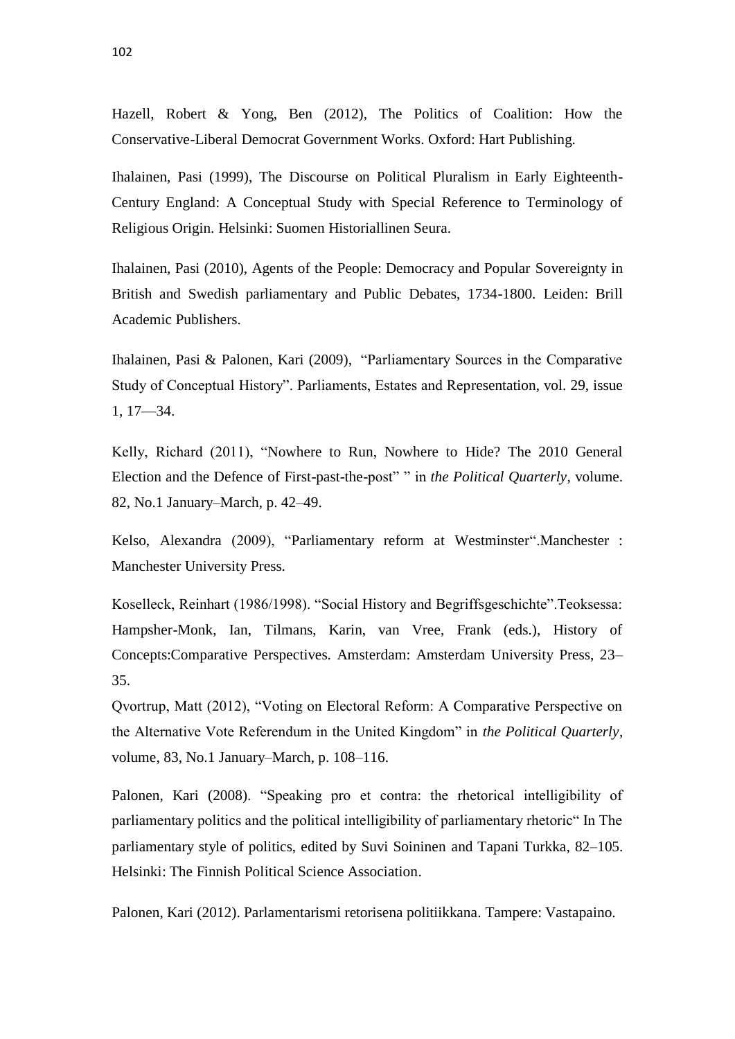Hazell, Robert & Yong, Ben (2012), The Politics of Coalition: How the Conservative-Liberal Democrat Government Works. Oxford: Hart Publishing.

Ihalainen, Pasi (1999), The Discourse on Political Pluralism in Early Eighteenth-Century England: A Conceptual Study with Special Reference to Terminology of Religious Origin. Helsinki: Suomen Historiallinen Seura.

Ihalainen, Pasi (2010), Agents of the People: Democracy and Popular Sovereignty in British and Swedish parliamentary and Public Debates, 1734-1800. Leiden: Brill Academic Publishers.

Ihalainen, Pasi & Palonen, Kari (2009), "Parliamentary Sources in the Comparative Study of Conceptual History". Parliaments, Estates and Representation, vol. 29, issue 1, 17—34.

Kelly, Richard (2011), "Nowhere to Run, Nowhere to Hide? The 2010 General Election and the Defence of First-past-the-post" " in *the Political Quarterly*, volume. 82, No.1 January–March, p. 42–49.

Kelso, Alexandra (2009), "Parliamentary reform at Westminster".Manchester : Manchester University Press.

Koselleck, Reinhart (1986/1998). "Social History and Begriffsgeschichte".Teoksessa: Hampsher-Monk, Ian, Tilmans, Karin, van Vree, Frank (eds.), History of Concepts:Comparative Perspectives. Amsterdam: Amsterdam University Press, 23–35.

Qvortrup, Matt (2012), "Voting on Electoral Reform: A Comparative Perspective on the Alternative Vote Referendum in the United Kingdom" in *the Political Quarterly*, volume, 83, No.1 January–March, p. 108–116.

Palonen, Kari (2008). "Speaking pro et contra: the rhetorical intelligibility of parliamentary politics and the political intelligibility of parliamentary rhetoric" In The parliamentary style of politics, edited by Suvi Soininen and Tapani Turkka, 82–105. Helsinki: The Finnish Political Science Association.

Palonen, Kari (2012). Parlamentarismi retorisena politiikkana. Tampere: Vastapaino.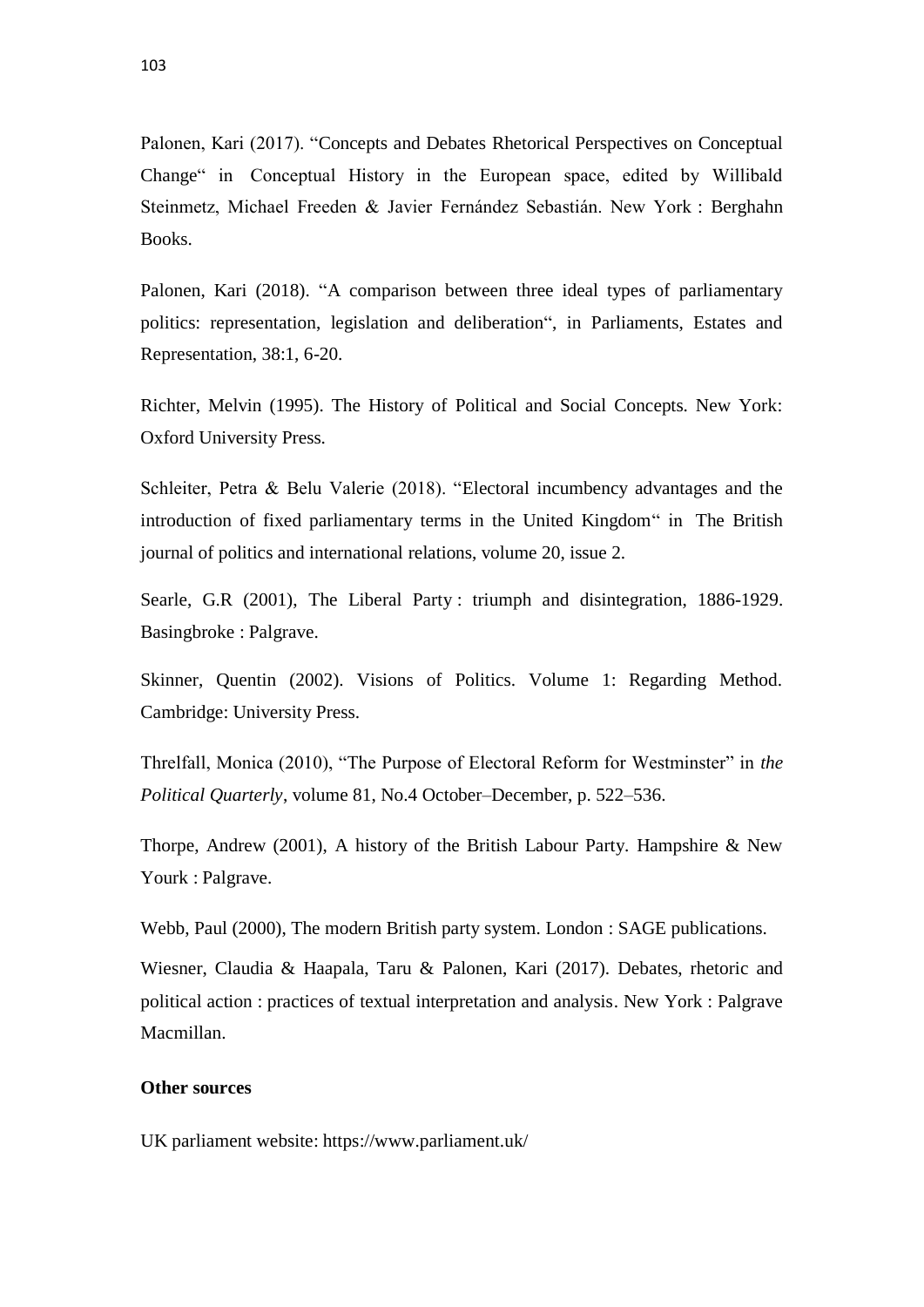Palonen, Kari (2017). “Concepts and Debates Rhetorical Perspectives on Conceptual Change“ in Conceptual History in the European space, edited by Willibald Steinmetz, Michael Freeden & Javier Fernández Sebastián. New York : Berghahn Books.

Palonen, Kari (2018). “A comparison between three ideal types of parliamentary politics: representation, legislation and deliberation“, in Parliaments, Estates and Representation, 38:1, 6-20.

Richter, Melvin (1995). The History of Political and Social Concepts. New York: Oxford University Press.

Schleiter, Petra & Belu Valerie (2018). “Electoral incumbency advantages and the introduction of fixed parliamentary terms in the United Kingdom“ in The British journal of politics and international relations, volume 20, issue 2.

Searle, G.R (2001), The Liberal Party : triumph and disintegration, 1886-1929. Basingbroke : Palgrave.

Skinner, Quentin (2002). Visions of Politics. Volume 1: Regarding Method. Cambridge: University Press.

Threlfall, Monica (2010), “The Purpose of Electoral Reform for Westminster” in *the Political Quarterly*, volume 81, No.4 October–December, p. 522–536.

Thorpe, Andrew (2001), A history of the British Labour Party. Hampshire & New Yourk : Palgrave.

Webb, Paul (2000), The modern British party system. London : SAGE publications.

Wiesner, Claudia & Haapala, Taru & Palonen, Kari (2017). Debates, rhetoric and political action : practices of textual interpretation and analysis. New York : Palgrave Macmillan.

**Other sources**

UK parliament website: https://www.parliament.uk/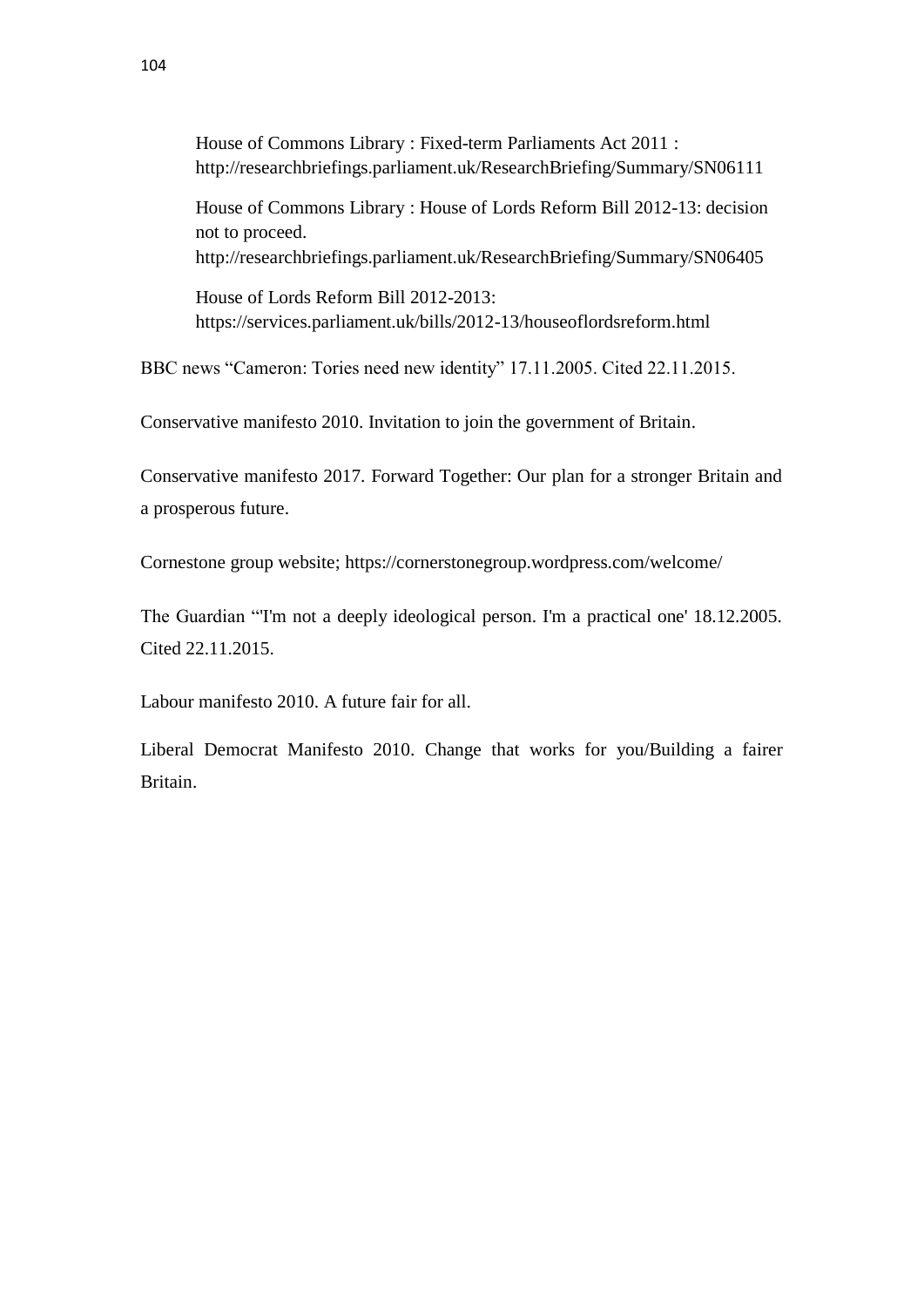House of Commons Library : Fixed-term Parliaments Act 2011 : http://researchbriefings.parliament.uk/ResearchBriefing/Summary/SN06111

House of Commons Library : House of Lords Reform Bill 2012-13: decision not to proceed. http://researchbriefings.parliament.uk/ResearchBriefing/Summary/SN06405

House of Lords Reform Bill 2012-2013: https://services.parliament.uk/bills/2012-13/houseoflordsreform.html

BBC news "Cameron: Tories need new identity" 17.11.2005. Cited 22.11.2015.

Conservative manifesto 2010. Invitation to join the government of Britain.

Conservative manifesto 2017. Forward Together: Our plan for a stronger Britain and a prosperous future.

Cornestone group website; https://cornerstonegroup.wordpress.com/welcome/

The Guardian "'I'm not a deeply ideological person. I'm a practical one' 18.12.2005. Cited 22.11.2015.

Labour manifesto 2010. A future fair for all.

Liberal Democrat Manifesto 2010. Change that works for you/Building a fairer Britain.